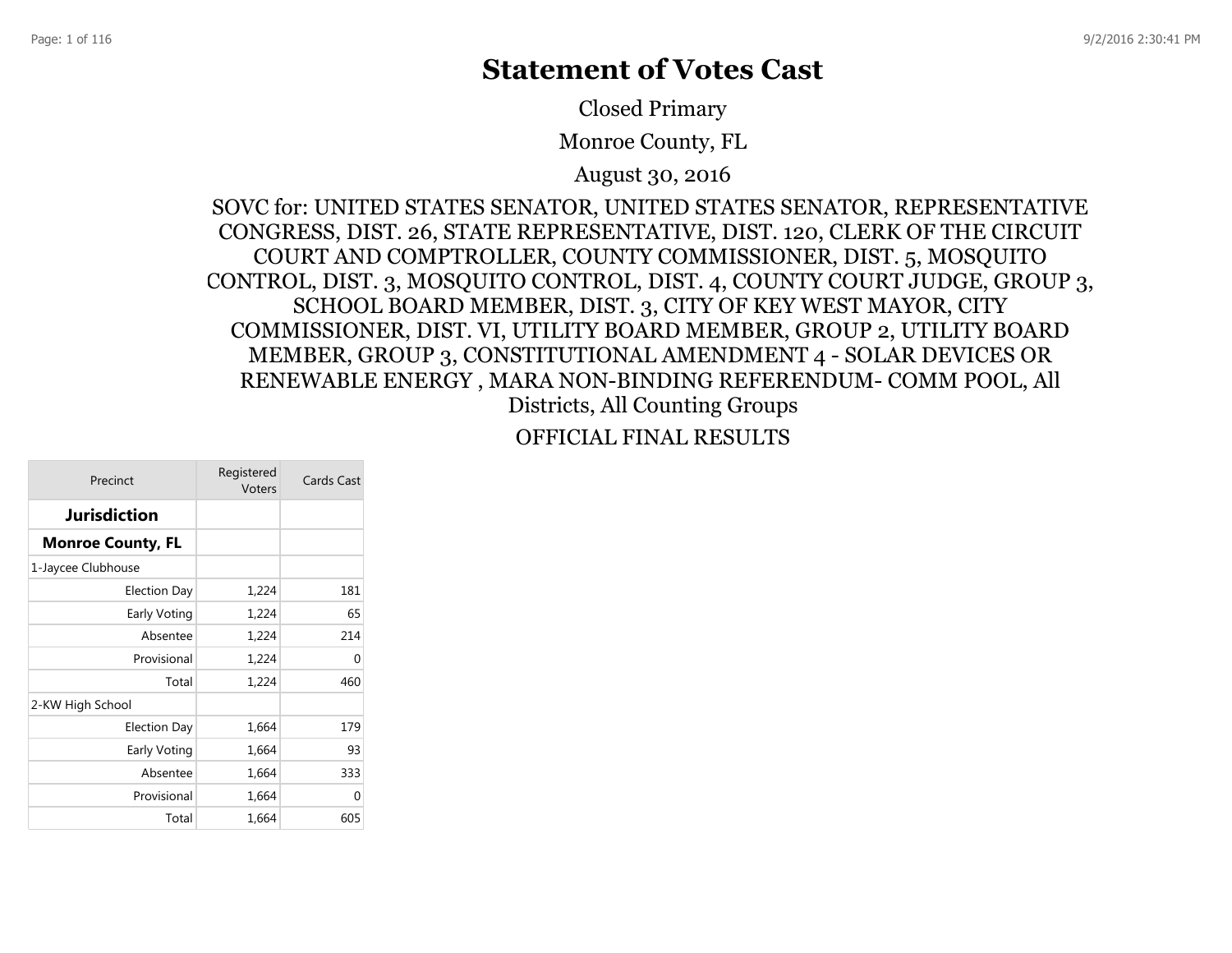# Statement of Votes Cast

Closed Primary

Monroe County, FL

August 30, 2016

SOVC for: UNITED STATES SENATOR, UNITED STATES SENATOR, REPRESENTATIVE CONGRESS, DIST. 26, STATE REPRESENTATIVE, DIST. 120, CLERK OF THE CIRCUIT COURT AND COMPTROLLER, COUNTY COMMISSIONER, DIST. 5, MOSQUITO CONTROL, DIST. 3, MOSQUITO CONTROL, DIST. 4, COUNTY COURT JUDGE, GROUP 3, SCHOOL BOARD MEMBER, DIST. 3, CITY OF KEY WEST MAYOR, CITY COMMISSIONER, DIST. VI, UTILITY BOARD MEMBER, GROUP 2, UTILITY BOARD MEMBER, GROUP 3, CONSTITUTIONAL AMENDMENT 4 - SOLAR DEVICES OR RENEWABLE ENERGY , MARA NON-BINDING REFERENDUM- COMM POOL, All Districts, All Counting Groups

OFFICIAL FINAL RESULTS

| Precinct | Registered Voters | Cards Cast |
|---|---|---|
| **Jurisdiction** | | |
| **Monroe County, FL** | | |
| 1-Jaycee Clubhouse | | |
| Election Day | 1,224 | 181 |
| Early Voting | 1,224 | 65 |
| Absentee | 1,224 | 214 |
| Provisional | 1,224 | 0 |
| Total | 1,224 | 460 |
| 2-KW High School | | |
| Election Day | 1,664 | 179 |
| Early Voting | 1,664 | 93 |
| Absentee | 1,664 | 333 |
| Provisional | 1,664 | 0 |
| Total | 1,664 | 605 |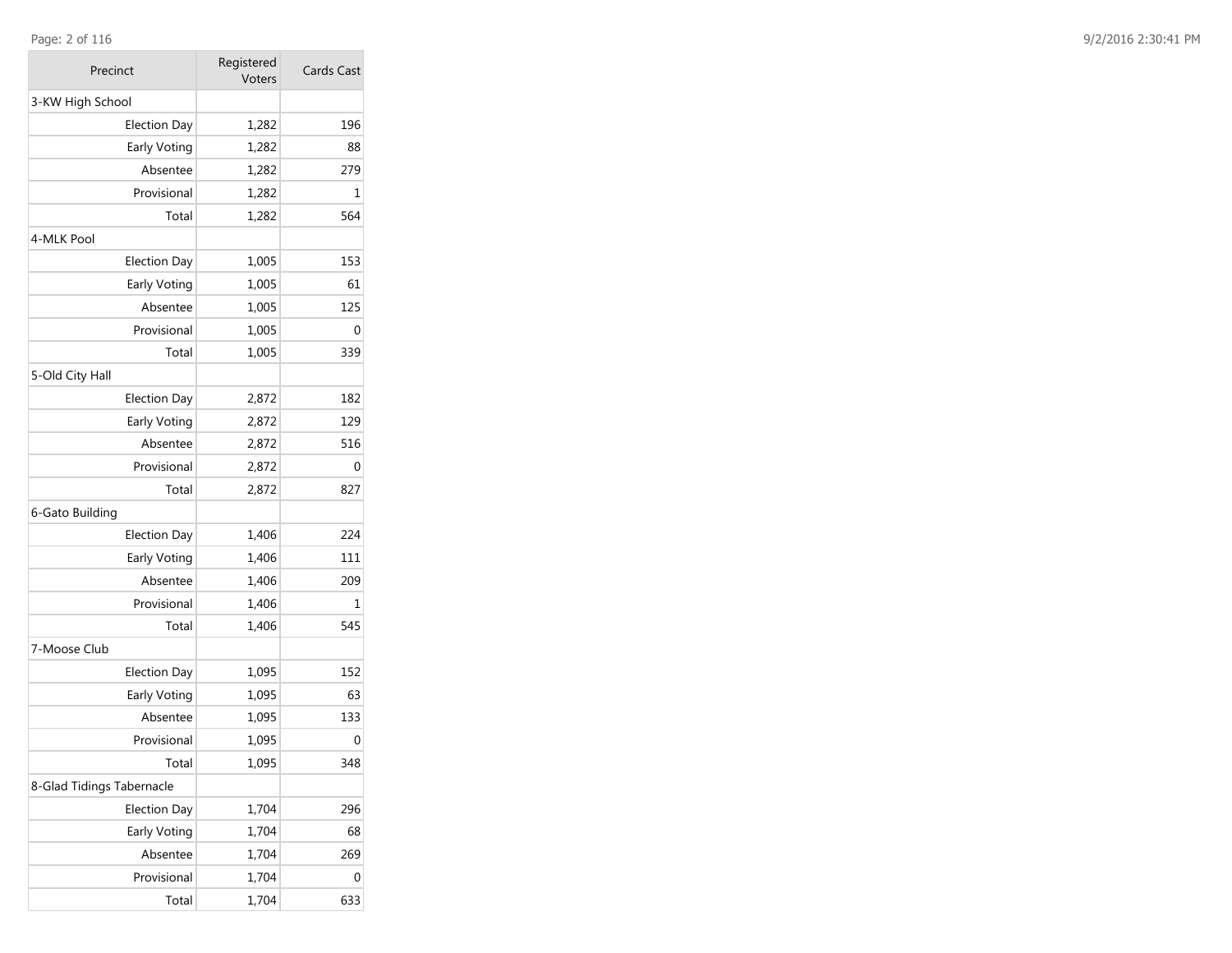| Precinct | Registered Voters | Cards Cast |
| --- | --- | --- |
| 3-KW High School | | |
| Election Day | 1,282 | 196 |
| Early Voting | 1,282 | 88 |
| Absentee | 1,282 | 279 |
| Provisional | 1,282 | 1 |
| Total | 1,282 | 564 |
| 4-MLK Pool | | |
| Election Day | 1,005 | 153 |
| Early Voting | 1,005 | 61 |
| Absentee | 1,005 | 125 |
| Provisional | 1,005 | 0 |
| Total | 1,005 | 339 |
| 5-Old City Hall | | |
| Election Day | 2,872 | 182 |
| Early Voting | 2,872 | 129 |
| Absentee | 2,872 | 516 |
| Provisional | 2,872 | 0 |
| Total | 2,872 | 827 |
| 6-Gato Building | | |
| Election Day | 1,406 | 224 |
| Early Voting | 1,406 | 111 |
| Absentee | 1,406 | 209 |
| Provisional | 1,406 | 1 |
| Total | 1,406 | 545 |
| 7-Moose Club | | |
| Election Day | 1,095 | 152 |
| Early Voting | 1,095 | 63 |
| Absentee | 1,095 | 133 |
| Provisional | 1,095 | 0 |
| Total | 1,095 | 348 |
| 8-Glad Tidings Tabernacle | | |
| Election Day | 1,704 | 296 |
| Early Voting | 1,704 | 68 |
| Absentee | 1,704 | 269 |
| Provisional | 1,704 | 0 |
| Total | 1,704 | 633 |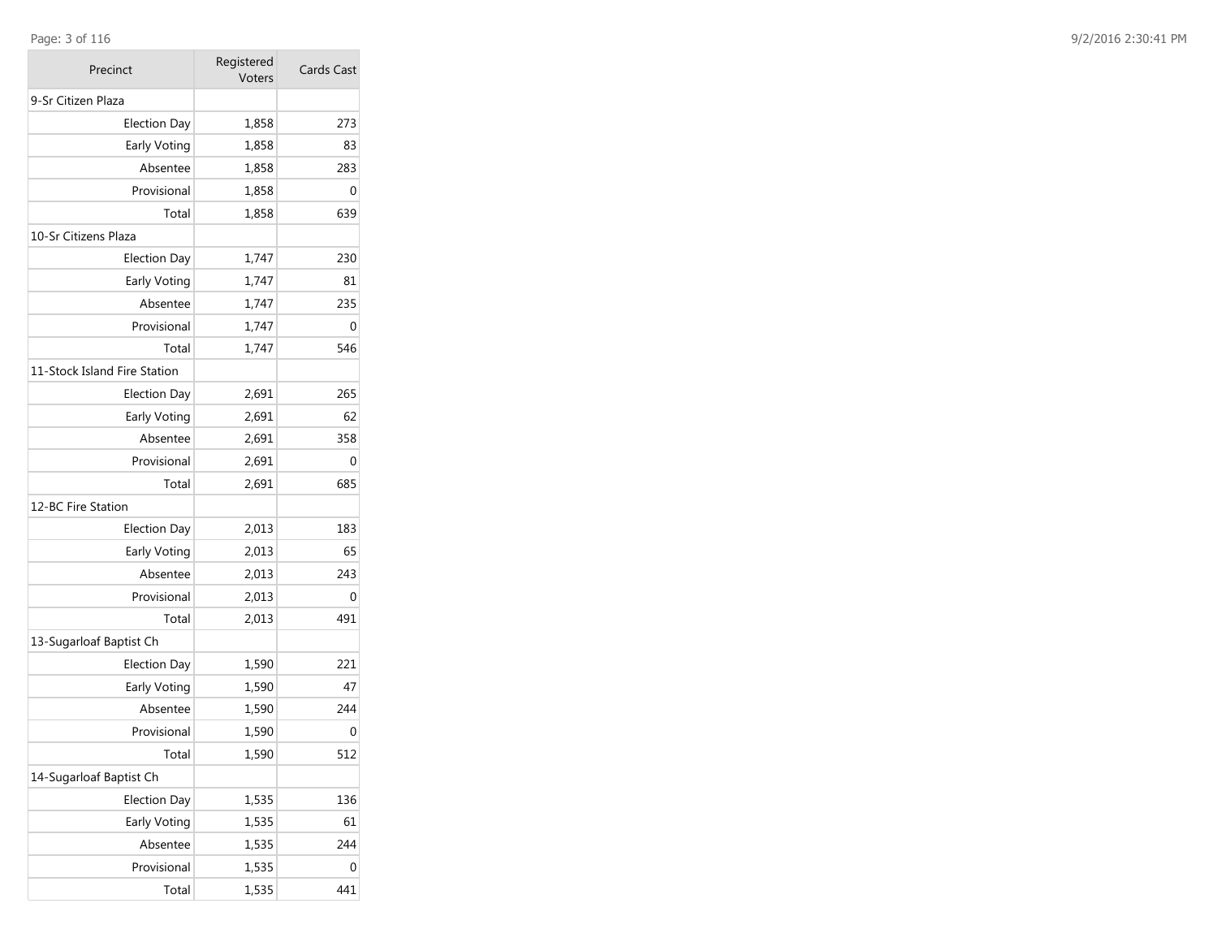| Precinct | Registered Voters | Cards Cast |
|---|---|---|
| 9-Sr Citizen Plaza | | |
| Election Day | 1,858 | 273 |
| Early Voting | 1,858 | 83 |
| Absentee | 1,858 | 283 |
| Provisional | 1,858 | 0 |
| Total | 1,858 | 639 |
| 10-Sr Citizens Plaza | | |
| Election Day | 1,747 | 230 |
| Early Voting | 1,747 | 81 |
| Absentee | 1,747 | 235 |
| Provisional | 1,747 | 0 |
| Total | 1,747 | 546 |
| 11-Stock Island Fire Station | | |
| Election Day | 2,691 | 265 |
| Early Voting | 2,691 | 62 |
| Absentee | 2,691 | 358 |
| Provisional | 2,691 | 0 |
| Total | 2,691 | 685 |
| 12-BC Fire Station | | |
| Election Day | 2,013 | 183 |
| Early Voting | 2,013 | 65 |
| Absentee | 2,013 | 243 |
| Provisional | 2,013 | 0 |
| Total | 2,013 | 491 |
| 13-Sugarloaf Baptist Ch | | |
| Election Day | 1,590 | 221 |
| Early Voting | 1,590 | 47 |
| Absentee | 1,590 | 244 |
| Provisional | 1,590 | 0 |
| Total | 1,590 | 512 |
| 14-Sugarloaf Baptist Ch | | |
| Election Day | 1,535 | 136 |
| Early Voting | 1,535 | 61 |
| Absentee | 1,535 | 244 |
| Provisional | 1,535 | 0 |
| Total | 1,535 | 441 |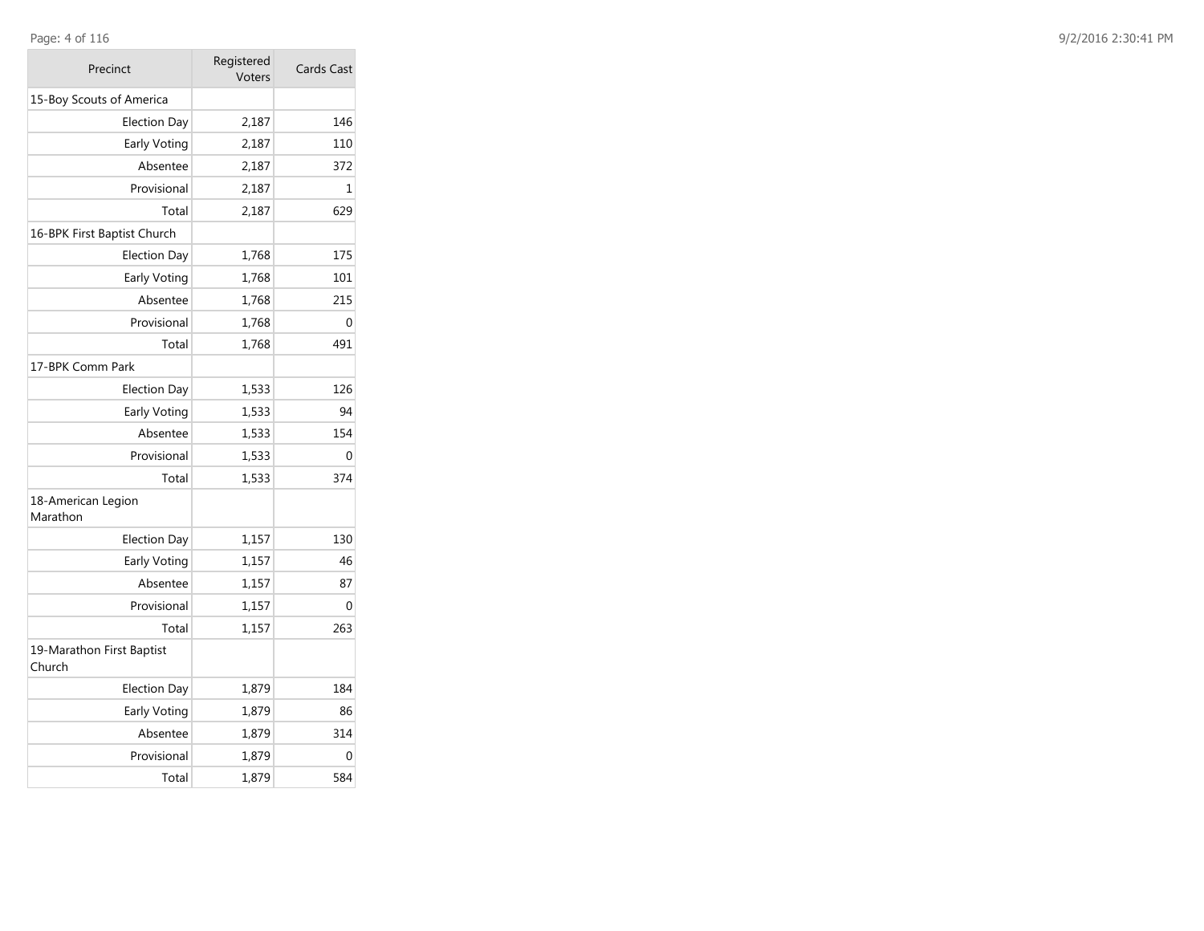| Precinct | Registered Voters | Cards Cast |
|---|---|---|
| 15-Boy Scouts of America | | |
| Election Day | 2,187 | 146 |
| Early Voting | 2,187 | 110 |
| Absentee | 2,187 | 372 |
| Provisional | 2,187 | 1 |
| Total | 2,187 | 629 |
| 16-BPK First Baptist Church | | |
| Election Day | 1,768 | 175 |
| Early Voting | 1,768 | 101 |
| Absentee | 1,768 | 215 |
| Provisional | 1,768 | 0 |
| Total | 1,768 | 491 |
| 17-BPK Comm Park | | |
| Election Day | 1,533 | 126 |
| Early Voting | 1,533 | 94 |
| Absentee | 1,533 | 154 |
| Provisional | 1,533 | 0 |
| Total | 1,533 | 374 |
| 18-American Legion Marathon | | |
| Election Day | 1,157 | 130 |
| Early Voting | 1,157 | 46 |
| Absentee | 1,157 | 87 |
| Provisional | 1,157 | 0 |
| Total | 1,157 | 263 |
| 19-Marathon First Baptist Church | | |
| Election Day | 1,879 | 184 |
| Early Voting | 1,879 | 86 |
| Absentee | 1,879 | 314 |
| Provisional | 1,879 | 0 |
| Total | 1,879 | 584 |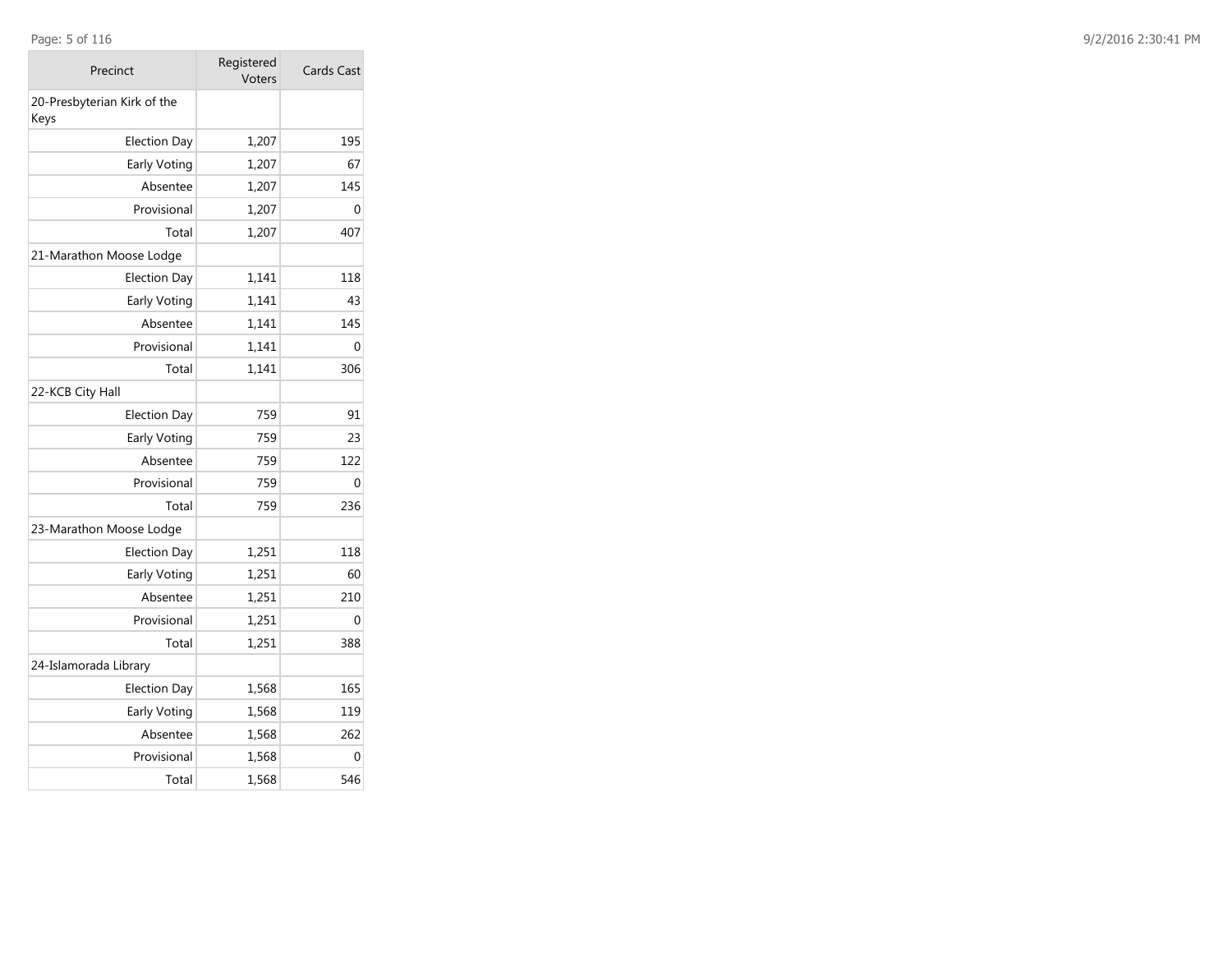| Precinct | Registered Voters | Cards Cast |
|---|---|---|
| 20-Presbyterian Kirk of the Keys | | |
| Election Day | 1,207 | 195 |
| Early Voting | 1,207 | 67 |
| Absentee | 1,207 | 145 |
| Provisional | 1,207 | 0 |
| Total | 1,207 | 407 |
| 21-Marathon Moose Lodge | | |
| Election Day | 1,141 | 118 |
| Early Voting | 1,141 | 43 |
| Absentee | 1,141 | 145 |
| Provisional | 1,141 | 0 |
| Total | 1,141 | 306 |
| 22-KCB City Hall | | |
| Election Day | 759 | 91 |
| Early Voting | 759 | 23 |
| Absentee | 759 | 122 |
| Provisional | 759 | 0 |
| Total | 759 | 236 |
| 23-Marathon Moose Lodge | | |
| Election Day | 1,251 | 118 |
| Early Voting | 1,251 | 60 |
| Absentee | 1,251 | 210 |
| Provisional | 1,251 | 0 |
| Total | 1,251 | 388 |
| 24-Islamorada Library | | |
| Election Day | 1,568 | 165 |
| Early Voting | 1,568 | 119 |
| Absentee | 1,568 | 262 |
| Provisional | 1,568 | 0 |
| Total | 1,568 | 546 |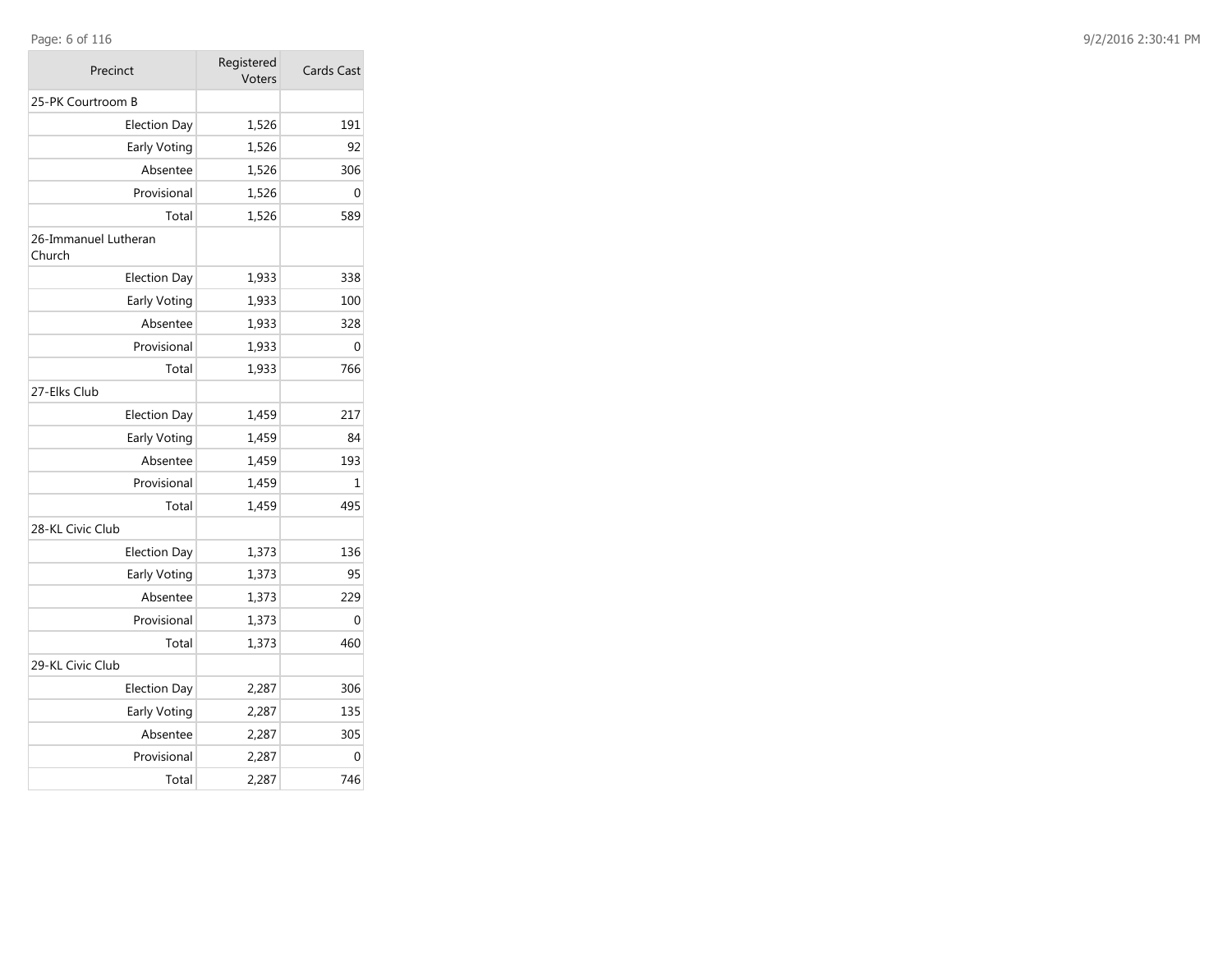| Precinct | Registered Voters | Cards Cast |
| --- | --- | --- |
| 25-PK Courtroom B | | |
| Election Day | 1,526 | 191 |
| Early Voting | 1,526 | 92 |
| Absentee | 1,526 | 306 |
| Provisional | 1,526 | 0 |
| Total | 1,526 | 589 |
| 26-Immanuel Lutheran Church | | |
| Election Day | 1,933 | 338 |
| Early Voting | 1,933 | 100 |
| Absentee | 1,933 | 328 |
| Provisional | 1,933 | 0 |
| Total | 1,933 | 766 |
| 27-Elks Club | | |
| Election Day | 1,459 | 217 |
| Early Voting | 1,459 | 84 |
| Absentee | 1,459 | 193 |
| Provisional | 1,459 | 1 |
| Total | 1,459 | 495 |
| 28-KL Civic Club | | |
| Election Day | 1,373 | 136 |
| Early Voting | 1,373 | 95 |
| Absentee | 1,373 | 229 |
| Provisional | 1,373 | 0 |
| Total | 1,373 | 460 |
| 29-KL Civic Club | | |
| Election Day | 2,287 | 306 |
| Early Voting | 2,287 | 135 |
| Absentee | 2,287 | 305 |
| Provisional | 2,287 | 0 |
| Total | 2,287 | 746 |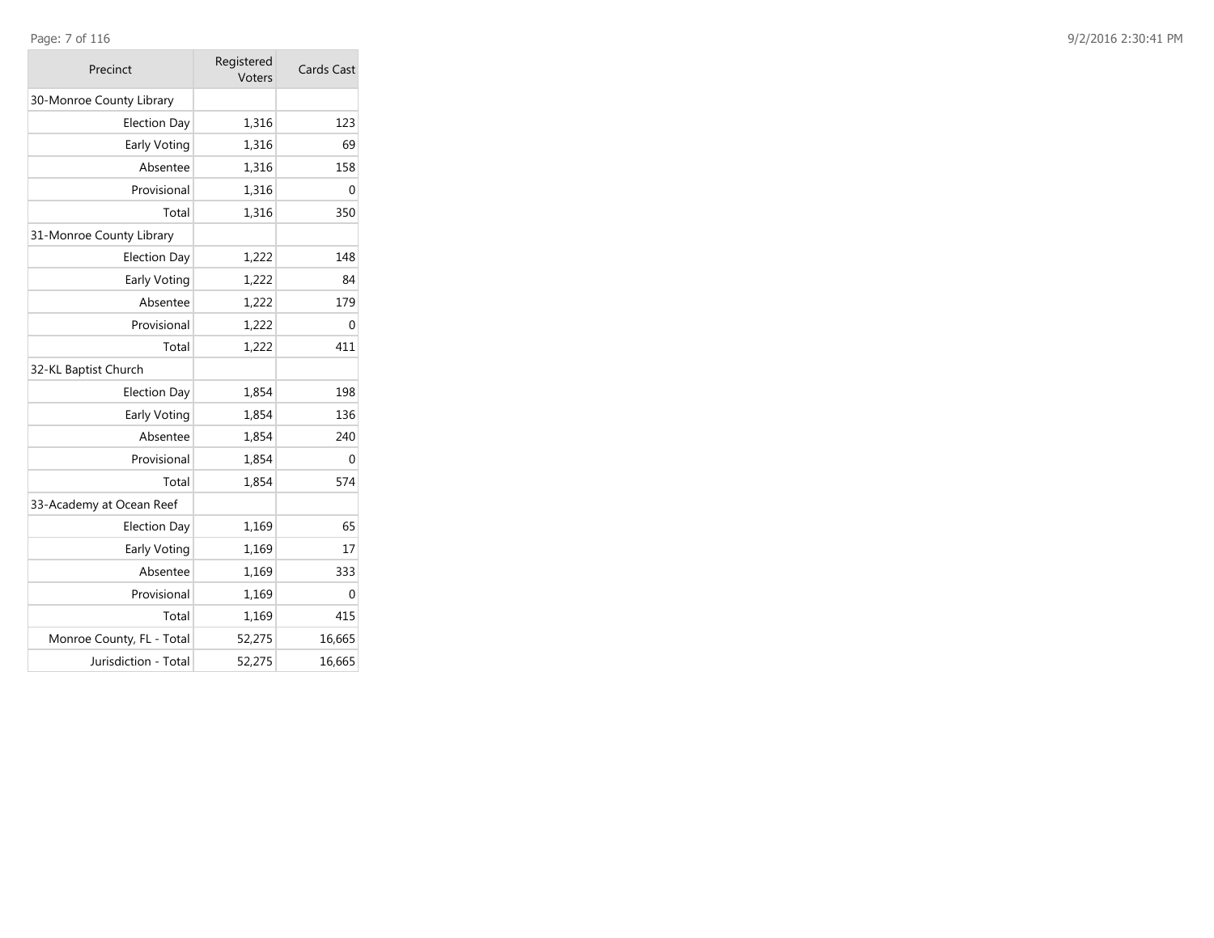| Precinct | Registered Voters | Cards Cast |
| --- | --- | --- |
| 30-Monroe County Library | | |
| Election Day | 1,316 | 123 |
| Early Voting | 1,316 | 69 |
| Absentee | 1,316 | 158 |
| Provisional | 1,316 | 0 |
| Total | 1,316 | 350 |
| 31-Monroe County Library | | |
| Election Day | 1,222 | 148 |
| Early Voting | 1,222 | 84 |
| Absentee | 1,222 | 179 |
| Provisional | 1,222 | 0 |
| Total | 1,222 | 411 |
| 32-KL Baptist Church | | |
| Election Day | 1,854 | 198 |
| Early Voting | 1,854 | 136 |
| Absentee | 1,854 | 240 |
| Provisional | 1,854 | 0 |
| Total | 1,854 | 574 |
| 33-Academy at Ocean Reef | | |
| Election Day | 1,169 | 65 |
| Early Voting | 1,169 | 17 |
| Absentee | 1,169 | 333 |
| Provisional | 1,169 | 0 |
| Total | 1,169 | 415 |
| Monroe County, FL - Total | 52,275 | 16,665 |
| Jurisdiction - Total | 52,275 | 16,665 |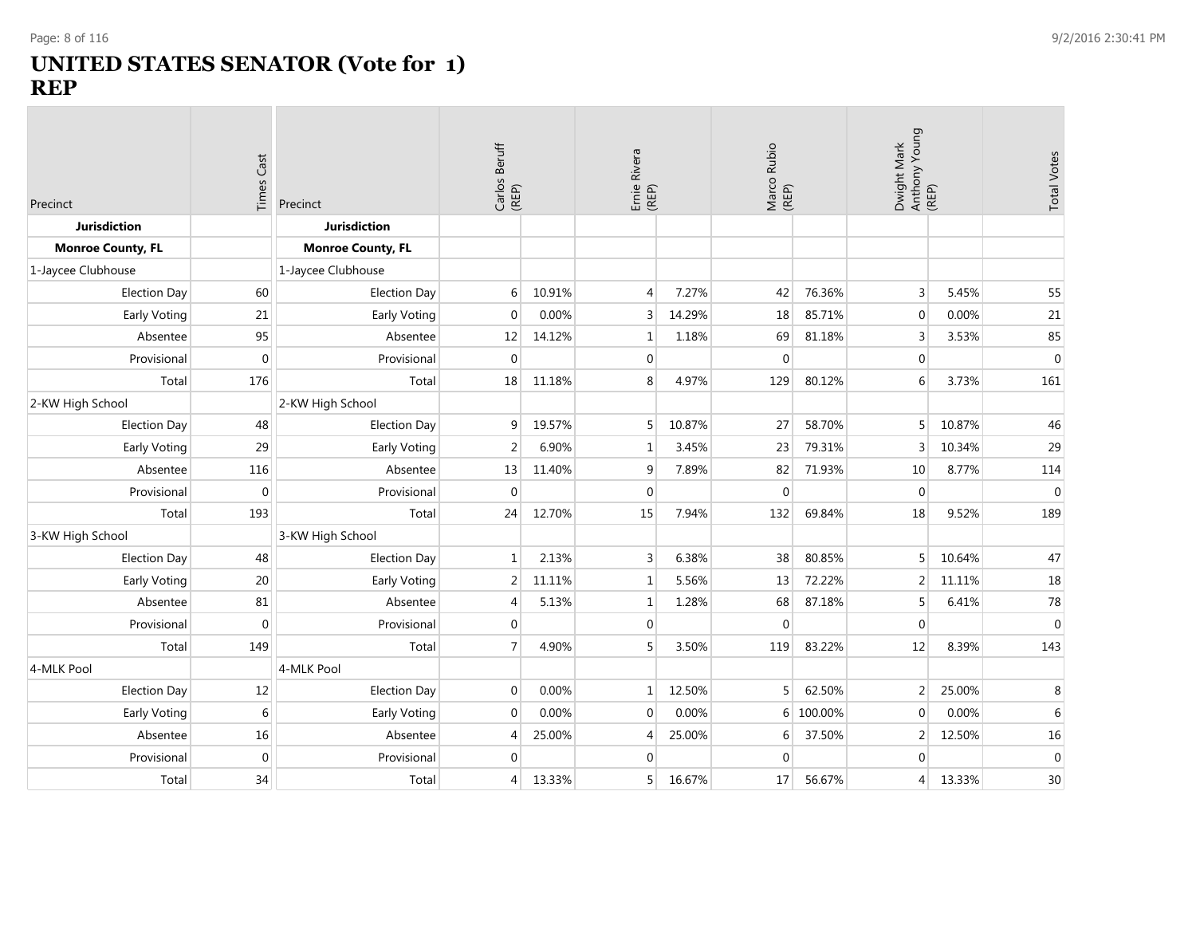# UNITED STATES SENATOR (Vote for 1)
# REP

| Precinct | Times Cast | Precinct | Carlos Beruff (REP) | | Ernie Rivera (REP) | | Marco Rubio (REP) | | Dwight Mark Anthony Young (REP) | | Total Votes |
|---|---|---|---|---|---|---|---|---|---|---|---|
| **Jurisdiction** | | **Jurisdiction** | | | | | | | | | |
| **Monroe County, FL** | | **Monroe County, FL** | | | | | | | | | |
| 1-Jaycee Clubhouse | | 1-Jaycee Clubhouse | | | | | | | | | |
| Election Day | 60 | Election Day | 6 | 10.91% | 4 | 7.27% | 42 | 76.36% | 3 | 5.45% | 55 |
| Early Voting | 21 | Early Voting | 0 | 0.00% | 3 | 14.29% | 18 | 85.71% | 0 | 0.00% | 21 |
| Absentee | 95 | Absentee | 12 | 14.12% | 1 | 1.18% | 69 | 81.18% | 3 | 3.53% | 85 |
| Provisional | 0 | Provisional | 0 | | 0 | | 0 | | 0 | | 0 |
| Total | 176 | Total | 18 | 11.18% | 8 | 4.97% | 129 | 80.12% | 6 | 3.73% | 161 |
| 2-KW High School | | 2-KW High School | | | | | | | | | |
| Election Day | 48 | Election Day | 9 | 19.57% | 5 | 10.87% | 27 | 58.70% | 5 | 10.87% | 46 |
| Early Voting | 29 | Early Voting | 2 | 6.90% | 1 | 3.45% | 23 | 79.31% | 3 | 10.34% | 29 |
| Absentee | 116 | Absentee | 13 | 11.40% | 9 | 7.89% | 82 | 71.93% | 10 | 8.77% | 114 |
| Provisional | 0 | Provisional | 0 | | 0 | | 0 | | 0 | | 0 |
| Total | 193 | Total | 24 | 12.70% | 15 | 7.94% | 132 | 69.84% | 18 | 9.52% | 189 |
| 3-KW High School | | 3-KW High School | | | | | | | | | |
| Election Day | 48 | Election Day | 1 | 2.13% | 3 | 6.38% | 38 | 80.85% | 5 | 10.64% | 47 |
| Early Voting | 20 | Early Voting | 2 | 11.11% | 1 | 5.56% | 13 | 72.22% | 2 | 11.11% | 18 |
| Absentee | 81 | Absentee | 4 | 5.13% | 1 | 1.28% | 68 | 87.18% | 5 | 6.41% | 78 |
| Provisional | 0 | Provisional | 0 | | 0 | | 0 | | 0 | | 0 |
| Total | 149 | Total | 7 | 4.90% | 5 | 3.50% | 119 | 83.22% | 12 | 8.39% | 143 |
| 4-MLK Pool | | 4-MLK Pool | | | | | | | | | |
| Election Day | 12 | Election Day | 0 | 0.00% | 1 | 12.50% | 5 | 62.50% | 2 | 25.00% | 8 |
| Early Voting | 6 | Early Voting | 0 | 0.00% | 0 | 0.00% | 6 | 100.00% | 0 | 0.00% | 6 |
| Absentee | 16 | Absentee | 4 | 25.00% | 4 | 25.00% | 6 | 37.50% | 2 | 12.50% | 16 |
| Provisional | 0 | Provisional | 0 | | 0 | | 0 | | 0 | | 0 |
| Total | 34 | Total | 4 | 13.33% | 5 | 16.67% | 17 | 56.67% | 4 | 13.33% | 30 |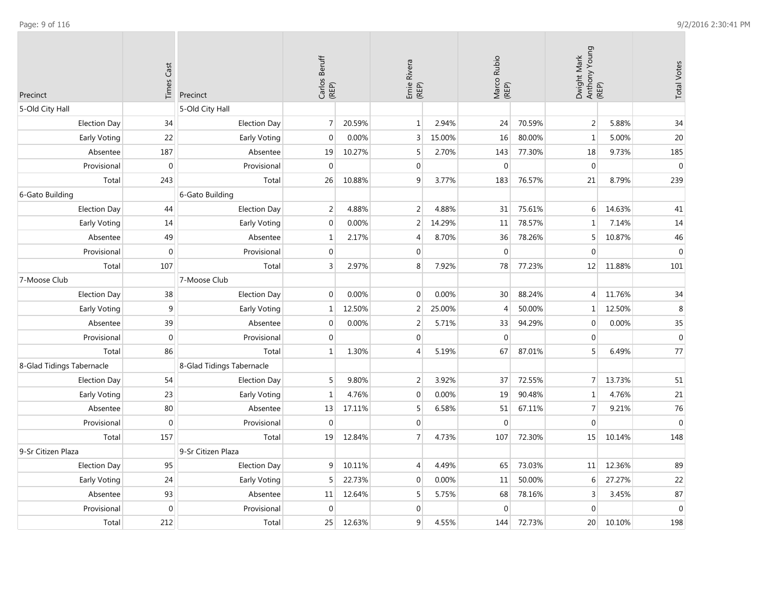| Precinct | Times Cast |
| --- | --- |
| 5-Old City Hall | |
| Election Day | 34 |
| Early Voting | 22 |
| Absentee | 187 |
| Provisional | 0 |
| Total | 243 |
| 6-Gato Building | |
| Election Day | 44 |
| Early Voting | 14 |
| Absentee | 49 |
| Provisional | 0 |
| Total | 107 |
| 7-Moose Club | |
| Election Day | 38 |
| Early Voting | 9 |
| Absentee | 39 |
| Provisional | 0 |
| Total | 86 |
| 8-Glad Tidings Tabernacle | |
| Election Day | 54 |
| Early Voting | 23 |
| Absentee | 80 |
| Provisional | 0 |
| Total | 157 |
| 9-Sr Citizen Plaza | |
| Election Day | 95 |
| Early Voting | 24 |
| Absentee | 93 |
| Provisional | 0 |
| Total | 212 |

| Precinct | Carlos Beruff (REP) | | Ernie Rivera (REP) | | Marco Rubio (REP) | | Dwight Mark Anthony Young (REP) | | Total Votes |
| --- | --- | --- | --- | --- | --- | --- | --- | --- | --- |
| 5-Old City Hall | | | | | | | | | |
| Election Day | 7 | 20.59% | 1 | 2.94% | 24 | 70.59% | 2 | 5.88% | 34 |
| Early Voting | 0 | 0.00% | 3 | 15.00% | 16 | 80.00% | 1 | 5.00% | 20 |
| Absentee | 19 | 10.27% | 5 | 2.70% | 143 | 77.30% | 18 | 9.73% | 185 |
| Provisional | 0 | | 0 | | 0 | | 0 | | 0 |
| Total | 26 | 10.88% | 9 | 3.77% | 183 | 76.57% | 21 | 8.79% | 239 |
| 6-Gato Building | | | | | | | | | |
| Election Day | 2 | 4.88% | 2 | 4.88% | 31 | 75.61% | 6 | 14.63% | 41 |
| Early Voting | 0 | 0.00% | 2 | 14.29% | 11 | 78.57% | 1 | 7.14% | 14 |
| Absentee | 1 | 2.17% | 4 | 8.70% | 36 | 78.26% | 5 | 10.87% | 46 |
| Provisional | 0 | | 0 | | 0 | | 0 | | 0 |
| Total | 3 | 2.97% | 8 | 7.92% | 78 | 77.23% | 12 | 11.88% | 101 |
| 7-Moose Club | | | | | | | | | |
| Election Day | 0 | 0.00% | 0 | 0.00% | 30 | 88.24% | 4 | 11.76% | 34 |
| Early Voting | 1 | 12.50% | 2 | 25.00% | 4 | 50.00% | 1 | 12.50% | 8 |
| Absentee | 0 | 0.00% | 2 | 5.71% | 33 | 94.29% | 0 | 0.00% | 35 |
| Provisional | 0 | | 0 | | 0 | | 0 | | 0 |
| Total | 1 | 1.30% | 4 | 5.19% | 67 | 87.01% | 5 | 6.49% | 77 |
| 8-Glad Tidings Tabernacle | | | | | | | | | |
| Election Day | 5 | 9.80% | 2 | 3.92% | 37 | 72.55% | 7 | 13.73% | 51 |
| Early Voting | 1 | 4.76% | 0 | 0.00% | 19 | 90.48% | 1 | 4.76% | 21 |
| Absentee | 13 | 17.11% | 5 | 6.58% | 51 | 67.11% | 7 | 9.21% | 76 |
| Provisional | 0 | | 0 | | 0 | | 0 | | 0 |
| Total | 19 | 12.84% | 7 | 4.73% | 107 | 72.30% | 15 | 10.14% | 148 |
| 9-Sr Citizen Plaza | | | | | | | | | |
| Election Day | 9 | 10.11% | 4 | 4.49% | 65 | 73.03% | 11 | 12.36% | 89 |
| Early Voting | 5 | 22.73% | 0 | 0.00% | 11 | 50.00% | 6 | 27.27% | 22 |
| Absentee | 11 | 12.64% | 5 | 5.75% | 68 | 78.16% | 3 | 3.45% | 87 |
| Provisional | 0 | | 0 | | 0 | | 0 | | 0 |
| Total | 25 | 12.63% | 9 | 4.55% | 144 | 72.73% | 20 | 10.10% | 198 |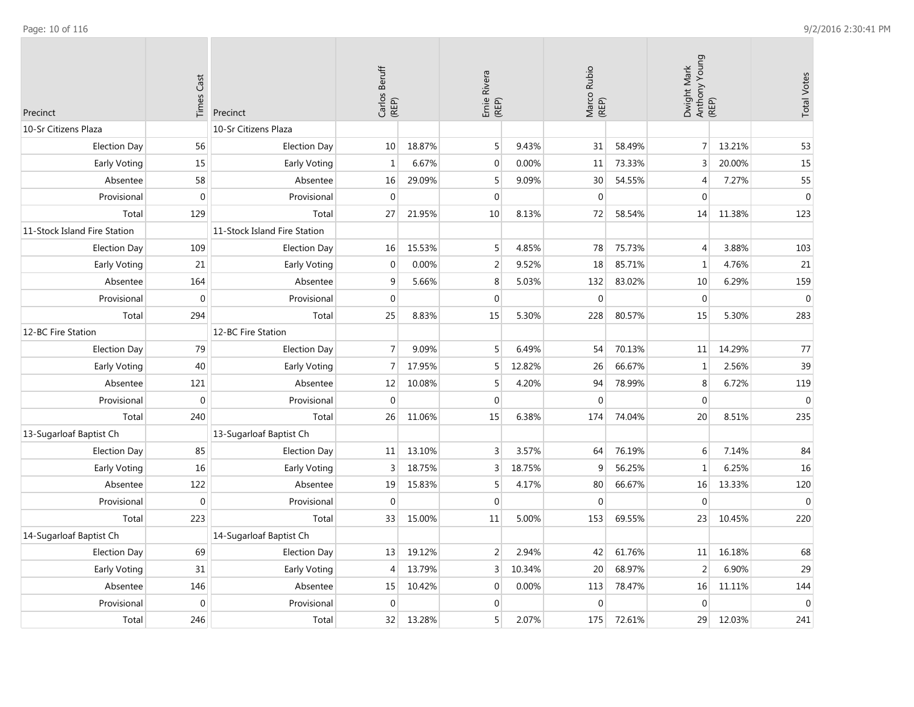| Precinct | Times Cast | Precinct | Carlos Beruff (REP) | | Ernie Rivera (REP) | | Marco Rubio (REP) | | Dwight Mark Anthony Young (REP) | | Total Votes |
|---|---|---|---|---|---|---|---|---|---|---|---|
| 10-Sr Citizens Plaza | | 10-Sr Citizens Plaza | | | | | | | | | |
| Election Day | 56 | Election Day | 10 | 18.87% | 5 | 9.43% | 31 | 58.49% | 7 | 13.21% | 53 |
| Early Voting | 15 | Early Voting | 1 | 6.67% | 0 | 0.00% | 11 | 73.33% | 3 | 20.00% | 15 |
| Absentee | 58 | Absentee | 16 | 29.09% | 5 | 9.09% | 30 | 54.55% | 4 | 7.27% | 55 |
| Provisional | 0 | Provisional | 0 | | 0 | | 0 | | 0 | | 0 |
| Total | 129 | Total | 27 | 21.95% | 10 | 8.13% | 72 | 58.54% | 14 | 11.38% | 123 |
| 11-Stock Island Fire Station | | 11-Stock Island Fire Station | | | | | | | | | |
| Election Day | 109 | Election Day | 16 | 15.53% | 5 | 4.85% | 78 | 75.73% | 4 | 3.88% | 103 |
| Early Voting | 21 | Early Voting | 0 | 0.00% | 2 | 9.52% | 18 | 85.71% | 1 | 4.76% | 21 |
| Absentee | 164 | Absentee | 9 | 5.66% | 8 | 5.03% | 132 | 83.02% | 10 | 6.29% | 159 |
| Provisional | 0 | Provisional | 0 | | 0 | | 0 | | 0 | | 0 |
| Total | 294 | Total | 25 | 8.83% | 15 | 5.30% | 228 | 80.57% | 15 | 5.30% | 283 |
| 12-BC Fire Station | | 12-BC Fire Station | | | | | | | | | |
| Election Day | 79 | Election Day | 7 | 9.09% | 5 | 6.49% | 54 | 70.13% | 11 | 14.29% | 77 |
| Early Voting | 40 | Early Voting | 7 | 17.95% | 5 | 12.82% | 26 | 66.67% | 1 | 2.56% | 39 |
| Absentee | 121 | Absentee | 12 | 10.08% | 5 | 4.20% | 94 | 78.99% | 8 | 6.72% | 119 |
| Provisional | 0 | Provisional | 0 | | 0 | | 0 | | 0 | | 0 |
| Total | 240 | Total | 26 | 11.06% | 15 | 6.38% | 174 | 74.04% | 20 | 8.51% | 235 |
| 13-Sugarloaf Baptist Ch | | 13-Sugarloaf Baptist Ch | | | | | | | | | |
| Election Day | 85 | Election Day | 11 | 13.10% | 3 | 3.57% | 64 | 76.19% | 6 | 7.14% | 84 |
| Early Voting | 16 | Early Voting | 3 | 18.75% | 3 | 18.75% | 9 | 56.25% | 1 | 6.25% | 16 |
| Absentee | 122 | Absentee | 19 | 15.83% | 5 | 4.17% | 80 | 66.67% | 16 | 13.33% | 120 |
| Provisional | 0 | Provisional | 0 | | 0 | | 0 | | 0 | | 0 |
| Total | 223 | Total | 33 | 15.00% | 11 | 5.00% | 153 | 69.55% | 23 | 10.45% | 220 |
| 14-Sugarloaf Baptist Ch | | 14-Sugarloaf Baptist Ch | | | | | | | | | |
| Election Day | 69 | Election Day | 13 | 19.12% | 2 | 2.94% | 42 | 61.76% | 11 | 16.18% | 68 |
| Early Voting | 31 | Early Voting | 4 | 13.79% | 3 | 10.34% | 20 | 68.97% | 2 | 6.90% | 29 |
| Absentee | 146 | Absentee | 15 | 10.42% | 0 | 0.00% | 113 | 78.47% | 16 | 11.11% | 144 |
| Provisional | 0 | Provisional | 0 | | 0 | | 0 | | 0 | | 0 |
| Total | 246 | Total | 32 | 13.28% | 5 | 2.07% | 175 | 72.61% | 29 | 12.03% | 241 |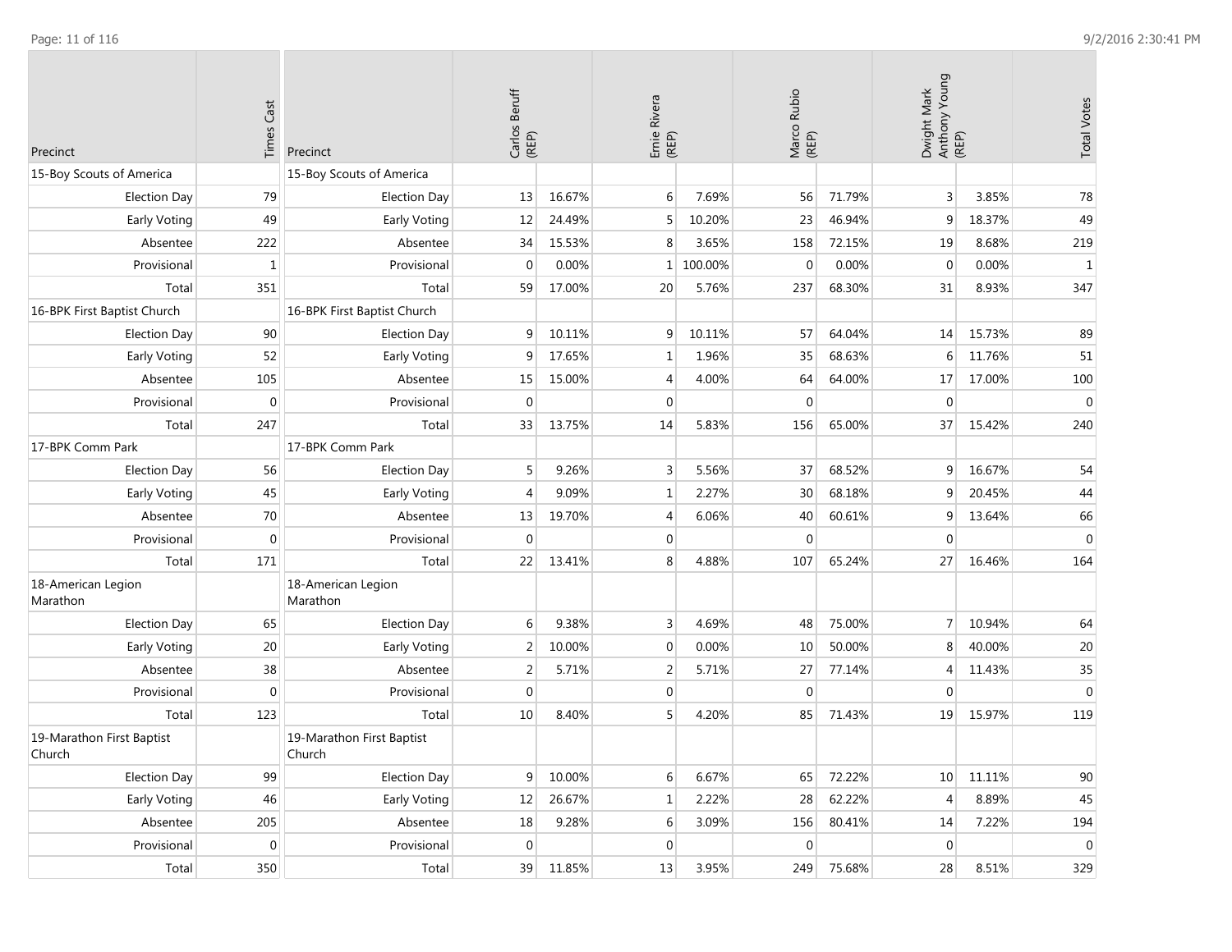| Precinct | Times Cast | Precinct | Carlos Beruff (REP) | | Ernie Rivera (REP) | | Marco Rubio (REP) | | Dwight Mark Anthony Young (REP) | | Total Votes |
|---|---|---|---|---|---|---|---|---|---|---|---|
| 15-Boy Scouts of America | | 15-Boy Scouts of America | | | | | | | | | |
| Election Day | 79 | Election Day | 13 | 16.67% | 6 | 7.69% | 56 | 71.79% | 3 | 3.85% | 78 |
| Early Voting | 49 | Early Voting | 12 | 24.49% | 5 | 10.20% | 23 | 46.94% | 9 | 18.37% | 49 |
| Absentee | 222 | Absentee | 34 | 15.53% | 8 | 3.65% | 158 | 72.15% | 19 | 8.68% | 219 |
| Provisional | 1 | Provisional | 0 | 0.00% | 1 | 100.00% | 0 | 0.00% | 0 | 0.00% | 1 |
| Total | 351 | Total | 59 | 17.00% | 20 | 5.76% | 237 | 68.30% | 31 | 8.93% | 347 |
| 16-BPK First Baptist Church | | 16-BPK First Baptist Church | | | | | | | | | |
| Election Day | 90 | Election Day | 9 | 10.11% | 9 | 10.11% | 57 | 64.04% | 14 | 15.73% | 89 |
| Early Voting | 52 | Early Voting | 9 | 17.65% | 1 | 1.96% | 35 | 68.63% | 6 | 11.76% | 51 |
| Absentee | 105 | Absentee | 15 | 15.00% | 4 | 4.00% | 64 | 64.00% | 17 | 17.00% | 100 |
| Provisional | 0 | Provisional | 0 | | 0 | | 0 | | 0 | | 0 |
| Total | 247 | Total | 33 | 13.75% | 14 | 5.83% | 156 | 65.00% | 37 | 15.42% | 240 |
| 17-BPK Comm Park | | 17-BPK Comm Park | | | | | | | | | |
| Election Day | 56 | Election Day | 5 | 9.26% | 3 | 5.56% | 37 | 68.52% | 9 | 16.67% | 54 |
| Early Voting | 45 | Early Voting | 4 | 9.09% | 1 | 2.27% | 30 | 68.18% | 9 | 20.45% | 44 |
| Absentee | 70 | Absentee | 13 | 19.70% | 4 | 6.06% | 40 | 60.61% | 9 | 13.64% | 66 |
| Provisional | 0 | Provisional | 0 | | 0 | | 0 | | 0 | | 0 |
| Total | 171 | Total | 22 | 13.41% | 8 | 4.88% | 107 | 65.24% | 27 | 16.46% | 164 |
| 18-American Legion Marathon | | 18-American Legion Marathon | | | | | | | | | |
| Election Day | 65 | Election Day | 6 | 9.38% | 3 | 4.69% | 48 | 75.00% | 7 | 10.94% | 64 |
| Early Voting | 20 | Early Voting | 2 | 10.00% | 0 | 0.00% | 10 | 50.00% | 8 | 40.00% | 20 |
| Absentee | 38 | Absentee | 2 | 5.71% | 2 | 5.71% | 27 | 77.14% | 4 | 11.43% | 35 |
| Provisional | 0 | Provisional | 0 | | 0 | | 0 | | 0 | | 0 |
| Total | 123 | Total | 10 | 8.40% | 5 | 4.20% | 85 | 71.43% | 19 | 15.97% | 119 |
| 19-Marathon First Baptist Church | | 19-Marathon First Baptist Church | | | | | | | | | |
| Election Day | 99 | Election Day | 9 | 10.00% | 6 | 6.67% | 65 | 72.22% | 10 | 11.11% | 90 |
| Early Voting | 46 | Early Voting | 12 | 26.67% | 1 | 2.22% | 28 | 62.22% | 4 | 8.89% | 45 |
| Absentee | 205 | Absentee | 18 | 9.28% | 6 | 3.09% | 156 | 80.41% | 14 | 7.22% | 194 |
| Provisional | 0 | Provisional | 0 | | 0 | | 0 | | 0 | | 0 |
| Total | 350 | Total | 39 | 11.85% | 13 | 3.95% | 249 | 75.68% | 28 | 8.51% | 329 |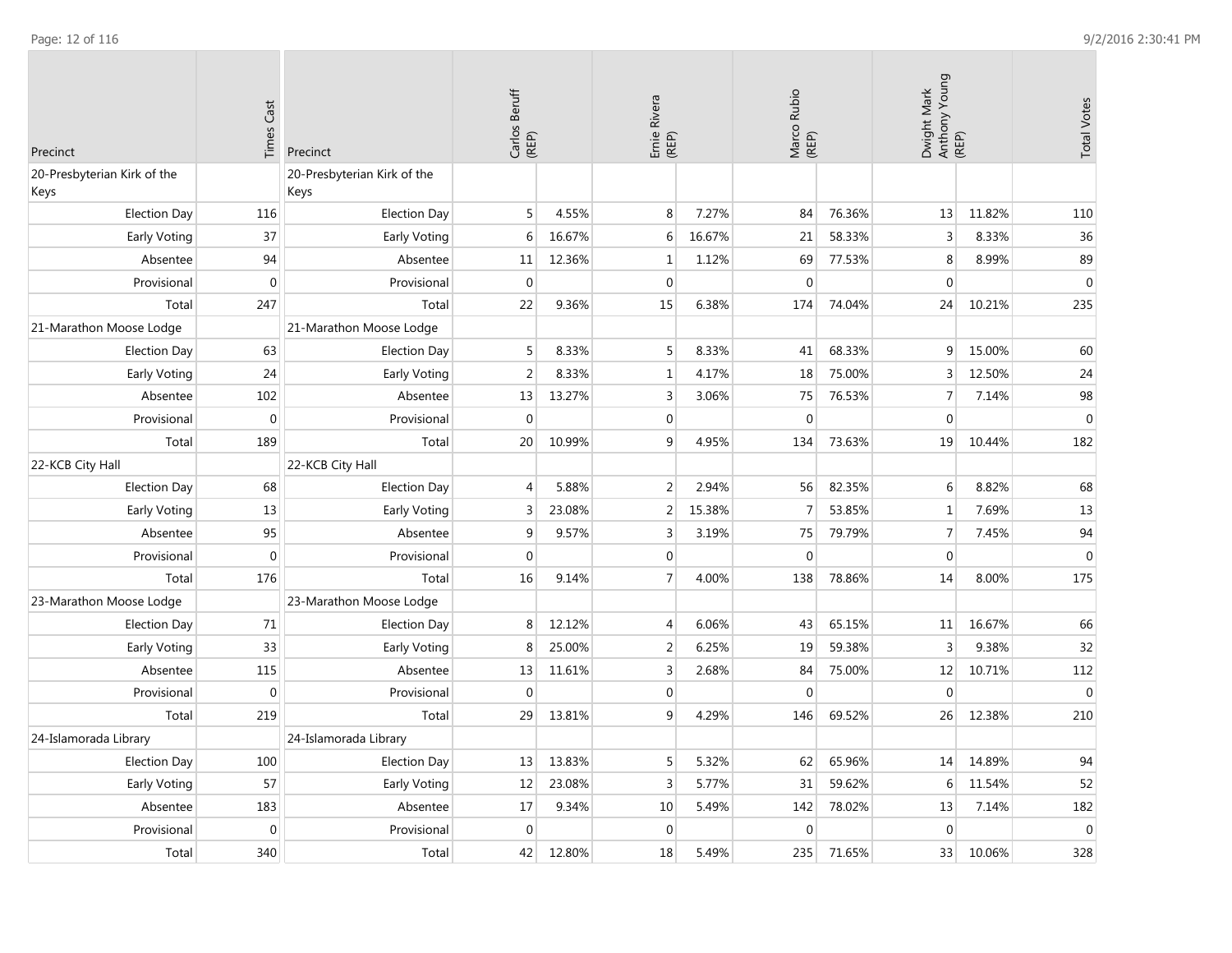| Precinct | Times Cast | Precinct | Carlos Beruff (REP) | | Ernie Rivera (REP) | | Marco Rubio (REP) | | Dwight Mark Anthony Young (REP) | | Total Votes |
|---|---|---|---|---|---|---|---|---|---|---|---|
| 20-Presbyterian Kirk of the Keys | | 20-Presbyterian Kirk of the Keys | | | | | | | | | |
| Election Day | 116 | Election Day | 5 | 4.55% | 8 | 7.27% | 84 | 76.36% | 13 | 11.82% | 110 |
| Early Voting | 37 | Early Voting | 6 | 16.67% | 6 | 16.67% | 21 | 58.33% | 3 | 8.33% | 36 |
| Absentee | 94 | Absentee | 11 | 12.36% | 1 | 1.12% | 69 | 77.53% | 8 | 8.99% | 89 |
| Provisional | 0 | Provisional | 0 | | 0 | | 0 | | 0 | | 0 |
| Total | 247 | Total | 22 | 9.36% | 15 | 6.38% | 174 | 74.04% | 24 | 10.21% | 235 |
| 21-Marathon Moose Lodge | | 21-Marathon Moose Lodge | | | | | | | | | |
| Election Day | 63 | Election Day | 5 | 8.33% | 5 | 8.33% | 41 | 68.33% | 9 | 15.00% | 60 |
| Early Voting | 24 | Early Voting | 2 | 8.33% | 1 | 4.17% | 18 | 75.00% | 3 | 12.50% | 24 |
| Absentee | 102 | Absentee | 13 | 13.27% | 3 | 3.06% | 75 | 76.53% | 7 | 7.14% | 98 |
| Provisional | 0 | Provisional | 0 | | 0 | | 0 | | 0 | | 0 |
| Total | 189 | Total | 20 | 10.99% | 9 | 4.95% | 134 | 73.63% | 19 | 10.44% | 182 |
| 22-KCB City Hall | | 22-KCB City Hall | | | | | | | | | |
| Election Day | 68 | Election Day | 4 | 5.88% | 2 | 2.94% | 56 | 82.35% | 6 | 8.82% | 68 |
| Early Voting | 13 | Early Voting | 3 | 23.08% | 2 | 15.38% | 7 | 53.85% | 1 | 7.69% | 13 |
| Absentee | 95 | Absentee | 9 | 9.57% | 3 | 3.19% | 75 | 79.79% | 7 | 7.45% | 94 |
| Provisional | 0 | Provisional | 0 | | 0 | | 0 | | 0 | | 0 |
| Total | 176 | Total | 16 | 9.14% | 7 | 4.00% | 138 | 78.86% | 14 | 8.00% | 175 |
| 23-Marathon Moose Lodge | | 23-Marathon Moose Lodge | | | | | | | | | |
| Election Day | 71 | Election Day | 8 | 12.12% | 4 | 6.06% | 43 | 65.15% | 11 | 16.67% | 66 |
| Early Voting | 33 | Early Voting | 8 | 25.00% | 2 | 6.25% | 19 | 59.38% | 3 | 9.38% | 32 |
| Absentee | 115 | Absentee | 13 | 11.61% | 3 | 2.68% | 84 | 75.00% | 12 | 10.71% | 112 |
| Provisional | 0 | Provisional | 0 | | 0 | | 0 | | 0 | | 0 |
| Total | 219 | Total | 29 | 13.81% | 9 | 4.29% | 146 | 69.52% | 26 | 12.38% | 210 |
| 24-Islamorada Library | | 24-Islamorada Library | | | | | | | | | |
| Election Day | 100 | Election Day | 13 | 13.83% | 5 | 5.32% | 62 | 65.96% | 14 | 14.89% | 94 |
| Early Voting | 57 | Early Voting | 12 | 23.08% | 3 | 5.77% | 31 | 59.62% | 6 | 11.54% | 52 |
| Absentee | 183 | Absentee | 17 | 9.34% | 10 | 5.49% | 142 | 78.02% | 13 | 7.14% | 182 |
| Provisional | 0 | Provisional | 0 | | 0 | | 0 | | 0 | | 0 |
| Total | 340 | Total | 42 | 12.80% | 18 | 5.49% | 235 | 71.65% | 33 | 10.06% | 328 |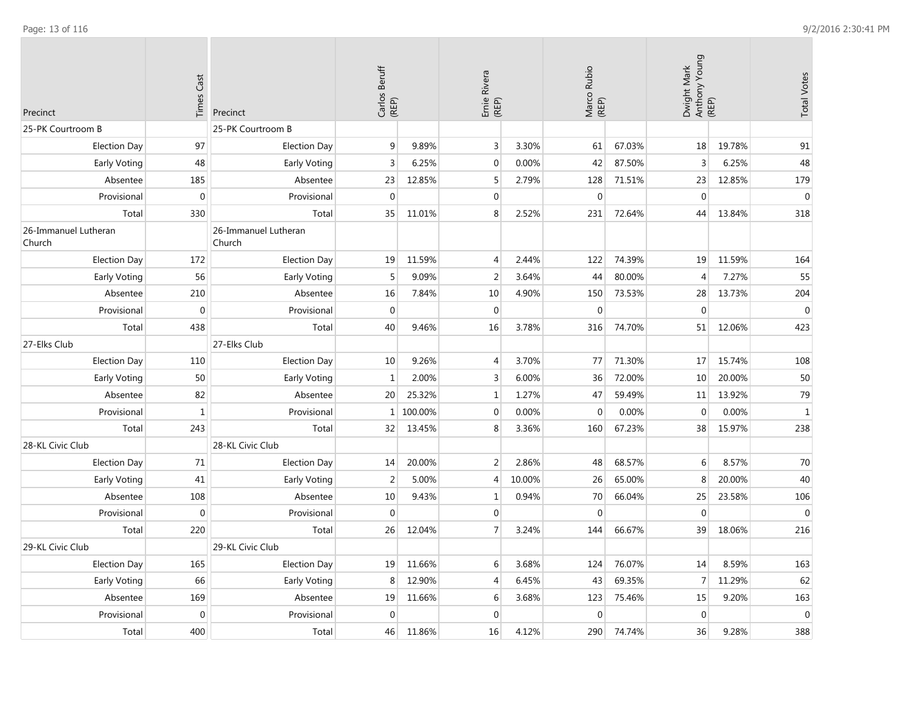| Precinct | Times Cast | Precinct | Carlos Beruff (REP) | | Ernie Rivera (REP) | | Marco Rubio (REP) | | Dwight Mark Anthony Young (REP) | | Total Votes |
|---|---|---|---|---|---|---|---|---|---|---|---|
| 25-PK Courtroom B | | 25-PK Courtroom B | | | | | | | | | |
| Election Day | 97 | Election Day | 9 | 9.89% | 3 | 3.30% | 61 | 67.03% | 18 | 19.78% | 91 |
| Early Voting | 48 | Early Voting | 3 | 6.25% | 0 | 0.00% | 42 | 87.50% | 3 | 6.25% | 48 |
| Absentee | 185 | Absentee | 23 | 12.85% | 5 | 2.79% | 128 | 71.51% | 23 | 12.85% | 179 |
| Provisional | 0 | Provisional | 0 | | 0 | | 0 | | 0 | | 0 |
| Total | 330 | Total | 35 | 11.01% | 8 | 2.52% | 231 | 72.64% | 44 | 13.84% | 318 |
| 26-Immanuel Lutheran Church | | 26-Immanuel Lutheran Church | | | | | | | | | |
| Election Day | 172 | Election Day | 19 | 11.59% | 4 | 2.44% | 122 | 74.39% | 19 | 11.59% | 164 |
| Early Voting | 56 | Early Voting | 5 | 9.09% | 2 | 3.64% | 44 | 80.00% | 4 | 7.27% | 55 |
| Absentee | 210 | Absentee | 16 | 7.84% | 10 | 4.90% | 150 | 73.53% | 28 | 13.73% | 204 |
| Provisional | 0 | Provisional | 0 | | 0 | | 0 | | 0 | | 0 |
| Total | 438 | Total | 40 | 9.46% | 16 | 3.78% | 316 | 74.70% | 51 | 12.06% | 423 |
| 27-Elks Club | | 27-Elks Club | | | | | | | | | |
| Election Day | 110 | Election Day | 10 | 9.26% | 4 | 3.70% | 77 | 71.30% | 17 | 15.74% | 108 |
| Early Voting | 50 | Early Voting | 1 | 2.00% | 3 | 6.00% | 36 | 72.00% | 10 | 20.00% | 50 |
| Absentee | 82 | Absentee | 20 | 25.32% | 1 | 1.27% | 47 | 59.49% | 11 | 13.92% | 79 |
| Provisional | 1 | Provisional | 1 | 100.00% | 0 | 0.00% | 0 | 0.00% | 0 | 0.00% | 1 |
| Total | 243 | Total | 32 | 13.45% | 8 | 3.36% | 160 | 67.23% | 38 | 15.97% | 238 |
| 28-KL Civic Club | | 28-KL Civic Club | | | | | | | | | |
| Election Day | 71 | Election Day | 14 | 20.00% | 2 | 2.86% | 48 | 68.57% | 6 | 8.57% | 70 |
| Early Voting | 41 | Early Voting | 2 | 5.00% | 4 | 10.00% | 26 | 65.00% | 8 | 20.00% | 40 |
| Absentee | 108 | Absentee | 10 | 9.43% | 1 | 0.94% | 70 | 66.04% | 25 | 23.58% | 106 |
| Provisional | 0 | Provisional | 0 | | 0 | | 0 | | 0 | | 0 |
| Total | 220 | Total | 26 | 12.04% | 7 | 3.24% | 144 | 66.67% | 39 | 18.06% | 216 |
| 29-KL Civic Club | | 29-KL Civic Club | | | | | | | | | |
| Election Day | 165 | Election Day | 19 | 11.66% | 6 | 3.68% | 124 | 76.07% | 14 | 8.59% | 163 |
| Early Voting | 66 | Early Voting | 8 | 12.90% | 4 | 6.45% | 43 | 69.35% | 7 | 11.29% | 62 |
| Absentee | 169 | Absentee | 19 | 11.66% | 6 | 3.68% | 123 | 75.46% | 15 | 9.20% | 163 |
| Provisional | 0 | Provisional | 0 | | 0 | | 0 | | 0 | | 0 |
| Total | 400 | Total | 46 | 11.86% | 16 | 4.12% | 290 | 74.74% | 36 | 9.28% | 388 |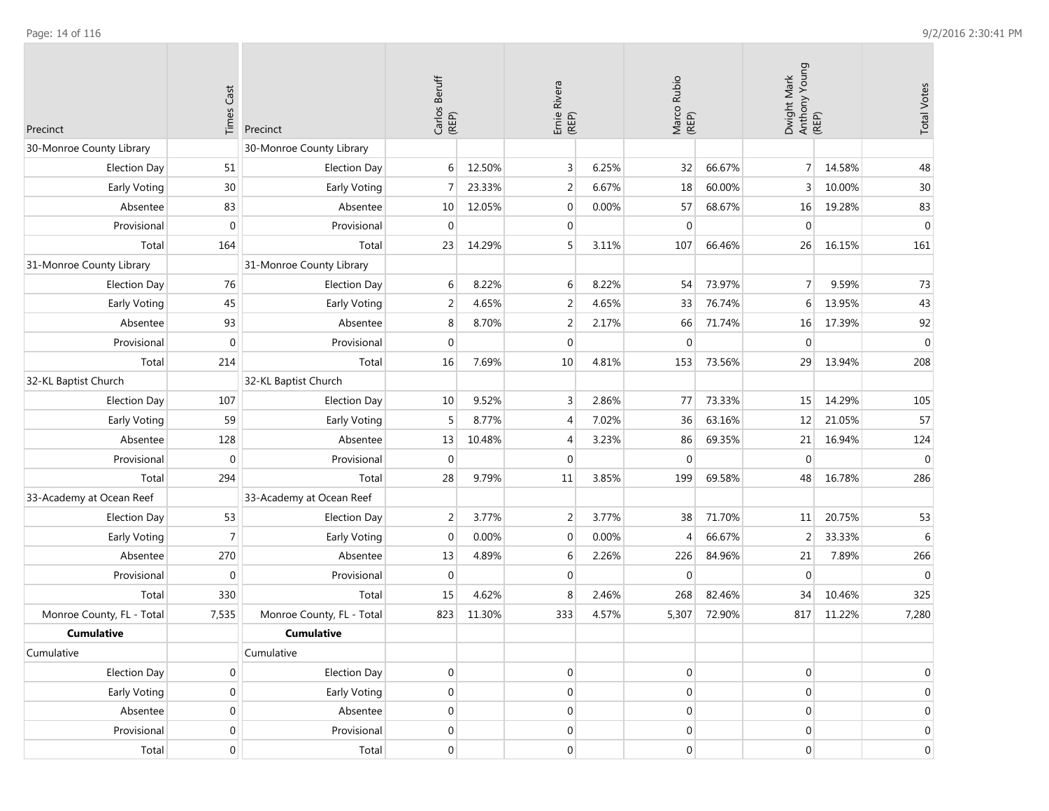| Precinct | Times Cast | Precinct | Carlos Beruff (REP) | | Ernie Rivera (REP) | | Marco Rubio (REP) | | Dwight Mark Anthony Young (REP) | | Total Votes |
|---|---|---|---|---|---|---|---|---|---|---|---|
| 30-Monroe County Library | | 30-Monroe County Library | | | | | | | | | |
| Election Day | 51 | Election Day | 6 | 12.50% | 3 | 6.25% | 32 | 66.67% | 7 | 14.58% | 48 |
| Early Voting | 30 | Early Voting | 7 | 23.33% | 2 | 6.67% | 18 | 60.00% | 3 | 10.00% | 30 |
| Absentee | 83 | Absentee | 10 | 12.05% | 0 | 0.00% | 57 | 68.67% | 16 | 19.28% | 83 |
| Provisional | 0 | Provisional | 0 | | 0 | | 0 | | 0 | | 0 |
| Total | 164 | Total | 23 | 14.29% | 5 | 3.11% | 107 | 66.46% | 26 | 16.15% | 161 |
| 31-Monroe County Library | | 31-Monroe County Library | | | | | | | | | |
| Election Day | 76 | Election Day | 6 | 8.22% | 6 | 8.22% | 54 | 73.97% | 7 | 9.59% | 73 |
| Early Voting | 45 | Early Voting | 2 | 4.65% | 2 | 4.65% | 33 | 76.74% | 6 | 13.95% | 43 |
| Absentee | 93 | Absentee | 8 | 8.70% | 2 | 2.17% | 66 | 71.74% | 16 | 17.39% | 92 |
| Provisional | 0 | Provisional | 0 | | 0 | | 0 | | 0 | | 0 |
| Total | 214 | Total | 16 | 7.69% | 10 | 4.81% | 153 | 73.56% | 29 | 13.94% | 208 |
| 32-KL Baptist Church | | 32-KL Baptist Church | | | | | | | | | |
| Election Day | 107 | Election Day | 10 | 9.52% | 3 | 2.86% | 77 | 73.33% | 15 | 14.29% | 105 |
| Early Voting | 59 | Early Voting | 5 | 8.77% | 4 | 7.02% | 36 | 63.16% | 12 | 21.05% | 57 |
| Absentee | 128 | Absentee | 13 | 10.48% | 4 | 3.23% | 86 | 69.35% | 21 | 16.94% | 124 |
| Provisional | 0 | Provisional | 0 | | 0 | | 0 | | 0 | | 0 |
| Total | 294 | Total | 28 | 9.79% | 11 | 3.85% | 199 | 69.58% | 48 | 16.78% | 286 |
| 33-Academy at Ocean Reef | | 33-Academy at Ocean Reef | | | | | | | | | |
| Election Day | 53 | Election Day | 2 | 3.77% | 2 | 3.77% | 38 | 71.70% | 11 | 20.75% | 53 |
| Early Voting | 7 | Early Voting | 0 | 0.00% | 0 | 0.00% | 4 | 66.67% | 2 | 33.33% | 6 |
| Absentee | 270 | Absentee | 13 | 4.89% | 6 | 2.26% | 226 | 84.96% | 21 | 7.89% | 266 |
| Provisional | 0 | Provisional | 0 | | 0 | | 0 | | 0 | | 0 |
| Total | 330 | Total | 15 | 4.62% | 8 | 2.46% | 268 | 82.46% | 34 | 10.46% | 325 |
| Monroe County, FL - Total | 7,535 | Monroe County, FL - Total | 823 | 11.30% | 333 | 4.57% | 5,307 | 72.90% | 817 | 11.22% | 7,280 |
| **Cumulative** | | **Cumulative** | | | | | | | | | |
| Cumulative | | Cumulative | | | | | | | | | |
| Election Day | 0 | Election Day | 0 | | 0 | | 0 | | 0 | | 0 |
| Early Voting | 0 | Early Voting | 0 | | 0 | | 0 | | 0 | | 0 |
| Absentee | 0 | Absentee | 0 | | 0 | | 0 | | 0 | | 0 |
| Provisional | 0 | Provisional | 0 | | 0 | | 0 | | 0 | | 0 |
| Total | 0 | Total | 0 | | 0 | | 0 | | 0 | | 0 |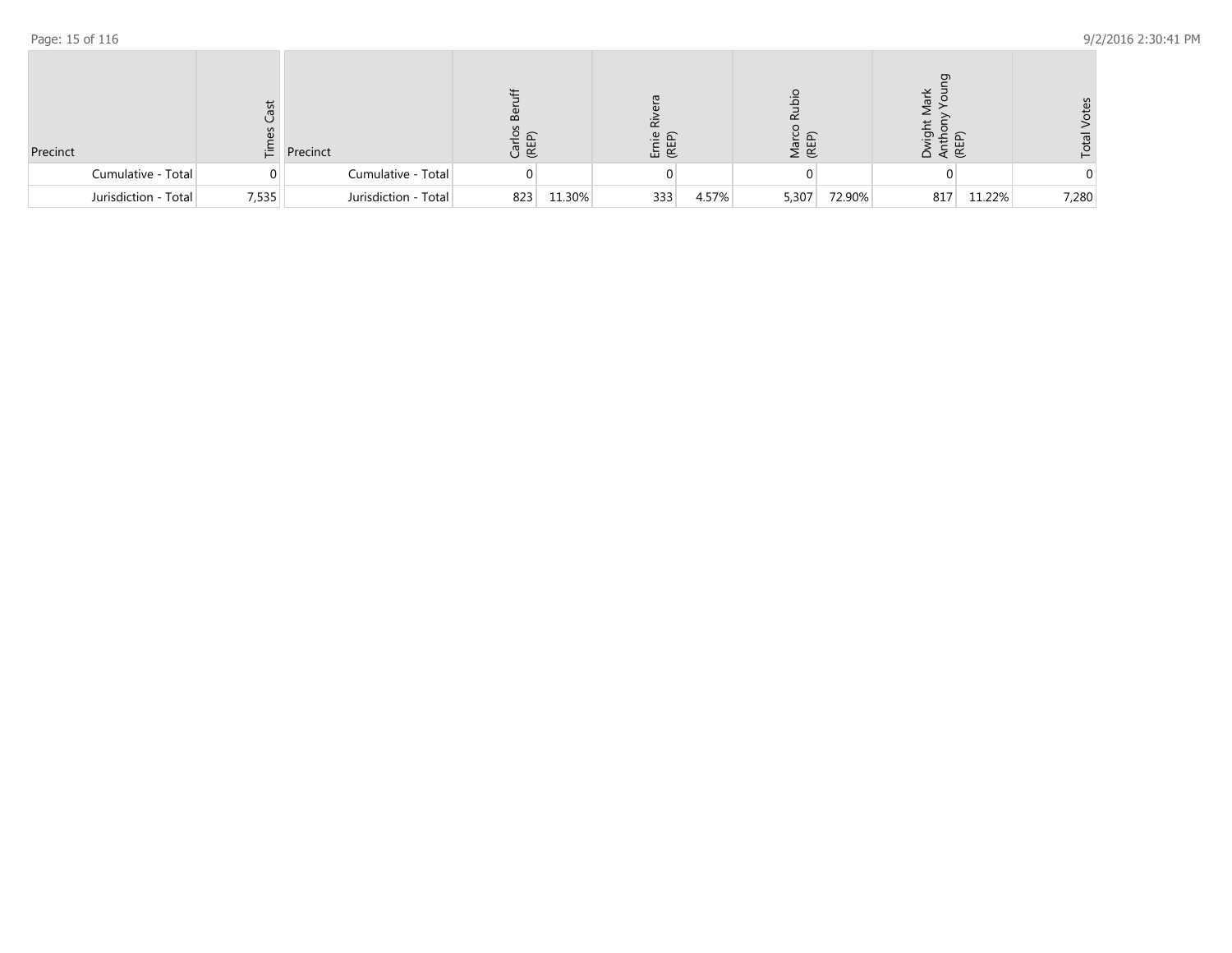| Precinct | Times Cast | Precinct | Carlos Beruff (REP) | | Ernie Rivera (REP) | | Marco Rubio (REP) | | Dwight Mark Anthony Young (REP) | | Total Votes |
|---|---|---|---|---|---|---|---|---|---|---|---|
| Cumulative - Total | 0 | Cumulative - Total | 0 | | 0 | | 0 | | 0 | | 0 |
| Jurisdiction - Total | 7,535 | Jurisdiction - Total | 823 | 11.30% | 333 | 4.57% | 5,307 | 72.90% | 817 | 11.22% | 7,280 |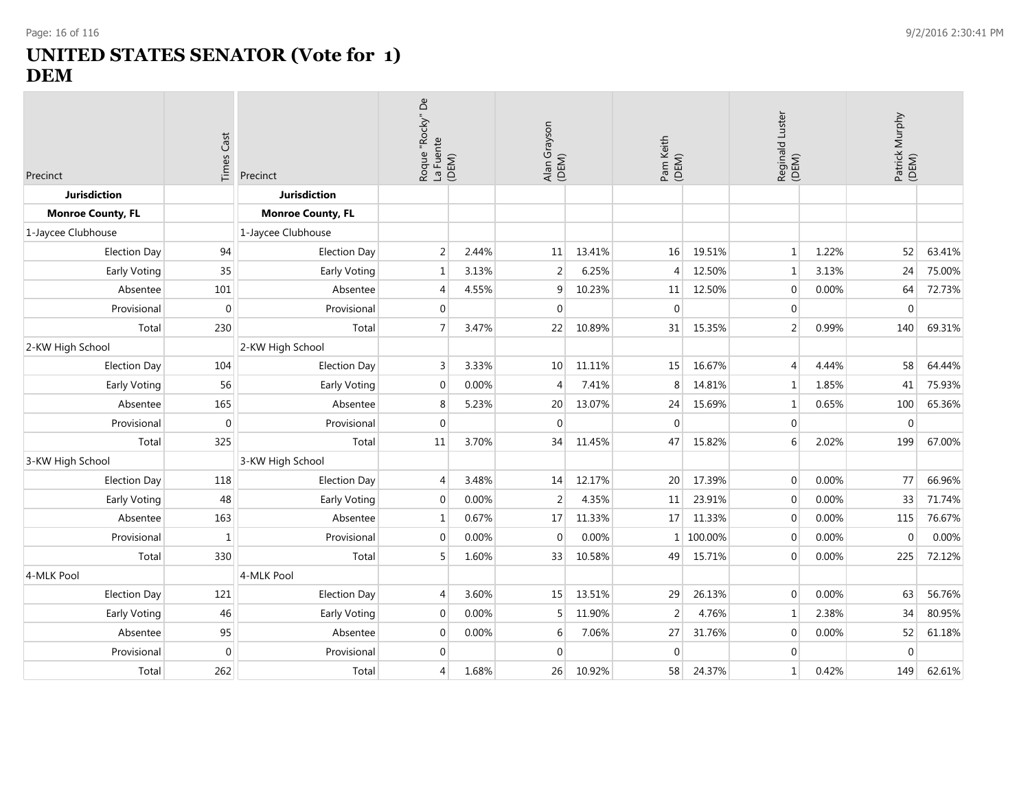# UNITED STATES SENATOR (Vote for 1)
# DEM

| Precinct | Times Cast | Precinct | Roque "Rocky" De La Fuente (DEM) | | Alan Grayson (DEM) | | Pam Keith (DEM) | | Reginald Luster (DEM) | | Patrick Murphy (DEM) | |
|---|---|---|---|---|---|---|---|---|---|---|---|---|
| **Jurisdiction** | | **Jurisdiction** | | | | | | | | | | |
| **Monroe County, FL** | | **Monroe County, FL** | | | | | | | | | | |
| 1-Jaycee Clubhouse | | 1-Jaycee Clubhouse | | | | | | | | | | |
| Election Day | 94 | Election Day | 2 | 2.44% | 11 | 13.41% | 16 | 19.51% | 1 | 1.22% | 52 | 63.41% |
| Early Voting | 35 | Early Voting | 1 | 3.13% | 2 | 6.25% | 4 | 12.50% | 1 | 3.13% | 24 | 75.00% |
| Absentee | 101 | Absentee | 4 | 4.55% | 9 | 10.23% | 11 | 12.50% | 0 | 0.00% | 64 | 72.73% |
| Provisional | 0 | Provisional | 0 | | 0 | | 0 | | 0 | | 0 | |
| Total | 230 | Total | 7 | 3.47% | 22 | 10.89% | 31 | 15.35% | 2 | 0.99% | 140 | 69.31% |
| 2-KW High School | | 2-KW High School | | | | | | | | | | |
| Election Day | 104 | Election Day | 3 | 3.33% | 10 | 11.11% | 15 | 16.67% | 4 | 4.44% | 58 | 64.44% |
| Early Voting | 56 | Early Voting | 0 | 0.00% | 4 | 7.41% | 8 | 14.81% | 1 | 1.85% | 41 | 75.93% |
| Absentee | 165 | Absentee | 8 | 5.23% | 20 | 13.07% | 24 | 15.69% | 1 | 0.65% | 100 | 65.36% |
| Provisional | 0 | Provisional | 0 | | 0 | | 0 | | 0 | | 0 | |
| Total | 325 | Total | 11 | 3.70% | 34 | 11.45% | 47 | 15.82% | 6 | 2.02% | 199 | 67.00% |
| 3-KW High School | | 3-KW High School | | | | | | | | | | |
| Election Day | 118 | Election Day | 4 | 3.48% | 14 | 12.17% | 20 | 17.39% | 0 | 0.00% | 77 | 66.96% |
| Early Voting | 48 | Early Voting | 0 | 0.00% | 2 | 4.35% | 11 | 23.91% | 0 | 0.00% | 33 | 71.74% |
| Absentee | 163 | Absentee | 1 | 0.67% | 17 | 11.33% | 17 | 11.33% | 0 | 0.00% | 115 | 76.67% |
| Provisional | 1 | Provisional | 0 | 0.00% | 0 | 0.00% | 1 | 100.00% | 0 | 0.00% | 0 | 0.00% |
| Total | 330 | Total | 5 | 1.60% | 33 | 10.58% | 49 | 15.71% | 0 | 0.00% | 225 | 72.12% |
| 4-MLK Pool | | 4-MLK Pool | | | | | | | | | | |
| Election Day | 121 | Election Day | 4 | 3.60% | 15 | 13.51% | 29 | 26.13% | 0 | 0.00% | 63 | 56.76% |
| Early Voting | 46 | Early Voting | 0 | 0.00% | 5 | 11.90% | 2 | 4.76% | 1 | 2.38% | 34 | 80.95% |
| Absentee | 95 | Absentee | 0 | 0.00% | 6 | 7.06% | 27 | 31.76% | 0 | 0.00% | 52 | 61.18% |
| Provisional | 0 | Provisional | 0 | | 0 | | 0 | | 0 | | 0 | |
| Total | 262 | Total | 4 | 1.68% | 26 | 10.92% | 58 | 24.37% | 1 | 0.42% | 149 | 62.61% |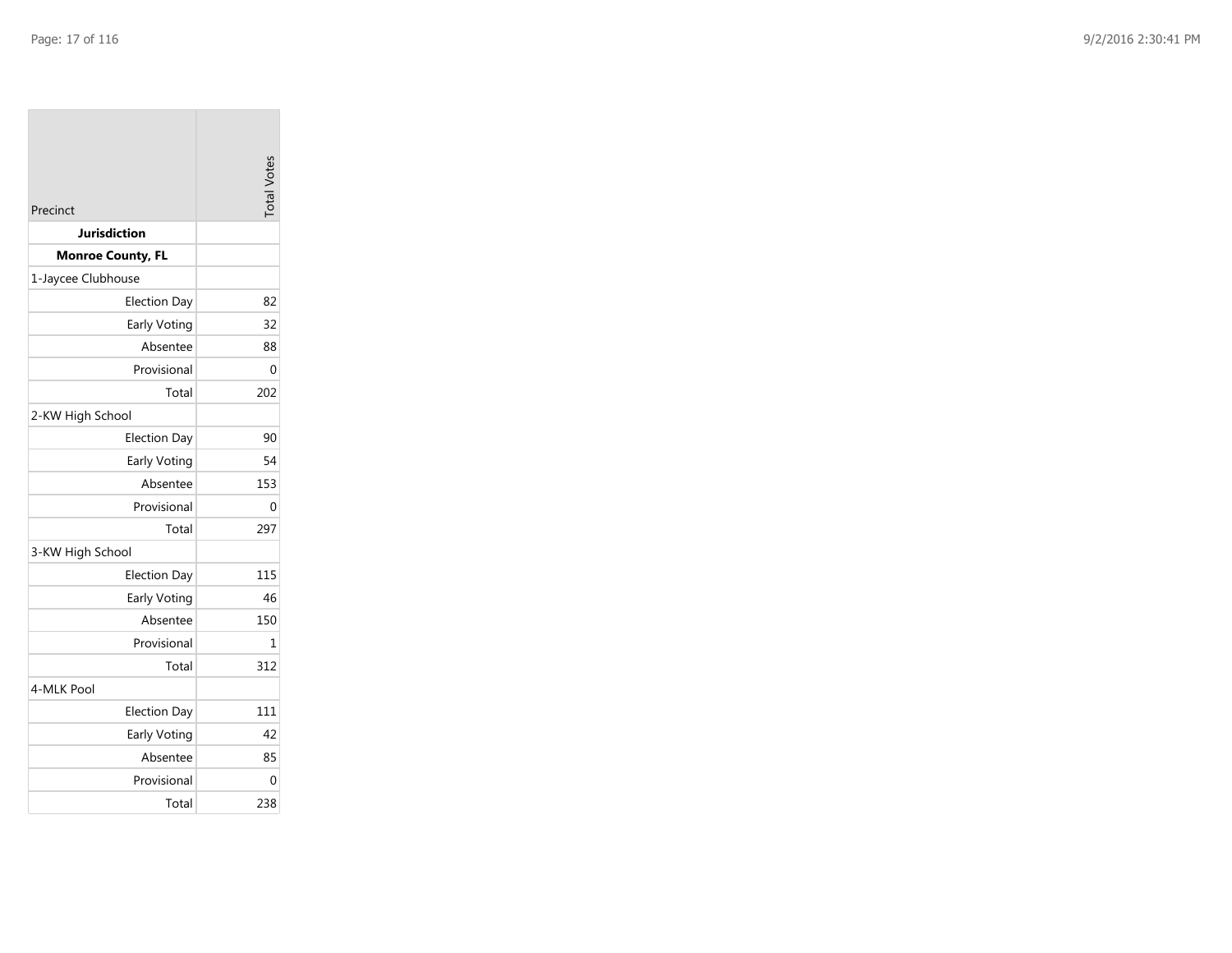| Precinct | Total Votes |
| --- | --- |
| **Jurisdiction** | |
| **Monroe County, FL** | |
| 1-Jaycee Clubhouse | |
| Election Day | 82 |
| Early Voting | 32 |
| Absentee | 88 |
| Provisional | 0 |
| Total | 202 |
| 2-KW High School | |
| Election Day | 90 |
| Early Voting | 54 |
| Absentee | 153 |
| Provisional | 0 |
| Total | 297 |
| 3-KW High School | |
| Election Day | 115 |
| Early Voting | 46 |
| Absentee | 150 |
| Provisional | 1 |
| Total | 312 |
| 4-MLK Pool | |
| Election Day | 111 |
| Early Voting | 42 |
| Absentee | 85 |
| Provisional | 0 |
| Total | 238 |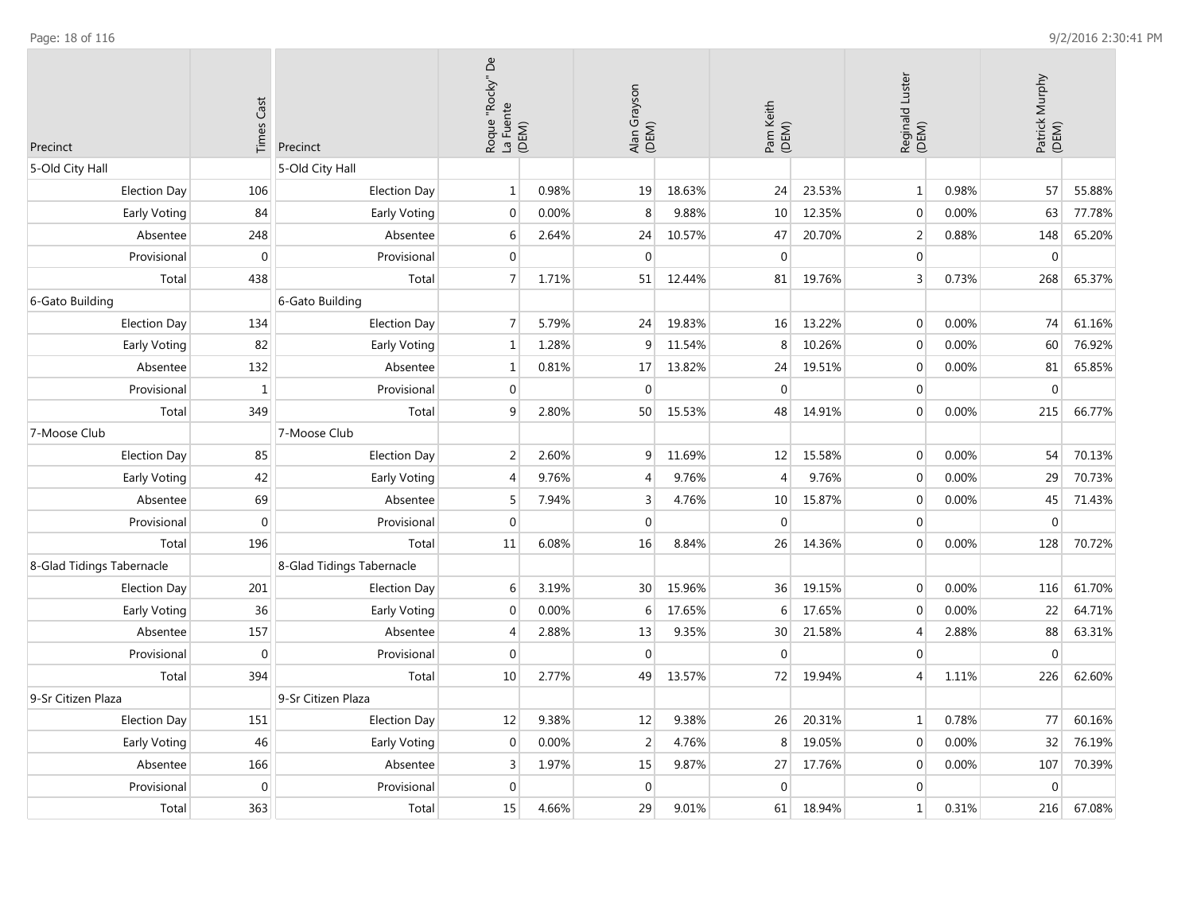| Precinct | Times Cast | Precinct | Roque "Rocky" De La Fuente (DEM) | | Alan Grayson (DEM) | | Pam Keith (DEM) | | Reginald Luster (DEM) | | Patrick Murphy (DEM) | |
|---|---|---|---|---|---|---|---|---|---|---|---|---|
| 5-Old City Hall | | 5-Old City Hall | | | | | | | | | | |
| Election Day | 106 | Election Day | 1 | 0.98% | 19 | 18.63% | 24 | 23.53% | 1 | 0.98% | 57 | 55.88% |
| Early Voting | 84 | Early Voting | 0 | 0.00% | 8 | 9.88% | 10 | 12.35% | 0 | 0.00% | 63 | 77.78% |
| Absentee | 248 | Absentee | 6 | 2.64% | 24 | 10.57% | 47 | 20.70% | 2 | 0.88% | 148 | 65.20% |
| Provisional | 0 | Provisional | 0 | | 0 | | 0 | | 0 | | 0 | |
| Total | 438 | Total | 7 | 1.71% | 51 | 12.44% | 81 | 19.76% | 3 | 0.73% | 268 | 65.37% |
| 6-Gato Building | | 6-Gato Building | | | | | | | | | | |
| Election Day | 134 | Election Day | 7 | 5.79% | 24 | 19.83% | 16 | 13.22% | 0 | 0.00% | 74 | 61.16% |
| Early Voting | 82 | Early Voting | 1 | 1.28% | 9 | 11.54% | 8 | 10.26% | 0 | 0.00% | 60 | 76.92% |
| Absentee | 132 | Absentee | 1 | 0.81% | 17 | 13.82% | 24 | 19.51% | 0 | 0.00% | 81 | 65.85% |
| Provisional | 1 | Provisional | 0 | | 0 | | 0 | | 0 | | 0 | |
| Total | 349 | Total | 9 | 2.80% | 50 | 15.53% | 48 | 14.91% | 0 | 0.00% | 215 | 66.77% |
| 7-Moose Club | | 7-Moose Club | | | | | | | | | | |
| Election Day | 85 | Election Day | 2 | 2.60% | 9 | 11.69% | 12 | 15.58% | 0 | 0.00% | 54 | 70.13% |
| Early Voting | 42 | Early Voting | 4 | 9.76% | 4 | 9.76% | 4 | 9.76% | 0 | 0.00% | 29 | 70.73% |
| Absentee | 69 | Absentee | 5 | 7.94% | 3 | 4.76% | 10 | 15.87% | 0 | 0.00% | 45 | 71.43% |
| Provisional | 0 | Provisional | 0 | | 0 | | 0 | | 0 | | 0 | |
| Total | 196 | Total | 11 | 6.08% | 16 | 8.84% | 26 | 14.36% | 0 | 0.00% | 128 | 70.72% |
| 8-Glad Tidings Tabernacle | | 8-Glad Tidings Tabernacle | | | | | | | | | | |
| Election Day | 201 | Election Day | 6 | 3.19% | 30 | 15.96% | 36 | 19.15% | 0 | 0.00% | 116 | 61.70% |
| Early Voting | 36 | Early Voting | 0 | 0.00% | 6 | 17.65% | 6 | 17.65% | 0 | 0.00% | 22 | 64.71% |
| Absentee | 157 | Absentee | 4 | 2.88% | 13 | 9.35% | 30 | 21.58% | 4 | 2.88% | 88 | 63.31% |
| Provisional | 0 | Provisional | 0 | | 0 | | 0 | | 0 | | 0 | |
| Total | 394 | Total | 10 | 2.77% | 49 | 13.57% | 72 | 19.94% | 4 | 1.11% | 226 | 62.60% |
| 9-Sr Citizen Plaza | | 9-Sr Citizen Plaza | | | | | | | | | | |
| Election Day | 151 | Election Day | 12 | 9.38% | 12 | 9.38% | 26 | 20.31% | 1 | 0.78% | 77 | 60.16% |
| Early Voting | 46 | Early Voting | 0 | 0.00% | 2 | 4.76% | 8 | 19.05% | 0 | 0.00% | 32 | 76.19% |
| Absentee | 166 | Absentee | 3 | 1.97% | 15 | 9.87% | 27 | 17.76% | 0 | 0.00% | 107 | 70.39% |
| Provisional | 0 | Provisional | 0 | | 0 | | 0 | | 0 | | 0 | |
| Total | 363 | Total | 15 | 4.66% | 29 | 9.01% | 61 | 18.94% | 1 | 0.31% | 216 | 67.08% |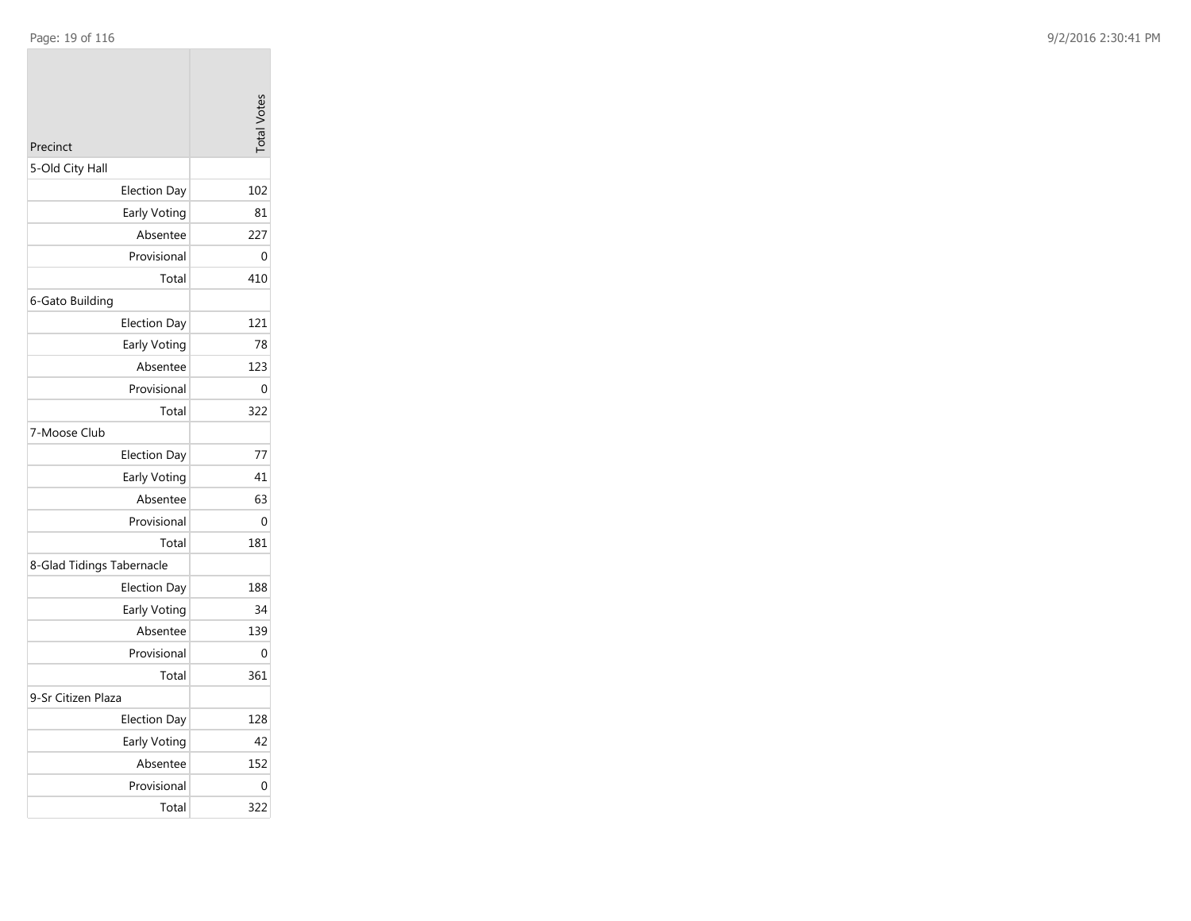| Precinct | Total Votes |
|---|---|
| 5-Old City Hall | |
| Election Day | 102 |
| Early Voting | 81 |
| Absentee | 227 |
| Provisional | 0 |
| Total | 410 |
| 6-Gato Building | |
| Election Day | 121 |
| Early Voting | 78 |
| Absentee | 123 |
| Provisional | 0 |
| Total | 322 |
| 7-Moose Club | |
| Election Day | 77 |
| Early Voting | 41 |
| Absentee | 63 |
| Provisional | 0 |
| Total | 181 |
| 8-Glad Tidings Tabernacle | |
| Election Day | 188 |
| Early Voting | 34 |
| Absentee | 139 |
| Provisional | 0 |
| Total | 361 |
| 9-Sr Citizen Plaza | |
| Election Day | 128 |
| Early Voting | 42 |
| Absentee | 152 |
| Provisional | 0 |
| Total | 322 |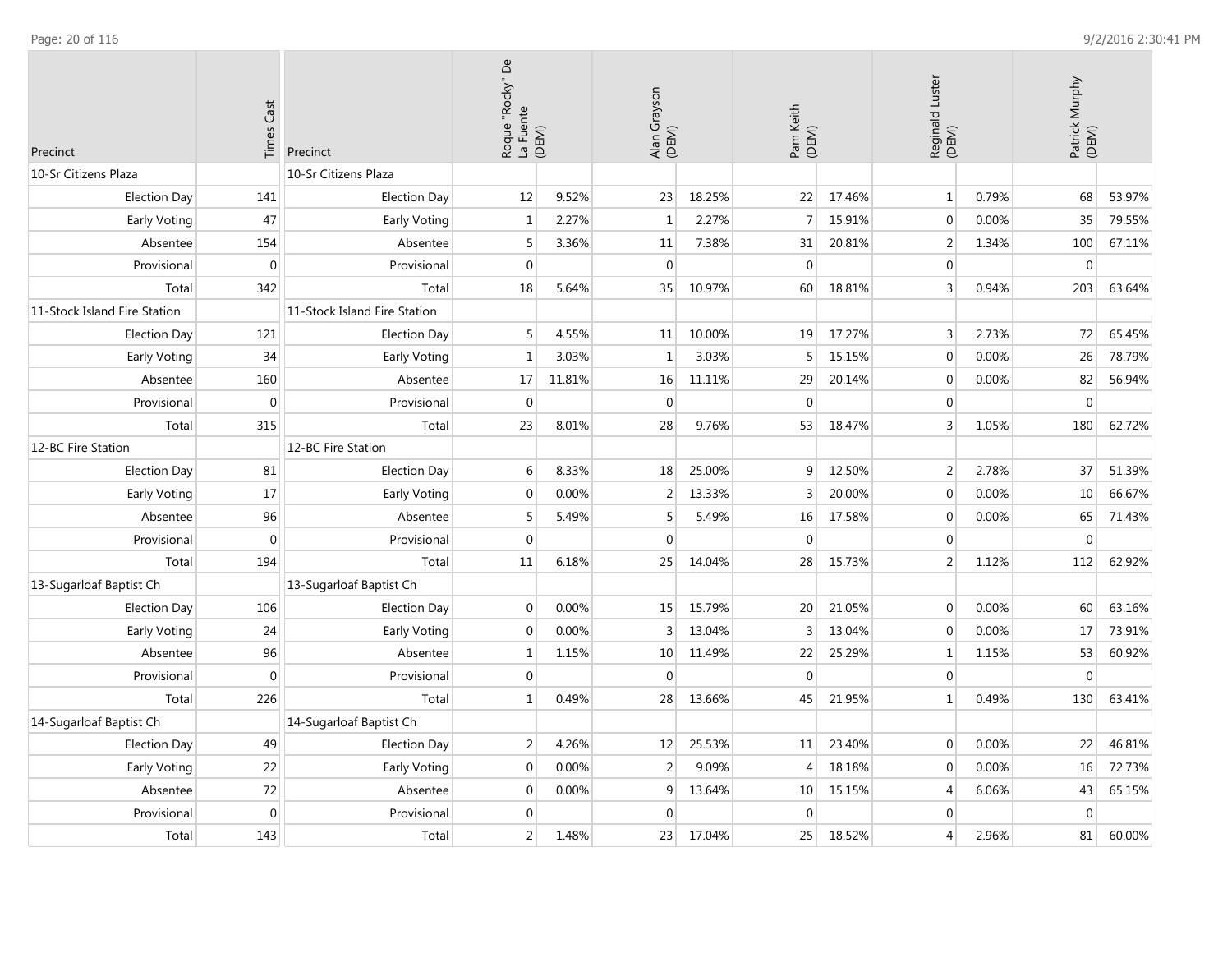| Precinct | Times Cast | Precinct | Roque "Rocky" De La Fuente (DEM) | | Alan Grayson (DEM) | | Pam Keith (DEM) | | Reginald Luster (DEM) | | Patrick Murphy (DEM) | |
|---|---|---|---|---|---|---|---|---|---|---|---|---|
| 10-Sr Citizens Plaza | | 10-Sr Citizens Plaza | | | | | | | | | | |
| Election Day | 141 | Election Day | 12 | 9.52% | 23 | 18.25% | 22 | 17.46% | 1 | 0.79% | 68 | 53.97% |
| Early Voting | 47 | Early Voting | 1 | 2.27% | 1 | 2.27% | 7 | 15.91% | 0 | 0.00% | 35 | 79.55% |
| Absentee | 154 | Absentee | 5 | 3.36% | 11 | 7.38% | 31 | 20.81% | 2 | 1.34% | 100 | 67.11% |
| Provisional | 0 | Provisional | 0 | | 0 | | 0 | | 0 | | 0 | |
| Total | 342 | Total | 18 | 5.64% | 35 | 10.97% | 60 | 18.81% | 3 | 0.94% | 203 | 63.64% |
| 11-Stock Island Fire Station | | 11-Stock Island Fire Station | | | | | | | | | | |
| Election Day | 121 | Election Day | 5 | 4.55% | 11 | 10.00% | 19 | 17.27% | 3 | 2.73% | 72 | 65.45% |
| Early Voting | 34 | Early Voting | 1 | 3.03% | 1 | 3.03% | 5 | 15.15% | 0 | 0.00% | 26 | 78.79% |
| Absentee | 160 | Absentee | 17 | 11.81% | 16 | 11.11% | 29 | 20.14% | 0 | 0.00% | 82 | 56.94% |
| Provisional | 0 | Provisional | 0 | | 0 | | 0 | | 0 | | 0 | |
| Total | 315 | Total | 23 | 8.01% | 28 | 9.76% | 53 | 18.47% | 3 | 1.05% | 180 | 62.72% |
| 12-BC Fire Station | | 12-BC Fire Station | | | | | | | | | | |
| Election Day | 81 | Election Day | 6 | 8.33% | 18 | 25.00% | 9 | 12.50% | 2 | 2.78% | 37 | 51.39% |
| Early Voting | 17 | Early Voting | 0 | 0.00% | 2 | 13.33% | 3 | 20.00% | 0 | 0.00% | 10 | 66.67% |
| Absentee | 96 | Absentee | 5 | 5.49% | 5 | 5.49% | 16 | 17.58% | 0 | 0.00% | 65 | 71.43% |
| Provisional | 0 | Provisional | 0 | | 0 | | 0 | | 0 | | 0 | |
| Total | 194 | Total | 11 | 6.18% | 25 | 14.04% | 28 | 15.73% | 2 | 1.12% | 112 | 62.92% |
| 13-Sugarloaf Baptist Ch | | 13-Sugarloaf Baptist Ch | | | | | | | | | | |
| Election Day | 106 | Election Day | 0 | 0.00% | 15 | 15.79% | 20 | 21.05% | 0 | 0.00% | 60 | 63.16% |
| Early Voting | 24 | Early Voting | 0 | 0.00% | 3 | 13.04% | 3 | 13.04% | 0 | 0.00% | 17 | 73.91% |
| Absentee | 96 | Absentee | 1 | 1.15% | 10 | 11.49% | 22 | 25.29% | 1 | 1.15% | 53 | 60.92% |
| Provisional | 0 | Provisional | 0 | | 0 | | 0 | | 0 | | 0 | |
| Total | 226 | Total | 1 | 0.49% | 28 | 13.66% | 45 | 21.95% | 1 | 0.49% | 130 | 63.41% |
| 14-Sugarloaf Baptist Ch | | 14-Sugarloaf Baptist Ch | | | | | | | | | | |
| Election Day | 49 | Election Day | 2 | 4.26% | 12 | 25.53% | 11 | 23.40% | 0 | 0.00% | 22 | 46.81% |
| Early Voting | 22 | Early Voting | 0 | 0.00% | 2 | 9.09% | 4 | 18.18% | 0 | 0.00% | 16 | 72.73% |
| Absentee | 72 | Absentee | 0 | 0.00% | 9 | 13.64% | 10 | 15.15% | 4 | 6.06% | 43 | 65.15% |
| Provisional | 0 | Provisional | 0 | | 0 | | 0 | | 0 | | 0 | |
| Total | 143 | Total | 2 | 1.48% | 23 | 17.04% | 25 | 18.52% | 4 | 2.96% | 81 | 60.00% |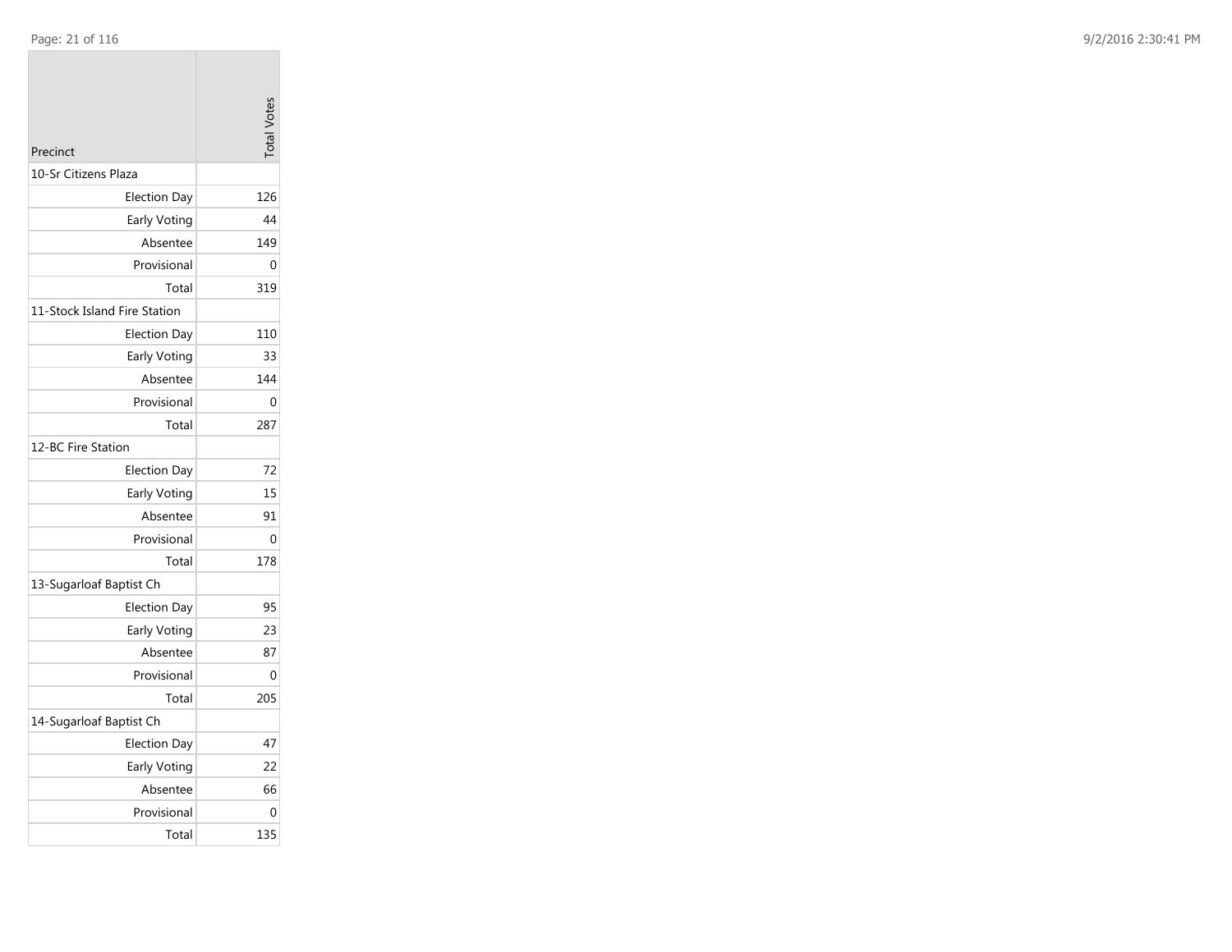| Precinct | Total Votes |
|---|---|
| 10-Sr Citizens Plaza | |
| Election Day | 126 |
| Early Voting | 44 |
| Absentee | 149 |
| Provisional | 0 |
| Total | 319 |
| 11-Stock Island Fire Station | |
| Election Day | 110 |
| Early Voting | 33 |
| Absentee | 144 |
| Provisional | 0 |
| Total | 287 |
| 12-BC Fire Station | |
| Election Day | 72 |
| Early Voting | 15 |
| Absentee | 91 |
| Provisional | 0 |
| Total | 178 |
| 13-Sugarloaf Baptist Ch | |
| Election Day | 95 |
| Early Voting | 23 |
| Absentee | 87 |
| Provisional | 0 |
| Total | 205 |
| 14-Sugarloaf Baptist Ch | |
| Election Day | 47 |
| Early Voting | 22 |
| Absentee | 66 |
| Provisional | 0 |
| Total | 135 |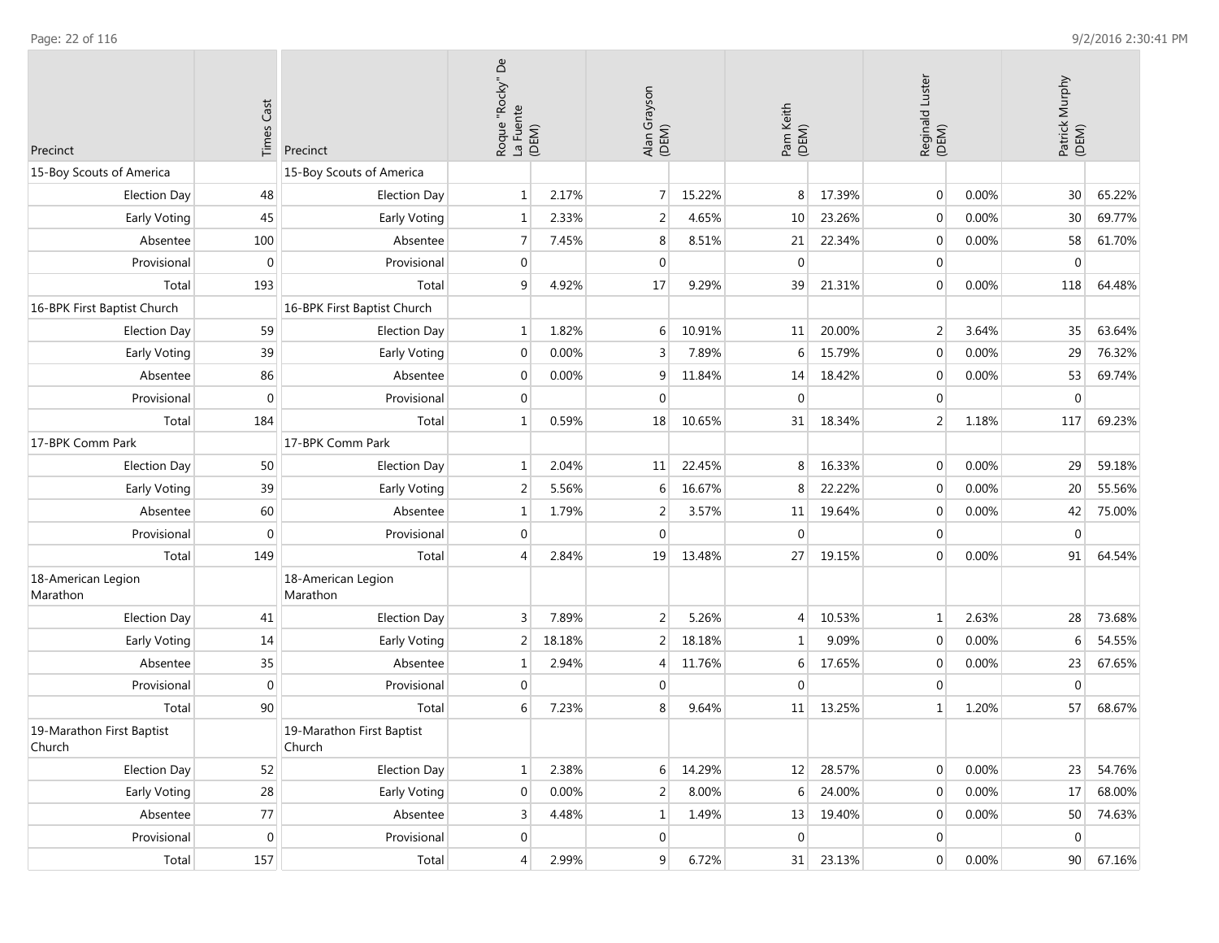| Precinct | Times Cast | Precinct | Roque "Rocky" De La Fuente (DEM) | | Alan Grayson (DEM) | | Pam Keith (DEM) | | Reginald Luster (DEM) | | Patrick Murphy (DEM) | |
|---|---|---|---|---|---|---|---|---|---|---|---|---|
| 15-Boy Scouts of America | | 15-Boy Scouts of America | | | | | | | | | | |
| Election Day | 48 | Election Day | 1 | 2.17% | 7 | 15.22% | 8 | 17.39% | 0 | 0.00% | 30 | 65.22% |
| Early Voting | 45 | Early Voting | 1 | 2.33% | 2 | 4.65% | 10 | 23.26% | 0 | 0.00% | 30 | 69.77% |
| Absentee | 100 | Absentee | 7 | 7.45% | 8 | 8.51% | 21 | 22.34% | 0 | 0.00% | 58 | 61.70% |
| Provisional | 0 | Provisional | 0 | | 0 | | 0 | | 0 | | 0 | |
| Total | 193 | Total | 9 | 4.92% | 17 | 9.29% | 39 | 21.31% | 0 | 0.00% | 118 | 64.48% |
| 16-BPK First Baptist Church | | 16-BPK First Baptist Church | | | | | | | | | | |
| Election Day | 59 | Election Day | 1 | 1.82% | 6 | 10.91% | 11 | 20.00% | 2 | 3.64% | 35 | 63.64% |
| Early Voting | 39 | Early Voting | 0 | 0.00% | 3 | 7.89% | 6 | 15.79% | 0 | 0.00% | 29 | 76.32% |
| Absentee | 86 | Absentee | 0 | 0.00% | 9 | 11.84% | 14 | 18.42% | 0 | 0.00% | 53 | 69.74% |
| Provisional | 0 | Provisional | 0 | | 0 | | 0 | | 0 | | 0 | |
| Total | 184 | Total | 1 | 0.59% | 18 | 10.65% | 31 | 18.34% | 2 | 1.18% | 117 | 69.23% |
| 17-BPK Comm Park | | 17-BPK Comm Park | | | | | | | | | | |
| Election Day | 50 | Election Day | 1 | 2.04% | 11 | 22.45% | 8 | 16.33% | 0 | 0.00% | 29 | 59.18% |
| Early Voting | 39 | Early Voting | 2 | 5.56% | 6 | 16.67% | 8 | 22.22% | 0 | 0.00% | 20 | 55.56% |
| Absentee | 60 | Absentee | 1 | 1.79% | 2 | 3.57% | 11 | 19.64% | 0 | 0.00% | 42 | 75.00% |
| Provisional | 0 | Provisional | 0 | | 0 | | 0 | | 0 | | 0 | |
| Total | 149 | Total | 4 | 2.84% | 19 | 13.48% | 27 | 19.15% | 0 | 0.00% | 91 | 64.54% |
| 18-American Legion Marathon | | 18-American Legion Marathon | | | | | | | | | | |
| Election Day | 41 | Election Day | 3 | 7.89% | 2 | 5.26% | 4 | 10.53% | 1 | 2.63% | 28 | 73.68% |
| Early Voting | 14 | Early Voting | 2 | 18.18% | 2 | 18.18% | 1 | 9.09% | 0 | 0.00% | 6 | 54.55% |
| Absentee | 35 | Absentee | 1 | 2.94% | 4 | 11.76% | 6 | 17.65% | 0 | 0.00% | 23 | 67.65% |
| Provisional | 0 | Provisional | 0 | | 0 | | 0 | | 0 | | 0 | |
| Total | 90 | Total | 6 | 7.23% | 8 | 9.64% | 11 | 13.25% | 1 | 1.20% | 57 | 68.67% |
| 19-Marathon First Baptist Church | | 19-Marathon First Baptist Church | | | | | | | | | | |
| Election Day | 52 | Election Day | 1 | 2.38% | 6 | 14.29% | 12 | 28.57% | 0 | 0.00% | 23 | 54.76% |
| Early Voting | 28 | Early Voting | 0 | 0.00% | 2 | 8.00% | 6 | 24.00% | 0 | 0.00% | 17 | 68.00% |
| Absentee | 77 | Absentee | 3 | 4.48% | 1 | 1.49% | 13 | 19.40% | 0 | 0.00% | 50 | 74.63% |
| Provisional | 0 | Provisional | 0 | | 0 | | 0 | | 0 | | 0 | |
| Total | 157 | Total | 4 | 2.99% | 9 | 6.72% | 31 | 23.13% | 0 | 0.00% | 90 | 67.16% |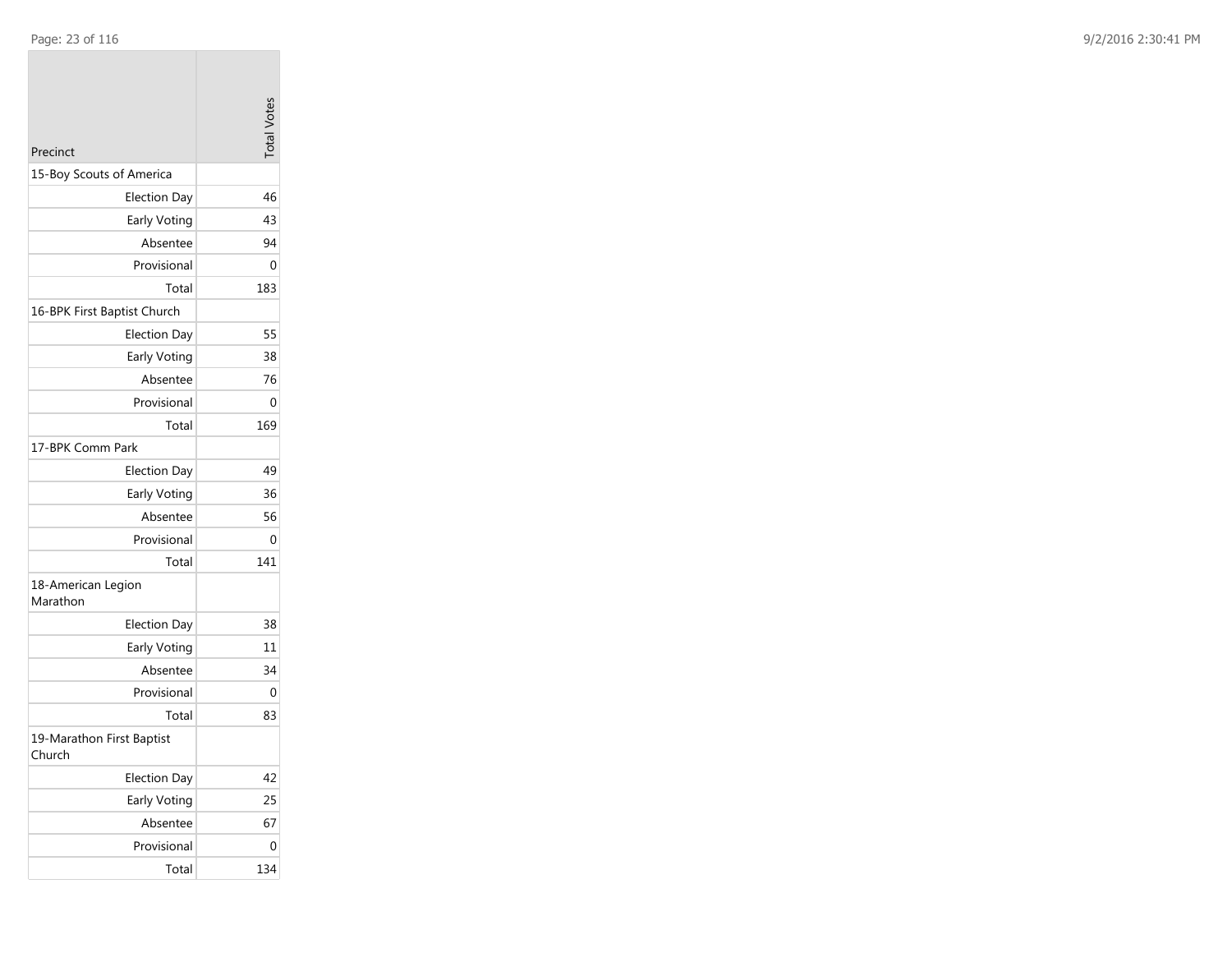| Precinct | Total Votes |
| --- | --- |
| 15-Boy Scouts of America | |
| Election Day | 46 |
| Early Voting | 43 |
| Absentee | 94 |
| Provisional | 0 |
| Total | 183 |
| 16-BPK First Baptist Church | |
| Election Day | 55 |
| Early Voting | 38 |
| Absentee | 76 |
| Provisional | 0 |
| Total | 169 |
| 17-BPK Comm Park | |
| Election Day | 49 |
| Early Voting | 36 |
| Absentee | 56 |
| Provisional | 0 |
| Total | 141 |
| 18-American Legion Marathon | |
| Election Day | 38 |
| Early Voting | 11 |
| Absentee | 34 |
| Provisional | 0 |
| Total | 83 |
| 19-Marathon First Baptist Church | |
| Election Day | 42 |
| Early Voting | 25 |
| Absentee | 67 |
| Provisional | 0 |
| Total | 134 |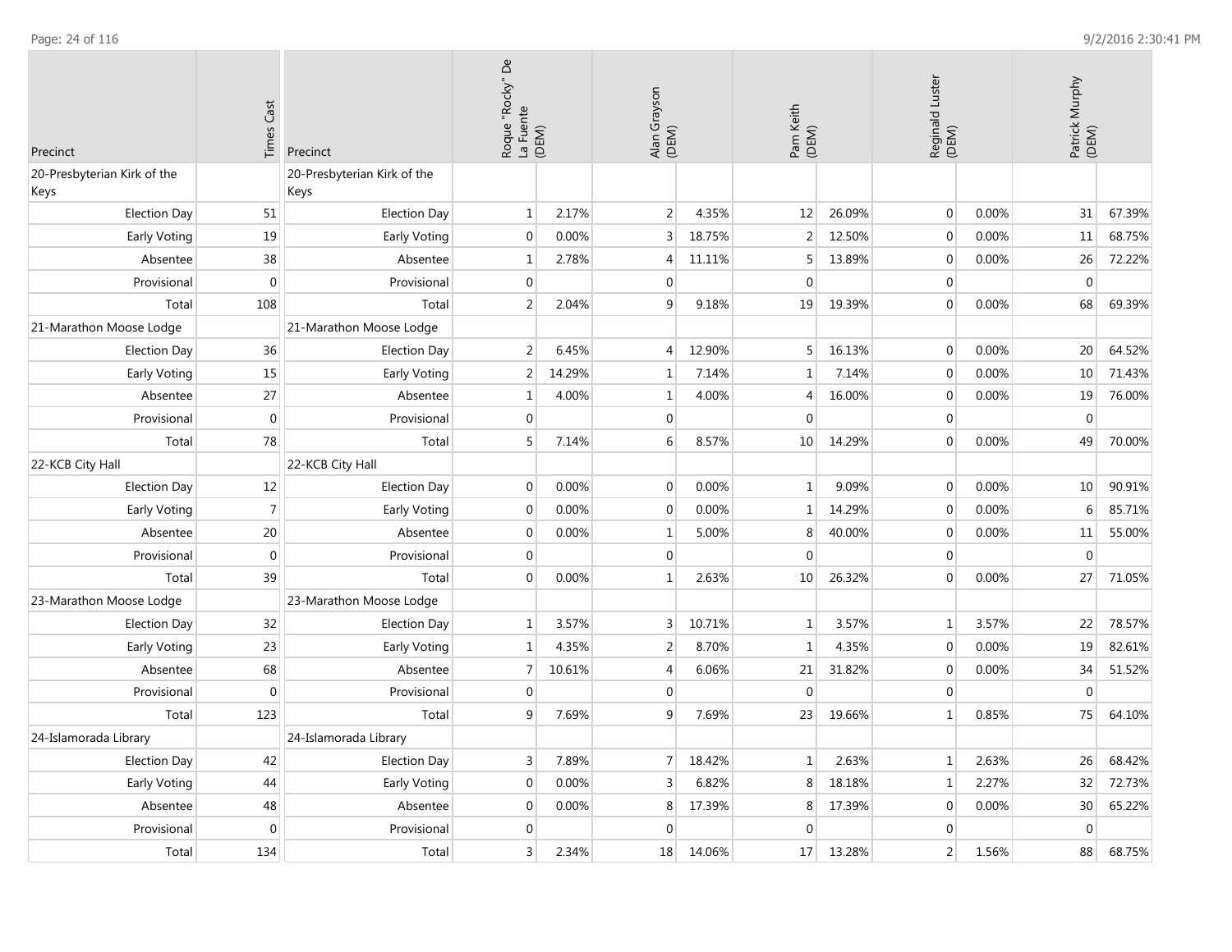| Precinct | Times Cast | Precinct | Roque "Rocky" De La Fuente (DEM) | | Alan Grayson (DEM) | | Pam Keith (DEM) | | Reginald Luster (DEM) | | Patrick Murphy (DEM) | |
|---|---|---|---|---|---|---|---|---|---|---|---|---|
| 20-Presbyterian Kirk of the Keys | | 20-Presbyterian Kirk of the Keys | | | | | | | | | | |
| Election Day | 51 | Election Day | 1 | 2.17% | 2 | 4.35% | 12 | 26.09% | 0 | 0.00% | 31 | 67.39% |
| Early Voting | 19 | Early Voting | 0 | 0.00% | 3 | 18.75% | 2 | 12.50% | 0 | 0.00% | 11 | 68.75% |
| Absentee | 38 | Absentee | 1 | 2.78% | 4 | 11.11% | 5 | 13.89% | 0 | 0.00% | 26 | 72.22% |
| Provisional | 0 | Provisional | 0 | | 0 | | 0 | | 0 | | 0 | |
| Total | 108 | Total | 2 | 2.04% | 9 | 9.18% | 19 | 19.39% | 0 | 0.00% | 68 | 69.39% |
| 21-Marathon Moose Lodge | | 21-Marathon Moose Lodge | | | | | | | | | | |
| Election Day | 36 | Election Day | 2 | 6.45% | 4 | 12.90% | 5 | 16.13% | 0 | 0.00% | 20 | 64.52% |
| Early Voting | 15 | Early Voting | 2 | 14.29% | 1 | 7.14% | 1 | 7.14% | 0 | 0.00% | 10 | 71.43% |
| Absentee | 27 | Absentee | 1 | 4.00% | 1 | 4.00% | 4 | 16.00% | 0 | 0.00% | 19 | 76.00% |
| Provisional | 0 | Provisional | 0 | | 0 | | 0 | | 0 | | 0 | |
| Total | 78 | Total | 5 | 7.14% | 6 | 8.57% | 10 | 14.29% | 0 | 0.00% | 49 | 70.00% |
| 22-KCB City Hall | | 22-KCB City Hall | | | | | | | | | | |
| Election Day | 12 | Election Day | 0 | 0.00% | 0 | 0.00% | 1 | 9.09% | 0 | 0.00% | 10 | 90.91% |
| Early Voting | 7 | Early Voting | 0 | 0.00% | 0 | 0.00% | 1 | 14.29% | 0 | 0.00% | 6 | 85.71% |
| Absentee | 20 | Absentee | 0 | 0.00% | 1 | 5.00% | 8 | 40.00% | 0 | 0.00% | 11 | 55.00% |
| Provisional | 0 | Provisional | 0 | | 0 | | 0 | | 0 | | 0 | |
| Total | 39 | Total | 0 | 0.00% | 1 | 2.63% | 10 | 26.32% | 0 | 0.00% | 27 | 71.05% |
| 23-Marathon Moose Lodge | | 23-Marathon Moose Lodge | | | | | | | | | | |
| Election Day | 32 | Election Day | 1 | 3.57% | 3 | 10.71% | 1 | 3.57% | 1 | 3.57% | 22 | 78.57% |
| Early Voting | 23 | Early Voting | 1 | 4.35% | 2 | 8.70% | 1 | 4.35% | 0 | 0.00% | 19 | 82.61% |
| Absentee | 68 | Absentee | 7 | 10.61% | 4 | 6.06% | 21 | 31.82% | 0 | 0.00% | 34 | 51.52% |
| Provisional | 0 | Provisional | 0 | | 0 | | 0 | | 0 | | 0 | |
| Total | 123 | Total | 9 | 7.69% | 9 | 7.69% | 23 | 19.66% | 1 | 0.85% | 75 | 64.10% |
| 24-Islamorada Library | | 24-Islamorada Library | | | | | | | | | | |
| Election Day | 42 | Election Day | 3 | 7.89% | 7 | 18.42% | 1 | 2.63% | 1 | 2.63% | 26 | 68.42% |
| Early Voting | 44 | Early Voting | 0 | 0.00% | 3 | 6.82% | 8 | 18.18% | 1 | 2.27% | 32 | 72.73% |
| Absentee | 48 | Absentee | 0 | 0.00% | 8 | 17.39% | 8 | 17.39% | 0 | 0.00% | 30 | 65.22% |
| Provisional | 0 | Provisional | 0 | | 0 | | 0 | | 0 | | 0 | |
| Total | 134 | Total | 3 | 2.34% | 18 | 14.06% | 17 | 13.28% | 2 | 1.56% | 88 | 68.75% |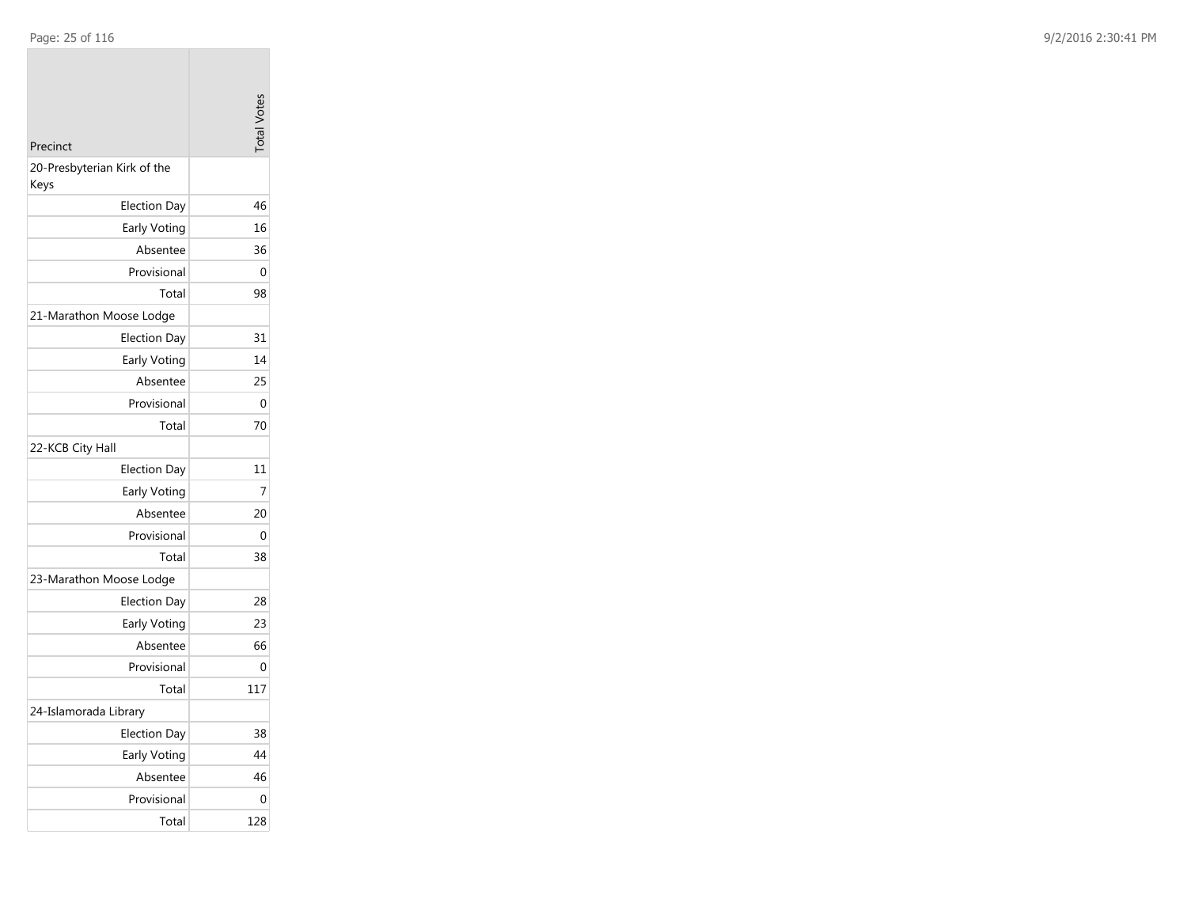| Precinct | Total Votes |
|---|---|
| 20-Presbyterian Kirk of the Keys | |
| Election Day | 46 |
| Early Voting | 16 |
| Absentee | 36 |
| Provisional | 0 |
| Total | 98 |
| 21-Marathon Moose Lodge | |
| Election Day | 31 |
| Early Voting | 14 |
| Absentee | 25 |
| Provisional | 0 |
| Total | 70 |
| 22-KCB City Hall | |
| Election Day | 11 |
| Early Voting | 7 |
| Absentee | 20 |
| Provisional | 0 |
| Total | 38 |
| 23-Marathon Moose Lodge | |
| Election Day | 28 |
| Early Voting | 23 |
| Absentee | 66 |
| Provisional | 0 |
| Total | 117 |
| 24-Islamorada Library | |
| Election Day | 38 |
| Early Voting | 44 |
| Absentee | 46 |
| Provisional | 0 |
| Total | 128 |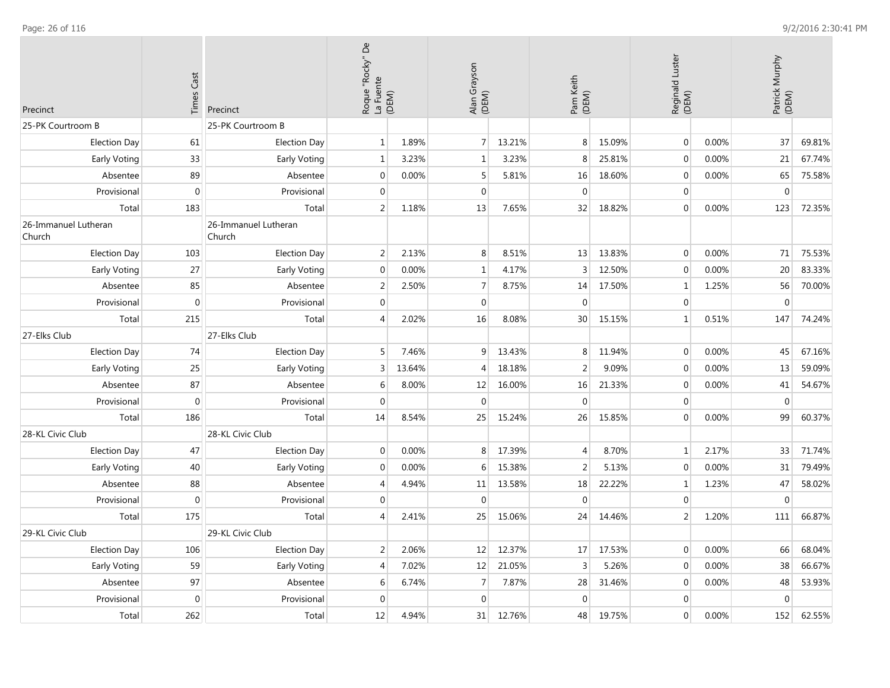| Precinct | Times Cast | Precinct | Roque "Rocky" De La Fuente (DEM) | | Alan Grayson (DEM) | | Pam Keith (DEM) | | Reginald Luster (DEM) | | Patrick Murphy (DEM) | |
|---|---|---|---|---|---|---|---|---|---|---|---|---|
| 25-PK Courtroom B | | 25-PK Courtroom B | | | | | | | | | | |
| Election Day | 61 | Election Day | 1 | 1.89% | 7 | 13.21% | 8 | 15.09% | 0 | 0.00% | 37 | 69.81% |
| Early Voting | 33 | Early Voting | 1 | 3.23% | 1 | 3.23% | 8 | 25.81% | 0 | 0.00% | 21 | 67.74% |
| Absentee | 89 | Absentee | 0 | 0.00% | 5 | 5.81% | 16 | 18.60% | 0 | 0.00% | 65 | 75.58% |
| Provisional | 0 | Provisional | 0 | | 0 | | 0 | | 0 | | 0 | |
| Total | 183 | Total | 2 | 1.18% | 13 | 7.65% | 32 | 18.82% | 0 | 0.00% | 123 | 72.35% |
| 26-Immanuel Lutheran Church | | 26-Immanuel Lutheran Church | | | | | | | | | | |
| Election Day | 103 | Election Day | 2 | 2.13% | 8 | 8.51% | 13 | 13.83% | 0 | 0.00% | 71 | 75.53% |
| Early Voting | 27 | Early Voting | 0 | 0.00% | 1 | 4.17% | 3 | 12.50% | 0 | 0.00% | 20 | 83.33% |
| Absentee | 85 | Absentee | 2 | 2.50% | 7 | 8.75% | 14 | 17.50% | 1 | 1.25% | 56 | 70.00% |
| Provisional | 0 | Provisional | 0 | | 0 | | 0 | | 0 | | 0 | |
| Total | 215 | Total | 4 | 2.02% | 16 | 8.08% | 30 | 15.15% | 1 | 0.51% | 147 | 74.24% |
| 27-Elks Club | | 27-Elks Club | | | | | | | | | | |
| Election Day | 74 | Election Day | 5 | 7.46% | 9 | 13.43% | 8 | 11.94% | 0 | 0.00% | 45 | 67.16% |
| Early Voting | 25 | Early Voting | 3 | 13.64% | 4 | 18.18% | 2 | 9.09% | 0 | 0.00% | 13 | 59.09% |
| Absentee | 87 | Absentee | 6 | 8.00% | 12 | 16.00% | 16 | 21.33% | 0 | 0.00% | 41 | 54.67% |
| Provisional | 0 | Provisional | 0 | | 0 | | 0 | | 0 | | 0 | |
| Total | 186 | Total | 14 | 8.54% | 25 | 15.24% | 26 | 15.85% | 0 | 0.00% | 99 | 60.37% |
| 28-KL Civic Club | | 28-KL Civic Club | | | | | | | | | | |
| Election Day | 47 | Election Day | 0 | 0.00% | 8 | 17.39% | 4 | 8.70% | 1 | 2.17% | 33 | 71.74% |
| Early Voting | 40 | Early Voting | 0 | 0.00% | 6 | 15.38% | 2 | 5.13% | 0 | 0.00% | 31 | 79.49% |
| Absentee | 88 | Absentee | 4 | 4.94% | 11 | 13.58% | 18 | 22.22% | 1 | 1.23% | 47 | 58.02% |
| Provisional | 0 | Provisional | 0 | | 0 | | 0 | | 0 | | 0 | |
| Total | 175 | Total | 4 | 2.41% | 25 | 15.06% | 24 | 14.46% | 2 | 1.20% | 111 | 66.87% |
| 29-KL Civic Club | | 29-KL Civic Club | | | | | | | | | | |
| Election Day | 106 | Election Day | 2 | 2.06% | 12 | 12.37% | 17 | 17.53% | 0 | 0.00% | 66 | 68.04% |
| Early Voting | 59 | Early Voting | 4 | 7.02% | 12 | 21.05% | 3 | 5.26% | 0 | 0.00% | 38 | 66.67% |
| Absentee | 97 | Absentee | 6 | 6.74% | 7 | 7.87% | 28 | 31.46% | 0 | 0.00% | 48 | 53.93% |
| Provisional | 0 | Provisional | 0 | | 0 | | 0 | | 0 | | 0 | |
| Total | 262 | Total | 12 | 4.94% | 31 | 12.76% | 48 | 19.75% | 0 | 0.00% | 152 | 62.55% |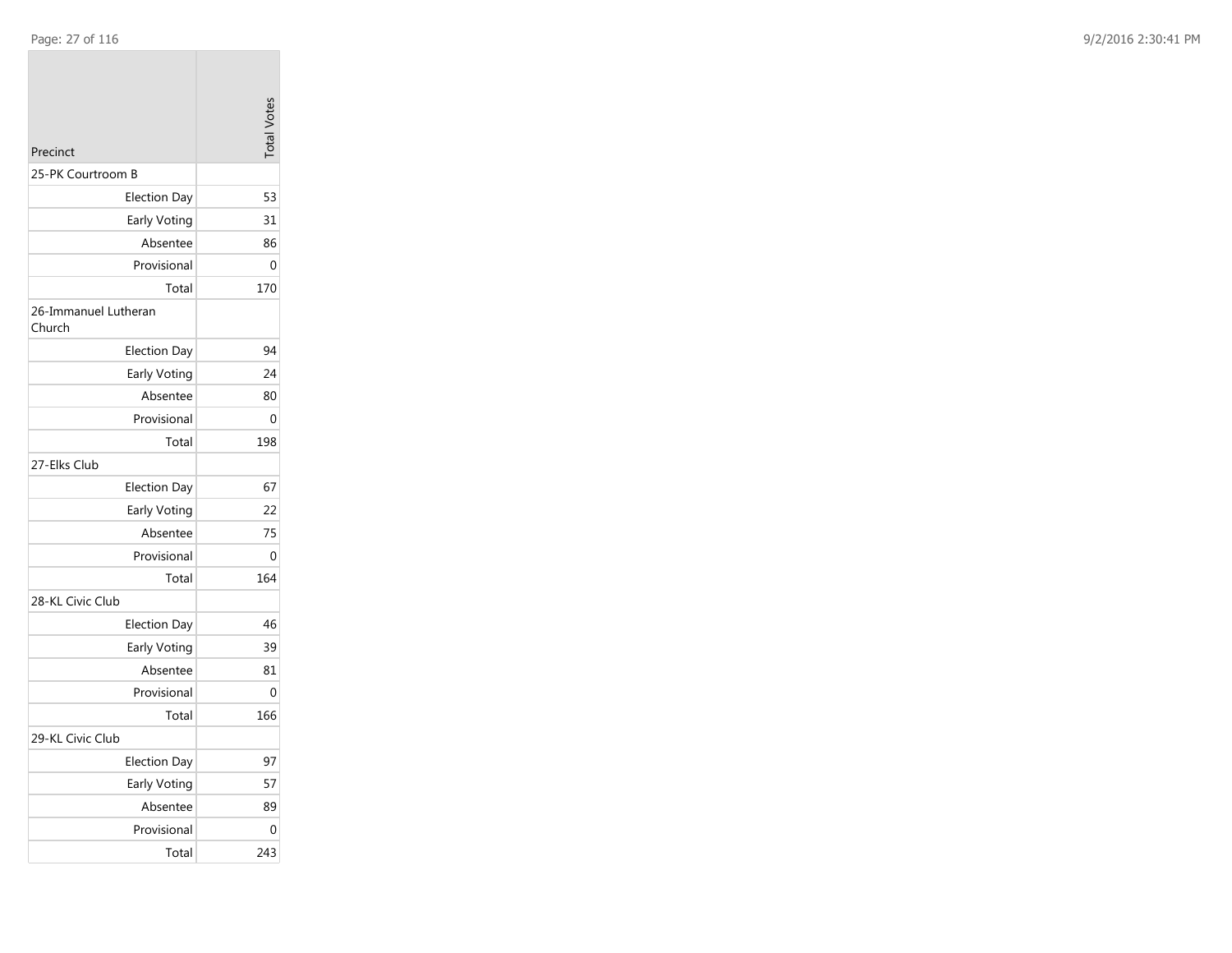| Precinct | Total Votes |
|---|---|
| 25-PK Courtroom B | |
| Election Day | 53 |
| Early Voting | 31 |
| Absentee | 86 |
| Provisional | 0 |
| Total | 170 |
| 26-Immanuel Lutheran Church | |
| Election Day | 94 |
| Early Voting | 24 |
| Absentee | 80 |
| Provisional | 0 |
| Total | 198 |
| 27-Elks Club | |
| Election Day | 67 |
| Early Voting | 22 |
| Absentee | 75 |
| Provisional | 0 |
| Total | 164 |
| 28-KL Civic Club | |
| Election Day | 46 |
| Early Voting | 39 |
| Absentee | 81 |
| Provisional | 0 |
| Total | 166 |
| 29-KL Civic Club | |
| Election Day | 97 |
| Early Voting | 57 |
| Absentee | 89 |
| Provisional | 0 |
| Total | 243 |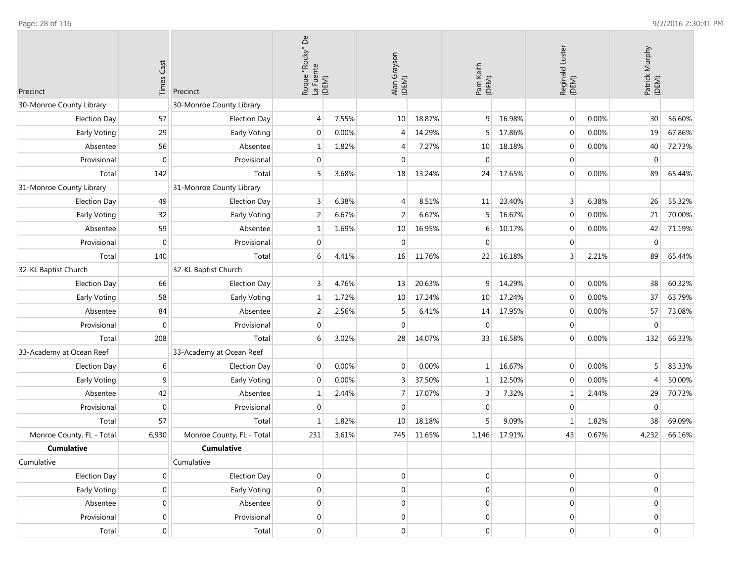| Precinct | Times Cast | Precinct | Roque "Rocky" De La Fuente (DEM) | | Alan Grayson (DEM) | | Pam Keith (DEM) | | Reginald Luster (DEM) | | Patrick Murphy (DEM) | |
|---|---|---|---|---|---|---|---|---|---|---|---|---|
| 30-Monroe County Library | | 30-Monroe County Library | | | | | | | | | | |
| Election Day | 57 | Election Day | 4 | 7.55% | 10 | 18.87% | 9 | 16.98% | 0 | 0.00% | 30 | 56.60% |
| Early Voting | 29 | Early Voting | 0 | 0.00% | 4 | 14.29% | 5 | 17.86% | 0 | 0.00% | 19 | 67.86% |
| Absentee | 56 | Absentee | 1 | 1.82% | 4 | 7.27% | 10 | 18.18% | 0 | 0.00% | 40 | 72.73% |
| Provisional | 0 | Provisional | 0 | | 0 | | 0 | | 0 | | 0 | |
| Total | 142 | Total | 5 | 3.68% | 18 | 13.24% | 24 | 17.65% | 0 | 0.00% | 89 | 65.44% |
| 31-Monroe County Library | | 31-Monroe County Library | | | | | | | | | | |
| Election Day | 49 | Election Day | 3 | 6.38% | 4 | 8.51% | 11 | 23.40% | 3 | 6.38% | 26 | 55.32% |
| Early Voting | 32 | Early Voting | 2 | 6.67% | 2 | 6.67% | 5 | 16.67% | 0 | 0.00% | 21 | 70.00% |
| Absentee | 59 | Absentee | 1 | 1.69% | 10 | 16.95% | 6 | 10.17% | 0 | 0.00% | 42 | 71.19% |
| Provisional | 0 | Provisional | 0 | | 0 | | 0 | | 0 | | 0 | |
| Total | 140 | Total | 6 | 4.41% | 16 | 11.76% | 22 | 16.18% | 3 | 2.21% | 89 | 65.44% |
| 32-KL Baptist Church | | 32-KL Baptist Church | | | | | | | | | | |
| Election Day | 66 | Election Day | 3 | 4.76% | 13 | 20.63% | 9 | 14.29% | 0 | 0.00% | 38 | 60.32% |
| Early Voting | 58 | Early Voting | 1 | 1.72% | 10 | 17.24% | 10 | 17.24% | 0 | 0.00% | 37 | 63.79% |
| Absentee | 84 | Absentee | 2 | 2.56% | 5 | 6.41% | 14 | 17.95% | 0 | 0.00% | 57 | 73.08% |
| Provisional | 0 | Provisional | 0 | | 0 | | 0 | | 0 | | 0 | |
| Total | 208 | Total | 6 | 3.02% | 28 | 14.07% | 33 | 16.58% | 0 | 0.00% | 132 | 66.33% |
| 33-Academy at Ocean Reef | | 33-Academy at Ocean Reef | | | | | | | | | | |
| Election Day | 6 | Election Day | 0 | 0.00% | 0 | 0.00% | 1 | 16.67% | 0 | 0.00% | 5 | 83.33% |
| Early Voting | 9 | Early Voting | 0 | 0.00% | 3 | 37.50% | 1 | 12.50% | 0 | 0.00% | 4 | 50.00% |
| Absentee | 42 | Absentee | 1 | 2.44% | 7 | 17.07% | 3 | 7.32% | 1 | 2.44% | 29 | 70.73% |
| Provisional | 0 | Provisional | 0 | | 0 | | 0 | | 0 | | 0 | |
| Total | 57 | Total | 1 | 1.82% | 10 | 18.18% | 5 | 9.09% | 1 | 1.82% | 38 | 69.09% |
| Monroe County, FL - Total | 6,930 | Monroe County, FL - Total | 231 | 3.61% | 745 | 11.65% | 1,146 | 17.91% | 43 | 0.67% | 4,232 | 66.16% |
| **Cumulative** | | **Cumulative** | | | | | | | | | | |
| Cumulative | | Cumulative | | | | | | | | | | |
| Election Day | 0 | Election Day | 0 | | 0 | | 0 | | 0 | | 0 | |
| Early Voting | 0 | Early Voting | 0 | | 0 | | 0 | | 0 | | 0 | |
| Absentee | 0 | Absentee | 0 | | 0 | | 0 | | 0 | | 0 | |
| Provisional | 0 | Provisional | 0 | | 0 | | 0 | | 0 | | 0 | |
| Total | 0 | Total | 0 | | 0 | | 0 | | 0 | | 0 | |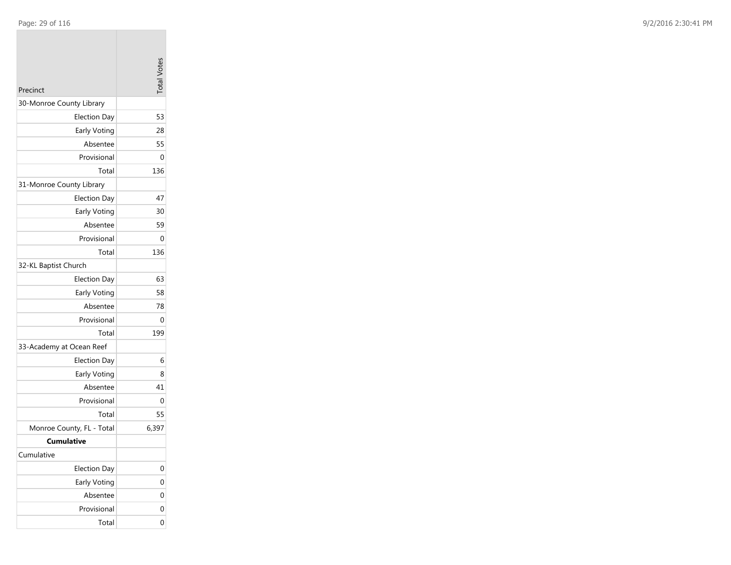| Precinct | Total Votes |
|---|---|
| 30-Monroe County Library | |
| Election Day | 53 |
| Early Voting | 28 |
| Absentee | 55 |
| Provisional | 0 |
| Total | 136 |
| 31-Monroe County Library | |
| Election Day | 47 |
| Early Voting | 30 |
| Absentee | 59 |
| Provisional | 0 |
| Total | 136 |
| 32-KL Baptist Church | |
| Election Day | 63 |
| Early Voting | 58 |
| Absentee | 78 |
| Provisional | 0 |
| Total | 199 |
| 33-Academy at Ocean Reef | |
| Election Day | 6 |
| Early Voting | 8 |
| Absentee | 41 |
| Provisional | 0 |
| Total | 55 |
| Monroe County, FL - Total | 6,397 |
| **Cumulative** | |
| Cumulative | |
| Election Day | 0 |
| Early Voting | 0 |
| Absentee | 0 |
| Provisional | 0 |
| Total | 0 |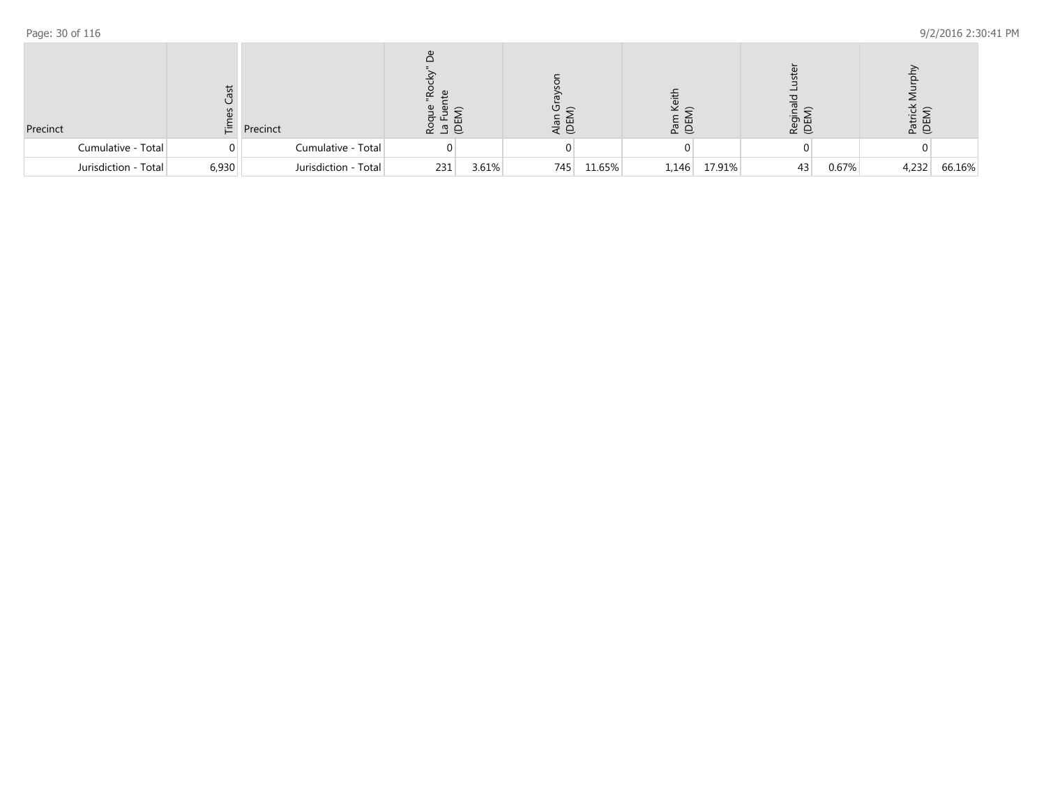| Precinct | Times Cast | Precinct | Roque "Rocky" De La Fuente (DEM) | | Alan Grayson (DEM) | | Pam Keith (DEM) | | Reginald Luster (DEM) | | Patrick Murphy (DEM) | |
|---|---|---|---|---|---|---|---|---|---|---|---|---|
| Cumulative - Total | 0 | Cumulative - Total | 0 | | 0 | | 0 | | 0 | | 0 | |
| Jurisdiction - Total | 6,930 | Jurisdiction - Total | 231 | 3.61% | 745 | 11.65% | 1,146 | 17.91% | 43 | 0.67% | 4,232 | 66.16% |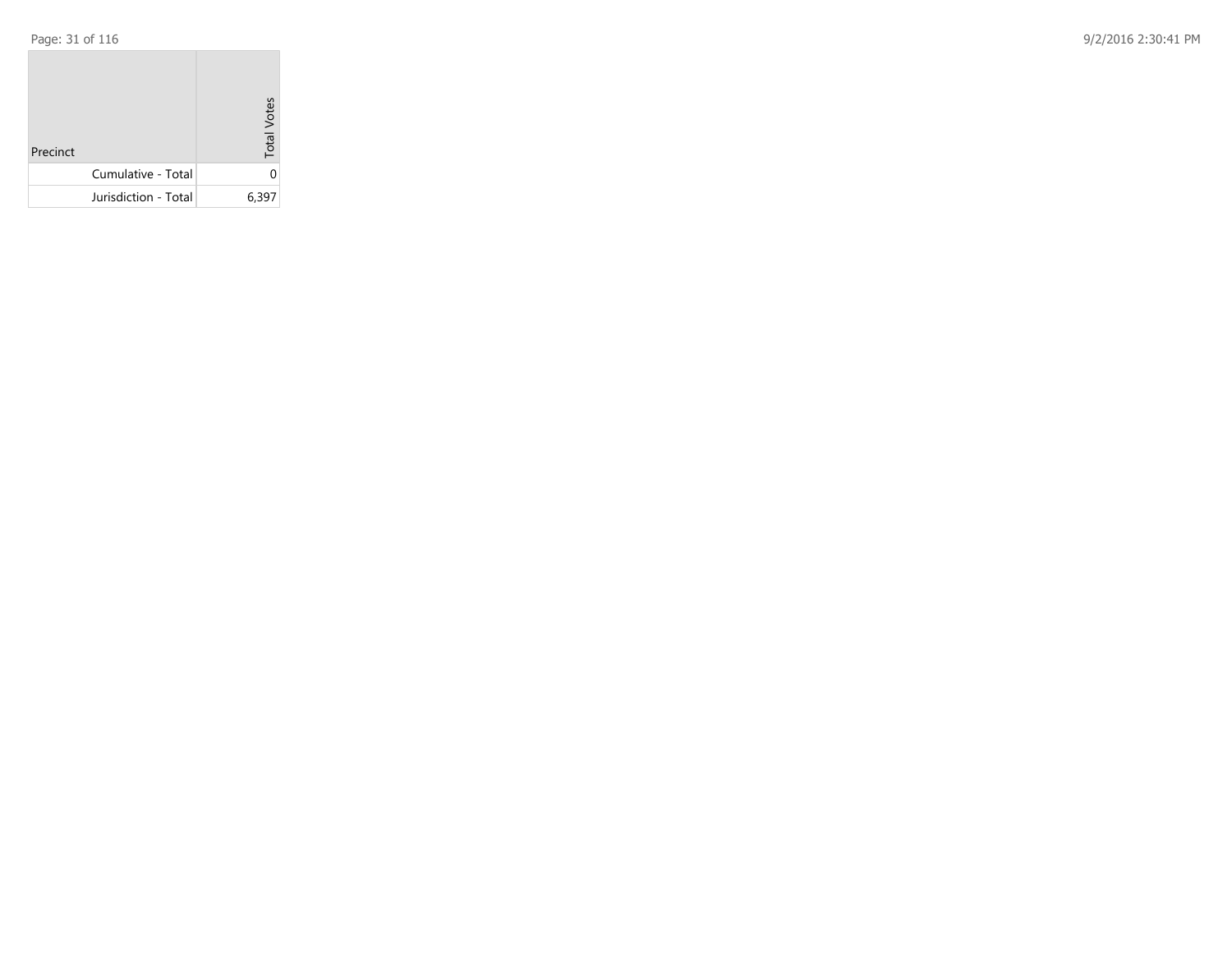| Precinct | Total Votes |
| --- | --- |
| Cumulative - Total | 0 |
| Jurisdiction - Total | 6,397 |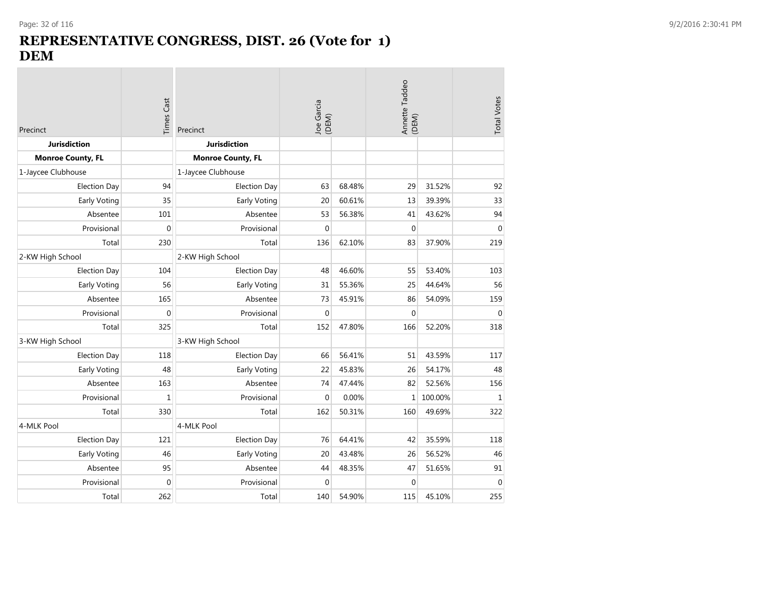# REPRESENTATIVE CONGRESS, DIST. 26 (Vote for 1)
# DEM

| Precinct | Times Cast | Precinct | Joe Garcia (DEM) | | Annette Taddeo (DEM) | | Total Votes |
|---|---|---|---|---|---|---|---|
| **Jurisdiction** | | **Jurisdiction** | | | | | |
| **Monroe County, FL** | | **Monroe County, FL** | | | | | |
| 1-Jaycee Clubhouse | | 1-Jaycee Clubhouse | | | | | |
| Election Day | 94 | Election Day | 63 | 68.48% | 29 | 31.52% | 92 |
| Early Voting | 35 | Early Voting | 20 | 60.61% | 13 | 39.39% | 33 |
| Absentee | 101 | Absentee | 53 | 56.38% | 41 | 43.62% | 94 |
| Provisional | 0 | Provisional | 0 | | 0 | | 0 |
| Total | 230 | Total | 136 | 62.10% | 83 | 37.90% | 219 |
| 2-KW High School | | 2-KW High School | | | | | |
| Election Day | 104 | Election Day | 48 | 46.60% | 55 | 53.40% | 103 |
| Early Voting | 56 | Early Voting | 31 | 55.36% | 25 | 44.64% | 56 |
| Absentee | 165 | Absentee | 73 | 45.91% | 86 | 54.09% | 159 |
| Provisional | 0 | Provisional | 0 | | 0 | | 0 |
| Total | 325 | Total | 152 | 47.80% | 166 | 52.20% | 318 |
| 3-KW High School | | 3-KW High School | | | | | |
| Election Day | 118 | Election Day | 66 | 56.41% | 51 | 43.59% | 117 |
| Early Voting | 48 | Early Voting | 22 | 45.83% | 26 | 54.17% | 48 |
| Absentee | 163 | Absentee | 74 | 47.44% | 82 | 52.56% | 156 |
| Provisional | 1 | Provisional | 0 | 0.00% | 1 | 100.00% | 1 |
| Total | 330 | Total | 162 | 50.31% | 160 | 49.69% | 322 |
| 4-MLK Pool | | 4-MLK Pool | | | | | |
| Election Day | 121 | Election Day | 76 | 64.41% | 42 | 35.59% | 118 |
| Early Voting | 46 | Early Voting | 20 | 43.48% | 26 | 56.52% | 46 |
| Absentee | 95 | Absentee | 44 | 48.35% | 47 | 51.65% | 91 |
| Provisional | 0 | Provisional | 0 | | 0 | | 0 |
| Total | 262 | Total | 140 | 54.90% | 115 | 45.10% | 255 |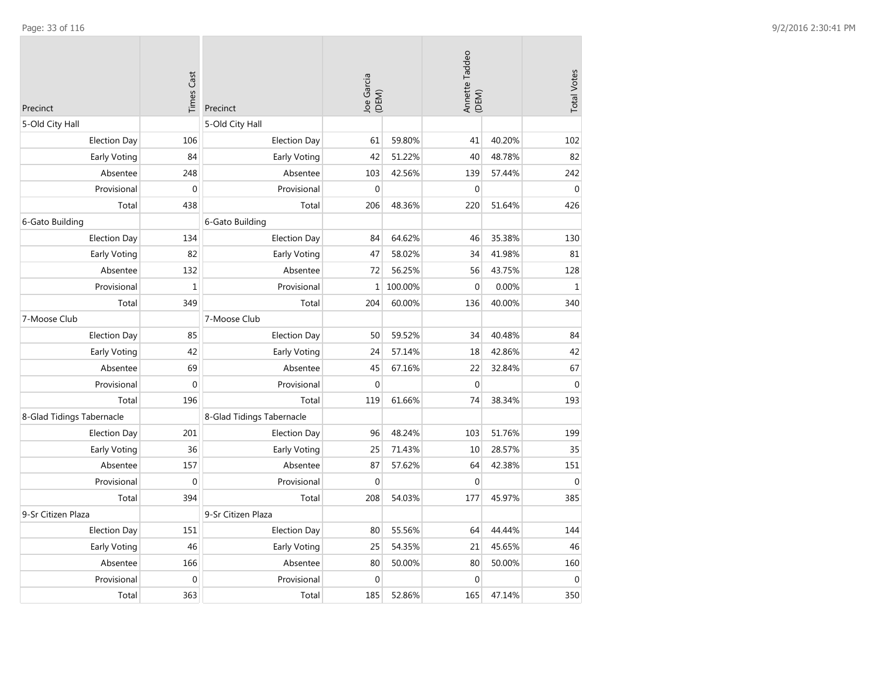| Precinct | Times Cast |
|---|---|
| 5-Old City Hall | |
| Election Day | 106 |
| Early Voting | 84 |
| Absentee | 248 |
| Provisional | 0 |
| Total | 438 |
| 6-Gato Building | |
| Election Day | 134 |
| Early Voting | 82 |
| Absentee | 132 |
| Provisional | 1 |
| Total | 349 |
| 7-Moose Club | |
| Election Day | 85 |
| Early Voting | 42 |
| Absentee | 69 |
| Provisional | 0 |
| Total | 196 |
| 8-Glad Tidings Tabernacle | |
| Election Day | 201 |
| Early Voting | 36 |
| Absentee | 157 |
| Provisional | 0 |
| Total | 394 |
| 9-Sr Citizen Plaza | |
| Election Day | 151 |
| Early Voting | 46 |
| Absentee | 166 |
| Provisional | 0 |
| Total | 363 |

| Precinct | Joe Garcia (DEM) | | Annette Taddeo (DEM) | | Total Votes |
|---|---|---|---|---|---|
| 5-Old City Hall | | | | | |
| Election Day | 61 | 59.80% | 41 | 40.20% | 102 |
| Early Voting | 42 | 51.22% | 40 | 48.78% | 82 |
| Absentee | 103 | 42.56% | 139 | 57.44% | 242 |
| Provisional | 0 | | 0 | | 0 |
| Total | 206 | 48.36% | 220 | 51.64% | 426 |
| 6-Gato Building | | | | | |
| Election Day | 84 | 64.62% | 46 | 35.38% | 130 |
| Early Voting | 47 | 58.02% | 34 | 41.98% | 81 |
| Absentee | 72 | 56.25% | 56 | 43.75% | 128 |
| Provisional | 1 | 100.00% | 0 | 0.00% | 1 |
| Total | 204 | 60.00% | 136 | 40.00% | 340 |
| 7-Moose Club | | | | | |
| Election Day | 50 | 59.52% | 34 | 40.48% | 84 |
| Early Voting | 24 | 57.14% | 18 | 42.86% | 42 |
| Absentee | 45 | 67.16% | 22 | 32.84% | 67 |
| Provisional | 0 | | 0 | | 0 |
| Total | 119 | 61.66% | 74 | 38.34% | 193 |
| 8-Glad Tidings Tabernacle | | | | | |
| Election Day | 96 | 48.24% | 103 | 51.76% | 199 |
| Early Voting | 25 | 71.43% | 10 | 28.57% | 35 |
| Absentee | 87 | 57.62% | 64 | 42.38% | 151 |
| Provisional | 0 | | 0 | | 0 |
| Total | 208 | 54.03% | 177 | 45.97% | 385 |
| 9-Sr Citizen Plaza | | | | | |
| Election Day | 80 | 55.56% | 64 | 44.44% | 144 |
| Early Voting | 25 | 54.35% | 21 | 45.65% | 46 |
| Absentee | 80 | 50.00% | 80 | 50.00% | 160 |
| Provisional | 0 | | 0 | | 0 |
| Total | 185 | 52.86% | 165 | 47.14% | 350 |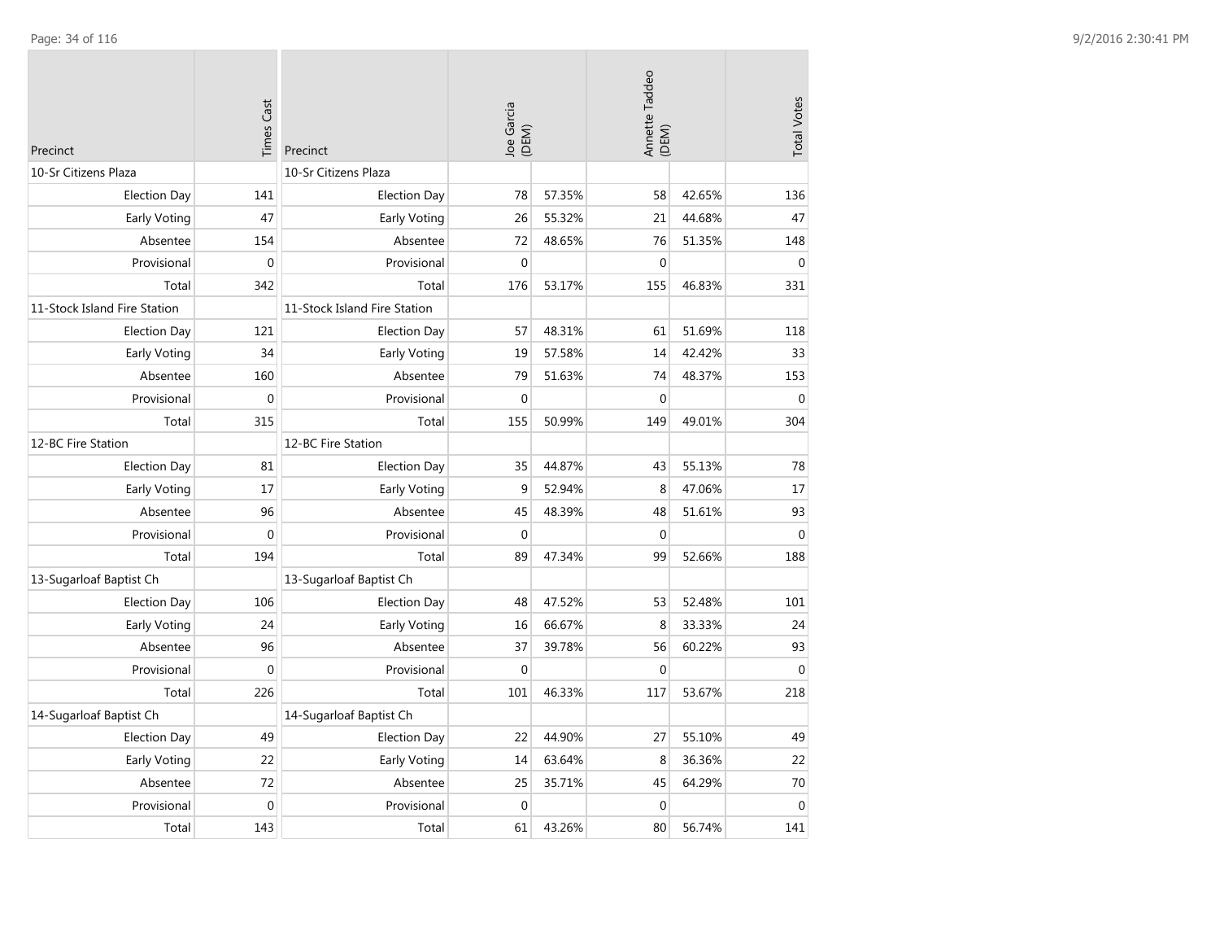| Precinct | Times Cast |
|---|---|
| 10-Sr Citizens Plaza | |
| Election Day | 141 |
| Early Voting | 47 |
| Absentee | 154 |
| Provisional | 0 |
| Total | 342 |
| 11-Stock Island Fire Station | |
| Election Day | 121 |
| Early Voting | 34 |
| Absentee | 160 |
| Provisional | 0 |
| Total | 315 |
| 12-BC Fire Station | |
| Election Day | 81 |
| Early Voting | 17 |
| Absentee | 96 |
| Provisional | 0 |
| Total | 194 |
| 13-Sugarloaf Baptist Ch | |
| Election Day | 106 |
| Early Voting | 24 |
| Absentee | 96 |
| Provisional | 0 |
| Total | 226 |
| 14-Sugarloaf Baptist Ch | |
| Election Day | 49 |
| Early Voting | 22 |
| Absentee | 72 |
| Provisional | 0 |
| Total | 143 |

| Precinct | Joe Garcia (DEM) | | Annette Taddeo (DEM) | | Total Votes |
|---|---|---|---|---|---|
| 10-Sr Citizens Plaza | | | | | |
| Election Day | 78 | 57.35% | 58 | 42.65% | 136 |
| Early Voting | 26 | 55.32% | 21 | 44.68% | 47 |
| Absentee | 72 | 48.65% | 76 | 51.35% | 148 |
| Provisional | 0 | | 0 | | 0 |
| Total | 176 | 53.17% | 155 | 46.83% | 331 |
| 11-Stock Island Fire Station | | | | | |
| Election Day | 57 | 48.31% | 61 | 51.69% | 118 |
| Early Voting | 19 | 57.58% | 14 | 42.42% | 33 |
| Absentee | 79 | 51.63% | 74 | 48.37% | 153 |
| Provisional | 0 | | 0 | | 0 |
| Total | 155 | 50.99% | 149 | 49.01% | 304 |
| 12-BC Fire Station | | | | | |
| Election Day | 35 | 44.87% | 43 | 55.13% | 78 |
| Early Voting | 9 | 52.94% | 8 | 47.06% | 17 |
| Absentee | 45 | 48.39% | 48 | 51.61% | 93 |
| Provisional | 0 | | 0 | | 0 |
| Total | 89 | 47.34% | 99 | 52.66% | 188 |
| 13-Sugarloaf Baptist Ch | | | | | |
| Election Day | 48 | 47.52% | 53 | 52.48% | 101 |
| Early Voting | 16 | 66.67% | 8 | 33.33% | 24 |
| Absentee | 37 | 39.78% | 56 | 60.22% | 93 |
| Provisional | 0 | | 0 | | 0 |
| Total | 101 | 46.33% | 117 | 53.67% | 218 |
| 14-Sugarloaf Baptist Ch | | | | | |
| Election Day | 22 | 44.90% | 27 | 55.10% | 49 |
| Early Voting | 14 | 63.64% | 8 | 36.36% | 22 |
| Absentee | 25 | 35.71% | 45 | 64.29% | 70 |
| Provisional | 0 | | 0 | | 0 |
| Total | 61 | 43.26% | 80 | 56.74% | 141 |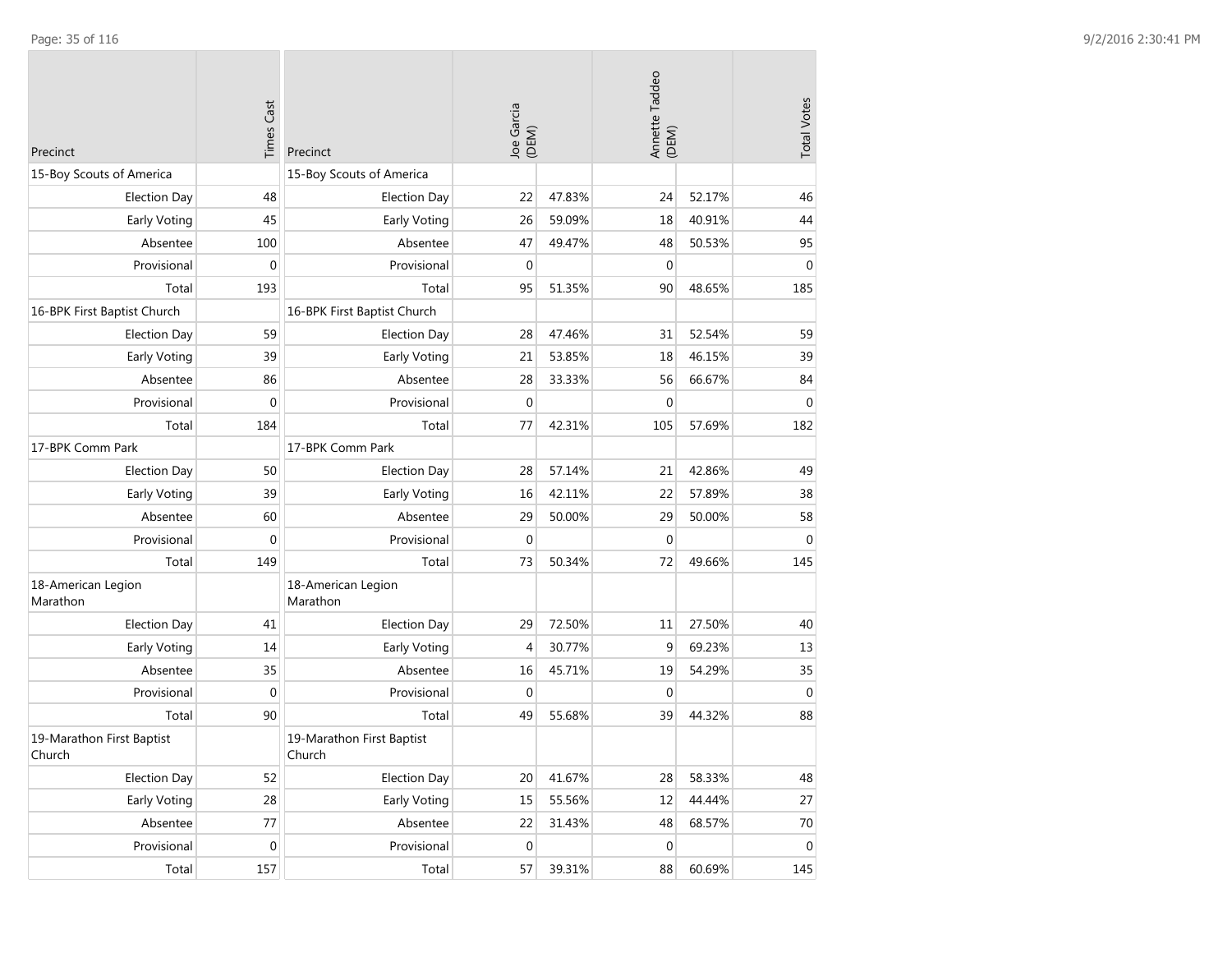| Precinct | Times Cast | Precinct | Joe Garcia (DEM) | | Annette Taddeo (DEM) | | Total Votes |
|---|---|---|---|---|---|---|---|
| 15-Boy Scouts of America | | 15-Boy Scouts of America | | | | | |
| Election Day | 48 | Election Day | 22 | 47.83% | 24 | 52.17% | 46 |
| Early Voting | 45 | Early Voting | 26 | 59.09% | 18 | 40.91% | 44 |
| Absentee | 100 | Absentee | 47 | 49.47% | 48 | 50.53% | 95 |
| Provisional | 0 | Provisional | 0 | | 0 | | 0 |
| Total | 193 | Total | 95 | 51.35% | 90 | 48.65% | 185 |
| 16-BPK First Baptist Church | | 16-BPK First Baptist Church | | | | | |
| Election Day | 59 | Election Day | 28 | 47.46% | 31 | 52.54% | 59 |
| Early Voting | 39 | Early Voting | 21 | 53.85% | 18 | 46.15% | 39 |
| Absentee | 86 | Absentee | 28 | 33.33% | 56 | 66.67% | 84 |
| Provisional | 0 | Provisional | 0 | | 0 | | 0 |
| Total | 184 | Total | 77 | 42.31% | 105 | 57.69% | 182 |
| 17-BPK Comm Park | | 17-BPK Comm Park | | | | | |
| Election Day | 50 | Election Day | 28 | 57.14% | 21 | 42.86% | 49 |
| Early Voting | 39 | Early Voting | 16 | 42.11% | 22 | 57.89% | 38 |
| Absentee | 60 | Absentee | 29 | 50.00% | 29 | 50.00% | 58 |
| Provisional | 0 | Provisional | 0 | | 0 | | 0 |
| Total | 149 | Total | 73 | 50.34% | 72 | 49.66% | 145 |
| 18-American Legion Marathon | | 18-American Legion Marathon | | | | | |
| Election Day | 41 | Election Day | 29 | 72.50% | 11 | 27.50% | 40 |
| Early Voting | 14 | Early Voting | 4 | 30.77% | 9 | 69.23% | 13 |
| Absentee | 35 | Absentee | 16 | 45.71% | 19 | 54.29% | 35 |
| Provisional | 0 | Provisional | 0 | | 0 | | 0 |
| Total | 90 | Total | 49 | 55.68% | 39 | 44.32% | 88 |
| 19-Marathon First Baptist Church | | 19-Marathon First Baptist Church | | | | | |
| Election Day | 52 | Election Day | 20 | 41.67% | 28 | 58.33% | 48 |
| Early Voting | 28 | Early Voting | 15 | 55.56% | 12 | 44.44% | 27 |
| Absentee | 77 | Absentee | 22 | 31.43% | 48 | 68.57% | 70 |
| Provisional | 0 | Provisional | 0 | | 0 | | 0 |
| Total | 157 | Total | 57 | 39.31% | 88 | 60.69% | 145 |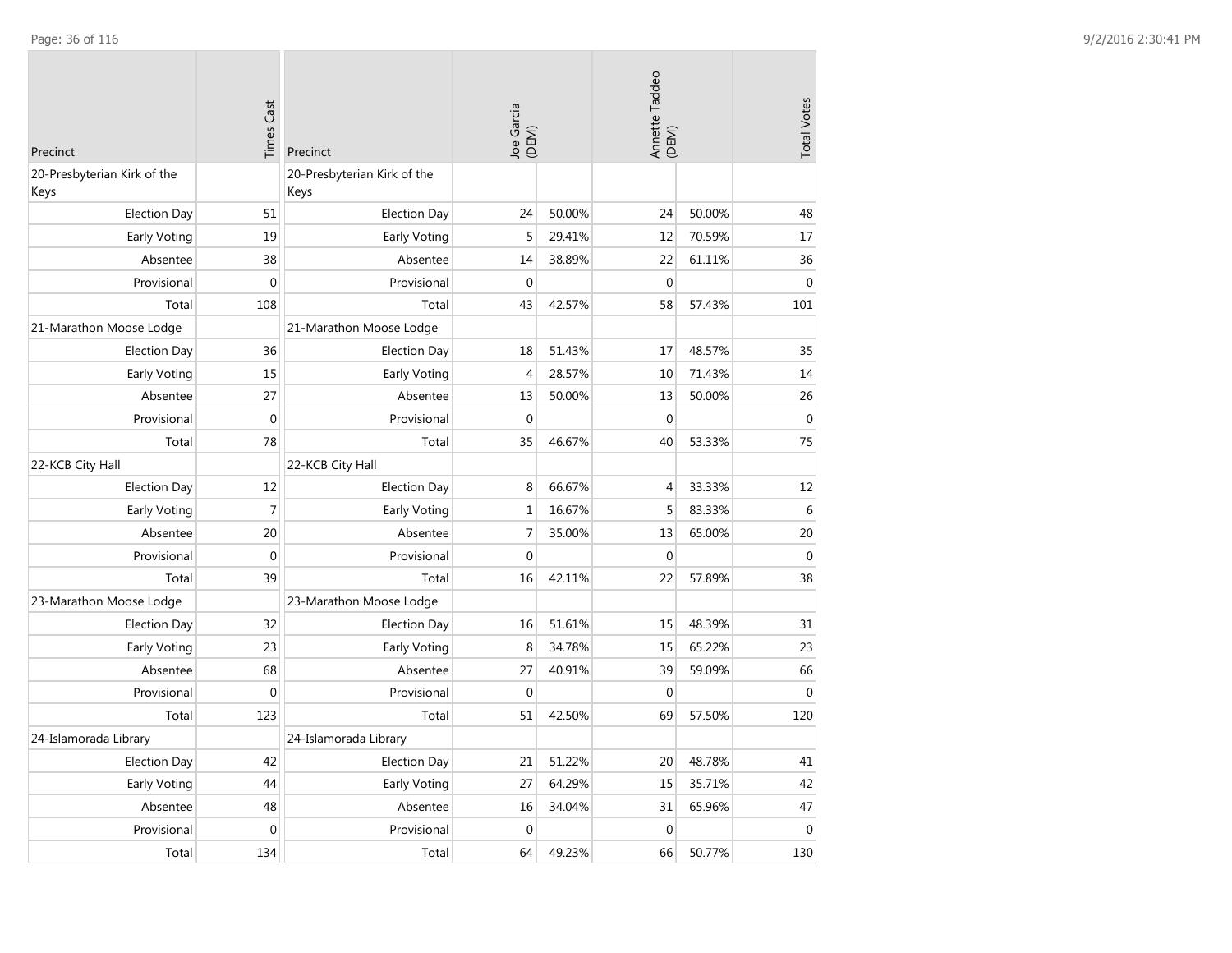| Precinct | Times Cast |
|---|---|
| 20-Presbyterian Kirk of the Keys | |
| Election Day | 51 |
| Early Voting | 19 |
| Absentee | 38 |
| Provisional | 0 |
| Total | 108 |
| 21-Marathon Moose Lodge | |
| Election Day | 36 |
| Early Voting | 15 |
| Absentee | 27 |
| Provisional | 0 |
| Total | 78 |
| 22-KCB City Hall | |
| Election Day | 12 |
| Early Voting | 7 |
| Absentee | 20 |
| Provisional | 0 |
| Total | 39 |
| 23-Marathon Moose Lodge | |
| Election Day | 32 |
| Early Voting | 23 |
| Absentee | 68 |
| Provisional | 0 |
| Total | 123 |
| 24-Islamorada Library | |
| Election Day | 42 |
| Early Voting | 44 |
| Absentee | 48 |
| Provisional | 0 |
| Total | 134 |

| Precinct | Joe Garcia (DEM) | | Annette Taddeo (DEM) | | Total Votes |
|---|---|---|---|---|---|
| 20-Presbyterian Kirk of the Keys | | | | | |
| Election Day | 24 | 50.00% | 24 | 50.00% | 48 |
| Early Voting | 5 | 29.41% | 12 | 70.59% | 17 |
| Absentee | 14 | 38.89% | 22 | 61.11% | 36 |
| Provisional | 0 | | 0 | | 0 |
| Total | 43 | 42.57% | 58 | 57.43% | 101 |
| 21-Marathon Moose Lodge | | | | | |
| Election Day | 18 | 51.43% | 17 | 48.57% | 35 |
| Early Voting | 4 | 28.57% | 10 | 71.43% | 14 |
| Absentee | 13 | 50.00% | 13 | 50.00% | 26 |
| Provisional | 0 | | 0 | | 0 |
| Total | 35 | 46.67% | 40 | 53.33% | 75 |
| 22-KCB City Hall | | | | | |
| Election Day | 8 | 66.67% | 4 | 33.33% | 12 |
| Early Voting | 1 | 16.67% | 5 | 83.33% | 6 |
| Absentee | 7 | 35.00% | 13 | 65.00% | 20 |
| Provisional | 0 | | 0 | | 0 |
| Total | 16 | 42.11% | 22 | 57.89% | 38 |
| 23-Marathon Moose Lodge | | | | | |
| Election Day | 16 | 51.61% | 15 | 48.39% | 31 |
| Early Voting | 8 | 34.78% | 15 | 65.22% | 23 |
| Absentee | 27 | 40.91% | 39 | 59.09% | 66 |
| Provisional | 0 | | 0 | | 0 |
| Total | 51 | 42.50% | 69 | 57.50% | 120 |
| 24-Islamorada Library | | | | | |
| Election Day | 21 | 51.22% | 20 | 48.78% | 41 |
| Early Voting | 27 | 64.29% | 15 | 35.71% | 42 |
| Absentee | 16 | 34.04% | 31 | 65.96% | 47 |
| Provisional | 0 | | 0 | | 0 |
| Total | 64 | 49.23% | 66 | 50.77% | 130 |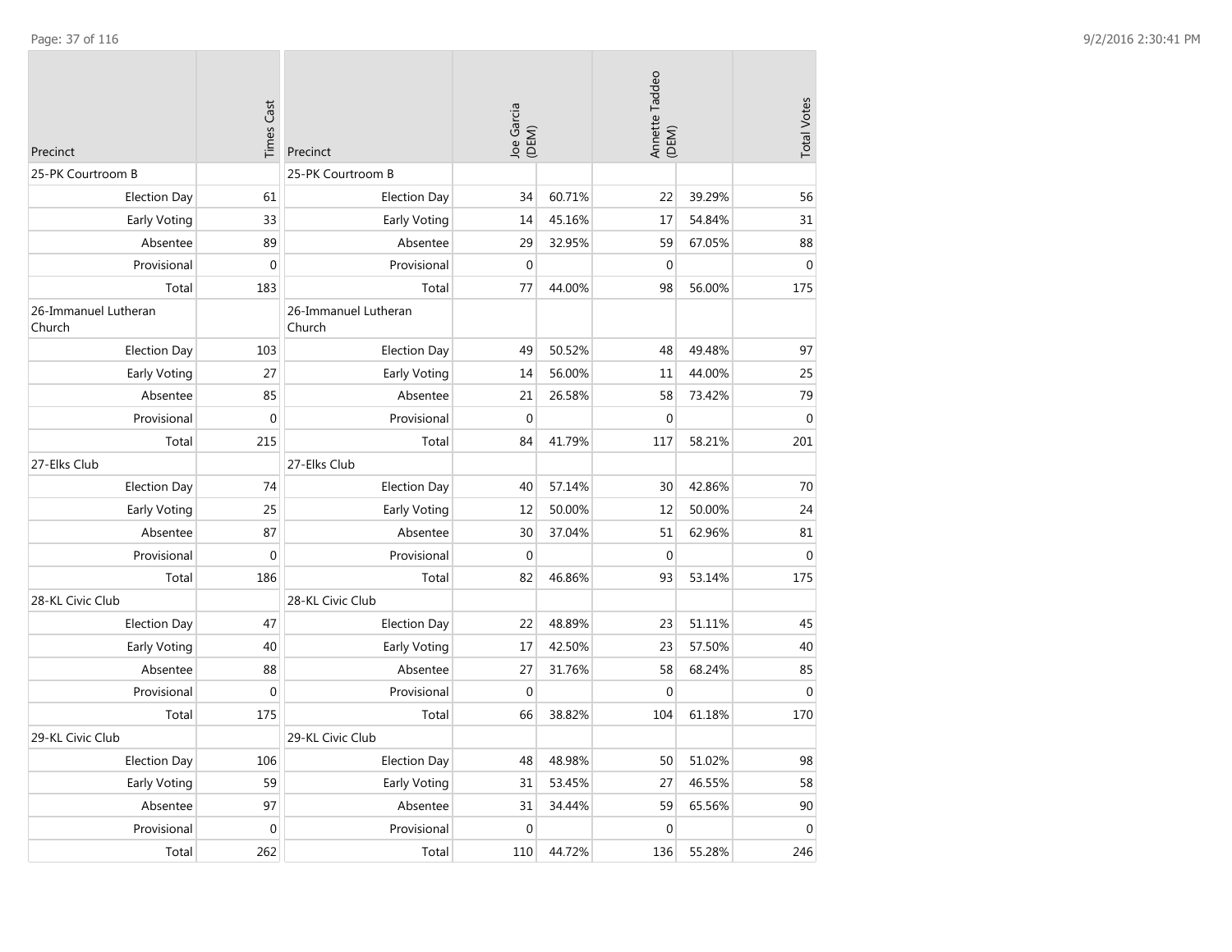| Precinct | Times Cast |
|---|---|
| 25-PK Courtroom B | |
| Election Day | 61 |
| Early Voting | 33 |
| Absentee | 89 |
| Provisional | 0 |
| Total | 183 |
| 26-Immanuel Lutheran Church | |
| Election Day | 103 |
| Early Voting | 27 |
| Absentee | 85 |
| Provisional | 0 |
| Total | 215 |
| 27-Elks Club | |
| Election Day | 74 |
| Early Voting | 25 |
| Absentee | 87 |
| Provisional | 0 |
| Total | 186 |
| 28-KL Civic Club | |
| Election Day | 47 |
| Early Voting | 40 |
| Absentee | 88 |
| Provisional | 0 |
| Total | 175 |
| 29-KL Civic Club | |
| Election Day | 106 |
| Early Voting | 59 |
| Absentee | 97 |
| Provisional | 0 |
| Total | 262 |

| Precinct | Joe Garcia (DEM) | | Annette Taddeo (DEM) | | Total Votes |
|---|---|---|---|---|---|
| 25-PK Courtroom B | | | | | |
| Election Day | 34 | 60.71% | 22 | 39.29% | 56 |
| Early Voting | 14 | 45.16% | 17 | 54.84% | 31 |
| Absentee | 29 | 32.95% | 59 | 67.05% | 88 |
| Provisional | 0 | | 0 | | 0 |
| Total | 77 | 44.00% | 98 | 56.00% | 175 |
| 26-Immanuel Lutheran Church | | | | | |
| Election Day | 49 | 50.52% | 48 | 49.48% | 97 |
| Early Voting | 14 | 56.00% | 11 | 44.00% | 25 |
| Absentee | 21 | 26.58% | 58 | 73.42% | 79 |
| Provisional | 0 | | 0 | | 0 |
| Total | 84 | 41.79% | 117 | 58.21% | 201 |
| 27-Elks Club | | | | | |
| Election Day | 40 | 57.14% | 30 | 42.86% | 70 |
| Early Voting | 12 | 50.00% | 12 | 50.00% | 24 |
| Absentee | 30 | 37.04% | 51 | 62.96% | 81 |
| Provisional | 0 | | 0 | | 0 |
| Total | 82 | 46.86% | 93 | 53.14% | 175 |
| 28-KL Civic Club | | | | | |
| Election Day | 22 | 48.89% | 23 | 51.11% | 45 |
| Early Voting | 17 | 42.50% | 23 | 57.50% | 40 |
| Absentee | 27 | 31.76% | 58 | 68.24% | 85 |
| Provisional | 0 | | 0 | | 0 |
| Total | 66 | 38.82% | 104 | 61.18% | 170 |
| 29-KL Civic Club | | | | | |
| Election Day | 48 | 48.98% | 50 | 51.02% | 98 |
| Early Voting | 31 | 53.45% | 27 | 46.55% | 58 |
| Absentee | 31 | 34.44% | 59 | 65.56% | 90 |
| Provisional | 0 | | 0 | | 0 |
| Total | 110 | 44.72% | 136 | 55.28% | 246 |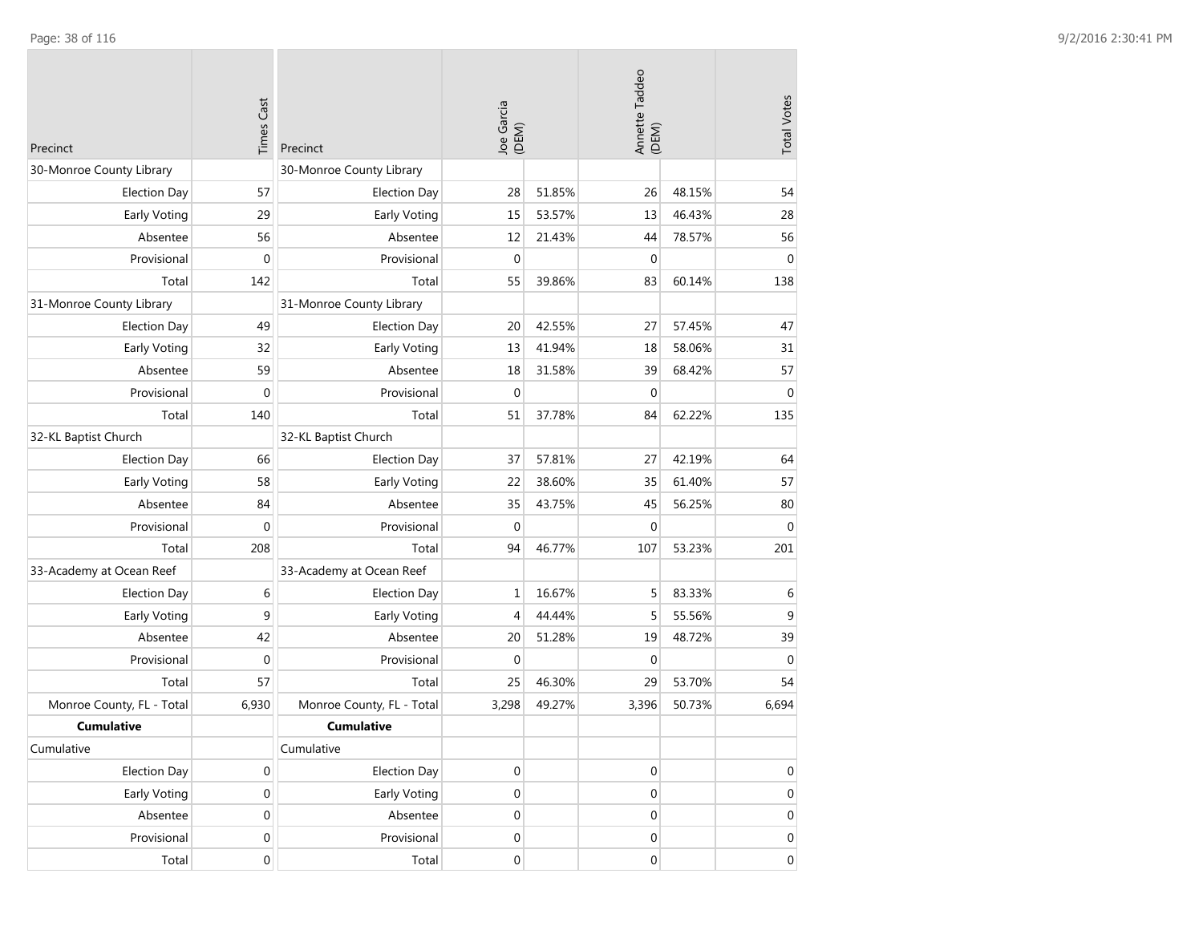| Precinct | Times Cast | Precinct | Joe Garcia (DEM) | | Annette Taddeo (DEM) | | Total Votes |
|---|---|---|---|---|---|---|---|
| 30-Monroe County Library | | 30-Monroe County Library | | | | | |
| Election Day | 57 | Election Day | 28 | 51.85% | 26 | 48.15% | 54 |
| Early Voting | 29 | Early Voting | 15 | 53.57% | 13 | 46.43% | 28 |
| Absentee | 56 | Absentee | 12 | 21.43% | 44 | 78.57% | 56 |
| Provisional | 0 | Provisional | 0 | | 0 | | 0 |
| Total | 142 | Total | 55 | 39.86% | 83 | 60.14% | 138 |
| 31-Monroe County Library | | 31-Monroe County Library | | | | | |
| Election Day | 49 | Election Day | 20 | 42.55% | 27 | 57.45% | 47 |
| Early Voting | 32 | Early Voting | 13 | 41.94% | 18 | 58.06% | 31 |
| Absentee | 59 | Absentee | 18 | 31.58% | 39 | 68.42% | 57 |
| Provisional | 0 | Provisional | 0 | | 0 | | 0 |
| Total | 140 | Total | 51 | 37.78% | 84 | 62.22% | 135 |
| 32-KL Baptist Church | | 32-KL Baptist Church | | | | | |
| Election Day | 66 | Election Day | 37 | 57.81% | 27 | 42.19% | 64 |
| Early Voting | 58 | Early Voting | 22 | 38.60% | 35 | 61.40% | 57 |
| Absentee | 84 | Absentee | 35 | 43.75% | 45 | 56.25% | 80 |
| Provisional | 0 | Provisional | 0 | | 0 | | 0 |
| Total | 208 | Total | 94 | 46.77% | 107 | 53.23% | 201 |
| 33-Academy at Ocean Reef | | 33-Academy at Ocean Reef | | | | | |
| Election Day | 6 | Election Day | 1 | 16.67% | 5 | 83.33% | 6 |
| Early Voting | 9 | Early Voting | 4 | 44.44% | 5 | 55.56% | 9 |
| Absentee | 42 | Absentee | 20 | 51.28% | 19 | 48.72% | 39 |
| Provisional | 0 | Provisional | 0 | | 0 | | 0 |
| Total | 57 | Total | 25 | 46.30% | 29 | 53.70% | 54 |
| Monroe County, FL - Total | 6,930 | Monroe County, FL - Total | 3,298 | 49.27% | 3,396 | 50.73% | 6,694 |
| **Cumulative** | | **Cumulative** | | | | | |
| Cumulative | | Cumulative | | | | | |
| Election Day | 0 | Election Day | 0 | | 0 | | 0 |
| Early Voting | 0 | Early Voting | 0 | | 0 | | 0 |
| Absentee | 0 | Absentee | 0 | | 0 | | 0 |
| Provisional | 0 | Provisional | 0 | | 0 | | 0 |
| Total | 0 | Total | 0 | | 0 | | 0 |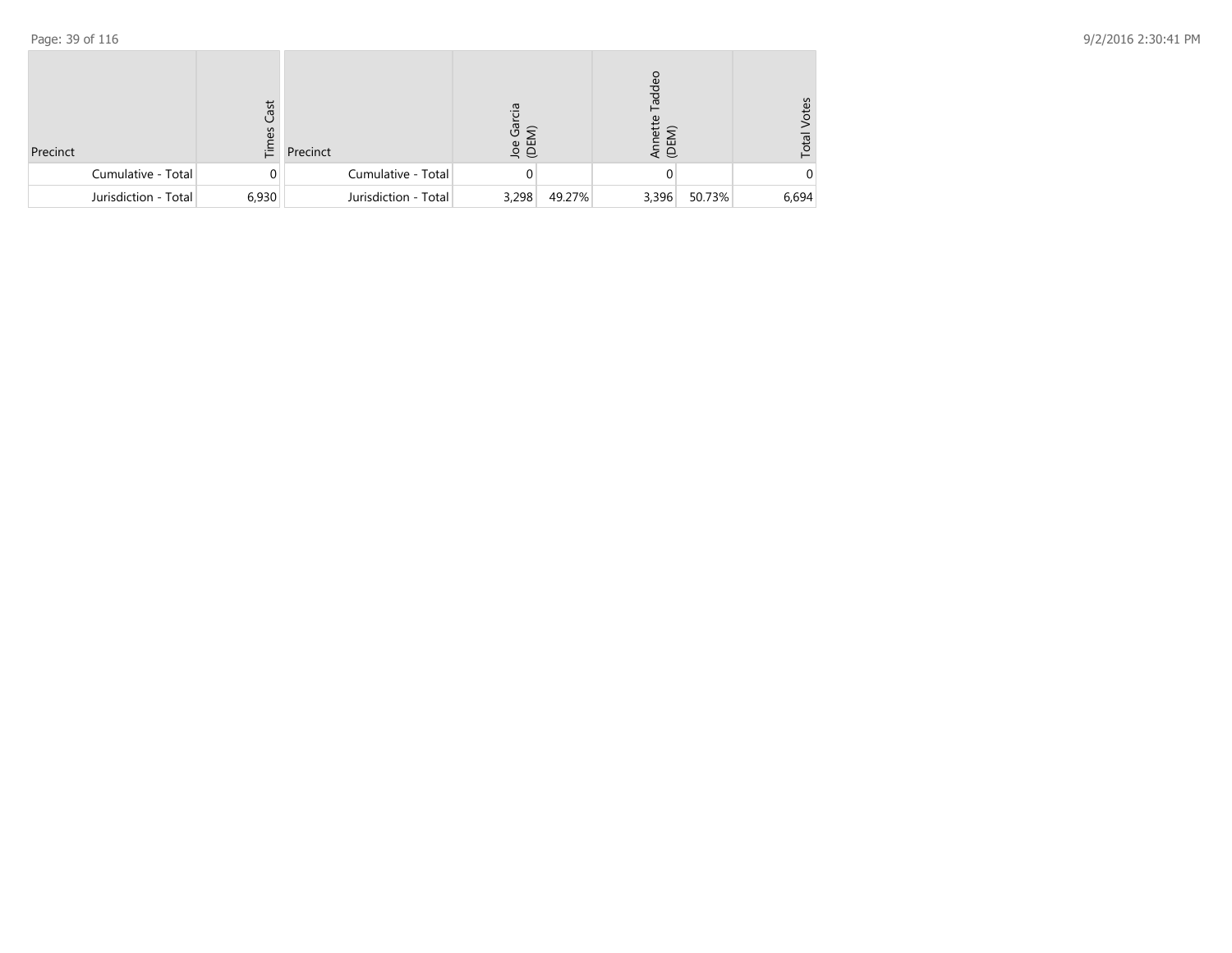| Precinct | Times Cast |
|---|---|
| Cumulative - Total | 0 |
| Jurisdiction - Total | 6,930 |

| Precinct | Joe Garcia (DEM) | | Annette Taddeo (DEM) | | Total Votes |
|---|---|---|---|---|---|
| Cumulative - Total | 0 | | 0 | | 0 |
| Jurisdiction - Total | 3,298 | 49.27% | 3,396 | 50.73% | 6,694 |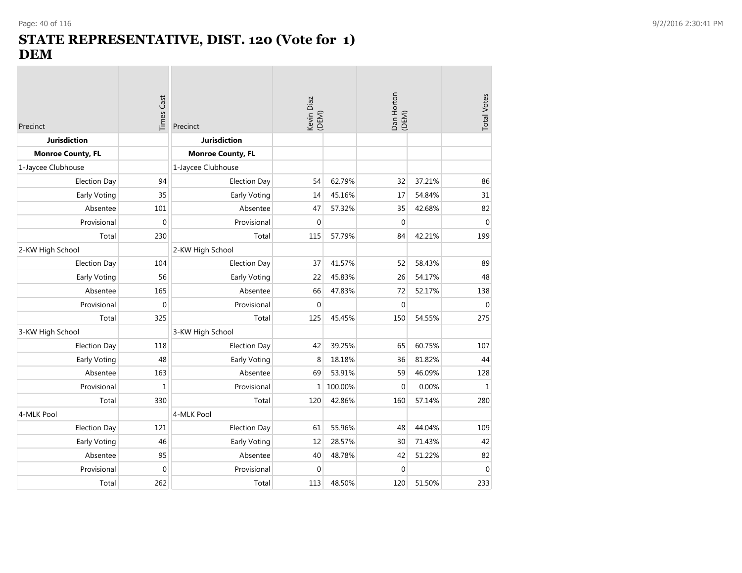# STATE REPRESENTATIVE, DIST. 120 (Vote for 1)
# DEM

| Precinct | Times Cast | Precinct | Kevin Diaz (DEM) | | Dan Horton (DEM) | | Total Votes |
|---|---|---|---|---|---|---|---|
| **Jurisdiction** | | **Jurisdiction** | | | | | |
| **Monroe County, FL** | | **Monroe County, FL** | | | | | |
| 1-Jaycee Clubhouse | | 1-Jaycee Clubhouse | | | | | |
| Election Day | 94 | Election Day | 54 | 62.79% | 32 | 37.21% | 86 |
| Early Voting | 35 | Early Voting | 14 | 45.16% | 17 | 54.84% | 31 |
| Absentee | 101 | Absentee | 47 | 57.32% | 35 | 42.68% | 82 |
| Provisional | 0 | Provisional | 0 | | 0 | | 0 |
| Total | 230 | Total | 115 | 57.79% | 84 | 42.21% | 199 |
| 2-KW High School | | 2-KW High School | | | | | |
| Election Day | 104 | Election Day | 37 | 41.57% | 52 | 58.43% | 89 |
| Early Voting | 56 | Early Voting | 22 | 45.83% | 26 | 54.17% | 48 |
| Absentee | 165 | Absentee | 66 | 47.83% | 72 | 52.17% | 138 |
| Provisional | 0 | Provisional | 0 | | 0 | | 0 |
| Total | 325 | Total | 125 | 45.45% | 150 | 54.55% | 275 |
| 3-KW High School | | 3-KW High School | | | | | |
| Election Day | 118 | Election Day | 42 | 39.25% | 65 | 60.75% | 107 |
| Early Voting | 48 | Early Voting | 8 | 18.18% | 36 | 81.82% | 44 |
| Absentee | 163 | Absentee | 69 | 53.91% | 59 | 46.09% | 128 |
| Provisional | 1 | Provisional | 1 | 100.00% | 0 | 0.00% | 1 |
| Total | 330 | Total | 120 | 42.86% | 160 | 57.14% | 280 |
| 4-MLK Pool | | 4-MLK Pool | | | | | |
| Election Day | 121 | Election Day | 61 | 55.96% | 48 | 44.04% | 109 |
| Early Voting | 46 | Early Voting | 12 | 28.57% | 30 | 71.43% | 42 |
| Absentee | 95 | Absentee | 40 | 48.78% | 42 | 51.22% | 82 |
| Provisional | 0 | Provisional | 0 | | 0 | | 0 |
| Total | 262 | Total | 113 | 48.50% | 120 | 51.50% | 233 |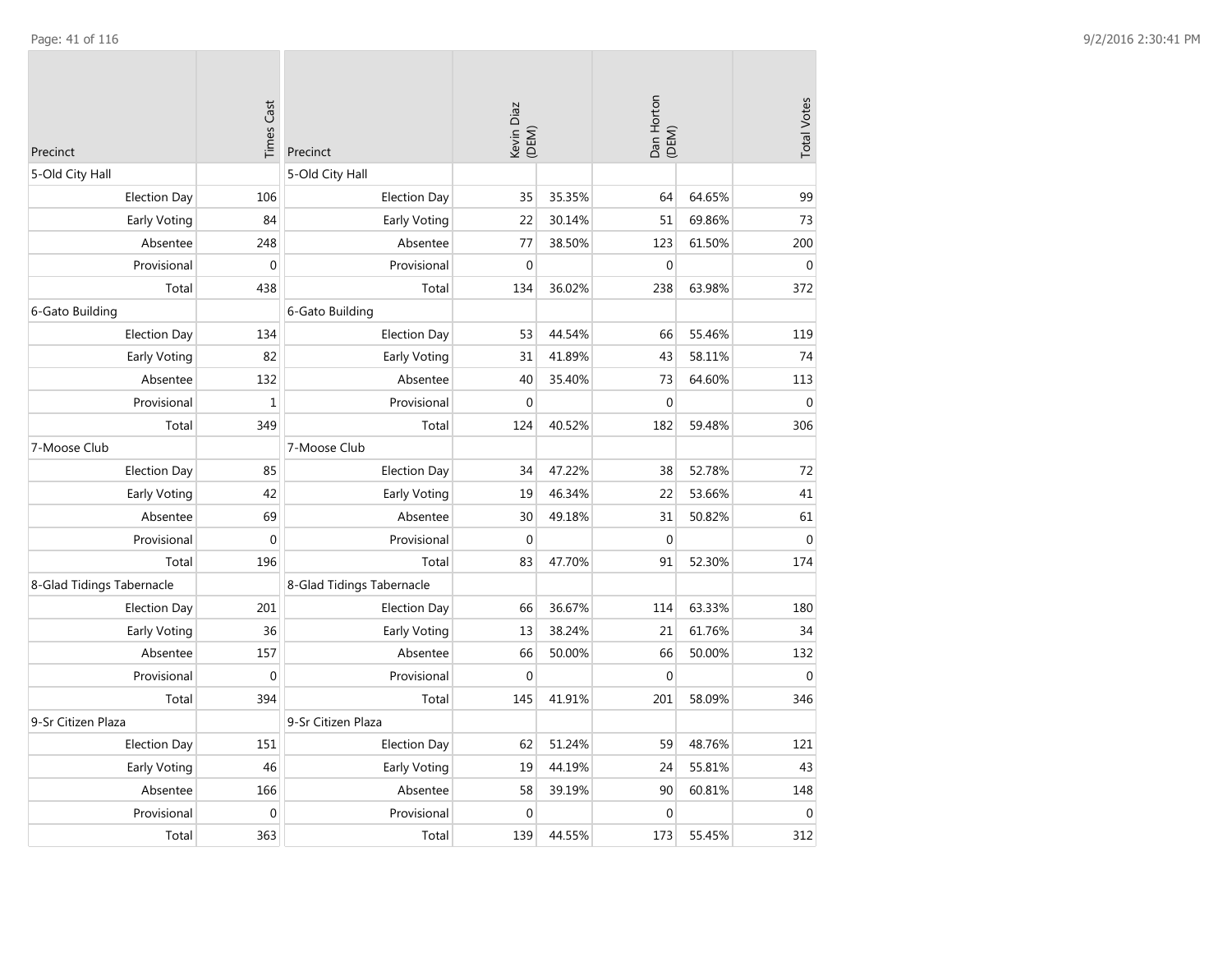| Precinct | Times Cast |
| --- | --- |
| 5-Old City Hall | |
| Election Day | 106 |
| Early Voting | 84 |
| Absentee | 248 |
| Provisional | 0 |
| Total | 438 |
| 6-Gato Building | |
| Election Day | 134 |
| Early Voting | 82 |
| Absentee | 132 |
| Provisional | 1 |
| Total | 349 |
| 7-Moose Club | |
| Election Day | 85 |
| Early Voting | 42 |
| Absentee | 69 |
| Provisional | 0 |
| Total | 196 |
| 8-Glad Tidings Tabernacle | |
| Election Day | 201 |
| Early Voting | 36 |
| Absentee | 157 |
| Provisional | 0 |
| Total | 394 |
| 9-Sr Citizen Plaza | |
| Election Day | 151 |
| Early Voting | 46 |
| Absentee | 166 |
| Provisional | 0 |
| Total | 363 |

| Precinct | Kevin Diaz (DEM) | | Dan Horton (DEM) | | Total Votes |
| --- | --- | --- | --- | --- | --- |
| 5-Old City Hall | | | | | |
| Election Day | 35 | 35.35% | 64 | 64.65% | 99 |
| Early Voting | 22 | 30.14% | 51 | 69.86% | 73 |
| Absentee | 77 | 38.50% | 123 | 61.50% | 200 |
| Provisional | 0 | | 0 | | 0 |
| Total | 134 | 36.02% | 238 | 63.98% | 372 |
| 6-Gato Building | | | | | |
| Election Day | 53 | 44.54% | 66 | 55.46% | 119 |
| Early Voting | 31 | 41.89% | 43 | 58.11% | 74 |
| Absentee | 40 | 35.40% | 73 | 64.60% | 113 |
| Provisional | 0 | | 0 | | 0 |
| Total | 124 | 40.52% | 182 | 59.48% | 306 |
| 7-Moose Club | | | | | |
| Election Day | 34 | 47.22% | 38 | 52.78% | 72 |
| Early Voting | 19 | 46.34% | 22 | 53.66% | 41 |
| Absentee | 30 | 49.18% | 31 | 50.82% | 61 |
| Provisional | 0 | | 0 | | 0 |
| Total | 83 | 47.70% | 91 | 52.30% | 174 |
| 8-Glad Tidings Tabernacle | | | | | |
| Election Day | 66 | 36.67% | 114 | 63.33% | 180 |
| Early Voting | 13 | 38.24% | 21 | 61.76% | 34 |
| Absentee | 66 | 50.00% | 66 | 50.00% | 132 |
| Provisional | 0 | | 0 | | 0 |
| Total | 145 | 41.91% | 201 | 58.09% | 346 |
| 9-Sr Citizen Plaza | | | | | |
| Election Day | 62 | 51.24% | 59 | 48.76% | 121 |
| Early Voting | 19 | 44.19% | 24 | 55.81% | 43 |
| Absentee | 58 | 39.19% | 90 | 60.81% | 148 |
| Provisional | 0 | | 0 | | 0 |
| Total | 139 | 44.55% | 173 | 55.45% | 312 |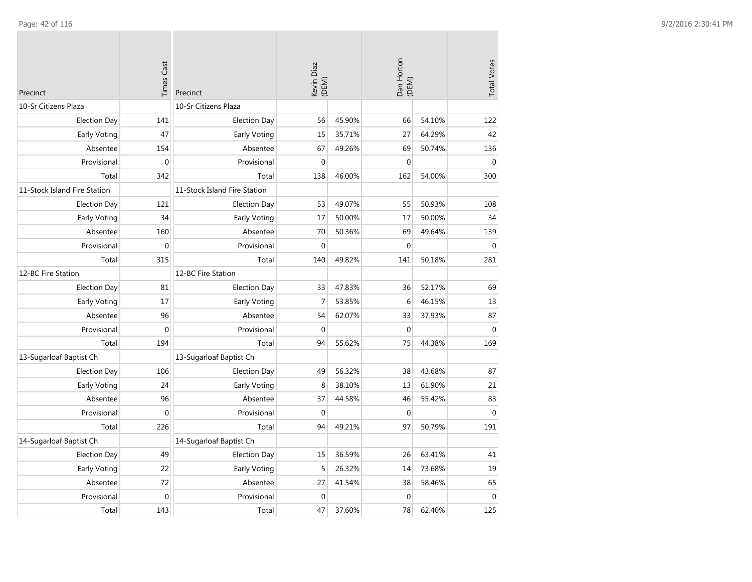| Precinct | Times Cast |
|---|---|
| 10-Sr Citizens Plaza | |
| Election Day | 141 |
| Early Voting | 47 |
| Absentee | 154 |
| Provisional | 0 |
| Total | 342 |
| 11-Stock Island Fire Station | |
| Election Day | 121 |
| Early Voting | 34 |
| Absentee | 160 |
| Provisional | 0 |
| Total | 315 |
| 12-BC Fire Station | |
| Election Day | 81 |
| Early Voting | 17 |
| Absentee | 96 |
| Provisional | 0 |
| Total | 194 |
| 13-Sugarloaf Baptist Ch | |
| Election Day | 106 |
| Early Voting | 24 |
| Absentee | 96 |
| Provisional | 0 |
| Total | 226 |
| 14-Sugarloaf Baptist Ch | |
| Election Day | 49 |
| Early Voting | 22 |
| Absentee | 72 |
| Provisional | 0 |
| Total | 143 |

| Precinct | Kevin Diaz (DEM) | | Dan Horton (DEM) | | Total Votes |
|---|---|---|---|---|---|
| 10-Sr Citizens Plaza | | | | | |
| Election Day | 56 | 45.90% | 66 | 54.10% | 122 |
| Early Voting | 15 | 35.71% | 27 | 64.29% | 42 |
| Absentee | 67 | 49.26% | 69 | 50.74% | 136 |
| Provisional | 0 | | 0 | | 0 |
| Total | 138 | 46.00% | 162 | 54.00% | 300 |
| 11-Stock Island Fire Station | | | | | |
| Election Day | 53 | 49.07% | 55 | 50.93% | 108 |
| Early Voting | 17 | 50.00% | 17 | 50.00% | 34 |
| Absentee | 70 | 50.36% | 69 | 49.64% | 139 |
| Provisional | 0 | | 0 | | 0 |
| Total | 140 | 49.82% | 141 | 50.18% | 281 |
| 12-BC Fire Station | | | | | |
| Election Day | 33 | 47.83% | 36 | 52.17% | 69 |
| Early Voting | 7 | 53.85% | 6 | 46.15% | 13 |
| Absentee | 54 | 62.07% | 33 | 37.93% | 87 |
| Provisional | 0 | | 0 | | 0 |
| Total | 94 | 55.62% | 75 | 44.38% | 169 |
| 13-Sugarloaf Baptist Ch | | | | | |
| Election Day | 49 | 56.32% | 38 | 43.68% | 87 |
| Early Voting | 8 | 38.10% | 13 | 61.90% | 21 |
| Absentee | 37 | 44.58% | 46 | 55.42% | 83 |
| Provisional | 0 | | 0 | | 0 |
| Total | 94 | 49.21% | 97 | 50.79% | 191 |
| 14-Sugarloaf Baptist Ch | | | | | |
| Election Day | 15 | 36.59% | 26 | 63.41% | 41 |
| Early Voting | 5 | 26.32% | 14 | 73.68% | 19 |
| Absentee | 27 | 41.54% | 38 | 58.46% | 65 |
| Provisional | 0 | | 0 | | 0 |
| Total | 47 | 37.60% | 78 | 62.40% | 125 |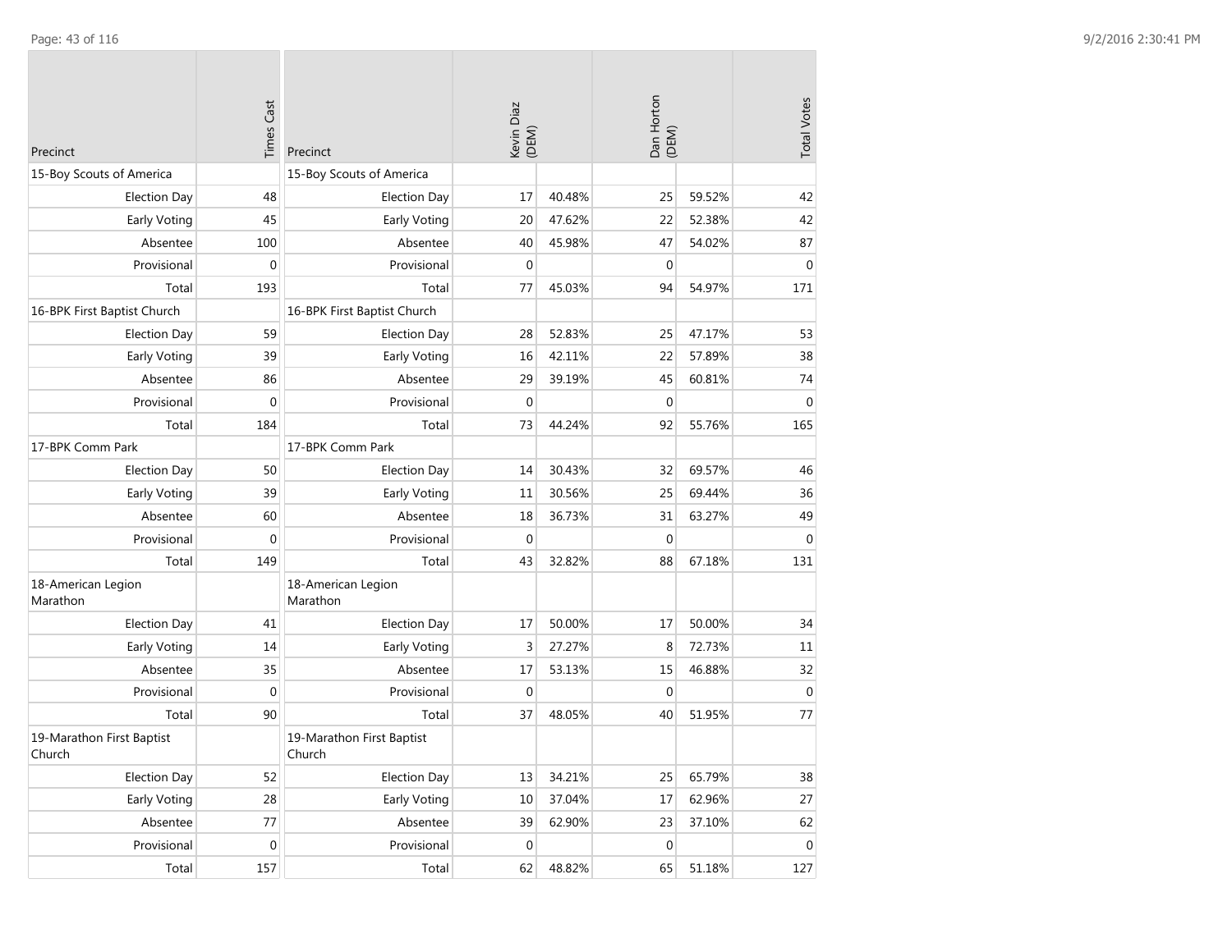| Precinct | Times Cast |
|---|---|
| 15-Boy Scouts of America | |
| Election Day | 48 |
| Early Voting | 45 |
| Absentee | 100 |
| Provisional | 0 |
| Total | 193 |
| 16-BPK First Baptist Church | |
| Election Day | 59 |
| Early Voting | 39 |
| Absentee | 86 |
| Provisional | 0 |
| Total | 184 |
| 17-BPK Comm Park | |
| Election Day | 50 |
| Early Voting | 39 |
| Absentee | 60 |
| Provisional | 0 |
| Total | 149 |
| 18-American Legion Marathon | |
| Election Day | 41 |
| Early Voting | 14 |
| Absentee | 35 |
| Provisional | 0 |
| Total | 90 |
| 19-Marathon First Baptist Church | |
| Election Day | 52 |
| Early Voting | 28 |
| Absentee | 77 |
| Provisional | 0 |
| Total | 157 |

| Precinct | Kevin Diaz (DEM) | | Dan Horton (DEM) | | Total Votes |
|---|---|---|---|---|---|
| 15-Boy Scouts of America | | | | | |
| Election Day | 17 | 40.48% | 25 | 59.52% | 42 |
| Early Voting | 20 | 47.62% | 22 | 52.38% | 42 |
| Absentee | 40 | 45.98% | 47 | 54.02% | 87 |
| Provisional | 0 | | 0 | | 0 |
| Total | 77 | 45.03% | 94 | 54.97% | 171 |
| 16-BPK First Baptist Church | | | | | |
| Election Day | 28 | 52.83% | 25 | 47.17% | 53 |
| Early Voting | 16 | 42.11% | 22 | 57.89% | 38 |
| Absentee | 29 | 39.19% | 45 | 60.81% | 74 |
| Provisional | 0 | | 0 | | 0 |
| Total | 73 | 44.24% | 92 | 55.76% | 165 |
| 17-BPK Comm Park | | | | | |
| Election Day | 14 | 30.43% | 32 | 69.57% | 46 |
| Early Voting | 11 | 30.56% | 25 | 69.44% | 36 |
| Absentee | 18 | 36.73% | 31 | 63.27% | 49 |
| Provisional | 0 | | 0 | | 0 |
| Total | 43 | 32.82% | 88 | 67.18% | 131 |
| 18-American Legion Marathon | | | | | |
| Election Day | 17 | 50.00% | 17 | 50.00% | 34 |
| Early Voting | 3 | 27.27% | 8 | 72.73% | 11 |
| Absentee | 17 | 53.13% | 15 | 46.88% | 32 |
| Provisional | 0 | | 0 | | 0 |
| Total | 37 | 48.05% | 40 | 51.95% | 77 |
| 19-Marathon First Baptist Church | | | | | |
| Election Day | 13 | 34.21% | 25 | 65.79% | 38 |
| Early Voting | 10 | 37.04% | 17 | 62.96% | 27 |
| Absentee | 39 | 62.90% | 23 | 37.10% | 62 |
| Provisional | 0 | | 0 | | 0 |
| Total | 62 | 48.82% | 65 | 51.18% | 127 |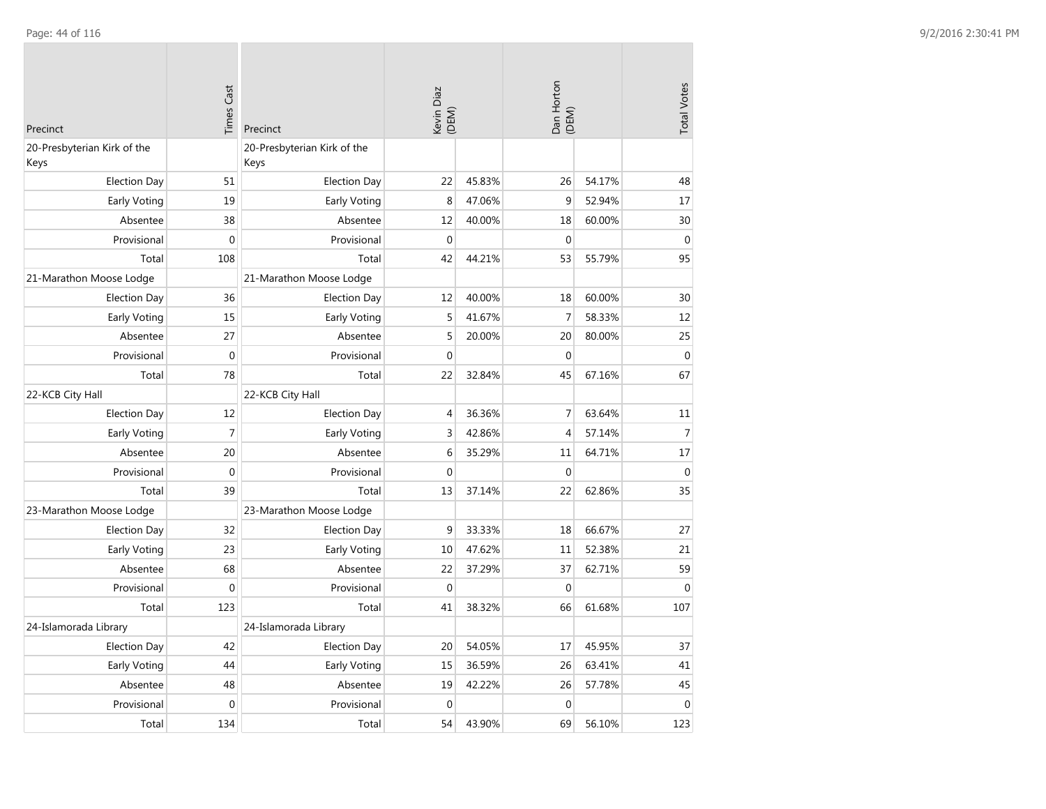| Precinct | Times Cast |
|---|---|
| 20-Presbyterian Kirk of the Keys | |
| Election Day | 51 |
| Early Voting | 19 |
| Absentee | 38 |
| Provisional | 0 |
| Total | 108 |
| 21-Marathon Moose Lodge | |
| Election Day | 36 |
| Early Voting | 15 |
| Absentee | 27 |
| Provisional | 0 |
| Total | 78 |
| 22-KCB City Hall | |
| Election Day | 12 |
| Early Voting | 7 |
| Absentee | 20 |
| Provisional | 0 |
| Total | 39 |
| 23-Marathon Moose Lodge | |
| Election Day | 32 |
| Early Voting | 23 |
| Absentee | 68 |
| Provisional | 0 |
| Total | 123 |
| 24-Islamorada Library | |
| Election Day | 42 |
| Early Voting | 44 |
| Absentee | 48 |
| Provisional | 0 |
| Total | 134 |

| Precinct | Kevin Diaz (DEM) | | Dan Horton (DEM) | | Total Votes |
|---|---|---|---|---|---|
| 20-Presbyterian Kirk of the Keys | | | | | |
| Election Day | 22 | 45.83% | 26 | 54.17% | 48 |
| Early Voting | 8 | 47.06% | 9 | 52.94% | 17 |
| Absentee | 12 | 40.00% | 18 | 60.00% | 30 |
| Provisional | 0 | | 0 | | 0 |
| Total | 42 | 44.21% | 53 | 55.79% | 95 |
| 21-Marathon Moose Lodge | | | | | |
| Election Day | 12 | 40.00% | 18 | 60.00% | 30 |
| Early Voting | 5 | 41.67% | 7 | 58.33% | 12 |
| Absentee | 5 | 20.00% | 20 | 80.00% | 25 |
| Provisional | 0 | | 0 | | 0 |
| Total | 22 | 32.84% | 45 | 67.16% | 67 |
| 22-KCB City Hall | | | | | |
| Election Day | 4 | 36.36% | 7 | 63.64% | 11 |
| Early Voting | 3 | 42.86% | 4 | 57.14% | 7 |
| Absentee | 6 | 35.29% | 11 | 64.71% | 17 |
| Provisional | 0 | | 0 | | 0 |
| Total | 13 | 37.14% | 22 | 62.86% | 35 |
| 23-Marathon Moose Lodge | | | | | |
| Election Day | 9 | 33.33% | 18 | 66.67% | 27 |
| Early Voting | 10 | 47.62% | 11 | 52.38% | 21 |
| Absentee | 22 | 37.29% | 37 | 62.71% | 59 |
| Provisional | 0 | | 0 | | 0 |
| Total | 41 | 38.32% | 66 | 61.68% | 107 |
| 24-Islamorada Library | | | | | |
| Election Day | 20 | 54.05% | 17 | 45.95% | 37 |
| Early Voting | 15 | 36.59% | 26 | 63.41% | 41 |
| Absentee | 19 | 42.22% | 26 | 57.78% | 45 |
| Provisional | 0 | | 0 | | 0 |
| Total | 54 | 43.90% | 69 | 56.10% | 123 |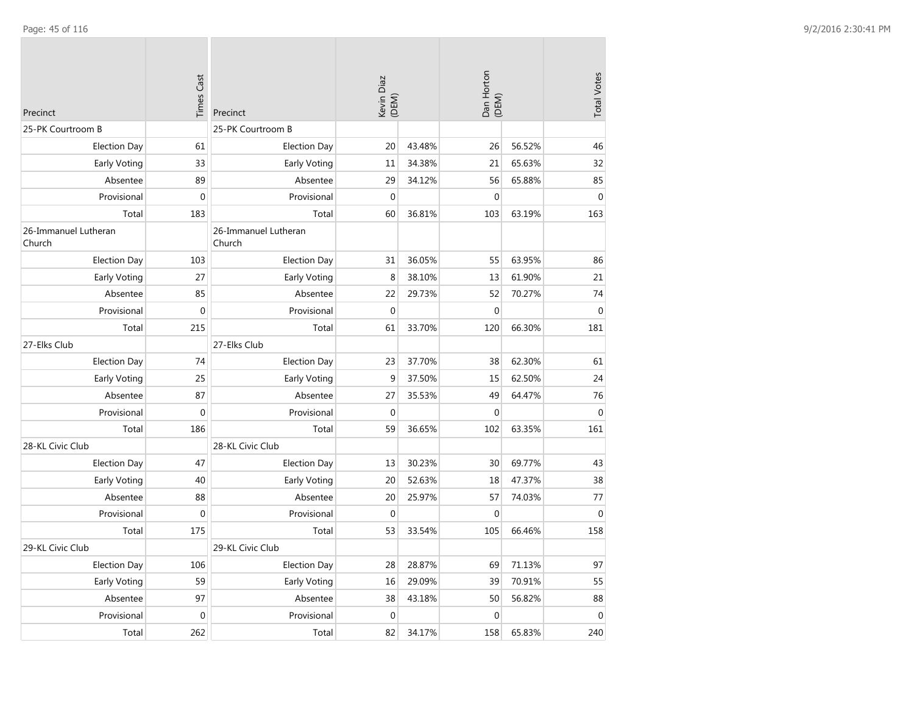| Precinct | Times Cast |
|---|---|
| 25-PK Courtroom B | |
| Election Day | 61 |
| Early Voting | 33 |
| Absentee | 89 |
| Provisional | 0 |
| Total | 183 |
| 26-Immanuel Lutheran Church | |
| Election Day | 103 |
| Early Voting | 27 |
| Absentee | 85 |
| Provisional | 0 |
| Total | 215 |
| 27-Elks Club | |
| Election Day | 74 |
| Early Voting | 25 |
| Absentee | 87 |
| Provisional | 0 |
| Total | 186 |
| 28-KL Civic Club | |
| Election Day | 47 |
| Early Voting | 40 |
| Absentee | 88 |
| Provisional | 0 |
| Total | 175 |
| 29-KL Civic Club | |
| Election Day | 106 |
| Early Voting | 59 |
| Absentee | 97 |
| Provisional | 0 |
| Total | 262 |

| Precinct | Kevin Diaz (DEM) | | Dan Horton (DEM) | | Total Votes |
|---|---|---|---|---|---|
| 25-PK Courtroom B | | | | | |
| Election Day | 20 | 43.48% | 26 | 56.52% | 46 |
| Early Voting | 11 | 34.38% | 21 | 65.63% | 32 |
| Absentee | 29 | 34.12% | 56 | 65.88% | 85 |
| Provisional | 0 | | 0 | | 0 |
| Total | 60 | 36.81% | 103 | 63.19% | 163 |
| 26-Immanuel Lutheran Church | | | | | |
| Election Day | 31 | 36.05% | 55 | 63.95% | 86 |
| Early Voting | 8 | 38.10% | 13 | 61.90% | 21 |
| Absentee | 22 | 29.73% | 52 | 70.27% | 74 |
| Provisional | 0 | | 0 | | 0 |
| Total | 61 | 33.70% | 120 | 66.30% | 181 |
| 27-Elks Club | | | | | |
| Election Day | 23 | 37.70% | 38 | 62.30% | 61 |
| Early Voting | 9 | 37.50% | 15 | 62.50% | 24 |
| Absentee | 27 | 35.53% | 49 | 64.47% | 76 |
| Provisional | 0 | | 0 | | 0 |
| Total | 59 | 36.65% | 102 | 63.35% | 161 |
| 28-KL Civic Club | | | | | |
| Election Day | 13 | 30.23% | 30 | 69.77% | 43 |
| Early Voting | 20 | 52.63% | 18 | 47.37% | 38 |
| Absentee | 20 | 25.97% | 57 | 74.03% | 77 |
| Provisional | 0 | | 0 | | 0 |
| Total | 53 | 33.54% | 105 | 66.46% | 158 |
| 29-KL Civic Club | | | | | |
| Election Day | 28 | 28.87% | 69 | 71.13% | 97 |
| Early Voting | 16 | 29.09% | 39 | 70.91% | 55 |
| Absentee | 38 | 43.18% | 50 | 56.82% | 88 |
| Provisional | 0 | | 0 | | 0 |
| Total | 82 | 34.17% | 158 | 65.83% | 240 |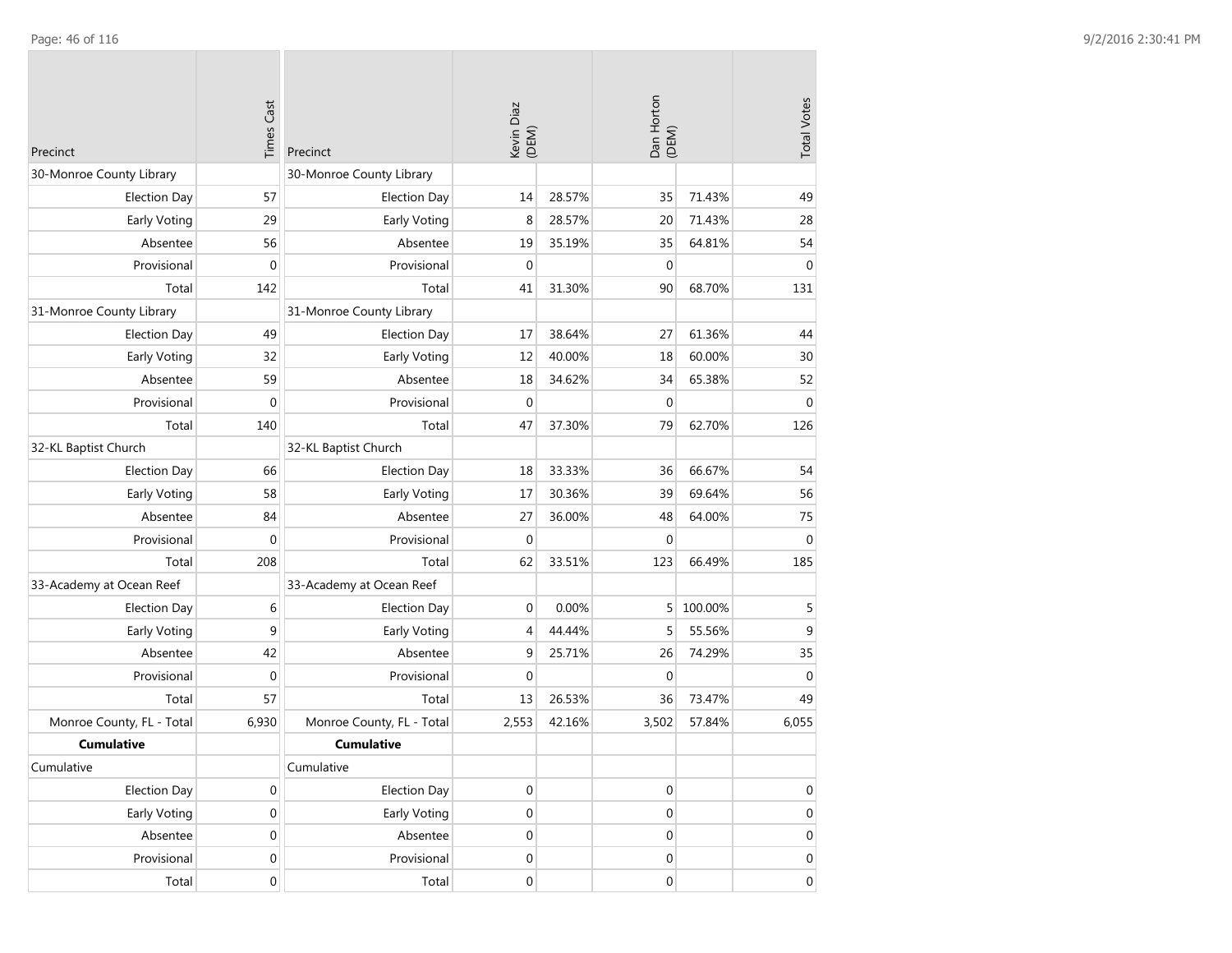| Precinct | Times Cast |
|---|---|
| 30-Monroe County Library | |
| Election Day | 57 |
| Early Voting | 29 |
| Absentee | 56 |
| Provisional | 0 |
| Total | 142 |
| 31-Monroe County Library | |
| Election Day | 49 |
| Early Voting | 32 |
| Absentee | 59 |
| Provisional | 0 |
| Total | 140 |
| 32-KL Baptist Church | |
| Election Day | 66 |
| Early Voting | 58 |
| Absentee | 84 |
| Provisional | 0 |
| Total | 208 |
| 33-Academy at Ocean Reef | |
| Election Day | 6 |
| Early Voting | 9 |
| Absentee | 42 |
| Provisional | 0 |
| Total | 57 |
| Monroe County, FL - Total | 6,930 |
| **Cumulative** | |
| Cumulative | |
| Election Day | 0 |
| Early Voting | 0 |
| Absentee | 0 |
| Provisional | 0 |
| Total | 0 |

| Precinct | Kevin Diaz (DEM) | | Dan Horton (DEM) | | Total Votes |
|---|---|---|---|---|---|
| 30-Monroe County Library | | | | | |
| Election Day | 14 | 28.57% | 35 | 71.43% | 49 |
| Early Voting | 8 | 28.57% | 20 | 71.43% | 28 |
| Absentee | 19 | 35.19% | 35 | 64.81% | 54 |
| Provisional | 0 | | 0 | | 0 |
| Total | 41 | 31.30% | 90 | 68.70% | 131 |
| 31-Monroe County Library | | | | | |
| Election Day | 17 | 38.64% | 27 | 61.36% | 44 |
| Early Voting | 12 | 40.00% | 18 | 60.00% | 30 |
| Absentee | 18 | 34.62% | 34 | 65.38% | 52 |
| Provisional | 0 | | 0 | | 0 |
| Total | 47 | 37.30% | 79 | 62.70% | 126 |
| 32-KL Baptist Church | | | | | |
| Election Day | 18 | 33.33% | 36 | 66.67% | 54 |
| Early Voting | 17 | 30.36% | 39 | 69.64% | 56 |
| Absentee | 27 | 36.00% | 48 | 64.00% | 75 |
| Provisional | 0 | | 0 | | 0 |
| Total | 62 | 33.51% | 123 | 66.49% | 185 |
| 33-Academy at Ocean Reef | | | | | |
| Election Day | 0 | 0.00% | 5 | 100.00% | 5 |
| Early Voting | 4 | 44.44% | 5 | 55.56% | 9 |
| Absentee | 9 | 25.71% | 26 | 74.29% | 35 |
| Provisional | 0 | | 0 | | 0 |
| Total | 13 | 26.53% | 36 | 73.47% | 49 |
| Monroe County, FL - Total | 2,553 | 42.16% | 3,502 | 57.84% | 6,055 |
| **Cumulative** | | | | | |
| Cumulative | | | | | |
| Election Day | 0 | | 0 | | 0 |
| Early Voting | 0 | | 0 | | 0 |
| Absentee | 0 | | 0 | | 0 |
| Provisional | 0 | | 0 | | 0 |
| Total | 0 | | 0 | | 0 |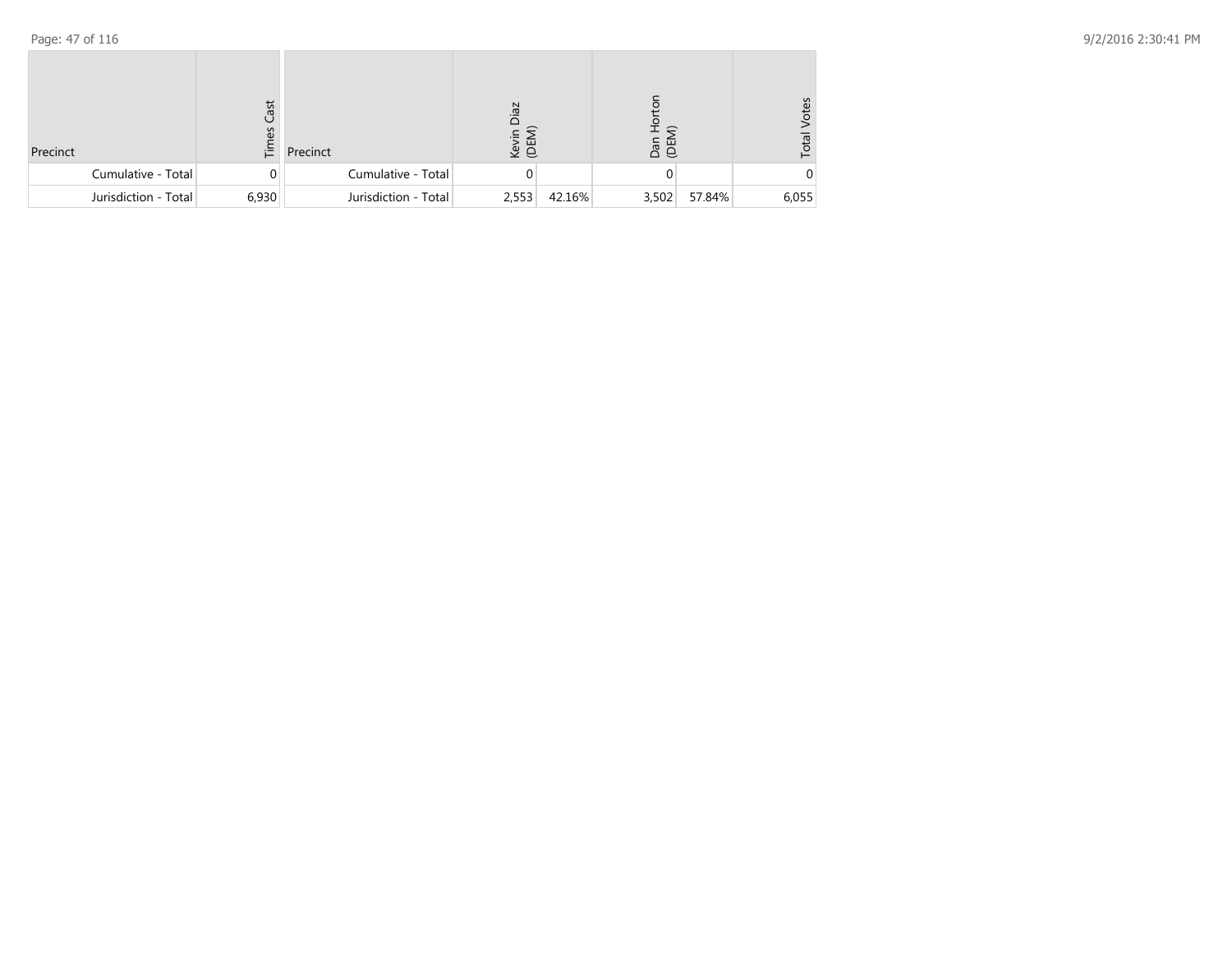| Precinct | Times Cast |
|---|---|
| Cumulative - Total | 0 |
| Jurisdiction - Total | 6,930 |

| Precinct | Kevin Diaz (DEM) | | Dan Horton (DEM) | | Total Votes |
|---|---|---|---|---|---|
| Cumulative - Total | 0 | | 0 | | 0 |
| Jurisdiction - Total | 2,553 | 42.16% | 3,502 | 57.84% | 6,055 |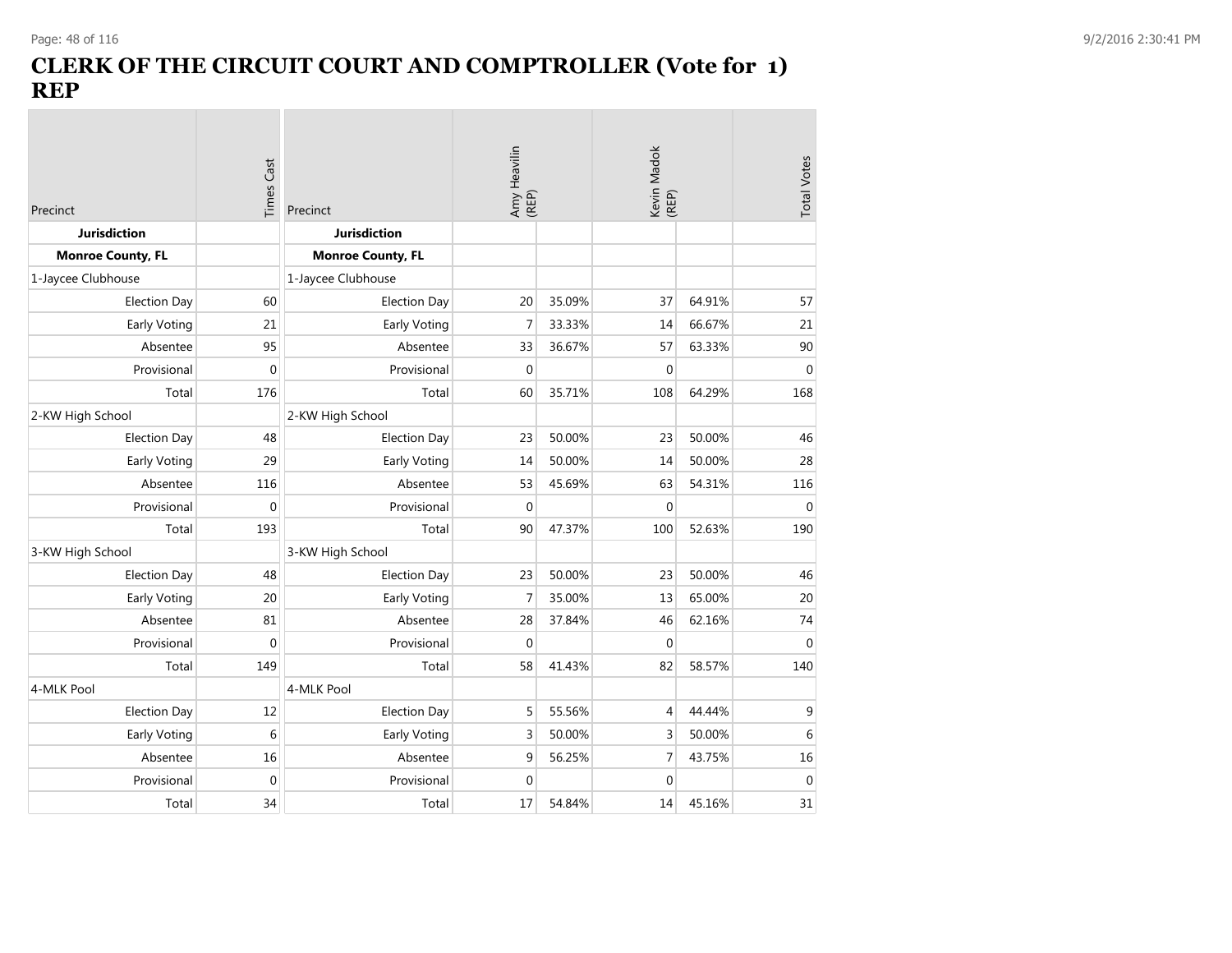# CLERK OF THE CIRCUIT COURT AND COMPTROLLER (Vote for 1) REP

| Precinct | Times Cast | Precinct | Amy Heavilin (REP) | | Kevin Madok (REP) | | Total Votes |
|---|---|---|---|---|---|---|---|
| **Jurisdiction** | | **Jurisdiction** | | | | | |
| **Monroe County, FL** | | **Monroe County, FL** | | | | | |
| 1-Jaycee Clubhouse | | 1-Jaycee Clubhouse | | | | | |
| Election Day | 60 | Election Day | 20 | 35.09% | 37 | 64.91% | 57 |
| Early Voting | 21 | Early Voting | 7 | 33.33% | 14 | 66.67% | 21 |
| Absentee | 95 | Absentee | 33 | 36.67% | 57 | 63.33% | 90 |
| Provisional | 0 | Provisional | 0 | | 0 | | 0 |
| Total | 176 | Total | 60 | 35.71% | 108 | 64.29% | 168 |
| 2-KW High School | | 2-KW High School | | | | | |
| Election Day | 48 | Election Day | 23 | 50.00% | 23 | 50.00% | 46 |
| Early Voting | 29 | Early Voting | 14 | 50.00% | 14 | 50.00% | 28 |
| Absentee | 116 | Absentee | 53 | 45.69% | 63 | 54.31% | 116 |
| Provisional | 0 | Provisional | 0 | | 0 | | 0 |
| Total | 193 | Total | 90 | 47.37% | 100 | 52.63% | 190 |
| 3-KW High School | | 3-KW High School | | | | | |
| Election Day | 48 | Election Day | 23 | 50.00% | 23 | 50.00% | 46 |
| Early Voting | 20 | Early Voting | 7 | 35.00% | 13 | 65.00% | 20 |
| Absentee | 81 | Absentee | 28 | 37.84% | 46 | 62.16% | 74 |
| Provisional | 0 | Provisional | 0 | | 0 | | 0 |
| Total | 149 | Total | 58 | 41.43% | 82 | 58.57% | 140 |
| 4-MLK Pool | | 4-MLK Pool | | | | | |
| Election Day | 12 | Election Day | 5 | 55.56% | 4 | 44.44% | 9 |
| Early Voting | 6 | Early Voting | 3 | 50.00% | 3 | 50.00% | 6 |
| Absentee | 16 | Absentee | 9 | 56.25% | 7 | 43.75% | 16 |
| Provisional | 0 | Provisional | 0 | | 0 | | 0 |
| Total | 34 | Total | 17 | 54.84% | 14 | 45.16% | 31 |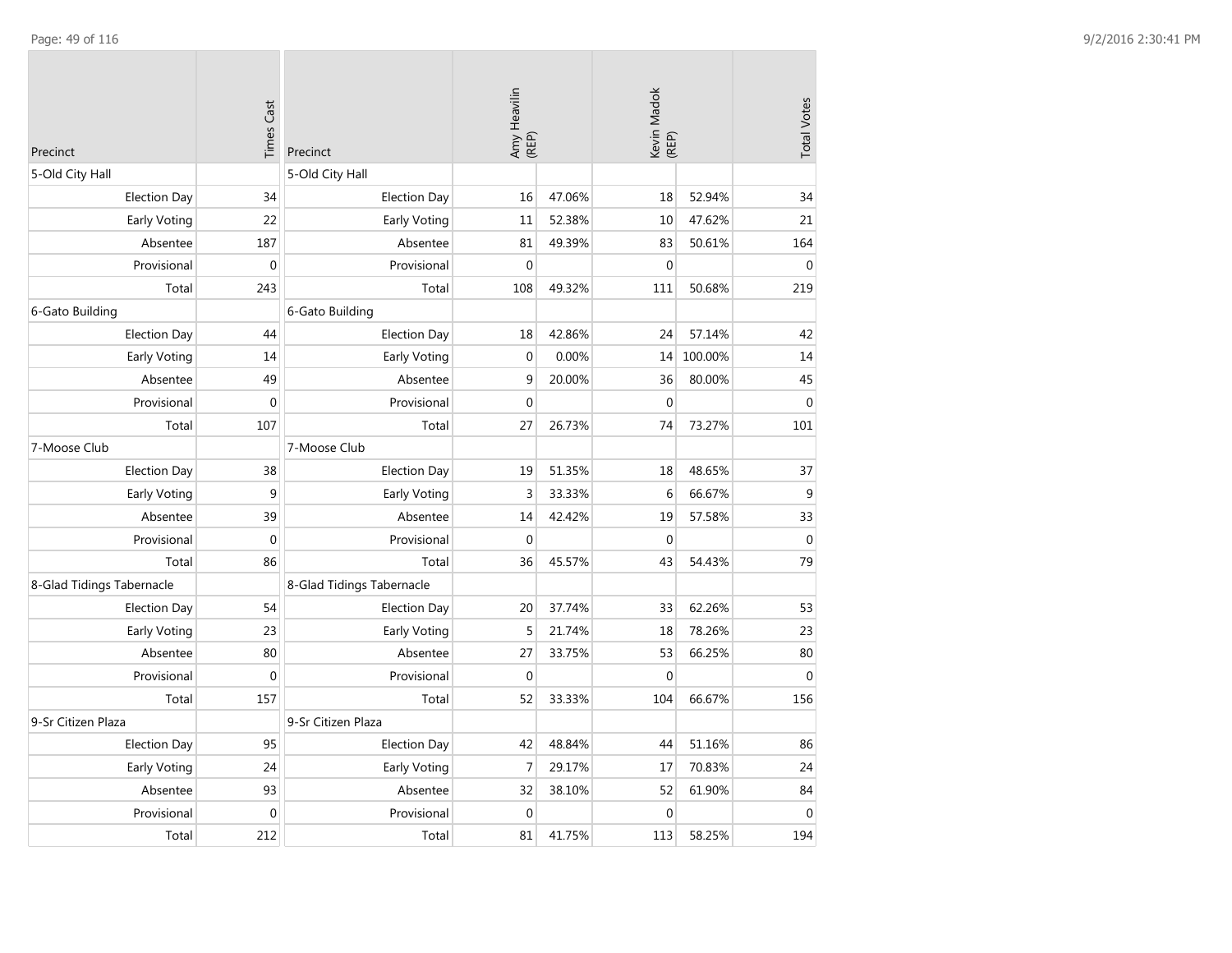| Precinct | Times Cast |
|---|---|
| 5-Old City Hall | |
| Election Day | 34 |
| Early Voting | 22 |
| Absentee | 187 |
| Provisional | 0 |
| Total | 243 |
| 6-Gato Building | |
| Election Day | 44 |
| Early Voting | 14 |
| Absentee | 49 |
| Provisional | 0 |
| Total | 107 |
| 7-Moose Club | |
| Election Day | 38 |
| Early Voting | 9 |
| Absentee | 39 |
| Provisional | 0 |
| Total | 86 |
| 8-Glad Tidings Tabernacle | |
| Election Day | 54 |
| Early Voting | 23 |
| Absentee | 80 |
| Provisional | 0 |
| Total | 157 |
| 9-Sr Citizen Plaza | |
| Election Day | 95 |
| Early Voting | 24 |
| Absentee | 93 |
| Provisional | 0 |
| Total | 212 |

| Precinct | Amy Heavilin (REP) | | Kevin Madok (REP) | | Total Votes |
|---|---|---|---|---|---|
| 5-Old City Hall | | | | | |
| Election Day | 16 | 47.06% | 18 | 52.94% | 34 |
| Early Voting | 11 | 52.38% | 10 | 47.62% | 21 |
| Absentee | 81 | 49.39% | 83 | 50.61% | 164 |
| Provisional | 0 | | 0 | | 0 |
| Total | 108 | 49.32% | 111 | 50.68% | 219 |
| 6-Gato Building | | | | | |
| Election Day | 18 | 42.86% | 24 | 57.14% | 42 |
| Early Voting | 0 | 0.00% | 14 | 100.00% | 14 |
| Absentee | 9 | 20.00% | 36 | 80.00% | 45 |
| Provisional | 0 | | 0 | | 0 |
| Total | 27 | 26.73% | 74 | 73.27% | 101 |
| 7-Moose Club | | | | | |
| Election Day | 19 | 51.35% | 18 | 48.65% | 37 |
| Early Voting | 3 | 33.33% | 6 | 66.67% | 9 |
| Absentee | 14 | 42.42% | 19 | 57.58% | 33 |
| Provisional | 0 | | 0 | | 0 |
| Total | 36 | 45.57% | 43 | 54.43% | 79 |
| 8-Glad Tidings Tabernacle | | | | | |
| Election Day | 20 | 37.74% | 33 | 62.26% | 53 |
| Early Voting | 5 | 21.74% | 18 | 78.26% | 23 |
| Absentee | 27 | 33.75% | 53 | 66.25% | 80 |
| Provisional | 0 | | 0 | | 0 |
| Total | 52 | 33.33% | 104 | 66.67% | 156 |
| 9-Sr Citizen Plaza | | | | | |
| Election Day | 42 | 48.84% | 44 | 51.16% | 86 |
| Early Voting | 7 | 29.17% | 17 | 70.83% | 24 |
| Absentee | 32 | 38.10% | 52 | 61.90% | 84 |
| Provisional | 0 | | 0 | | 0 |
| Total | 81 | 41.75% | 113 | 58.25% | 194 |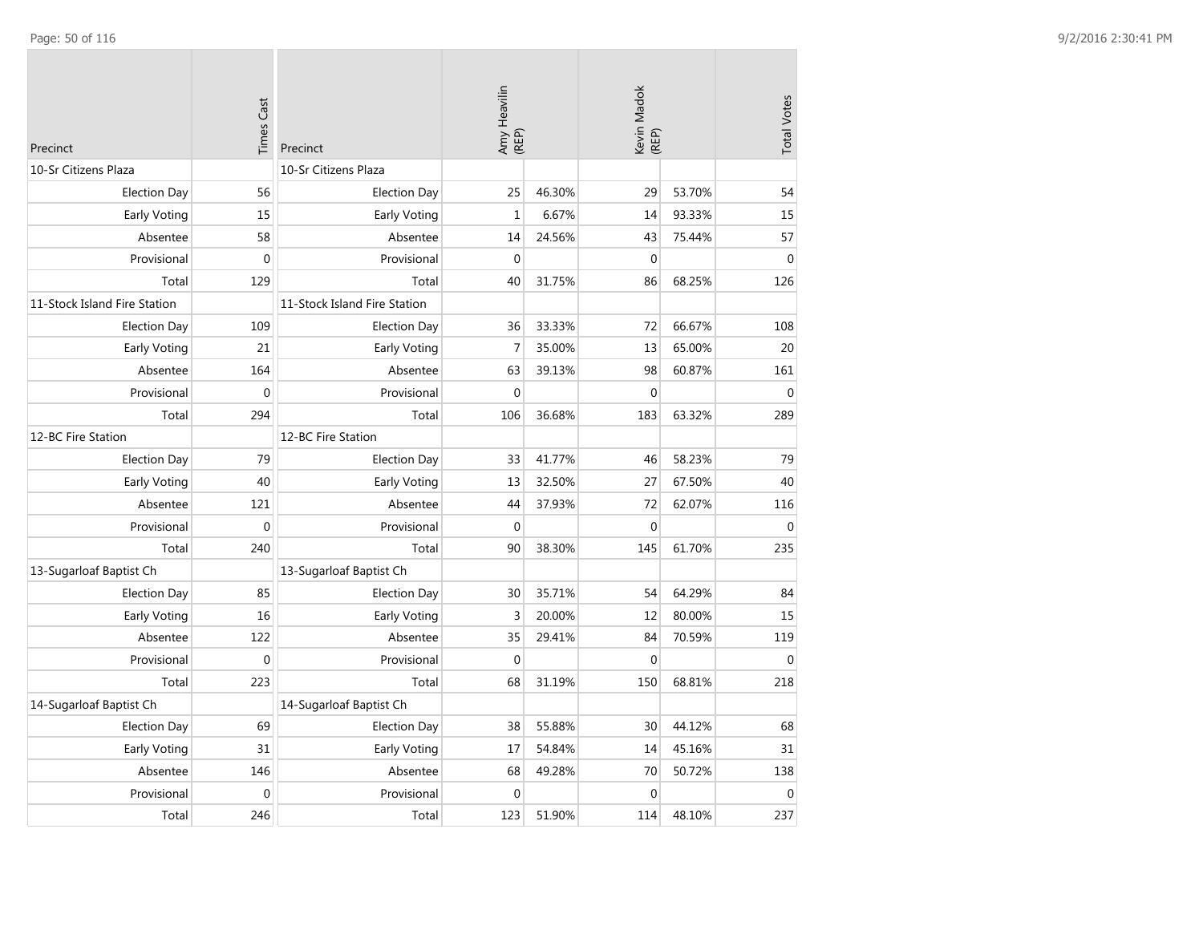| Precinct | Times Cast |
|---|---|
| 10-Sr Citizens Plaza | |
| Election Day | 56 |
| Early Voting | 15 |
| Absentee | 58 |
| Provisional | 0 |
| Total | 129 |
| 11-Stock Island Fire Station | |
| Election Day | 109 |
| Early Voting | 21 |
| Absentee | 164 |
| Provisional | 0 |
| Total | 294 |
| 12-BC Fire Station | |
| Election Day | 79 |
| Early Voting | 40 |
| Absentee | 121 |
| Provisional | 0 |
| Total | 240 |
| 13-Sugarloaf Baptist Ch | |
| Election Day | 85 |
| Early Voting | 16 |
| Absentee | 122 |
| Provisional | 0 |
| Total | 223 |
| 14-Sugarloaf Baptist Ch | |
| Election Day | 69 |
| Early Voting | 31 |
| Absentee | 146 |
| Provisional | 0 |
| Total | 246 |

| Precinct | Amy Heavilin (REP) | | Kevin Madok (REP) | | Total Votes |
|---|---|---|---|---|---|
| 10-Sr Citizens Plaza | | | | | |
| Election Day | 25 | 46.30% | 29 | 53.70% | 54 |
| Early Voting | 1 | 6.67% | 14 | 93.33% | 15 |
| Absentee | 14 | 24.56% | 43 | 75.44% | 57 |
| Provisional | 0 | | 0 | | 0 |
| Total | 40 | 31.75% | 86 | 68.25% | 126 |
| 11-Stock Island Fire Station | | | | | |
| Election Day | 36 | 33.33% | 72 | 66.67% | 108 |
| Early Voting | 7 | 35.00% | 13 | 65.00% | 20 |
| Absentee | 63 | 39.13% | 98 | 60.87% | 161 |
| Provisional | 0 | | 0 | | 0 |
| Total | 106 | 36.68% | 183 | 63.32% | 289 |
| 12-BC Fire Station | | | | | |
| Election Day | 33 | 41.77% | 46 | 58.23% | 79 |
| Early Voting | 13 | 32.50% | 27 | 67.50% | 40 |
| Absentee | 44 | 37.93% | 72 | 62.07% | 116 |
| Provisional | 0 | | 0 | | 0 |
| Total | 90 | 38.30% | 145 | 61.70% | 235 |
| 13-Sugarloaf Baptist Ch | | | | | |
| Election Day | 30 | 35.71% | 54 | 64.29% | 84 |
| Early Voting | 3 | 20.00% | 12 | 80.00% | 15 |
| Absentee | 35 | 29.41% | 84 | 70.59% | 119 |
| Provisional | 0 | | 0 | | 0 |
| Total | 68 | 31.19% | 150 | 68.81% | 218 |
| 14-Sugarloaf Baptist Ch | | | | | |
| Election Day | 38 | 55.88% | 30 | 44.12% | 68 |
| Early Voting | 17 | 54.84% | 14 | 45.16% | 31 |
| Absentee | 68 | 49.28% | 70 | 50.72% | 138 |
| Provisional | 0 | | 0 | | 0 |
| Total | 123 | 51.90% | 114 | 48.10% | 237 |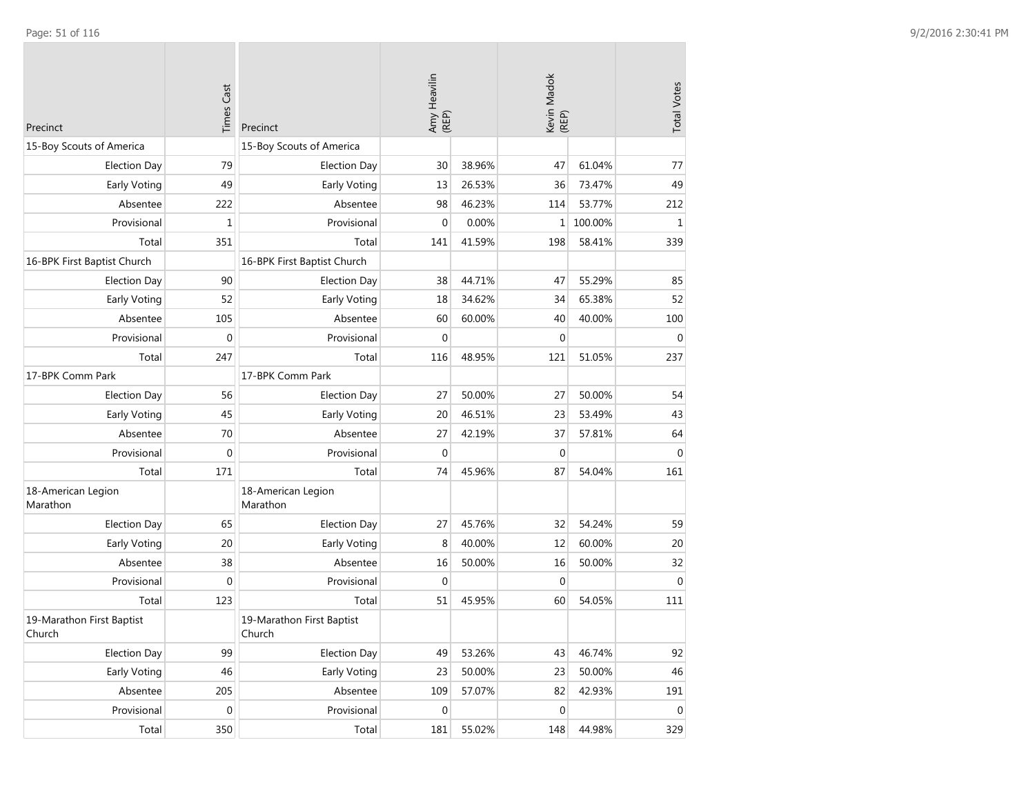| Precinct | Times Cast | Precinct | Amy Heavilin (REP) | | Kevin Madok (REP) | | Total Votes |
|---|---|---|---|---|---|---|---|
| 15-Boy Scouts of America | | 15-Boy Scouts of America | | | | | |
| Election Day | 79 | Election Day | 30 | 38.96% | 47 | 61.04% | 77 |
| Early Voting | 49 | Early Voting | 13 | 26.53% | 36 | 73.47% | 49 |
| Absentee | 222 | Absentee | 98 | 46.23% | 114 | 53.77% | 212 |
| Provisional | 1 | Provisional | 0 | 0.00% | 1 | 100.00% | 1 |
| Total | 351 | Total | 141 | 41.59% | 198 | 58.41% | 339 |
| 16-BPK First Baptist Church | | 16-BPK First Baptist Church | | | | | |
| Election Day | 90 | Election Day | 38 | 44.71% | 47 | 55.29% | 85 |
| Early Voting | 52 | Early Voting | 18 | 34.62% | 34 | 65.38% | 52 |
| Absentee | 105 | Absentee | 60 | 60.00% | 40 | 40.00% | 100 |
| Provisional | 0 | Provisional | 0 | | 0 | | 0 |
| Total | 247 | Total | 116 | 48.95% | 121 | 51.05% | 237 |
| 17-BPK Comm Park | | 17-BPK Comm Park | | | | | |
| Election Day | 56 | Election Day | 27 | 50.00% | 27 | 50.00% | 54 |
| Early Voting | 45 | Early Voting | 20 | 46.51% | 23 | 53.49% | 43 |
| Absentee | 70 | Absentee | 27 | 42.19% | 37 | 57.81% | 64 |
| Provisional | 0 | Provisional | 0 | | 0 | | 0 |
| Total | 171 | Total | 74 | 45.96% | 87 | 54.04% | 161 |
| 18-American Legion Marathon | | 18-American Legion Marathon | | | | | |
| Election Day | 65 | Election Day | 27 | 45.76% | 32 | 54.24% | 59 |
| Early Voting | 20 | Early Voting | 8 | 40.00% | 12 | 60.00% | 20 |
| Absentee | 38 | Absentee | 16 | 50.00% | 16 | 50.00% | 32 |
| Provisional | 0 | Provisional | 0 | | 0 | | 0 |
| Total | 123 | Total | 51 | 45.95% | 60 | 54.05% | 111 |
| 19-Marathon First Baptist Church | | 19-Marathon First Baptist Church | | | | | |
| Election Day | 99 | Election Day | 49 | 53.26% | 43 | 46.74% | 92 |
| Early Voting | 46 | Early Voting | 23 | 50.00% | 23 | 50.00% | 46 |
| Absentee | 205 | Absentee | 109 | 57.07% | 82 | 42.93% | 191 |
| Provisional | 0 | Provisional | 0 | | 0 | | 0 |
| Total | 350 | Total | 181 | 55.02% | 148 | 44.98% | 329 |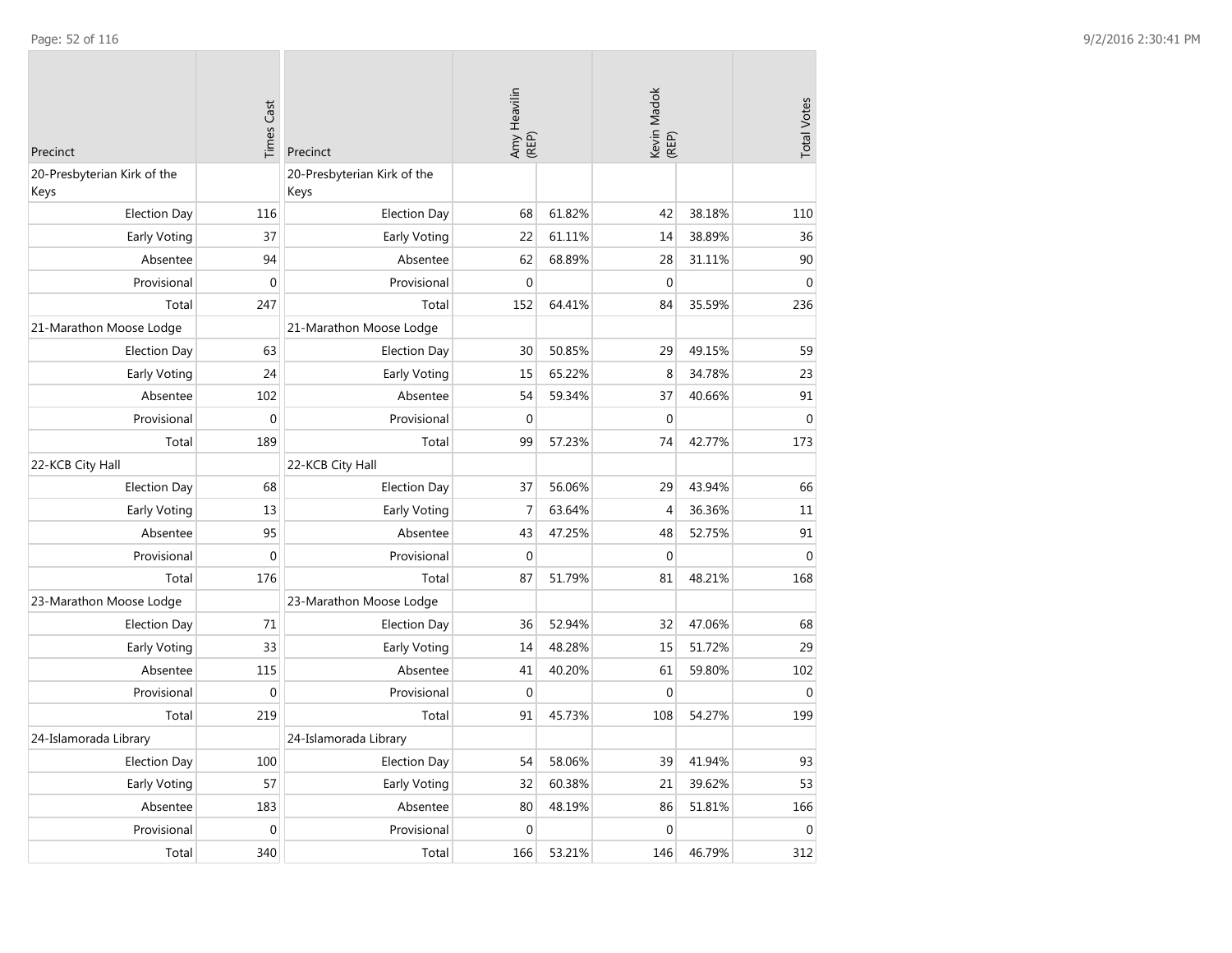| Precinct | Times Cast |
|---|---|
| 20-Presbyterian Kirk of the Keys | |
| Election Day | 116 |
| Early Voting | 37 |
| Absentee | 94 |
| Provisional | 0 |
| Total | 247 |
| 21-Marathon Moose Lodge | |
| Election Day | 63 |
| Early Voting | 24 |
| Absentee | 102 |
| Provisional | 0 |
| Total | 189 |
| 22-KCB City Hall | |
| Election Day | 68 |
| Early Voting | 13 |
| Absentee | 95 |
| Provisional | 0 |
| Total | 176 |
| 23-Marathon Moose Lodge | |
| Election Day | 71 |
| Early Voting | 33 |
| Absentee | 115 |
| Provisional | 0 |
| Total | 219 |
| 24-Islamorada Library | |
| Election Day | 100 |
| Early Voting | 57 |
| Absentee | 183 |
| Provisional | 0 |
| Total | 340 |

| Precinct | Amy Heavilin (REP) | | Kevin Madok (REP) | | Total Votes |
|---|---|---|---|---|---|
| 20-Presbyterian Kirk of the Keys | | | | | |
| Election Day | 68 | 61.82% | 42 | 38.18% | 110 |
| Early Voting | 22 | 61.11% | 14 | 38.89% | 36 |
| Absentee | 62 | 68.89% | 28 | 31.11% | 90 |
| Provisional | 0 | | 0 | | 0 |
| Total | 152 | 64.41% | 84 | 35.59% | 236 |
| 21-Marathon Moose Lodge | | | | | |
| Election Day | 30 | 50.85% | 29 | 49.15% | 59 |
| Early Voting | 15 | 65.22% | 8 | 34.78% | 23 |
| Absentee | 54 | 59.34% | 37 | 40.66% | 91 |
| Provisional | 0 | | 0 | | 0 |
| Total | 99 | 57.23% | 74 | 42.77% | 173 |
| 22-KCB City Hall | | | | | |
| Election Day | 37 | 56.06% | 29 | 43.94% | 66 |
| Early Voting | 7 | 63.64% | 4 | 36.36% | 11 |
| Absentee | 43 | 47.25% | 48 | 52.75% | 91 |
| Provisional | 0 | | 0 | | 0 |
| Total | 87 | 51.79% | 81 | 48.21% | 168 |
| 23-Marathon Moose Lodge | | | | | |
| Election Day | 36 | 52.94% | 32 | 47.06% | 68 |
| Early Voting | 14 | 48.28% | 15 | 51.72% | 29 |
| Absentee | 41 | 40.20% | 61 | 59.80% | 102 |
| Provisional | 0 | | 0 | | 0 |
| Total | 91 | 45.73% | 108 | 54.27% | 199 |
| 24-Islamorada Library | | | | | |
| Election Day | 54 | 58.06% | 39 | 41.94% | 93 |
| Early Voting | 32 | 60.38% | 21 | 39.62% | 53 |
| Absentee | 80 | 48.19% | 86 | 51.81% | 166 |
| Provisional | 0 | | 0 | | 0 |
| Total | 166 | 53.21% | 146 | 46.79% | 312 |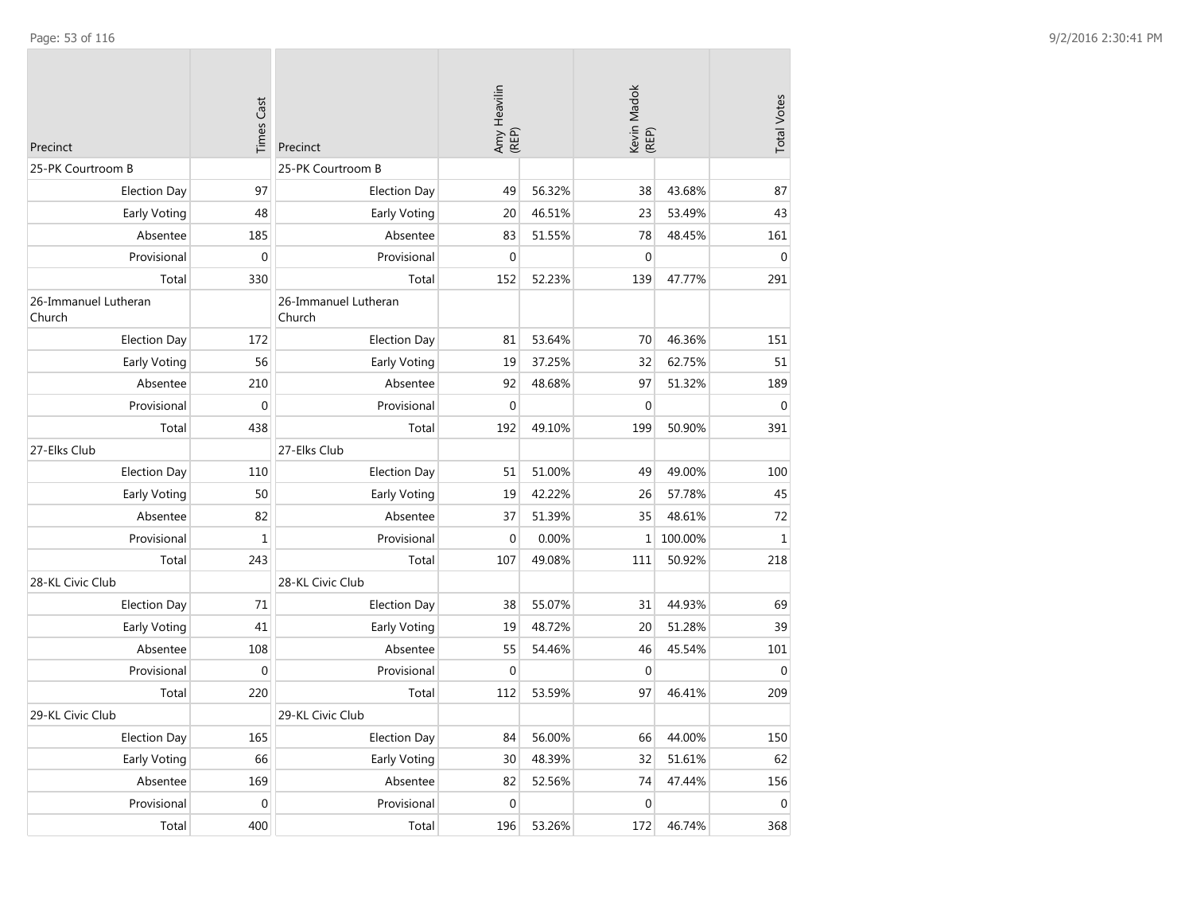| Precinct | Times Cast |
|---|---|
| 25-PK Courtroom B | |
| Election Day | 97 |
| Early Voting | 48 |
| Absentee | 185 |
| Provisional | 0 |
| Total | 330 |
| 26-Immanuel Lutheran Church | |
| Election Day | 172 |
| Early Voting | 56 |
| Absentee | 210 |
| Provisional | 0 |
| Total | 438 |
| 27-Elks Club | |
| Election Day | 110 |
| Early Voting | 50 |
| Absentee | 82 |
| Provisional | 1 |
| Total | 243 |
| 28-KL Civic Club | |
| Election Day | 71 |
| Early Voting | 41 |
| Absentee | 108 |
| Provisional | 0 |
| Total | 220 |
| 29-KL Civic Club | |
| Election Day | 165 |
| Early Voting | 66 |
| Absentee | 169 |
| Provisional | 0 |
| Total | 400 |

| Precinct | Amy Heavilin (REP) | | Kevin Madok (REP) | | Total Votes |
|---|---|---|---|---|---|
| 25-PK Courtroom B | | | | | |
| Election Day | 49 | 56.32% | 38 | 43.68% | 87 |
| Early Voting | 20 | 46.51% | 23 | 53.49% | 43 |
| Absentee | 83 | 51.55% | 78 | 48.45% | 161 |
| Provisional | 0 | | 0 | | 0 |
| Total | 152 | 52.23% | 139 | 47.77% | 291 |
| 26-Immanuel Lutheran Church | | | | | |
| Election Day | 81 | 53.64% | 70 | 46.36% | 151 |
| Early Voting | 19 | 37.25% | 32 | 62.75% | 51 |
| Absentee | 92 | 48.68% | 97 | 51.32% | 189 |
| Provisional | 0 | | 0 | | 0 |
| Total | 192 | 49.10% | 199 | 50.90% | 391 |
| 27-Elks Club | | | | | |
| Election Day | 51 | 51.00% | 49 | 49.00% | 100 |
| Early Voting | 19 | 42.22% | 26 | 57.78% | 45 |
| Absentee | 37 | 51.39% | 35 | 48.61% | 72 |
| Provisional | 0 | 0.00% | 1 | 100.00% | 1 |
| Total | 107 | 49.08% | 111 | 50.92% | 218 |
| 28-KL Civic Club | | | | | |
| Election Day | 38 | 55.07% | 31 | 44.93% | 69 |
| Early Voting | 19 | 48.72% | 20 | 51.28% | 39 |
| Absentee | 55 | 54.46% | 46 | 45.54% | 101 |
| Provisional | 0 | | 0 | | 0 |
| Total | 112 | 53.59% | 97 | 46.41% | 209 |
| 29-KL Civic Club | | | | | |
| Election Day | 84 | 56.00% | 66 | 44.00% | 150 |
| Early Voting | 30 | 48.39% | 32 | 51.61% | 62 |
| Absentee | 82 | 52.56% | 74 | 47.44% | 156 |
| Provisional | 0 | | 0 | | 0 |
| Total | 196 | 53.26% | 172 | 46.74% | 368 |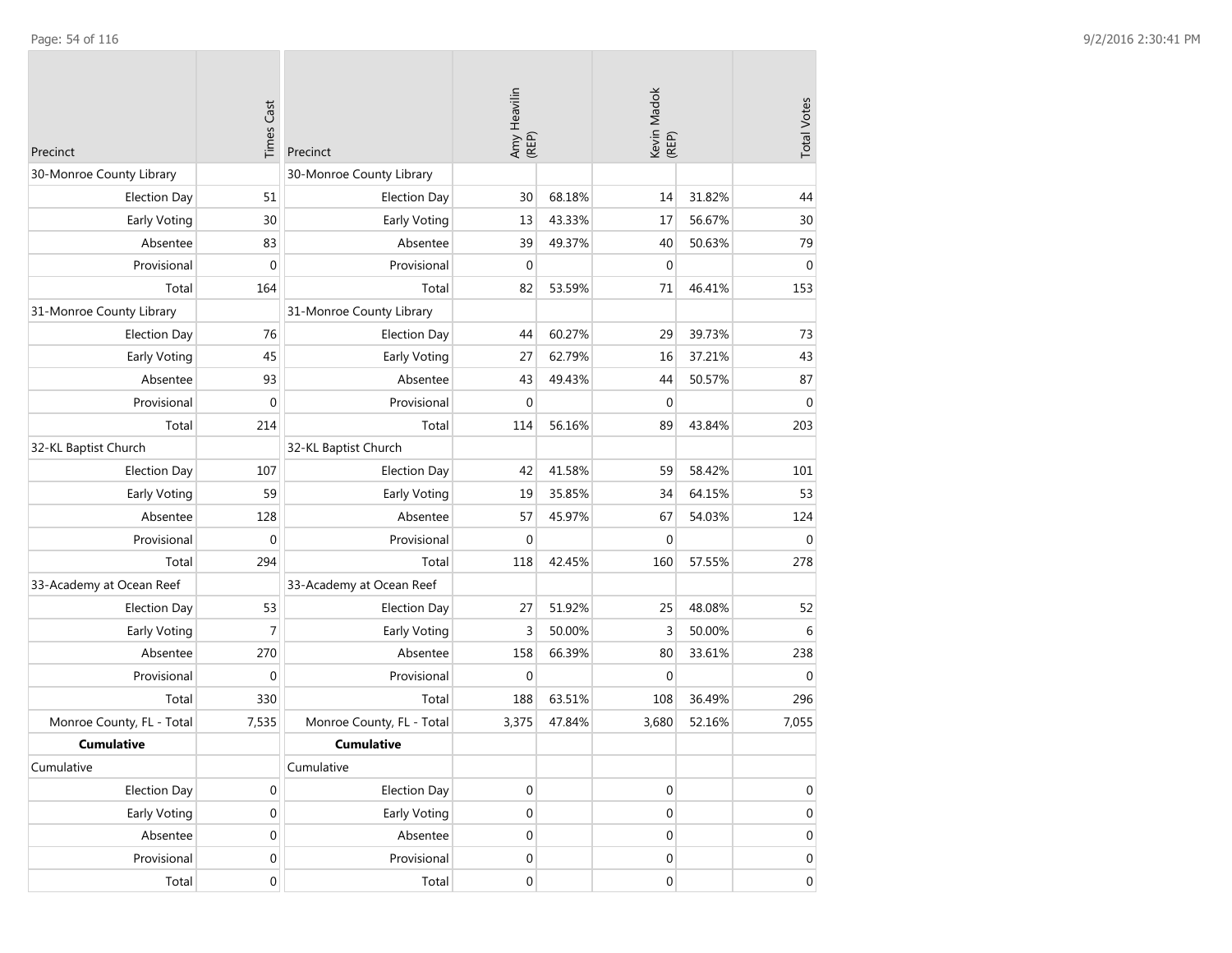| Precinct | Times Cast |
|---|---|
| 30-Monroe County Library | |
| Election Day | 51 |
| Early Voting | 30 |
| Absentee | 83 |
| Provisional | 0 |
| Total | 164 |
| 31-Monroe County Library | |
| Election Day | 76 |
| Early Voting | 45 |
| Absentee | 93 |
| Provisional | 0 |
| Total | 214 |
| 32-KL Baptist Church | |
| Election Day | 107 |
| Early Voting | 59 |
| Absentee | 128 |
| Provisional | 0 |
| Total | 294 |
| 33-Academy at Ocean Reef | |
| Election Day | 53 |
| Early Voting | 7 |
| Absentee | 270 |
| Provisional | 0 |
| Total | 330 |
| Monroe County, FL - Total | 7,535 |
| **Cumulative** | |
| Cumulative | |
| Election Day | 0 |
| Early Voting | 0 |
| Absentee | 0 |
| Provisional | 0 |
| Total | 0 |

| Precinct | Amy Heavilin (REP) | | Kevin Madok (REP) | | Total Votes |
|---|---|---|---|---|---|
| 30-Monroe County Library | | | | | |
| Election Day | 30 | 68.18% | 14 | 31.82% | 44 |
| Early Voting | 13 | 43.33% | 17 | 56.67% | 30 |
| Absentee | 39 | 49.37% | 40 | 50.63% | 79 |
| Provisional | 0 | | 0 | | 0 |
| Total | 82 | 53.59% | 71 | 46.41% | 153 |
| 31-Monroe County Library | | | | | |
| Election Day | 44 | 60.27% | 29 | 39.73% | 73 |
| Early Voting | 27 | 62.79% | 16 | 37.21% | 43 |
| Absentee | 43 | 49.43% | 44 | 50.57% | 87 |
| Provisional | 0 | | 0 | | 0 |
| Total | 114 | 56.16% | 89 | 43.84% | 203 |
| 32-KL Baptist Church | | | | | |
| Election Day | 42 | 41.58% | 59 | 58.42% | 101 |
| Early Voting | 19 | 35.85% | 34 | 64.15% | 53 |
| Absentee | 57 | 45.97% | 67 | 54.03% | 124 |
| Provisional | 0 | | 0 | | 0 |
| Total | 118 | 42.45% | 160 | 57.55% | 278 |
| 33-Academy at Ocean Reef | | | | | |
| Election Day | 27 | 51.92% | 25 | 48.08% | 52 |
| Early Voting | 3 | 50.00% | 3 | 50.00% | 6 |
| Absentee | 158 | 66.39% | 80 | 33.61% | 238 |
| Provisional | 0 | | 0 | | 0 |
| Total | 188 | 63.51% | 108 | 36.49% | 296 |
| Monroe County, FL - Total | 3,375 | 47.84% | 3,680 | 52.16% | 7,055 |
| **Cumulative** | | | | | |
| Cumulative | | | | | |
| Election Day | 0 | | 0 | | 0 |
| Early Voting | 0 | | 0 | | 0 |
| Absentee | 0 | | 0 | | 0 |
| Provisional | 0 | | 0 | | 0 |
| Total | 0 | | 0 | | 0 |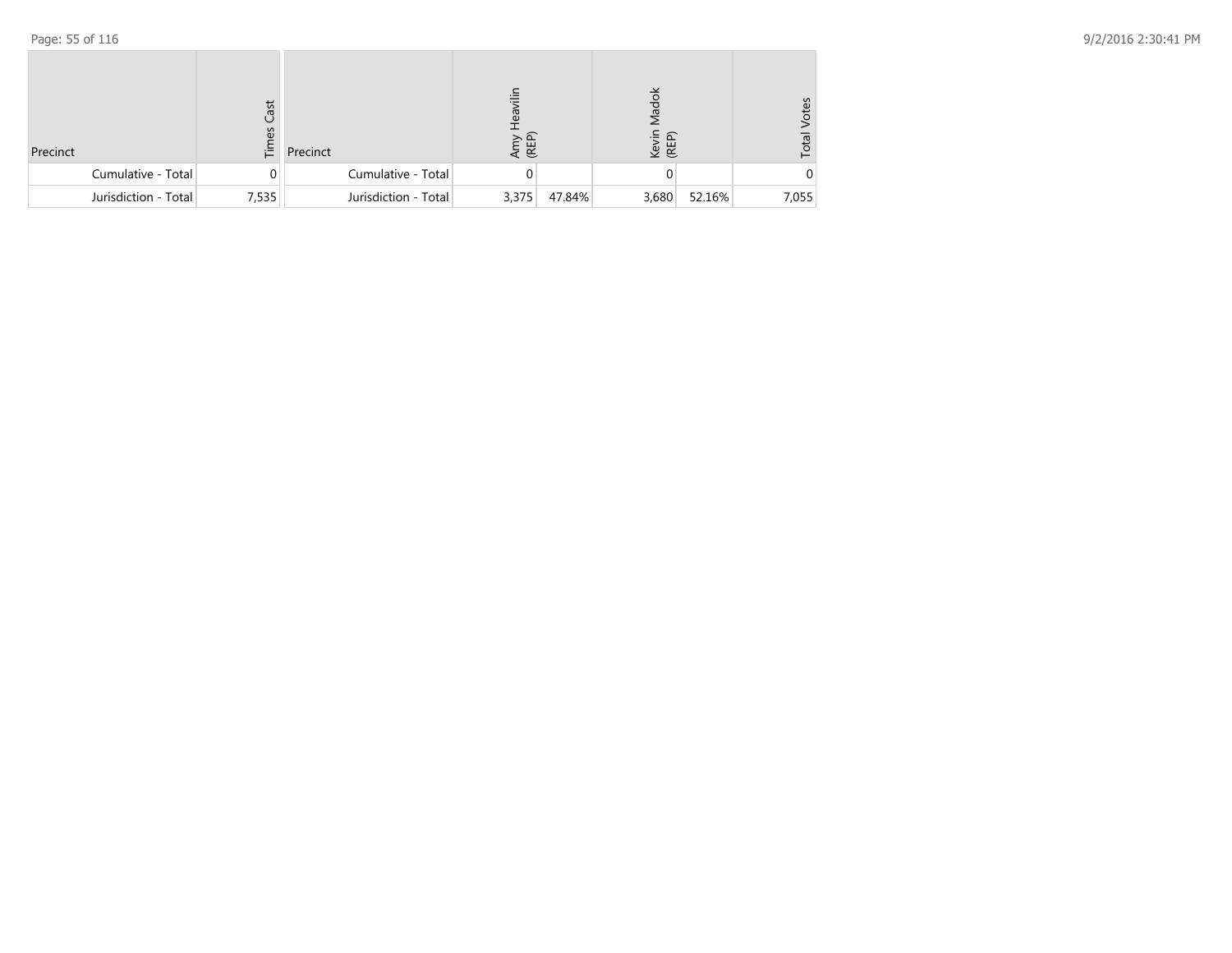| Precinct | Times Cast |
|---|---|
| Cumulative - Total | 0 |
| Jurisdiction - Total | 7,535 |

| Precinct | Amy Heavilin (REP) | | Kevin Madok (REP) | | Total Votes |
|---|---|---|---|---|---|
| Cumulative - Total | 0 | | 0 | | 0 |
| Jurisdiction - Total | 3,375 | 47.84% | 3,680 | 52.16% | 7,055 |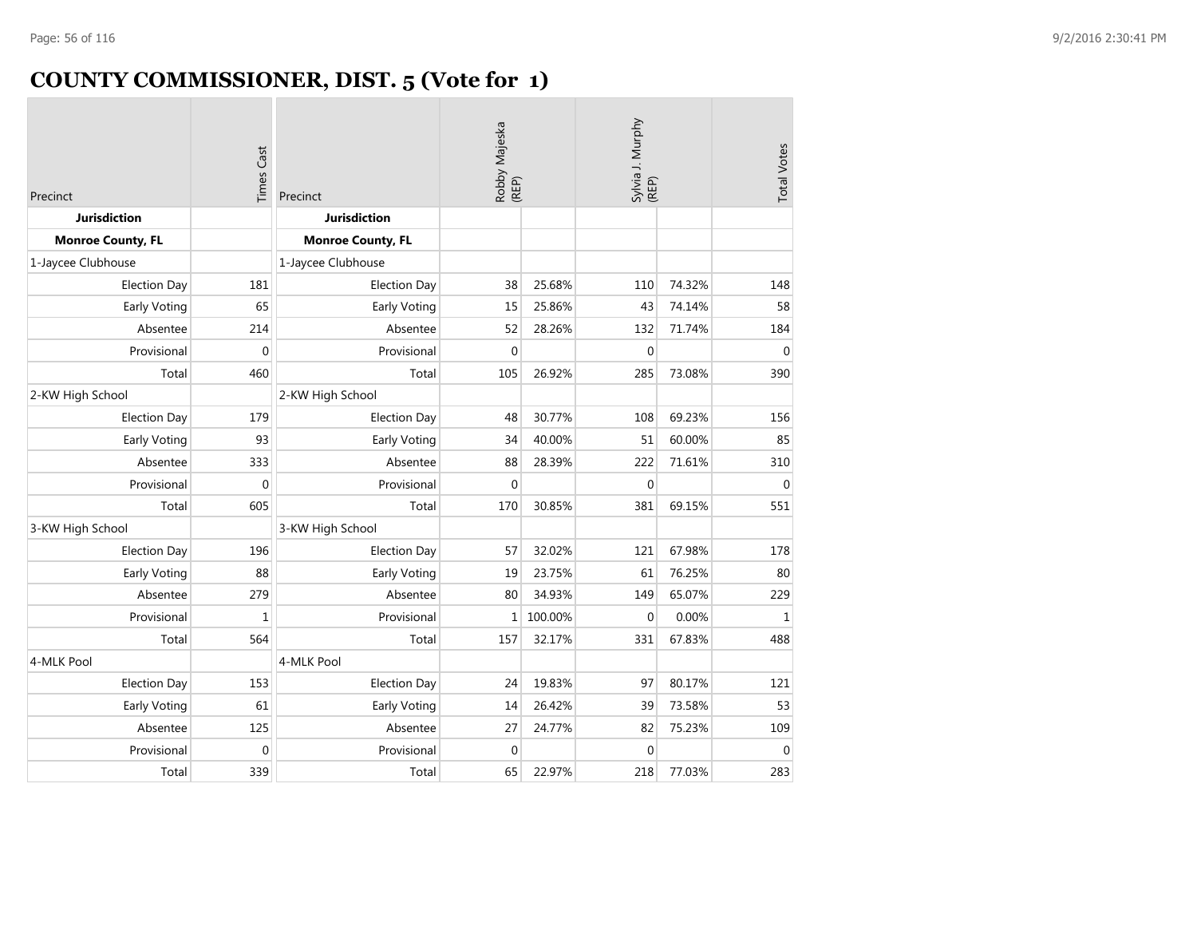# COUNTY COMMISSIONER, DIST. 5 (Vote for 1)

| Precinct | Times Cast | Precinct | Robby Majeska (REP) | | Sylvia J. Murphy (REP) | | Total Votes |
|---|---|---|---|---|---|---|---|
| **Jurisdiction** | | **Jurisdiction** | | | | | |
| **Monroe County, FL** | | **Monroe County, FL** | | | | | |
| 1-Jaycee Clubhouse | | 1-Jaycee Clubhouse | | | | | |
| Election Day | 181 | Election Day | 38 | 25.68% | 110 | 74.32% | 148 |
| Early Voting | 65 | Early Voting | 15 | 25.86% | 43 | 74.14% | 58 |
| Absentee | 214 | Absentee | 52 | 28.26% | 132 | 71.74% | 184 |
| Provisional | 0 | Provisional | 0 | | 0 | | 0 |
| Total | 460 | Total | 105 | 26.92% | 285 | 73.08% | 390 |
| 2-KW High School | | 2-KW High School | | | | | |
| Election Day | 179 | Election Day | 48 | 30.77% | 108 | 69.23% | 156 |
| Early Voting | 93 | Early Voting | 34 | 40.00% | 51 | 60.00% | 85 |
| Absentee | 333 | Absentee | 88 | 28.39% | 222 | 71.61% | 310 |
| Provisional | 0 | Provisional | 0 | | 0 | | 0 |
| Total | 605 | Total | 170 | 30.85% | 381 | 69.15% | 551 |
| 3-KW High School | | 3-KW High School | | | | | |
| Election Day | 196 | Election Day | 57 | 32.02% | 121 | 67.98% | 178 |
| Early Voting | 88 | Early Voting | 19 | 23.75% | 61 | 76.25% | 80 |
| Absentee | 279 | Absentee | 80 | 34.93% | 149 | 65.07% | 229 |
| Provisional | 1 | Provisional | 1 | 100.00% | 0 | 0.00% | 1 |
| Total | 564 | Total | 157 | 32.17% | 331 | 67.83% | 488 |
| 4-MLK Pool | | 4-MLK Pool | | | | | |
| Election Day | 153 | Election Day | 24 | 19.83% | 97 | 80.17% | 121 |
| Early Voting | 61 | Early Voting | 14 | 26.42% | 39 | 73.58% | 53 |
| Absentee | 125 | Absentee | 27 | 24.77% | 82 | 75.23% | 109 |
| Provisional | 0 | Provisional | 0 | | 0 | | 0 |
| Total | 339 | Total | 65 | 22.97% | 218 | 77.03% | 283 |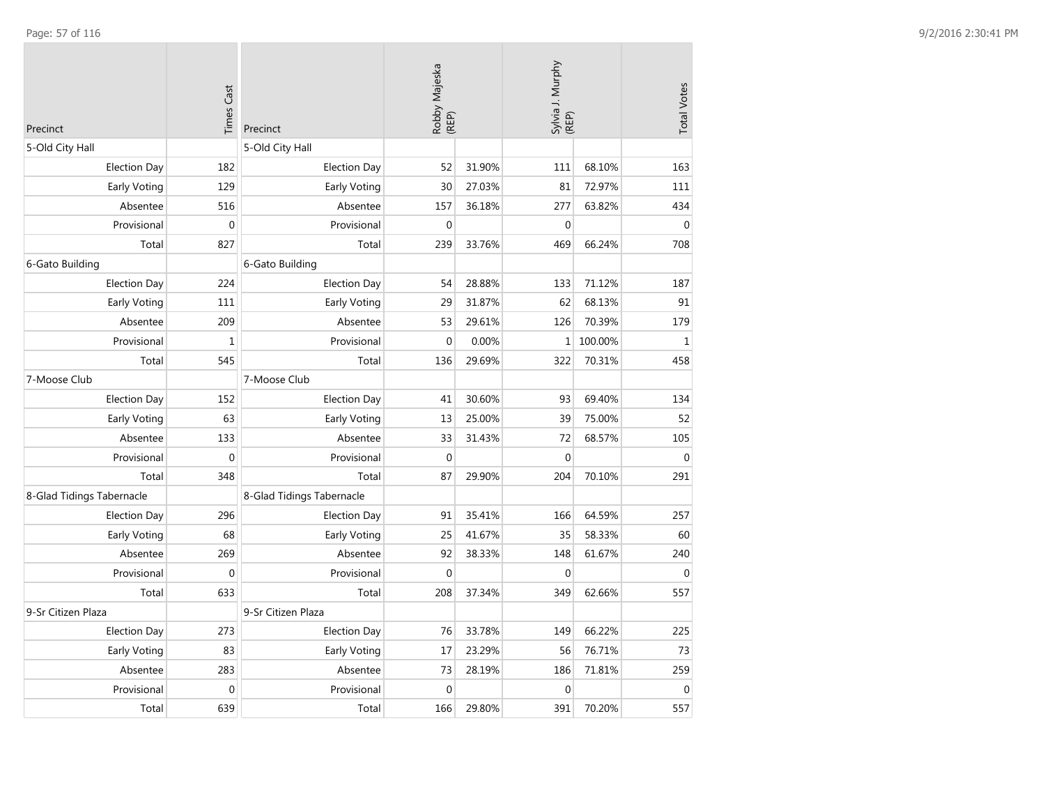| Precinct | Times Cast | Precinct | Robby Majeska (REP) | | Sylvia J. Murphy (REP) | | Total Votes |
|---|---|---|---|---|---|---|---|
| 5-Old City Hall | | 5-Old City Hall | | | | | |
| Election Day | 182 | Election Day | 52 | 31.90% | 111 | 68.10% | 163 |
| Early Voting | 129 | Early Voting | 30 | 27.03% | 81 | 72.97% | 111 |
| Absentee | 516 | Absentee | 157 | 36.18% | 277 | 63.82% | 434 |
| Provisional | 0 | Provisional | 0 | | 0 | | 0 |
| Total | 827 | Total | 239 | 33.76% | 469 | 66.24% | 708 |
| 6-Gato Building | | 6-Gato Building | | | | | |
| Election Day | 224 | Election Day | 54 | 28.88% | 133 | 71.12% | 187 |
| Early Voting | 111 | Early Voting | 29 | 31.87% | 62 | 68.13% | 91 |
| Absentee | 209 | Absentee | 53 | 29.61% | 126 | 70.39% | 179 |
| Provisional | 1 | Provisional | 0 | 0.00% | 1 | 100.00% | 1 |
| Total | 545 | Total | 136 | 29.69% | 322 | 70.31% | 458 |
| 7-Moose Club | | 7-Moose Club | | | | | |
| Election Day | 152 | Election Day | 41 | 30.60% | 93 | 69.40% | 134 |
| Early Voting | 63 | Early Voting | 13 | 25.00% | 39 | 75.00% | 52 |
| Absentee | 133 | Absentee | 33 | 31.43% | 72 | 68.57% | 105 |
| Provisional | 0 | Provisional | 0 | | 0 | | 0 |
| Total | 348 | Total | 87 | 29.90% | 204 | 70.10% | 291 |
| 8-Glad Tidings Tabernacle | | 8-Glad Tidings Tabernacle | | | | | |
| Election Day | 296 | Election Day | 91 | 35.41% | 166 | 64.59% | 257 |
| Early Voting | 68 | Early Voting | 25 | 41.67% | 35 | 58.33% | 60 |
| Absentee | 269 | Absentee | 92 | 38.33% | 148 | 61.67% | 240 |
| Provisional | 0 | Provisional | 0 | | 0 | | 0 |
| Total | 633 | Total | 208 | 37.34% | 349 | 62.66% | 557 |
| 9-Sr Citizen Plaza | | 9-Sr Citizen Plaza | | | | | |
| Election Day | 273 | Election Day | 76 | 33.78% | 149 | 66.22% | 225 |
| Early Voting | 83 | Early Voting | 17 | 23.29% | 56 | 76.71% | 73 |
| Absentee | 283 | Absentee | 73 | 28.19% | 186 | 71.81% | 259 |
| Provisional | 0 | Provisional | 0 | | 0 | | 0 |
| Total | 639 | Total | 166 | 29.80% | 391 | 70.20% | 557 |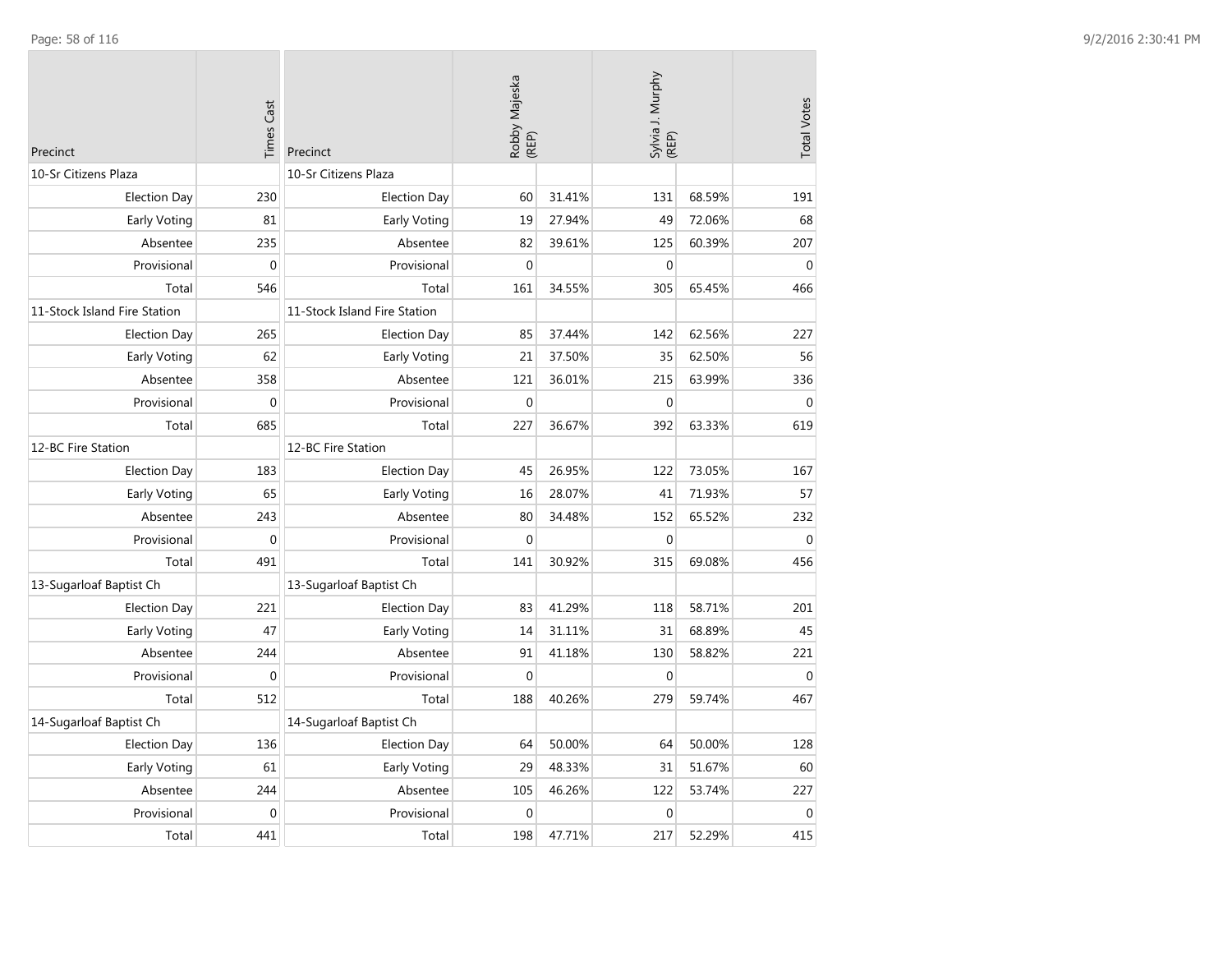| Precinct | Times Cast |
|---|---|
| 10-Sr Citizens Plaza | |
| Election Day | 230 |
| Early Voting | 81 |
| Absentee | 235 |
| Provisional | 0 |
| Total | 546 |
| 11-Stock Island Fire Station | |
| Election Day | 265 |
| Early Voting | 62 |
| Absentee | 358 |
| Provisional | 0 |
| Total | 685 |
| 12-BC Fire Station | |
| Election Day | 183 |
| Early Voting | 65 |
| Absentee | 243 |
| Provisional | 0 |
| Total | 491 |
| 13-Sugarloaf Baptist Ch | |
| Election Day | 221 |
| Early Voting | 47 |
| Absentee | 244 |
| Provisional | 0 |
| Total | 512 |
| 14-Sugarloaf Baptist Ch | |
| Election Day | 136 |
| Early Voting | 61 |
| Absentee | 244 |
| Provisional | 0 |
| Total | 441 |

| Precinct | Robby Majeska (REP) | | Sylvia J. Murphy (REP) | | Total Votes |
|---|---|---|---|---|---|
| 10-Sr Citizens Plaza | | | | | |
| Election Day | 60 | 31.41% | 131 | 68.59% | 191 |
| Early Voting | 19 | 27.94% | 49 | 72.06% | 68 |
| Absentee | 82 | 39.61% | 125 | 60.39% | 207 |
| Provisional | 0 | | 0 | | 0 |
| Total | 161 | 34.55% | 305 | 65.45% | 466 |
| 11-Stock Island Fire Station | | | | | |
| Election Day | 85 | 37.44% | 142 | 62.56% | 227 |
| Early Voting | 21 | 37.50% | 35 | 62.50% | 56 |
| Absentee | 121 | 36.01% | 215 | 63.99% | 336 |
| Provisional | 0 | | 0 | | 0 |
| Total | 227 | 36.67% | 392 | 63.33% | 619 |
| 12-BC Fire Station | | | | | |
| Election Day | 45 | 26.95% | 122 | 73.05% | 167 |
| Early Voting | 16 | 28.07% | 41 | 71.93% | 57 |
| Absentee | 80 | 34.48% | 152 | 65.52% | 232 |
| Provisional | 0 | | 0 | | 0 |
| Total | 141 | 30.92% | 315 | 69.08% | 456 |
| 13-Sugarloaf Baptist Ch | | | | | |
| Election Day | 83 | 41.29% | 118 | 58.71% | 201 |
| Early Voting | 14 | 31.11% | 31 | 68.89% | 45 |
| Absentee | 91 | 41.18% | 130 | 58.82% | 221 |
| Provisional | 0 | | 0 | | 0 |
| Total | 188 | 40.26% | 279 | 59.74% | 467 |
| 14-Sugarloaf Baptist Ch | | | | | |
| Election Day | 64 | 50.00% | 64 | 50.00% | 128 |
| Early Voting | 29 | 48.33% | 31 | 51.67% | 60 |
| Absentee | 105 | 46.26% | 122 | 53.74% | 227 |
| Provisional | 0 | | 0 | | 0 |
| Total | 198 | 47.71% | 217 | 52.29% | 415 |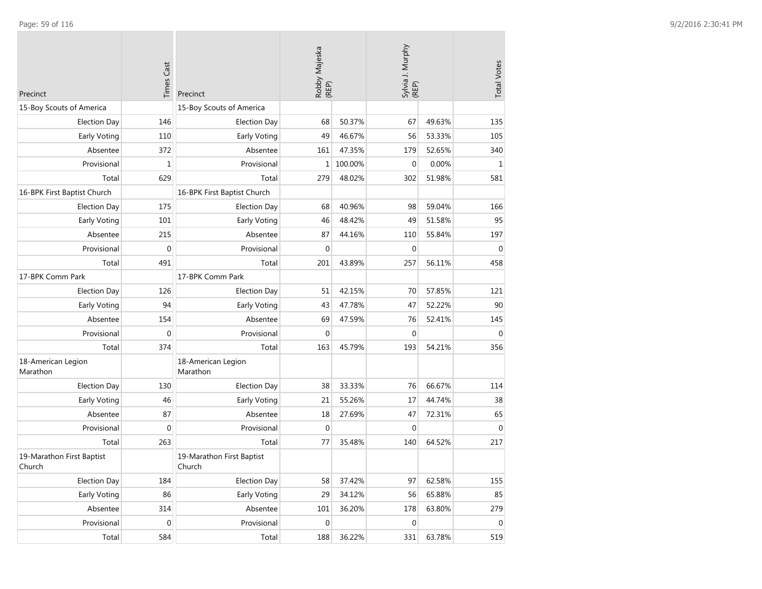| Precinct | Times Cast |
| --- | --- |
| 15-Boy Scouts of America | |
| Election Day | 146 |
| Early Voting | 110 |
| Absentee | 372 |
| Provisional | 1 |
| Total | 629 |
| 16-BPK First Baptist Church | |
| Election Day | 175 |
| Early Voting | 101 |
| Absentee | 215 |
| Provisional | 0 |
| Total | 491 |
| 17-BPK Comm Park | |
| Election Day | 126 |
| Early Voting | 94 |
| Absentee | 154 |
| Provisional | 0 |
| Total | 374 |
| 18-American Legion Marathon | |
| Election Day | 130 |
| Early Voting | 46 |
| Absentee | 87 |
| Provisional | 0 |
| Total | 263 |
| 19-Marathon First Baptist Church | |
| Election Day | 184 |
| Early Voting | 86 |
| Absentee | 314 |
| Provisional | 0 |
| Total | 584 |

| Precinct | Robby Majeska (REP) | | Sylvia J. Murphy (REP) | | Total Votes |
| --- | --- | --- | --- | --- | --- |
| 15-Boy Scouts of America | | | | | |
| Election Day | 68 | 50.37% | 67 | 49.63% | 135 |
| Early Voting | 49 | 46.67% | 56 | 53.33% | 105 |
| Absentee | 161 | 47.35% | 179 | 52.65% | 340 |
| Provisional | 1 | 100.00% | 0 | 0.00% | 1 |
| Total | 279 | 48.02% | 302 | 51.98% | 581 |
| 16-BPK First Baptist Church | | | | | |
| Election Day | 68 | 40.96% | 98 | 59.04% | 166 |
| Early Voting | 46 | 48.42% | 49 | 51.58% | 95 |
| Absentee | 87 | 44.16% | 110 | 55.84% | 197 |
| Provisional | 0 | | 0 | | 0 |
| Total | 201 | 43.89% | 257 | 56.11% | 458 |
| 17-BPK Comm Park | | | | | |
| Election Day | 51 | 42.15% | 70 | 57.85% | 121 |
| Early Voting | 43 | 47.78% | 47 | 52.22% | 90 |
| Absentee | 69 | 47.59% | 76 | 52.41% | 145 |
| Provisional | 0 | | 0 | | 0 |
| Total | 163 | 45.79% | 193 | 54.21% | 356 |
| 18-American Legion Marathon | | | | | |
| Election Day | 38 | 33.33% | 76 | 66.67% | 114 |
| Early Voting | 21 | 55.26% | 17 | 44.74% | 38 |
| Absentee | 18 | 27.69% | 47 | 72.31% | 65 |
| Provisional | 0 | | 0 | | 0 |
| Total | 77 | 35.48% | 140 | 64.52% | 217 |
| 19-Marathon First Baptist Church | | | | | |
| Election Day | 58 | 37.42% | 97 | 62.58% | 155 |
| Early Voting | 29 | 34.12% | 56 | 65.88% | 85 |
| Absentee | 101 | 36.20% | 178 | 63.80% | 279 |
| Provisional | 0 | | 0 | | 0 |
| Total | 188 | 36.22% | 331 | 63.78% | 519 |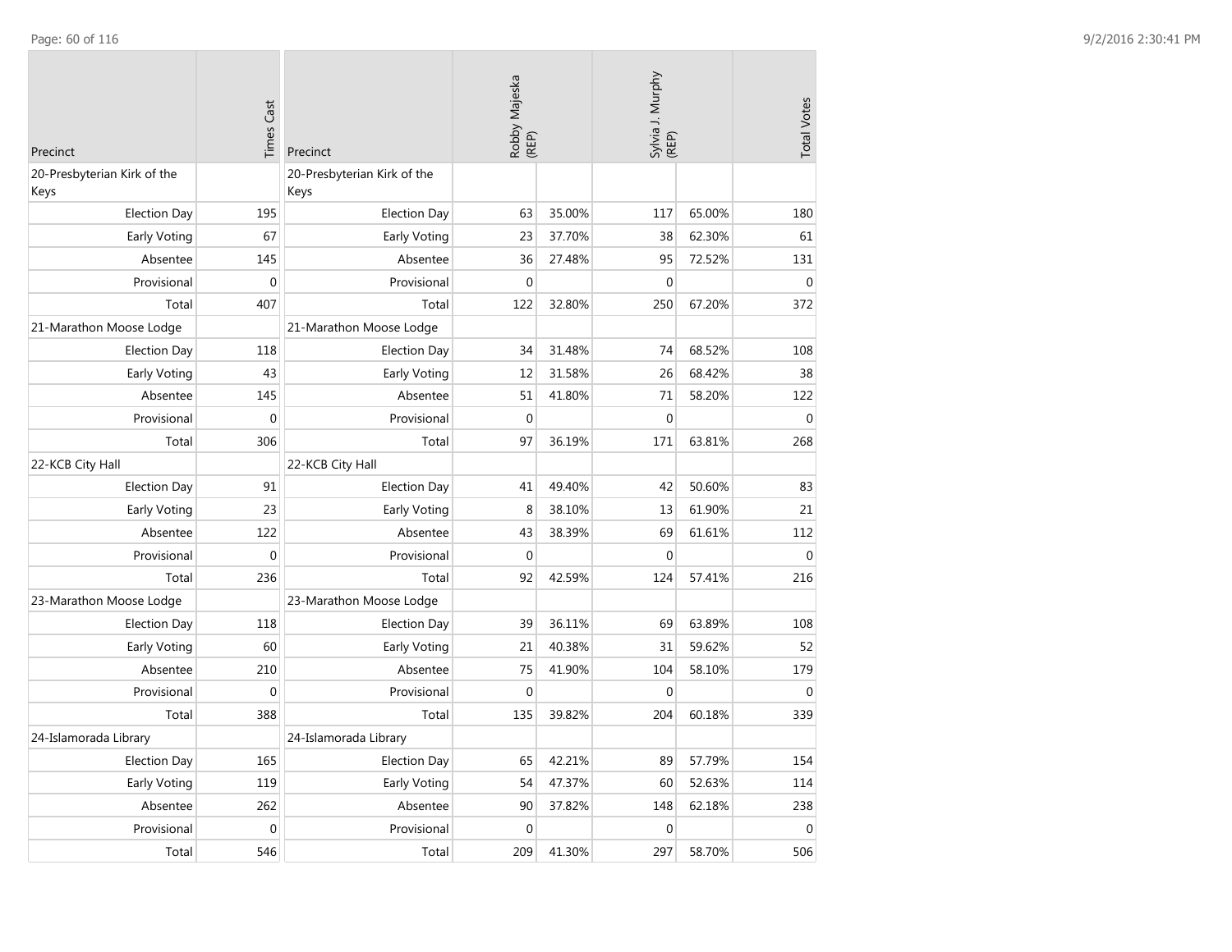| Precinct | Times Cast |
|---|---|
| 20-Presbyterian Kirk of the Keys | |
| Election Day | 195 |
| Early Voting | 67 |
| Absentee | 145 |
| Provisional | 0 |
| Total | 407 |
| 21-Marathon Moose Lodge | |
| Election Day | 118 |
| Early Voting | 43 |
| Absentee | 145 |
| Provisional | 0 |
| Total | 306 |
| 22-KCB City Hall | |
| Election Day | 91 |
| Early Voting | 23 |
| Absentee | 122 |
| Provisional | 0 |
| Total | 236 |
| 23-Marathon Moose Lodge | |
| Election Day | 118 |
| Early Voting | 60 |
| Absentee | 210 |
| Provisional | 0 |
| Total | 388 |
| 24-Islamorada Library | |
| Election Day | 165 |
| Early Voting | 119 |
| Absentee | 262 |
| Provisional | 0 |
| Total | 546 |

| Precinct | Robby Majeska (REP) | | Sylvia J. Murphy (REP) | | Total Votes |
|---|---|---|---|---|---|
| 20-Presbyterian Kirk of the Keys | | | | | |
| Election Day | 63 | 35.00% | 117 | 65.00% | 180 |
| Early Voting | 23 | 37.70% | 38 | 62.30% | 61 |
| Absentee | 36 | 27.48% | 95 | 72.52% | 131 |
| Provisional | 0 | | 0 | | 0 |
| Total | 122 | 32.80% | 250 | 67.20% | 372 |
| 21-Marathon Moose Lodge | | | | | |
| Election Day | 34 | 31.48% | 74 | 68.52% | 108 |
| Early Voting | 12 | 31.58% | 26 | 68.42% | 38 |
| Absentee | 51 | 41.80% | 71 | 58.20% | 122 |
| Provisional | 0 | | 0 | | 0 |
| Total | 97 | 36.19% | 171 | 63.81% | 268 |
| 22-KCB City Hall | | | | | |
| Election Day | 41 | 49.40% | 42 | 50.60% | 83 |
| Early Voting | 8 | 38.10% | 13 | 61.90% | 21 |
| Absentee | 43 | 38.39% | 69 | 61.61% | 112 |
| Provisional | 0 | | 0 | | 0 |
| Total | 92 | 42.59% | 124 | 57.41% | 216 |
| 23-Marathon Moose Lodge | | | | | |
| Election Day | 39 | 36.11% | 69 | 63.89% | 108 |
| Early Voting | 21 | 40.38% | 31 | 59.62% | 52 |
| Absentee | 75 | 41.90% | 104 | 58.10% | 179 |
| Provisional | 0 | | 0 | | 0 |
| Total | 135 | 39.82% | 204 | 60.18% | 339 |
| 24-Islamorada Library | | | | | |
| Election Day | 65 | 42.21% | 89 | 57.79% | 154 |
| Early Voting | 54 | 47.37% | 60 | 52.63% | 114 |
| Absentee | 90 | 37.82% | 148 | 62.18% | 238 |
| Provisional | 0 | | 0 | | 0 |
| Total | 209 | 41.30% | 297 | 58.70% | 506 |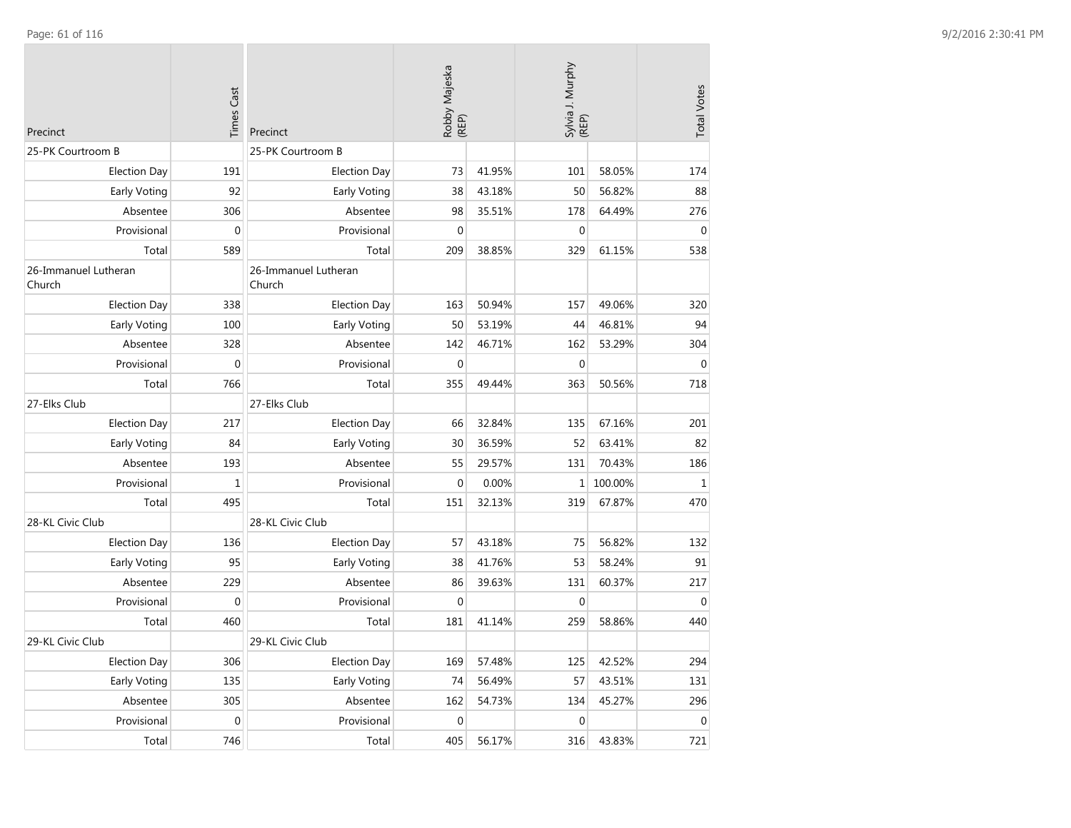| Precinct | Times Cast |
|---|---|
| 25-PK Courtroom B | |
| Election Day | 191 |
| Early Voting | 92 |
| Absentee | 306 |
| Provisional | 0 |
| Total | 589 |
| 26-Immanuel Lutheran Church | |
| Election Day | 338 |
| Early Voting | 100 |
| Absentee | 328 |
| Provisional | 0 |
| Total | 766 |
| 27-Elks Club | |
| Election Day | 217 |
| Early Voting | 84 |
| Absentee | 193 |
| Provisional | 1 |
| Total | 495 |
| 28-KL Civic Club | |
| Election Day | 136 |
| Early Voting | 95 |
| Absentee | 229 |
| Provisional | 0 |
| Total | 460 |
| 29-KL Civic Club | |
| Election Day | 306 |
| Early Voting | 135 |
| Absentee | 305 |
| Provisional | 0 |
| Total | 746 |

| Precinct | Robby Majeska (REP) | | Sylvia J. Murphy (REP) | | Total Votes |
|---|---|---|---|---|---|
| 25-PK Courtroom B | | | | | |
| Election Day | 73 | 41.95% | 101 | 58.05% | 174 |
| Early Voting | 38 | 43.18% | 50 | 56.82% | 88 |
| Absentee | 98 | 35.51% | 178 | 64.49% | 276 |
| Provisional | 0 | | 0 | | 0 |
| Total | 209 | 38.85% | 329 | 61.15% | 538 |
| 26-Immanuel Lutheran Church | | | | | |
| Election Day | 163 | 50.94% | 157 | 49.06% | 320 |
| Early Voting | 50 | 53.19% | 44 | 46.81% | 94 |
| Absentee | 142 | 46.71% | 162 | 53.29% | 304 |
| Provisional | 0 | | 0 | | 0 |
| Total | 355 | 49.44% | 363 | 50.56% | 718 |
| 27-Elks Club | | | | | |
| Election Day | 66 | 32.84% | 135 | 67.16% | 201 |
| Early Voting | 30 | 36.59% | 52 | 63.41% | 82 |
| Absentee | 55 | 29.57% | 131 | 70.43% | 186 |
| Provisional | 0 | 0.00% | 1 | 100.00% | 1 |
| Total | 151 | 32.13% | 319 | 67.87% | 470 |
| 28-KL Civic Club | | | | | |
| Election Day | 57 | 43.18% | 75 | 56.82% | 132 |
| Early Voting | 38 | 41.76% | 53 | 58.24% | 91 |
| Absentee | 86 | 39.63% | 131 | 60.37% | 217 |
| Provisional | 0 | | 0 | | 0 |
| Total | 181 | 41.14% | 259 | 58.86% | 440 |
| 29-KL Civic Club | | | | | |
| Election Day | 169 | 57.48% | 125 | 42.52% | 294 |
| Early Voting | 74 | 56.49% | 57 | 43.51% | 131 |
| Absentee | 162 | 54.73% | 134 | 45.27% | 296 |
| Provisional | 0 | | 0 | | 0 |
| Total | 405 | 56.17% | 316 | 43.83% | 721 |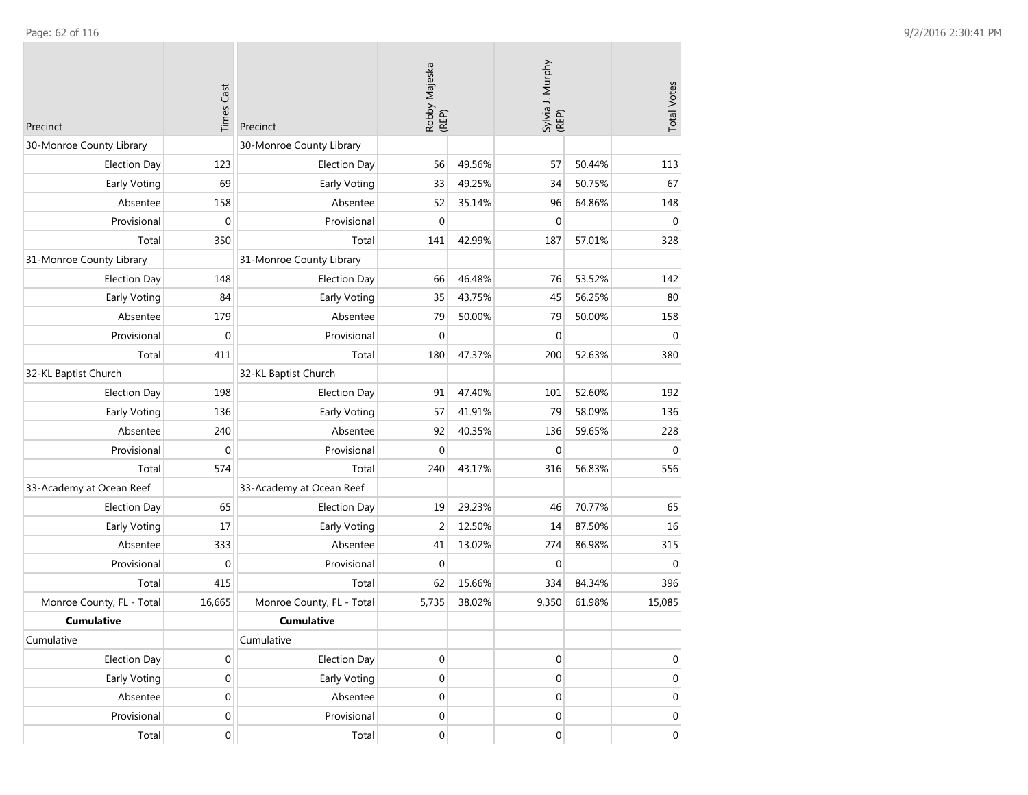| Precinct | Times Cast | Precinct | Robby Majeska (REP) | | Sylvia J. Murphy (REP) | | Total Votes |
|---|---|---|---|---|---|---|---|
| 30-Monroe County Library | | 30-Monroe County Library | | | | | |
| Election Day | 123 | Election Day | 56 | 49.56% | 57 | 50.44% | 113 |
| Early Voting | 69 | Early Voting | 33 | 49.25% | 34 | 50.75% | 67 |
| Absentee | 158 | Absentee | 52 | 35.14% | 96 | 64.86% | 148 |
| Provisional | 0 | Provisional | 0 | | 0 | | 0 |
| Total | 350 | Total | 141 | 42.99% | 187 | 57.01% | 328 |
| 31-Monroe County Library | | 31-Monroe County Library | | | | | |
| Election Day | 148 | Election Day | 66 | 46.48% | 76 | 53.52% | 142 |
| Early Voting | 84 | Early Voting | 35 | 43.75% | 45 | 56.25% | 80 |
| Absentee | 179 | Absentee | 79 | 50.00% | 79 | 50.00% | 158 |
| Provisional | 0 | Provisional | 0 | | 0 | | 0 |
| Total | 411 | Total | 180 | 47.37% | 200 | 52.63% | 380 |
| 32-KL Baptist Church | | 32-KL Baptist Church | | | | | |
| Election Day | 198 | Election Day | 91 | 47.40% | 101 | 52.60% | 192 |
| Early Voting | 136 | Early Voting | 57 | 41.91% | 79 | 58.09% | 136 |
| Absentee | 240 | Absentee | 92 | 40.35% | 136 | 59.65% | 228 |
| Provisional | 0 | Provisional | 0 | | 0 | | 0 |
| Total | 574 | Total | 240 | 43.17% | 316 | 56.83% | 556 |
| 33-Academy at Ocean Reef | | 33-Academy at Ocean Reef | | | | | |
| Election Day | 65 | Election Day | 19 | 29.23% | 46 | 70.77% | 65 |
| Early Voting | 17 | Early Voting | 2 | 12.50% | 14 | 87.50% | 16 |
| Absentee | 333 | Absentee | 41 | 13.02% | 274 | 86.98% | 315 |
| Provisional | 0 | Provisional | 0 | | 0 | | 0 |
| Total | 415 | Total | 62 | 15.66% | 334 | 84.34% | 396 |
| Monroe County, FL - Total | 16,665 | Monroe County, FL - Total | 5,735 | 38.02% | 9,350 | 61.98% | 15,085 |
| **Cumulative** | | **Cumulative** | | | | | |
| Cumulative | | Cumulative | | | | | |
| Election Day | 0 | Election Day | 0 | | 0 | | 0 |
| Early Voting | 0 | Early Voting | 0 | | 0 | | 0 |
| Absentee | 0 | Absentee | 0 | | 0 | | 0 |
| Provisional | 0 | Provisional | 0 | | 0 | | 0 |
| Total | 0 | Total | 0 | | 0 | | 0 |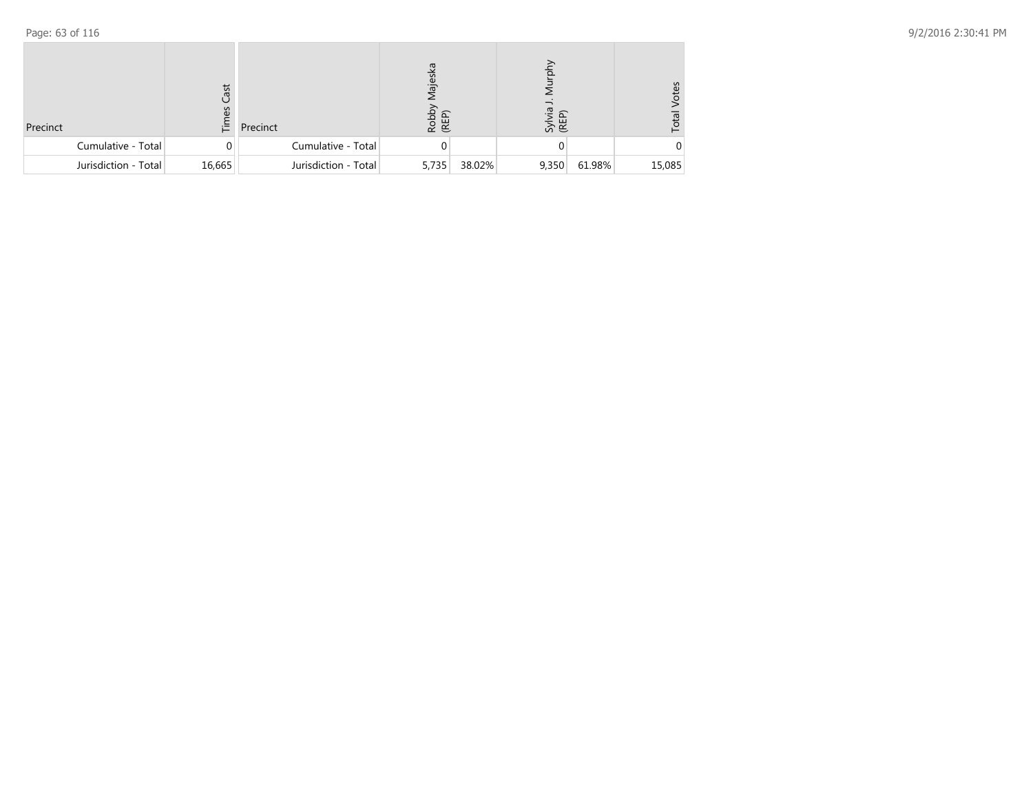| Precinct | Times Cast | Precinct | Robby Majeska (REP) | | Sylvia J. Murphy (REP) | | Total Votes |
|---|---|---|---|---|---|---|---|
| Cumulative - Total | 0 | Cumulative - Total | 0 | | 0 | | 0 |
| Jurisdiction - Total | 16,665 | Jurisdiction - Total | 5,735 | 38.02% | 9,350 | 61.98% | 15,085 |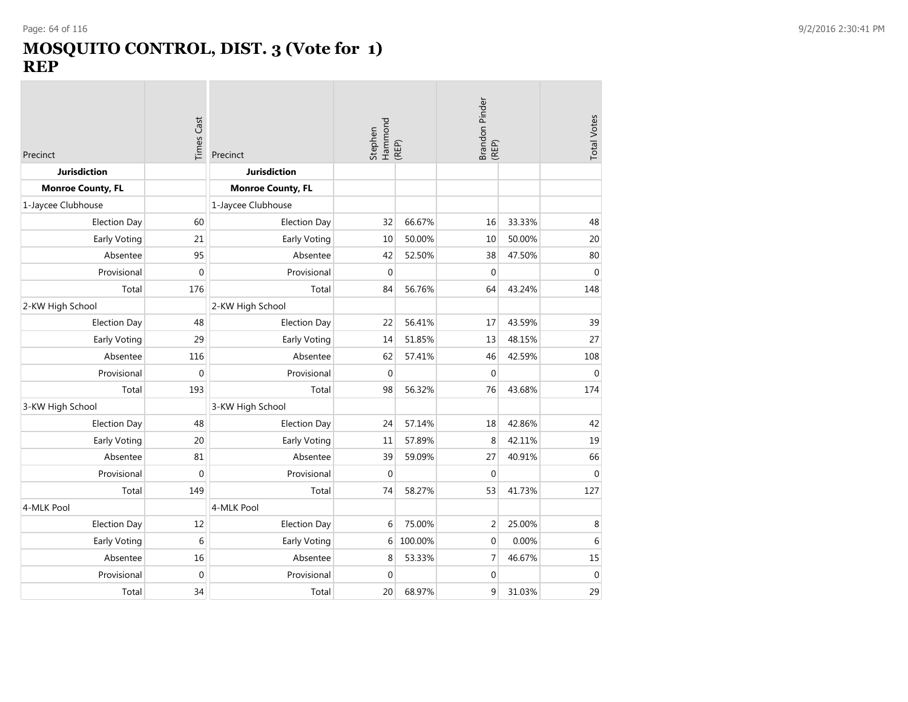# MOSQUITO CONTROL, DIST. 3 (Vote for 1)
# REP

| Precinct | Times Cast | Precinct | Stephen Hammond (REP) | | Brandon Pinder (REP) | | Total Votes |
|---|---|---|---|---|---|---|---|
| **Jurisdiction** | | **Jurisdiction** | | | | | |
| **Monroe County, FL** | | **Monroe County, FL** | | | | | |
| 1-Jaycee Clubhouse | | 1-Jaycee Clubhouse | | | | | |
| Election Day | 60 | Election Day | 32 | 66.67% | 16 | 33.33% | 48 |
| Early Voting | 21 | Early Voting | 10 | 50.00% | 10 | 50.00% | 20 |
| Absentee | 95 | Absentee | 42 | 52.50% | 38 | 47.50% | 80 |
| Provisional | 0 | Provisional | 0 | | 0 | | 0 |
| Total | 176 | Total | 84 | 56.76% | 64 | 43.24% | 148 |
| 2-KW High School | | 2-KW High School | | | | | |
| Election Day | 48 | Election Day | 22 | 56.41% | 17 | 43.59% | 39 |
| Early Voting | 29 | Early Voting | 14 | 51.85% | 13 | 48.15% | 27 |
| Absentee | 116 | Absentee | 62 | 57.41% | 46 | 42.59% | 108 |
| Provisional | 0 | Provisional | 0 | | 0 | | 0 |
| Total | 193 | Total | 98 | 56.32% | 76 | 43.68% | 174 |
| 3-KW High School | | 3-KW High School | | | | | |
| Election Day | 48 | Election Day | 24 | 57.14% | 18 | 42.86% | 42 |
| Early Voting | 20 | Early Voting | 11 | 57.89% | 8 | 42.11% | 19 |
| Absentee | 81 | Absentee | 39 | 59.09% | 27 | 40.91% | 66 |
| Provisional | 0 | Provisional | 0 | | 0 | | 0 |
| Total | 149 | Total | 74 | 58.27% | 53 | 41.73% | 127 |
| 4-MLK Pool | | 4-MLK Pool | | | | | |
| Election Day | 12 | Election Day | 6 | 75.00% | 2 | 25.00% | 8 |
| Early Voting | 6 | Early Voting | 6 | 100.00% | 0 | 0.00% | 6 |
| Absentee | 16 | Absentee | 8 | 53.33% | 7 | 46.67% | 15 |
| Provisional | 0 | Provisional | 0 | | 0 | | 0 |
| Total | 34 | Total | 20 | 68.97% | 9 | 31.03% | 29 |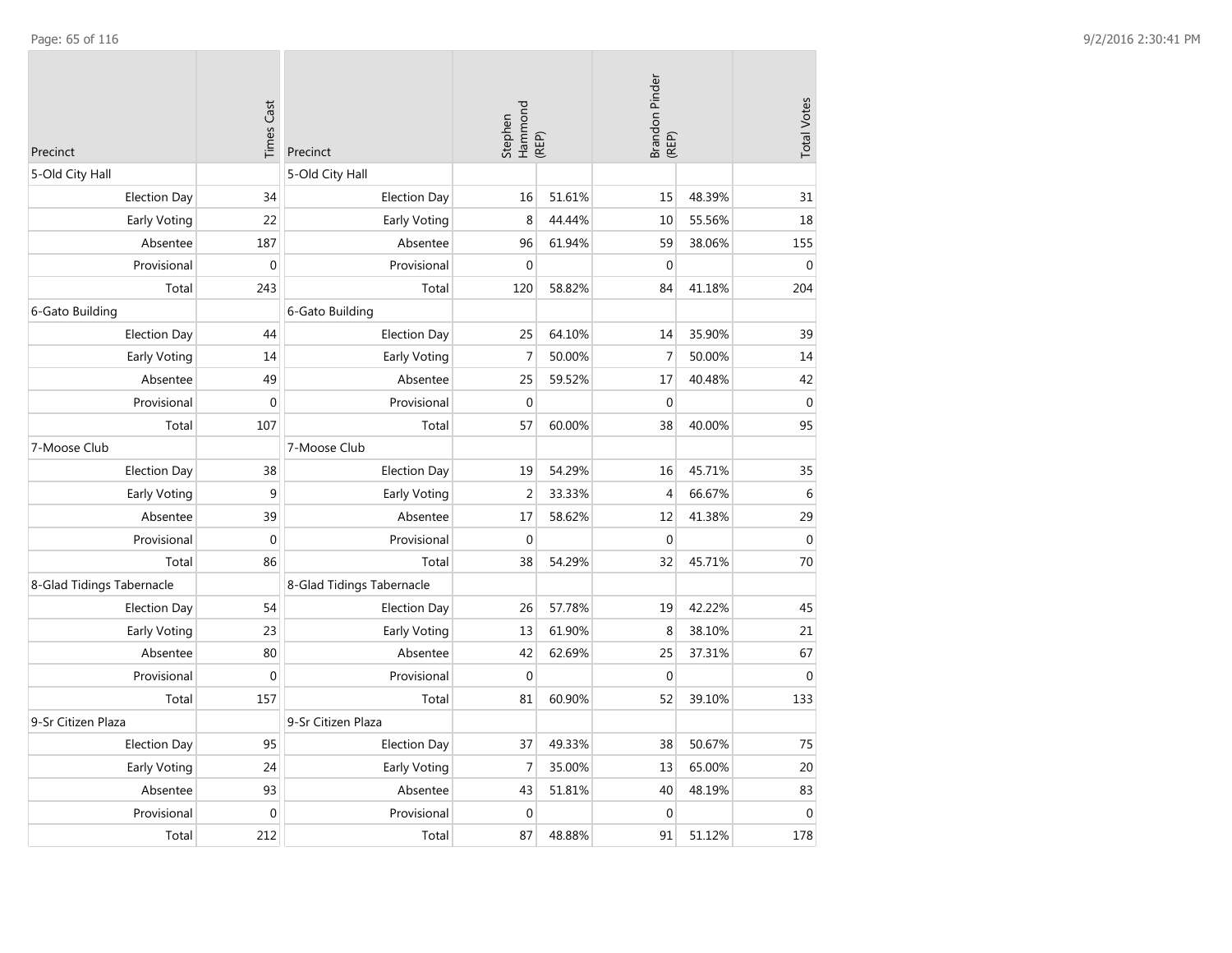| Precinct | Times Cast |
|---|---|
| 5-Old City Hall | |
| Election Day | 34 |
| Early Voting | 22 |
| Absentee | 187 |
| Provisional | 0 |
| Total | 243 |
| 6-Gato Building | |
| Election Day | 44 |
| Early Voting | 14 |
| Absentee | 49 |
| Provisional | 0 |
| Total | 107 |
| 7-Moose Club | |
| Election Day | 38 |
| Early Voting | 9 |
| Absentee | 39 |
| Provisional | 0 |
| Total | 86 |
| 8-Glad Tidings Tabernacle | |
| Election Day | 54 |
| Early Voting | 23 |
| Absentee | 80 |
| Provisional | 0 |
| Total | 157 |
| 9-Sr Citizen Plaza | |
| Election Day | 95 |
| Early Voting | 24 |
| Absentee | 93 |
| Provisional | 0 |
| Total | 212 |

| Precinct | Stephen Hammond (REP) | | Brandon Pinder (REP) | | Total Votes |
|---|---|---|---|---|---|
| 5-Old City Hall | | | | | |
| Election Day | 16 | 51.61% | 15 | 48.39% | 31 |
| Early Voting | 8 | 44.44% | 10 | 55.56% | 18 |
| Absentee | 96 | 61.94% | 59 | 38.06% | 155 |
| Provisional | 0 | | 0 | | 0 |
| Total | 120 | 58.82% | 84 | 41.18% | 204 |
| 6-Gato Building | | | | | |
| Election Day | 25 | 64.10% | 14 | 35.90% | 39 |
| Early Voting | 7 | 50.00% | 7 | 50.00% | 14 |
| Absentee | 25 | 59.52% | 17 | 40.48% | 42 |
| Provisional | 0 | | 0 | | 0 |
| Total | 57 | 60.00% | 38 | 40.00% | 95 |
| 7-Moose Club | | | | | |
| Election Day | 19 | 54.29% | 16 | 45.71% | 35 |
| Early Voting | 2 | 33.33% | 4 | 66.67% | 6 |
| Absentee | 17 | 58.62% | 12 | 41.38% | 29 |
| Provisional | 0 | | 0 | | 0 |
| Total | 38 | 54.29% | 32 | 45.71% | 70 |
| 8-Glad Tidings Tabernacle | | | | | |
| Election Day | 26 | 57.78% | 19 | 42.22% | 45 |
| Early Voting | 13 | 61.90% | 8 | 38.10% | 21 |
| Absentee | 42 | 62.69% | 25 | 37.31% | 67 |
| Provisional | 0 | | 0 | | 0 |
| Total | 81 | 60.90% | 52 | 39.10% | 133 |
| 9-Sr Citizen Plaza | | | | | |
| Election Day | 37 | 49.33% | 38 | 50.67% | 75 |
| Early Voting | 7 | 35.00% | 13 | 65.00% | 20 |
| Absentee | 43 | 51.81% | 40 | 48.19% | 83 |
| Provisional | 0 | | 0 | | 0 |
| Total | 87 | 48.88% | 91 | 51.12% | 178 |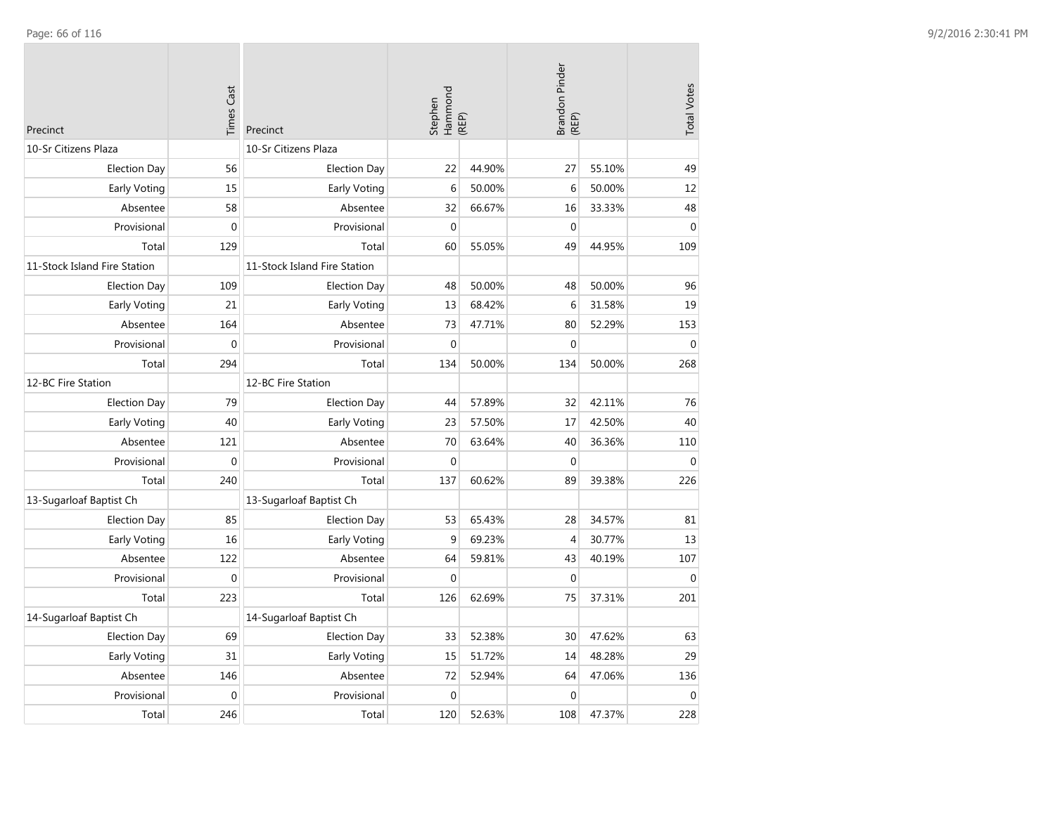| Precinct | Times Cast |
|---|---|
| 10-Sr Citizens Plaza | |
| Election Day | 56 |
| Early Voting | 15 |
| Absentee | 58 |
| Provisional | 0 |
| Total | 129 |
| 11-Stock Island Fire Station | |
| Election Day | 109 |
| Early Voting | 21 |
| Absentee | 164 |
| Provisional | 0 |
| Total | 294 |
| 12-BC Fire Station | |
| Election Day | 79 |
| Early Voting | 40 |
| Absentee | 121 |
| Provisional | 0 |
| Total | 240 |
| 13-Sugarloaf Baptist Ch | |
| Election Day | 85 |
| Early Voting | 16 |
| Absentee | 122 |
| Provisional | 0 |
| Total | 223 |
| 14-Sugarloaf Baptist Ch | |
| Election Day | 69 |
| Early Voting | 31 |
| Absentee | 146 |
| Provisional | 0 |
| Total | 246 |

| Precinct | Stephen Hammond (REP) | | Brandon Pinder (REP) | | Total Votes |
|---|---|---|---|---|---|
| 10-Sr Citizens Plaza | | | | | |
| Election Day | 22 | 44.90% | 27 | 55.10% | 49 |
| Early Voting | 6 | 50.00% | 6 | 50.00% | 12 |
| Absentee | 32 | 66.67% | 16 | 33.33% | 48 |
| Provisional | 0 | | 0 | | 0 |
| Total | 60 | 55.05% | 49 | 44.95% | 109 |
| 11-Stock Island Fire Station | | | | | |
| Election Day | 48 | 50.00% | 48 | 50.00% | 96 |
| Early Voting | 13 | 68.42% | 6 | 31.58% | 19 |
| Absentee | 73 | 47.71% | 80 | 52.29% | 153 |
| Provisional | 0 | | 0 | | 0 |
| Total | 134 | 50.00% | 134 | 50.00% | 268 |
| 12-BC Fire Station | | | | | |
| Election Day | 44 | 57.89% | 32 | 42.11% | 76 |
| Early Voting | 23 | 57.50% | 17 | 42.50% | 40 |
| Absentee | 70 | 63.64% | 40 | 36.36% | 110 |
| Provisional | 0 | | 0 | | 0 |
| Total | 137 | 60.62% | 89 | 39.38% | 226 |
| 13-Sugarloaf Baptist Ch | | | | | |
| Election Day | 53 | 65.43% | 28 | 34.57% | 81 |
| Early Voting | 9 | 69.23% | 4 | 30.77% | 13 |
| Absentee | 64 | 59.81% | 43 | 40.19% | 107 |
| Provisional | 0 | | 0 | | 0 |
| Total | 126 | 62.69% | 75 | 37.31% | 201 |
| 14-Sugarloaf Baptist Ch | | | | | |
| Election Day | 33 | 52.38% | 30 | 47.62% | 63 |
| Early Voting | 15 | 51.72% | 14 | 48.28% | 29 |
| Absentee | 72 | 52.94% | 64 | 47.06% | 136 |
| Provisional | 0 | | 0 | | 0 |
| Total | 120 | 52.63% | 108 | 47.37% | 228 |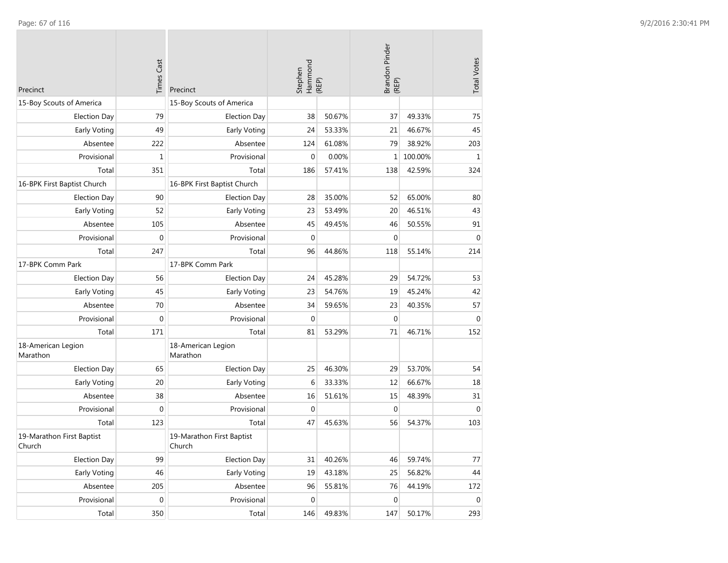| Precinct | Times Cast |
|---|---|
| 15-Boy Scouts of America | |
| Election Day | 79 |
| Early Voting | 49 |
| Absentee | 222 |
| Provisional | 1 |
| Total | 351 |
| 16-BPK First Baptist Church | |
| Election Day | 90 |
| Early Voting | 52 |
| Absentee | 105 |
| Provisional | 0 |
| Total | 247 |
| 17-BPK Comm Park | |
| Election Day | 56 |
| Early Voting | 45 |
| Absentee | 70 |
| Provisional | 0 |
| Total | 171 |
| 18-American Legion Marathon | |
| Election Day | 65 |
| Early Voting | 20 |
| Absentee | 38 |
| Provisional | 0 |
| Total | 123 |
| 19-Marathon First Baptist Church | |
| Election Day | 99 |
| Early Voting | 46 |
| Absentee | 205 |
| Provisional | 0 |
| Total | 350 |

| Precinct | Stephen Hammond (REP) | | Brandon Pinder (REP) | | Total Votes |
|---|---|---|---|---|---|
| 15-Boy Scouts of America | | | | | |
| Election Day | 38 | 50.67% | 37 | 49.33% | 75 |
| Early Voting | 24 | 53.33% | 21 | 46.67% | 45 |
| Absentee | 124 | 61.08% | 79 | 38.92% | 203 |
| Provisional | 0 | 0.00% | 1 | 100.00% | 1 |
| Total | 186 | 57.41% | 138 | 42.59% | 324 |
| 16-BPK First Baptist Church | | | | | |
| Election Day | 28 | 35.00% | 52 | 65.00% | 80 |
| Early Voting | 23 | 53.49% | 20 | 46.51% | 43 |
| Absentee | 45 | 49.45% | 46 | 50.55% | 91 |
| Provisional | 0 | | 0 | | 0 |
| Total | 96 | 44.86% | 118 | 55.14% | 214 |
| 17-BPK Comm Park | | | | | |
| Election Day | 24 | 45.28% | 29 | 54.72% | 53 |
| Early Voting | 23 | 54.76% | 19 | 45.24% | 42 |
| Absentee | 34 | 59.65% | 23 | 40.35% | 57 |
| Provisional | 0 | | 0 | | 0 |
| Total | 81 | 53.29% | 71 | 46.71% | 152 |
| 18-American Legion Marathon | | | | | |
| Election Day | 25 | 46.30% | 29 | 53.70% | 54 |
| Early Voting | 6 | 33.33% | 12 | 66.67% | 18 |
| Absentee | 16 | 51.61% | 15 | 48.39% | 31 |
| Provisional | 0 | | 0 | | 0 |
| Total | 47 | 45.63% | 56 | 54.37% | 103 |
| 19-Marathon First Baptist Church | | | | | |
| Election Day | 31 | 40.26% | 46 | 59.74% | 77 |
| Early Voting | 19 | 43.18% | 25 | 56.82% | 44 |
| Absentee | 96 | 55.81% | 76 | 44.19% | 172 |
| Provisional | 0 | | 0 | | 0 |
| Total | 146 | 49.83% | 147 | 50.17% | 293 |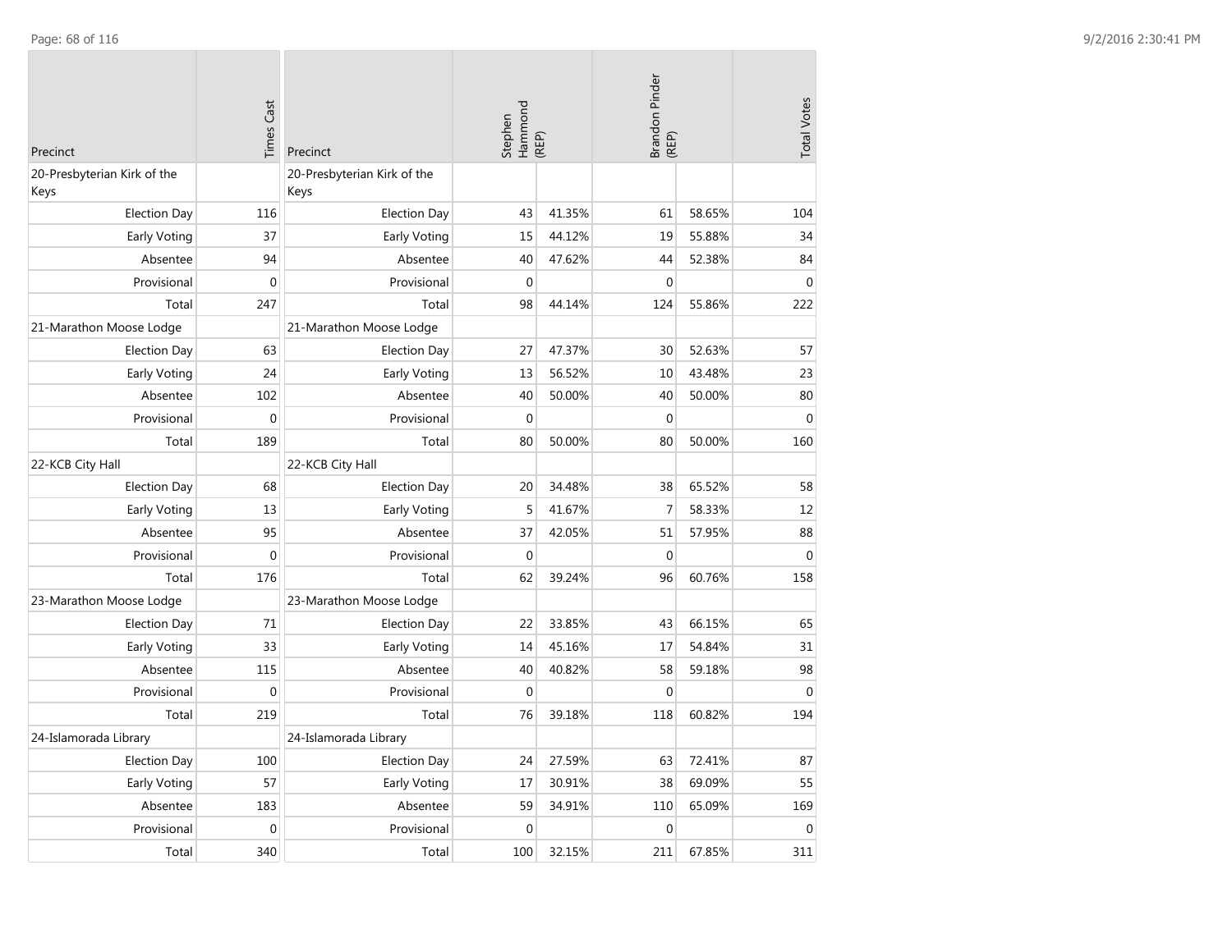| Precinct | Times Cast |
| --- | --- |
| 20-Presbyterian Kirk of the Keys | |
| Election Day | 116 |
| Early Voting | 37 |
| Absentee | 94 |
| Provisional | 0 |
| Total | 247 |
| 21-Marathon Moose Lodge | |
| Election Day | 63 |
| Early Voting | 24 |
| Absentee | 102 |
| Provisional | 0 |
| Total | 189 |
| 22-KCB City Hall | |
| Election Day | 68 |
| Early Voting | 13 |
| Absentee | 95 |
| Provisional | 0 |
| Total | 176 |
| 23-Marathon Moose Lodge | |
| Election Day | 71 |
| Early Voting | 33 |
| Absentee | 115 |
| Provisional | 0 |
| Total | 219 |
| 24-Islamorada Library | |
| Election Day | 100 |
| Early Voting | 57 |
| Absentee | 183 |
| Provisional | 0 |
| Total | 340 |

| Precinct | Stephen Hammond (REP) | | Brandon Pinder (REP) | | Total Votes |
| --- | --- | --- | --- | --- | --- |
| 20-Presbyterian Kirk of the Keys | | | | | |
| Election Day | 43 | 41.35% | 61 | 58.65% | 104 |
| Early Voting | 15 | 44.12% | 19 | 55.88% | 34 |
| Absentee | 40 | 47.62% | 44 | 52.38% | 84 |
| Provisional | 0 | | 0 | | 0 |
| Total | 98 | 44.14% | 124 | 55.86% | 222 |
| 21-Marathon Moose Lodge | | | | | |
| Election Day | 27 | 47.37% | 30 | 52.63% | 57 |
| Early Voting | 13 | 56.52% | 10 | 43.48% | 23 |
| Absentee | 40 | 50.00% | 40 | 50.00% | 80 |
| Provisional | 0 | | 0 | | 0 |
| Total | 80 | 50.00% | 80 | 50.00% | 160 |
| 22-KCB City Hall | | | | | |
| Election Day | 20 | 34.48% | 38 | 65.52% | 58 |
| Early Voting | 5 | 41.67% | 7 | 58.33% | 12 |
| Absentee | 37 | 42.05% | 51 | 57.95% | 88 |
| Provisional | 0 | | 0 | | 0 |
| Total | 62 | 39.24% | 96 | 60.76% | 158 |
| 23-Marathon Moose Lodge | | | | | |
| Election Day | 22 | 33.85% | 43 | 66.15% | 65 |
| Early Voting | 14 | 45.16% | 17 | 54.84% | 31 |
| Absentee | 40 | 40.82% | 58 | 59.18% | 98 |
| Provisional | 0 | | 0 | | 0 |
| Total | 76 | 39.18% | 118 | 60.82% | 194 |
| 24-Islamorada Library | | | | | |
| Election Day | 24 | 27.59% | 63 | 72.41% | 87 |
| Early Voting | 17 | 30.91% | 38 | 69.09% | 55 |
| Absentee | 59 | 34.91% | 110 | 65.09% | 169 |
| Provisional | 0 | | 0 | | 0 |
| Total | 100 | 32.15% | 211 | 67.85% | 311 |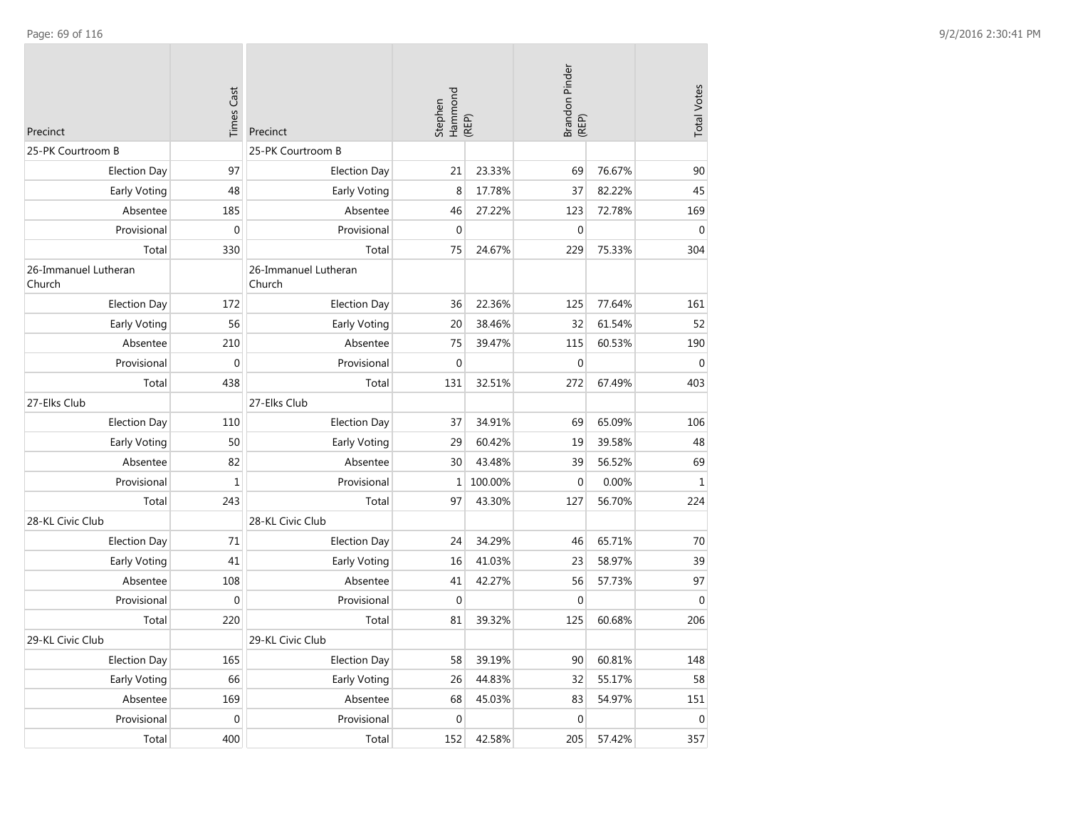| Precinct | Times Cast |
| --- | --- |
| 25-PK Courtroom B | |
| Election Day | 97 |
| Early Voting | 48 |
| Absentee | 185 |
| Provisional | 0 |
| Total | 330 |
| 26-Immanuel Lutheran Church | |
| Election Day | 172 |
| Early Voting | 56 |
| Absentee | 210 |
| Provisional | 0 |
| Total | 438 |
| 27-Elks Club | |
| Election Day | 110 |
| Early Voting | 50 |
| Absentee | 82 |
| Provisional | 1 |
| Total | 243 |
| 28-KL Civic Club | |
| Election Day | 71 |
| Early Voting | 41 |
| Absentee | 108 |
| Provisional | 0 |
| Total | 220 |
| 29-KL Civic Club | |
| Election Day | 165 |
| Early Voting | 66 |
| Absentee | 169 |
| Provisional | 0 |
| Total | 400 |

| Precinct | Stephen Hammond (REP) | | Brandon Pinder (REP) | | Total Votes |
| --- | --- | --- | --- | --- | --- |
| 25-PK Courtroom B | | | | | |
| Election Day | 21 | 23.33% | 69 | 76.67% | 90 |
| Early Voting | 8 | 17.78% | 37 | 82.22% | 45 |
| Absentee | 46 | 27.22% | 123 | 72.78% | 169 |
| Provisional | 0 | | 0 | | 0 |
| Total | 75 | 24.67% | 229 | 75.33% | 304 |
| 26-Immanuel Lutheran Church | | | | | |
| Election Day | 36 | 22.36% | 125 | 77.64% | 161 |
| Early Voting | 20 | 38.46% | 32 | 61.54% | 52 |
| Absentee | 75 | 39.47% | 115 | 60.53% | 190 |
| Provisional | 0 | | 0 | | 0 |
| Total | 131 | 32.51% | 272 | 67.49% | 403 |
| 27-Elks Club | | | | | |
| Election Day | 37 | 34.91% | 69 | 65.09% | 106 |
| Early Voting | 29 | 60.42% | 19 | 39.58% | 48 |
| Absentee | 30 | 43.48% | 39 | 56.52% | 69 |
| Provisional | 1 | 100.00% | 0 | 0.00% | 1 |
| Total | 97 | 43.30% | 127 | 56.70% | 224 |
| 28-KL Civic Club | | | | | |
| Election Day | 24 | 34.29% | 46 | 65.71% | 70 |
| Early Voting | 16 | 41.03% | 23 | 58.97% | 39 |
| Absentee | 41 | 42.27% | 56 | 57.73% | 97 |
| Provisional | 0 | | 0 | | 0 |
| Total | 81 | 39.32% | 125 | 60.68% | 206 |
| 29-KL Civic Club | | | | | |
| Election Day | 58 | 39.19% | 90 | 60.81% | 148 |
| Early Voting | 26 | 44.83% | 32 | 55.17% | 58 |
| Absentee | 68 | 45.03% | 83 | 54.97% | 151 |
| Provisional | 0 | | 0 | | 0 |
| Total | 152 | 42.58% | 205 | 57.42% | 357 |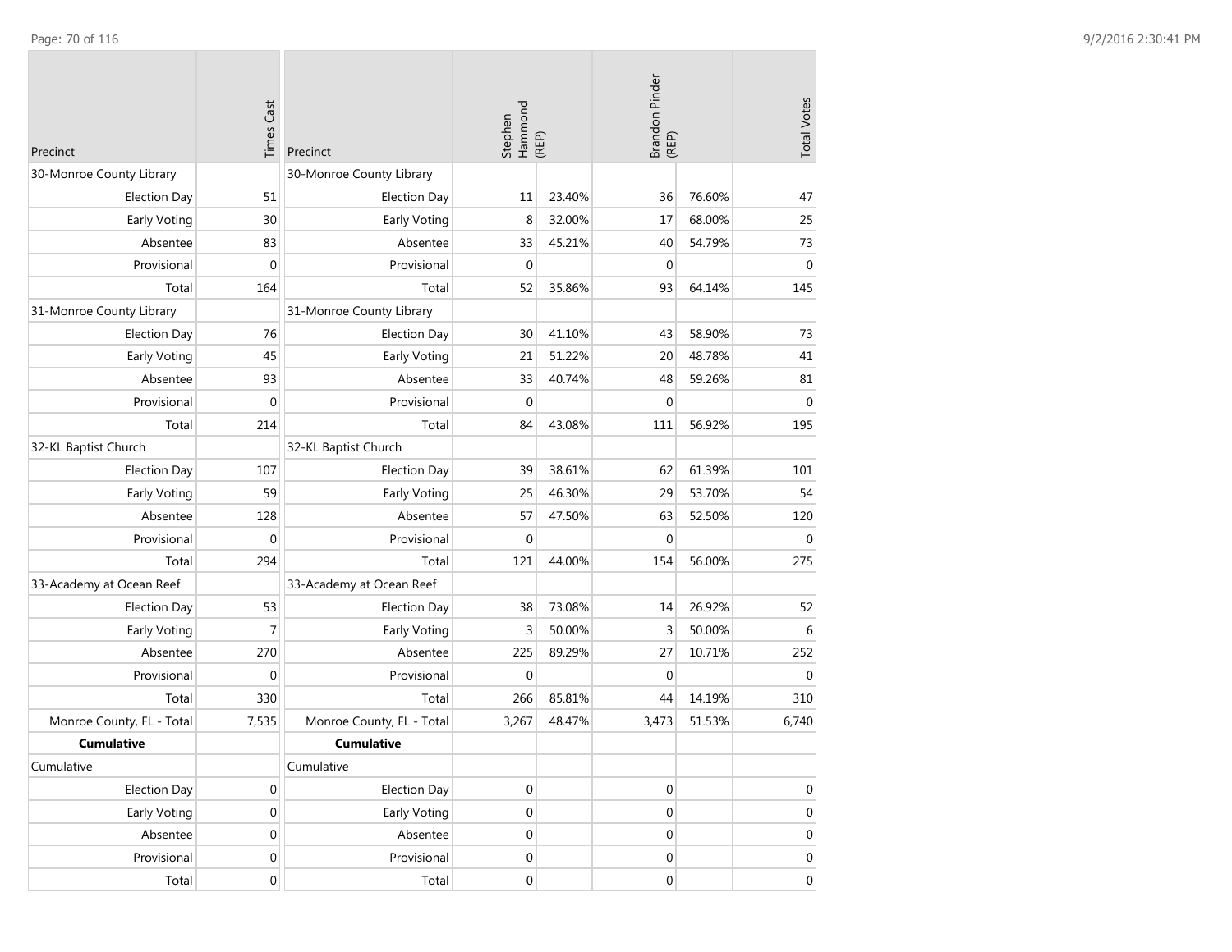| Precinct | Times Cast |
|---|---|
| 30-Monroe County Library | |
| Election Day | 51 |
| Early Voting | 30 |
| Absentee | 83 |
| Provisional | 0 |
| Total | 164 |
| 31-Monroe County Library | |
| Election Day | 76 |
| Early Voting | 45 |
| Absentee | 93 |
| Provisional | 0 |
| Total | 214 |
| 32-KL Baptist Church | |
| Election Day | 107 |
| Early Voting | 59 |
| Absentee | 128 |
| Provisional | 0 |
| Total | 294 |
| 33-Academy at Ocean Reef | |
| Election Day | 53 |
| Early Voting | 7 |
| Absentee | 270 |
| Provisional | 0 |
| Total | 330 |
| Monroe County, FL - Total | 7,535 |
| **Cumulative** | |
| Cumulative | |
| Election Day | 0 |
| Early Voting | 0 |
| Absentee | 0 |
| Provisional | 0 |
| Total | 0 |

| Precinct | Stephen Hammond (REP) | | Brandon Pinder (REP) | | Total Votes |
|---|---|---|---|---|---|
| 30-Monroe County Library | | | | | |
| Election Day | 11 | 23.40% | 36 | 76.60% | 47 |
| Early Voting | 8 | 32.00% | 17 | 68.00% | 25 |
| Absentee | 33 | 45.21% | 40 | 54.79% | 73 |
| Provisional | 0 | | 0 | | 0 |
| Total | 52 | 35.86% | 93 | 64.14% | 145 |
| 31-Monroe County Library | | | | | |
| Election Day | 30 | 41.10% | 43 | 58.90% | 73 |
| Early Voting | 21 | 51.22% | 20 | 48.78% | 41 |
| Absentee | 33 | 40.74% | 48 | 59.26% | 81 |
| Provisional | 0 | | 0 | | 0 |
| Total | 84 | 43.08% | 111 | 56.92% | 195 |
| 32-KL Baptist Church | | | | | |
| Election Day | 39 | 38.61% | 62 | 61.39% | 101 |
| Early Voting | 25 | 46.30% | 29 | 53.70% | 54 |
| Absentee | 57 | 47.50% | 63 | 52.50% | 120 |
| Provisional | 0 | | 0 | | 0 |
| Total | 121 | 44.00% | 154 | 56.00% | 275 |
| 33-Academy at Ocean Reef | | | | | |
| Election Day | 38 | 73.08% | 14 | 26.92% | 52 |
| Early Voting | 3 | 50.00% | 3 | 50.00% | 6 |
| Absentee | 225 | 89.29% | 27 | 10.71% | 252 |
| Provisional | 0 | | 0 | | 0 |
| Total | 266 | 85.81% | 44 | 14.19% | 310 |
| Monroe County, FL - Total | 3,267 | 48.47% | 3,473 | 51.53% | 6,740 |
| **Cumulative** | | | | | |
| Cumulative | | | | | |
| Election Day | 0 | | 0 | | 0 |
| Early Voting | 0 | | 0 | | 0 |
| Absentee | 0 | | 0 | | 0 |
| Provisional | 0 | | 0 | | 0 |
| Total | 0 | | 0 | | 0 |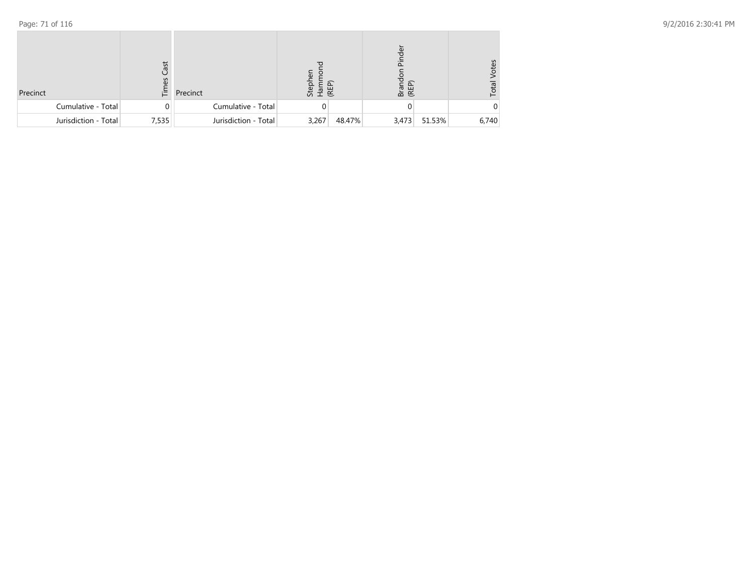| Precinct | Times Cast | Precinct | Stephen Hammond (REP) | | Brandon Pinder (REP) | | Total Votes |
|---|---|---|---|---|---|---|---|
| Cumulative - Total | 0 | Cumulative - Total | 0 | | 0 | | 0 |
| Jurisdiction - Total | 7,535 | Jurisdiction - Total | 3,267 | 48.47% | 3,473 | 51.53% | 6,740 |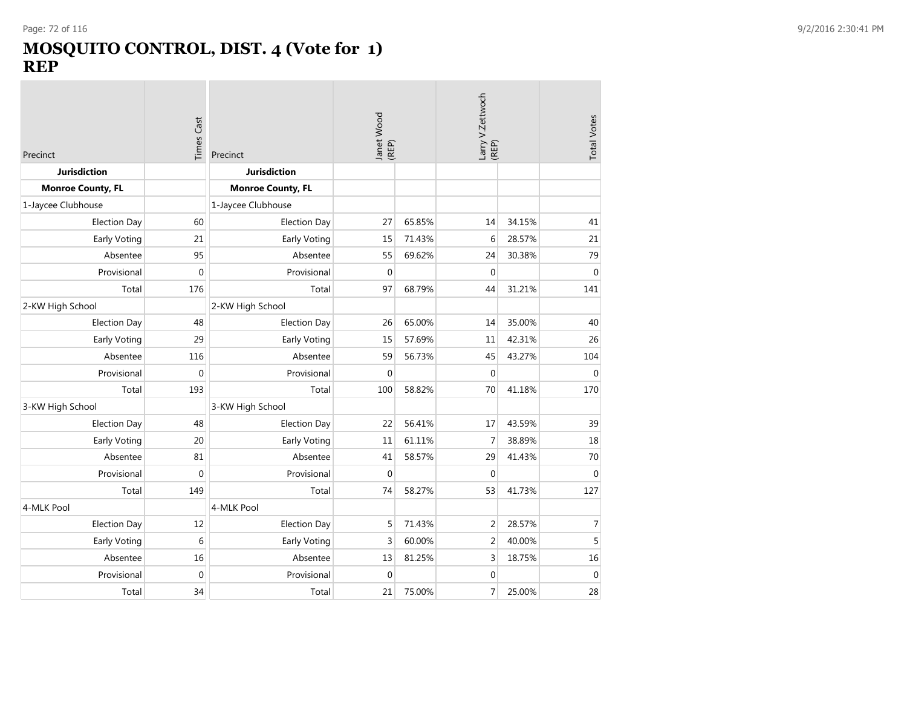# MOSQUITO CONTROL, DIST. 4 (Vote for 1)
# REP

| Precinct | Times Cast | Precinct | Janet Wood (REP) | | Larry V.Zettwoch (REP) | | Total Votes |
|---|---|---|---|---|---|---|---|
| **Jurisdiction** | | **Jurisdiction** | | | | | |
| **Monroe County, FL** | | **Monroe County, FL** | | | | | |
| 1-Jaycee Clubhouse | | 1-Jaycee Clubhouse | | | | | |
| Election Day | 60 | Election Day | 27 | 65.85% | 14 | 34.15% | 41 |
| Early Voting | 21 | Early Voting | 15 | 71.43% | 6 | 28.57% | 21 |
| Absentee | 95 | Absentee | 55 | 69.62% | 24 | 30.38% | 79 |
| Provisional | 0 | Provisional | 0 | | 0 | | 0 |
| Total | 176 | Total | 97 | 68.79% | 44 | 31.21% | 141 |
| 2-KW High School | | 2-KW High School | | | | | |
| Election Day | 48 | Election Day | 26 | 65.00% | 14 | 35.00% | 40 |
| Early Voting | 29 | Early Voting | 15 | 57.69% | 11 | 42.31% | 26 |
| Absentee | 116 | Absentee | 59 | 56.73% | 45 | 43.27% | 104 |
| Provisional | 0 | Provisional | 0 | | 0 | | 0 |
| Total | 193 | Total | 100 | 58.82% | 70 | 41.18% | 170 |
| 3-KW High School | | 3-KW High School | | | | | |
| Election Day | 48 | Election Day | 22 | 56.41% | 17 | 43.59% | 39 |
| Early Voting | 20 | Early Voting | 11 | 61.11% | 7 | 38.89% | 18 |
| Absentee | 81 | Absentee | 41 | 58.57% | 29 | 41.43% | 70 |
| Provisional | 0 | Provisional | 0 | | 0 | | 0 |
| Total | 149 | Total | 74 | 58.27% | 53 | 41.73% | 127 |
| 4-MLK Pool | | 4-MLK Pool | | | | | |
| Election Day | 12 | Election Day | 5 | 71.43% | 2 | 28.57% | 7 |
| Early Voting | 6 | Early Voting | 3 | 60.00% | 2 | 40.00% | 5 |
| Absentee | 16 | Absentee | 13 | 81.25% | 3 | 18.75% | 16 |
| Provisional | 0 | Provisional | 0 | | 0 | | 0 |
| Total | 34 | Total | 21 | 75.00% | 7 | 25.00% | 28 |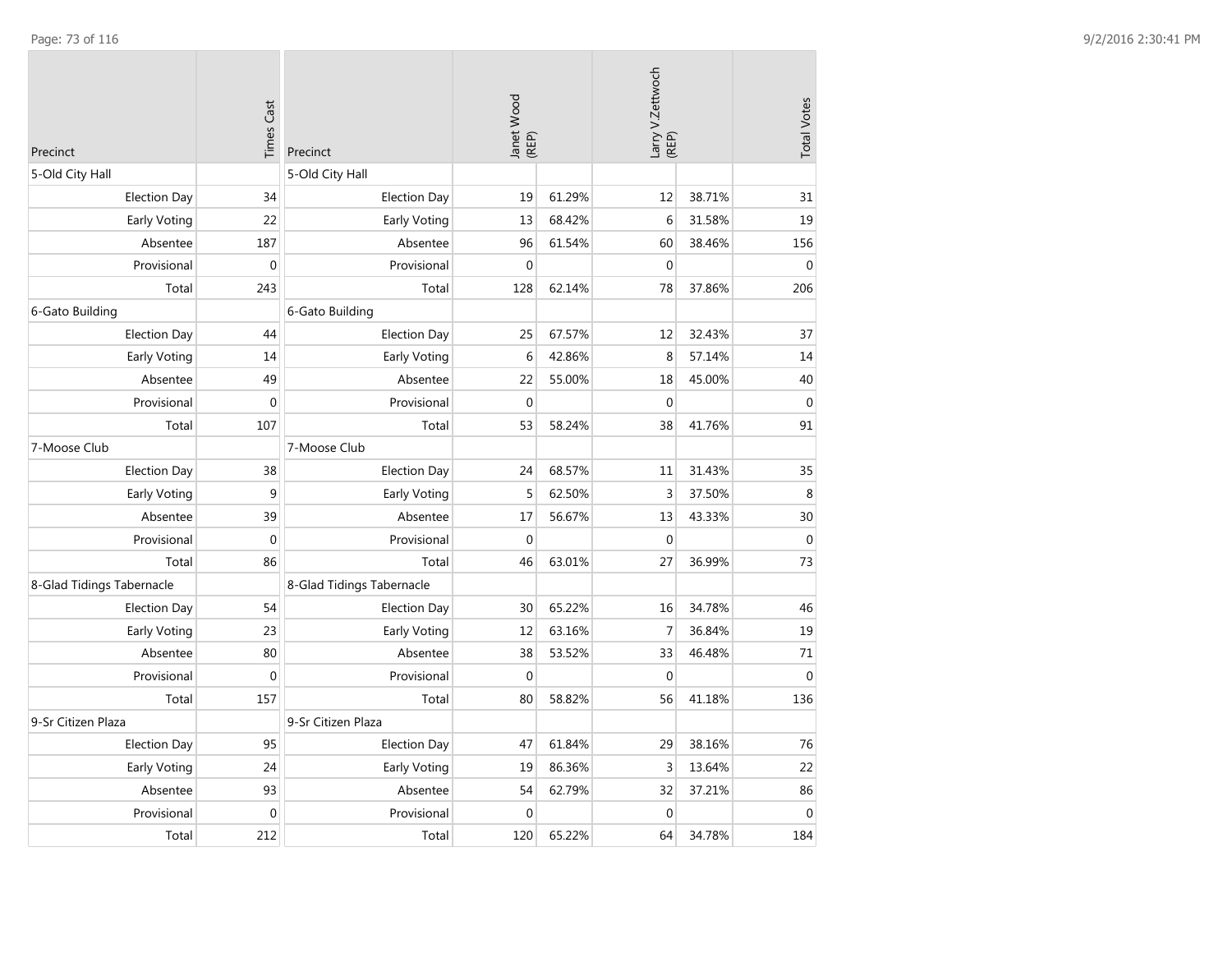| Precinct | Times Cast |
|---|---|
| 5-Old City Hall | |
| Election Day | 34 |
| Early Voting | 22 |
| Absentee | 187 |
| Provisional | 0 |
| Total | 243 |
| 6-Gato Building | |
| Election Day | 44 |
| Early Voting | 14 |
| Absentee | 49 |
| Provisional | 0 |
| Total | 107 |
| 7-Moose Club | |
| Election Day | 38 |
| Early Voting | 9 |
| Absentee | 39 |
| Provisional | 0 |
| Total | 86 |
| 8-Glad Tidings Tabernacle | |
| Election Day | 54 |
| Early Voting | 23 |
| Absentee | 80 |
| Provisional | 0 |
| Total | 157 |
| 9-Sr Citizen Plaza | |
| Election Day | 95 |
| Early Voting | 24 |
| Absentee | 93 |
| Provisional | 0 |
| Total | 212 |

| Precinct | Janet Wood (REP) | | Larry V.Zettwoch (REP) | | Total Votes |
|---|---|---|---|---|---|
| 5-Old City Hall | | | | | |
| Election Day | 19 | 61.29% | 12 | 38.71% | 31 |
| Early Voting | 13 | 68.42% | 6 | 31.58% | 19 |
| Absentee | 96 | 61.54% | 60 | 38.46% | 156 |
| Provisional | 0 | | 0 | | 0 |
| Total | 128 | 62.14% | 78 | 37.86% | 206 |
| 6-Gato Building | | | | | |
| Election Day | 25 | 67.57% | 12 | 32.43% | 37 |
| Early Voting | 6 | 42.86% | 8 | 57.14% | 14 |
| Absentee | 22 | 55.00% | 18 | 45.00% | 40 |
| Provisional | 0 | | 0 | | 0 |
| Total | 53 | 58.24% | 38 | 41.76% | 91 |
| 7-Moose Club | | | | | |
| Election Day | 24 | 68.57% | 11 | 31.43% | 35 |
| Early Voting | 5 | 62.50% | 3 | 37.50% | 8 |
| Absentee | 17 | 56.67% | 13 | 43.33% | 30 |
| Provisional | 0 | | 0 | | 0 |
| Total | 46 | 63.01% | 27 | 36.99% | 73 |
| 8-Glad Tidings Tabernacle | | | | | |
| Election Day | 30 | 65.22% | 16 | 34.78% | 46 |
| Early Voting | 12 | 63.16% | 7 | 36.84% | 19 |
| Absentee | 38 | 53.52% | 33 | 46.48% | 71 |
| Provisional | 0 | | 0 | | 0 |
| Total | 80 | 58.82% | 56 | 41.18% | 136 |
| 9-Sr Citizen Plaza | | | | | |
| Election Day | 47 | 61.84% | 29 | 38.16% | 76 |
| Early Voting | 19 | 86.36% | 3 | 13.64% | 22 |
| Absentee | 54 | 62.79% | 32 | 37.21% | 86 |
| Provisional | 0 | | 0 | | 0 |
| Total | 120 | 65.22% | 64 | 34.78% | 184 |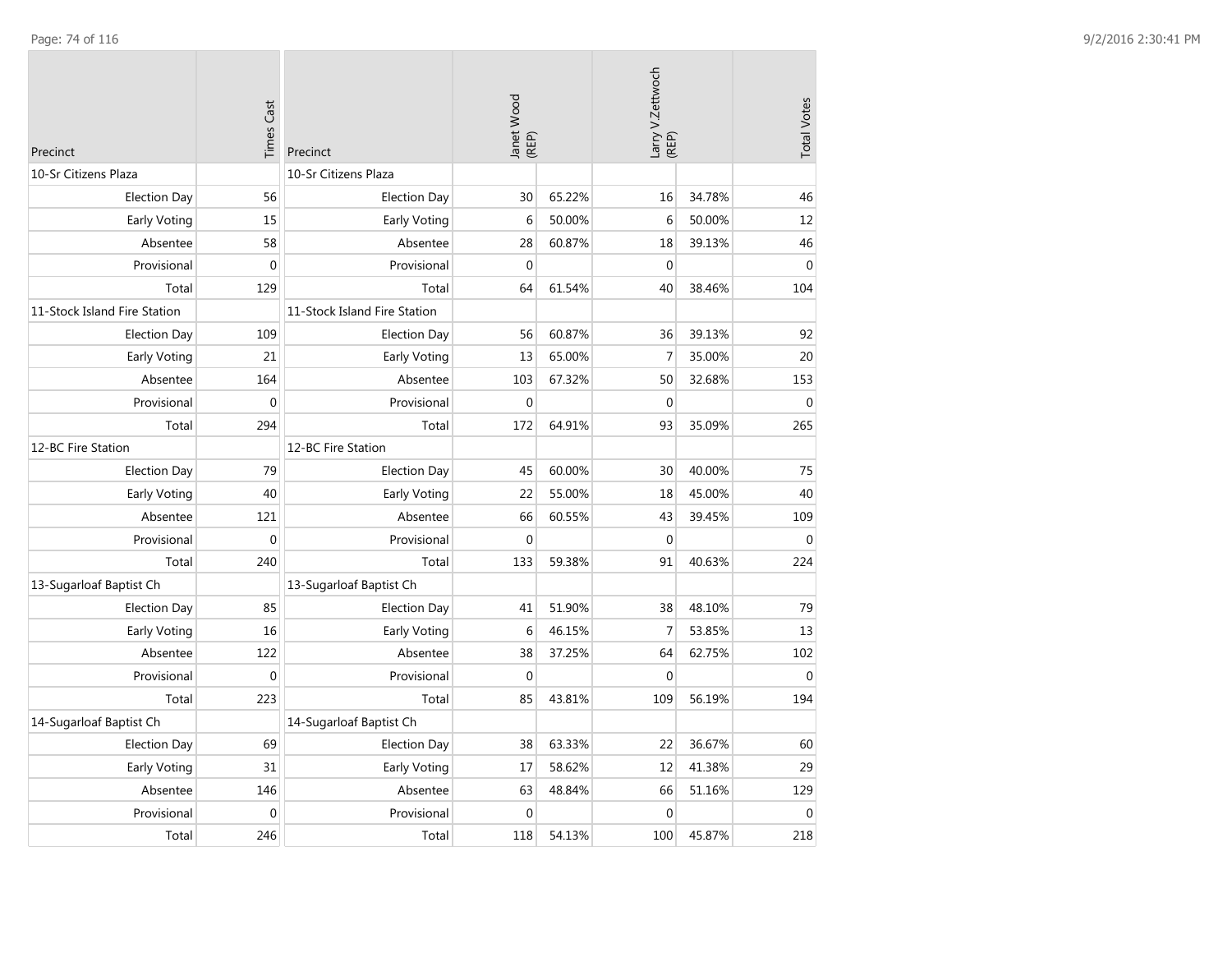| Precinct | Times Cast |
|---|---|
| 10-Sr Citizens Plaza | |
| Election Day | 56 |
| Early Voting | 15 |
| Absentee | 58 |
| Provisional | 0 |
| Total | 129 |
| 11-Stock Island Fire Station | |
| Election Day | 109 |
| Early Voting | 21 |
| Absentee | 164 |
| Provisional | 0 |
| Total | 294 |
| 12-BC Fire Station | |
| Election Day | 79 |
| Early Voting | 40 |
| Absentee | 121 |
| Provisional | 0 |
| Total | 240 |
| 13-Sugarloaf Baptist Ch | |
| Election Day | 85 |
| Early Voting | 16 |
| Absentee | 122 |
| Provisional | 0 |
| Total | 223 |
| 14-Sugarloaf Baptist Ch | |
| Election Day | 69 |
| Early Voting | 31 |
| Absentee | 146 |
| Provisional | 0 |
| Total | 246 |

| Precinct | Janet Wood (REP) | | Larry V.Zettwoch (REP) | | Total Votes |
|---|---|---|---|---|---|
| 10-Sr Citizens Plaza | | | | | |
| Election Day | 30 | 65.22% | 16 | 34.78% | 46 |
| Early Voting | 6 | 50.00% | 6 | 50.00% | 12 |
| Absentee | 28 | 60.87% | 18 | 39.13% | 46 |
| Provisional | 0 | | 0 | | 0 |
| Total | 64 | 61.54% | 40 | 38.46% | 104 |
| 11-Stock Island Fire Station | | | | | |
| Election Day | 56 | 60.87% | 36 | 39.13% | 92 |
| Early Voting | 13 | 65.00% | 7 | 35.00% | 20 |
| Absentee | 103 | 67.32% | 50 | 32.68% | 153 |
| Provisional | 0 | | 0 | | 0 |
| Total | 172 | 64.91% | 93 | 35.09% | 265 |
| 12-BC Fire Station | | | | | |
| Election Day | 45 | 60.00% | 30 | 40.00% | 75 |
| Early Voting | 22 | 55.00% | 18 | 45.00% | 40 |
| Absentee | 66 | 60.55% | 43 | 39.45% | 109 |
| Provisional | 0 | | 0 | | 0 |
| Total | 133 | 59.38% | 91 | 40.63% | 224 |
| 13-Sugarloaf Baptist Ch | | | | | |
| Election Day | 41 | 51.90% | 38 | 48.10% | 79 |
| Early Voting | 6 | 46.15% | 7 | 53.85% | 13 |
| Absentee | 38 | 37.25% | 64 | 62.75% | 102 |
| Provisional | 0 | | 0 | | 0 |
| Total | 85 | 43.81% | 109 | 56.19% | 194 |
| 14-Sugarloaf Baptist Ch | | | | | |
| Election Day | 38 | 63.33% | 22 | 36.67% | 60 |
| Early Voting | 17 | 58.62% | 12 | 41.38% | 29 |
| Absentee | 63 | 48.84% | 66 | 51.16% | 129 |
| Provisional | 0 | | 0 | | 0 |
| Total | 118 | 54.13% | 100 | 45.87% | 218 |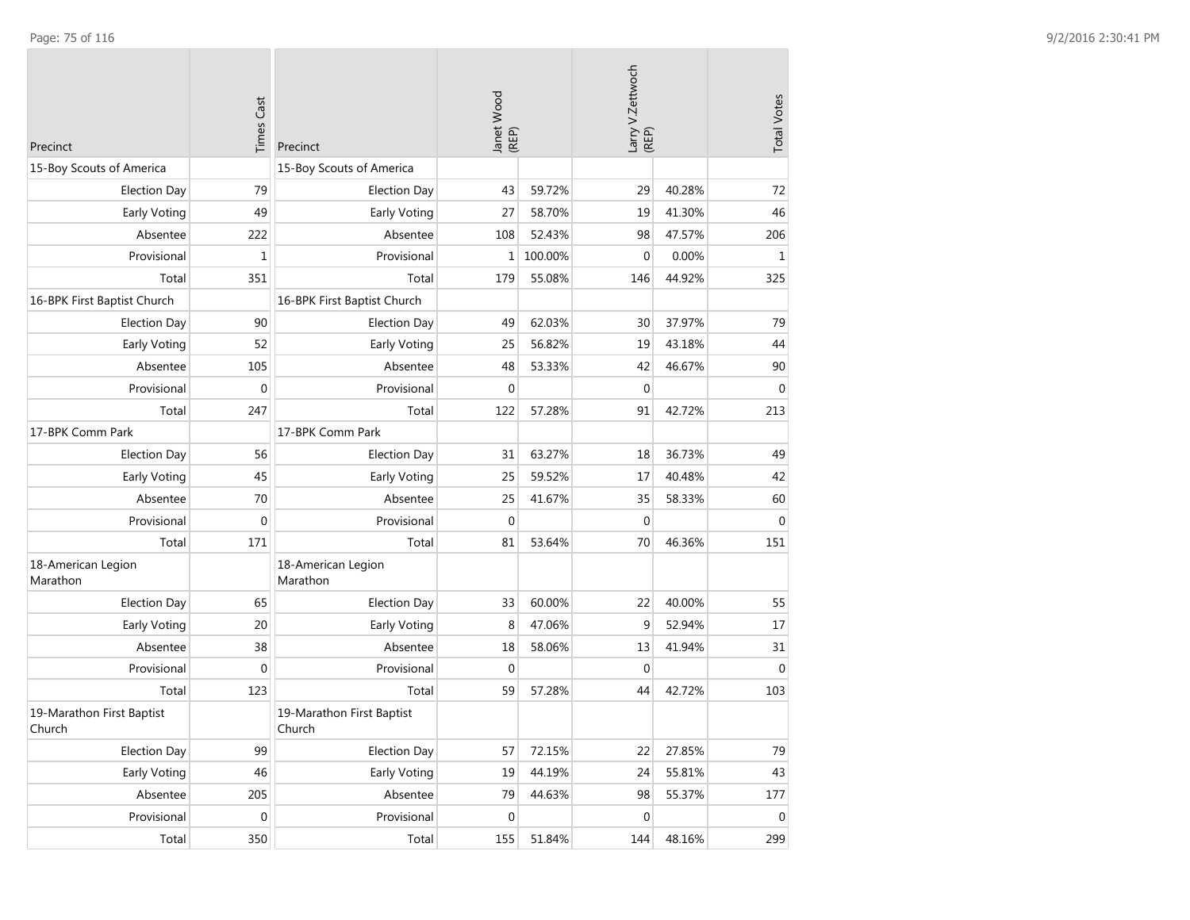| Precinct | Times Cast |
|---|---|
| 15-Boy Scouts of America | |
| Election Day | 79 |
| Early Voting | 49 |
| Absentee | 222 |
| Provisional | 1 |
| Total | 351 |
| 16-BPK First Baptist Church | |
| Election Day | 90 |
| Early Voting | 52 |
| Absentee | 105 |
| Provisional | 0 |
| Total | 247 |
| 17-BPK Comm Park | |
| Election Day | 56 |
| Early Voting | 45 |
| Absentee | 70 |
| Provisional | 0 |
| Total | 171 |
| 18-American Legion Marathon | |
| Election Day | 65 |
| Early Voting | 20 |
| Absentee | 38 |
| Provisional | 0 |
| Total | 123 |
| 19-Marathon First Baptist Church | |
| Election Day | 99 |
| Early Voting | 46 |
| Absentee | 205 |
| Provisional | 0 |
| Total | 350 |

| Precinct | Janet Wood (REP) | | Larry V.Zettwoch (REP) | | Total Votes |
|---|---|---|---|---|---|
| 15-Boy Scouts of America | | | | | |
| Election Day | 43 | 59.72% | 29 | 40.28% | 72 |
| Early Voting | 27 | 58.70% | 19 | 41.30% | 46 |
| Absentee | 108 | 52.43% | 98 | 47.57% | 206 |
| Provisional | 1 | 100.00% | 0 | 0.00% | 1 |
| Total | 179 | 55.08% | 146 | 44.92% | 325 |
| 16-BPK First Baptist Church | | | | | |
| Election Day | 49 | 62.03% | 30 | 37.97% | 79 |
| Early Voting | 25 | 56.82% | 19 | 43.18% | 44 |
| Absentee | 48 | 53.33% | 42 | 46.67% | 90 |
| Provisional | 0 | | 0 | | 0 |
| Total | 122 | 57.28% | 91 | 42.72% | 213 |
| 17-BPK Comm Park | | | | | |
| Election Day | 31 | 63.27% | 18 | 36.73% | 49 |
| Early Voting | 25 | 59.52% | 17 | 40.48% | 42 |
| Absentee | 25 | 41.67% | 35 | 58.33% | 60 |
| Provisional | 0 | | 0 | | 0 |
| Total | 81 | 53.64% | 70 | 46.36% | 151 |
| 18-American Legion Marathon | | | | | |
| Election Day | 33 | 60.00% | 22 | 40.00% | 55 |
| Early Voting | 8 | 47.06% | 9 | 52.94% | 17 |
| Absentee | 18 | 58.06% | 13 | 41.94% | 31 |
| Provisional | 0 | | 0 | | 0 |
| Total | 59 | 57.28% | 44 | 42.72% | 103 |
| 19-Marathon First Baptist Church | | | | | |
| Election Day | 57 | 72.15% | 22 | 27.85% | 79 |
| Early Voting | 19 | 44.19% | 24 | 55.81% | 43 |
| Absentee | 79 | 44.63% | 98 | 55.37% | 177 |
| Provisional | 0 | | 0 | | 0 |
| Total | 155 | 51.84% | 144 | 48.16% | 299 |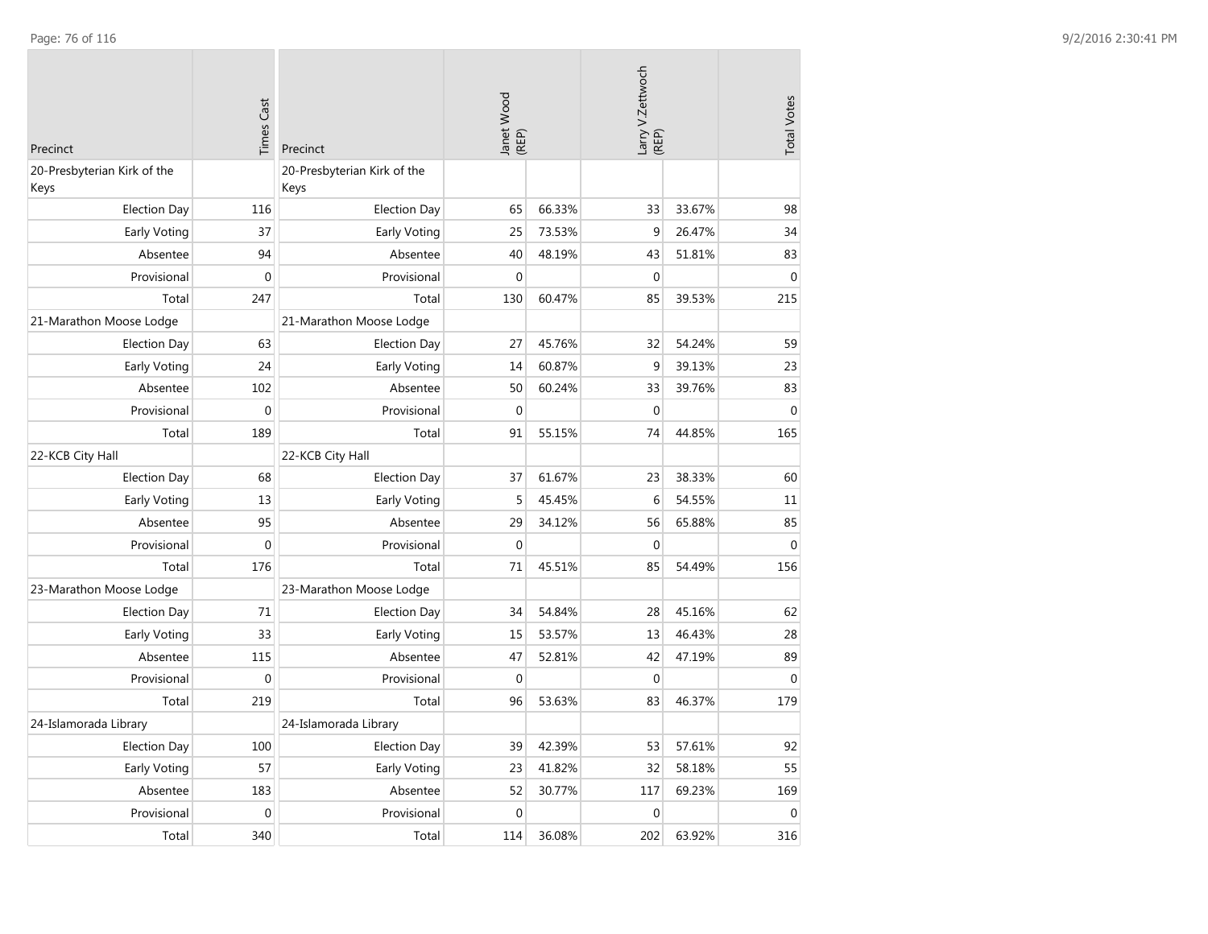| Precinct | Times Cast |
|---|---|
| 20-Presbyterian Kirk of the Keys | |
| Election Day | 116 |
| Early Voting | 37 |
| Absentee | 94 |
| Provisional | 0 |
| Total | 247 |
| 21-Marathon Moose Lodge | |
| Election Day | 63 |
| Early Voting | 24 |
| Absentee | 102 |
| Provisional | 0 |
| Total | 189 |
| 22-KCB City Hall | |
| Election Day | 68 |
| Early Voting | 13 |
| Absentee | 95 |
| Provisional | 0 |
| Total | 176 |
| 23-Marathon Moose Lodge | |
| Election Day | 71 |
| Early Voting | 33 |
| Absentee | 115 |
| Provisional | 0 |
| Total | 219 |
| 24-Islamorada Library | |
| Election Day | 100 |
| Early Voting | 57 |
| Absentee | 183 |
| Provisional | 0 |
| Total | 340 |

| Precinct | Janet Wood (REP) | | Larry V.Zettwoch (REP) | | Total Votes |
|---|---|---|---|---|---|
| 20-Presbyterian Kirk of the Keys | | | | | |
| Election Day | 65 | 66.33% | 33 | 33.67% | 98 |
| Early Voting | 25 | 73.53% | 9 | 26.47% | 34 |
| Absentee | 40 | 48.19% | 43 | 51.81% | 83 |
| Provisional | 0 | | 0 | | 0 |
| Total | 130 | 60.47% | 85 | 39.53% | 215 |
| 21-Marathon Moose Lodge | | | | | |
| Election Day | 27 | 45.76% | 32 | 54.24% | 59 |
| Early Voting | 14 | 60.87% | 9 | 39.13% | 23 |
| Absentee | 50 | 60.24% | 33 | 39.76% | 83 |
| Provisional | 0 | | 0 | | 0 |
| Total | 91 | 55.15% | 74 | 44.85% | 165 |
| 22-KCB City Hall | | | | | |
| Election Day | 37 | 61.67% | 23 | 38.33% | 60 |
| Early Voting | 5 | 45.45% | 6 | 54.55% | 11 |
| Absentee | 29 | 34.12% | 56 | 65.88% | 85 |
| Provisional | 0 | | 0 | | 0 |
| Total | 71 | 45.51% | 85 | 54.49% | 156 |
| 23-Marathon Moose Lodge | | | | | |
| Election Day | 34 | 54.84% | 28 | 45.16% | 62 |
| Early Voting | 15 | 53.57% | 13 | 46.43% | 28 |
| Absentee | 47 | 52.81% | 42 | 47.19% | 89 |
| Provisional | 0 | | 0 | | 0 |
| Total | 96 | 53.63% | 83 | 46.37% | 179 |
| 24-Islamorada Library | | | | | |
| Election Day | 39 | 42.39% | 53 | 57.61% | 92 |
| Early Voting | 23 | 41.82% | 32 | 58.18% | 55 |
| Absentee | 52 | 30.77% | 117 | 69.23% | 169 |
| Provisional | 0 | | 0 | | 0 |
| Total | 114 | 36.08% | 202 | 63.92% | 316 |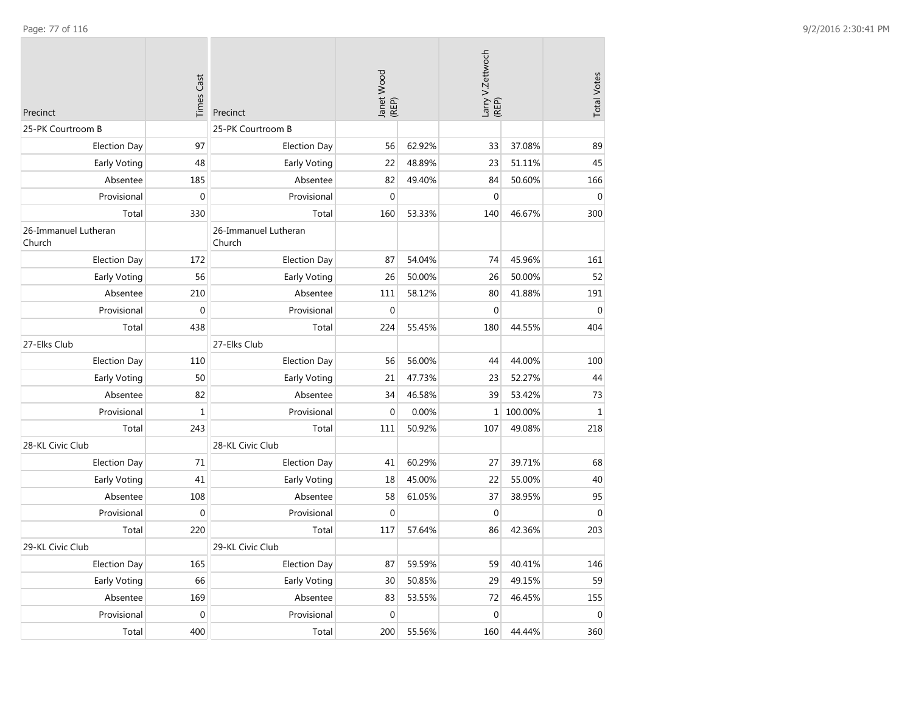| Precinct | Times Cast |
|---|---|
| 25-PK Courtroom B | |
| Election Day | 97 |
| Early Voting | 48 |
| Absentee | 185 |
| Provisional | 0 |
| Total | 330 |
| 26-Immanuel Lutheran Church | |
| Election Day | 172 |
| Early Voting | 56 |
| Absentee | 210 |
| Provisional | 0 |
| Total | 438 |
| 27-Elks Club | |
| Election Day | 110 |
| Early Voting | 50 |
| Absentee | 82 |
| Provisional | 1 |
| Total | 243 |
| 28-KL Civic Club | |
| Election Day | 71 |
| Early Voting | 41 |
| Absentee | 108 |
| Provisional | 0 |
| Total | 220 |
| 29-KL Civic Club | |
| Election Day | 165 |
| Early Voting | 66 |
| Absentee | 169 |
| Provisional | 0 |
| Total | 400 |

| Precinct | Janet Wood (REP) | | Larry V.Zettwoch (REP) | | Total Votes |
|---|---|---|---|---|---|
| 25-PK Courtroom B | | | | | |
| Election Day | 56 | 62.92% | 33 | 37.08% | 89 |
| Early Voting | 22 | 48.89% | 23 | 51.11% | 45 |
| Absentee | 82 | 49.40% | 84 | 50.60% | 166 |
| Provisional | 0 | | 0 | | 0 |
| Total | 160 | 53.33% | 140 | 46.67% | 300 |
| 26-Immanuel Lutheran Church | | | | | |
| Election Day | 87 | 54.04% | 74 | 45.96% | 161 |
| Early Voting | 26 | 50.00% | 26 | 50.00% | 52 |
| Absentee | 111 | 58.12% | 80 | 41.88% | 191 |
| Provisional | 0 | | 0 | | 0 |
| Total | 224 | 55.45% | 180 | 44.55% | 404 |
| 27-Elks Club | | | | | |
| Election Day | 56 | 56.00% | 44 | 44.00% | 100 |
| Early Voting | 21 | 47.73% | 23 | 52.27% | 44 |
| Absentee | 34 | 46.58% | 39 | 53.42% | 73 |
| Provisional | 0 | 0.00% | 1 | 100.00% | 1 |
| Total | 111 | 50.92% | 107 | 49.08% | 218 |
| 28-KL Civic Club | | | | | |
| Election Day | 41 | 60.29% | 27 | 39.71% | 68 |
| Early Voting | 18 | 45.00% | 22 | 55.00% | 40 |
| Absentee | 58 | 61.05% | 37 | 38.95% | 95 |
| Provisional | 0 | | 0 | | 0 |
| Total | 117 | 57.64% | 86 | 42.36% | 203 |
| 29-KL Civic Club | | | | | |
| Election Day | 87 | 59.59% | 59 | 40.41% | 146 |
| Early Voting | 30 | 50.85% | 29 | 49.15% | 59 |
| Absentee | 83 | 53.55% | 72 | 46.45% | 155 |
| Provisional | 0 | | 0 | | 0 |
| Total | 200 | 55.56% | 160 | 44.44% | 360 |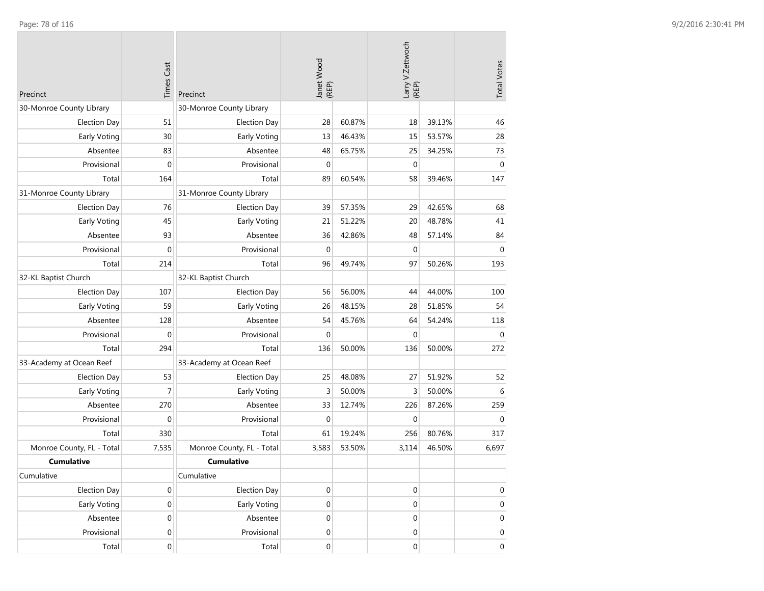| Precinct | Times Cast | Precinct | Janet Wood (REP) | | Larry V.Zettwoch (REP) | | Total Votes |
|---|---|---|---|---|---|---|---|
| 30-Monroe County Library | | 30-Monroe County Library | | | | | |
| Election Day | 51 | Election Day | 28 | 60.87% | 18 | 39.13% | 46 |
| Early Voting | 30 | Early Voting | 13 | 46.43% | 15 | 53.57% | 28 |
| Absentee | 83 | Absentee | 48 | 65.75% | 25 | 34.25% | 73 |
| Provisional | 0 | Provisional | 0 | | 0 | | 0 |
| Total | 164 | Total | 89 | 60.54% | 58 | 39.46% | 147 |
| 31-Monroe County Library | | 31-Monroe County Library | | | | | |
| Election Day | 76 | Election Day | 39 | 57.35% | 29 | 42.65% | 68 |
| Early Voting | 45 | Early Voting | 21 | 51.22% | 20 | 48.78% | 41 |
| Absentee | 93 | Absentee | 36 | 42.86% | 48 | 57.14% | 84 |
| Provisional | 0 | Provisional | 0 | | 0 | | 0 |
| Total | 214 | Total | 96 | 49.74% | 97 | 50.26% | 193 |
| 32-KL Baptist Church | | 32-KL Baptist Church | | | | | |
| Election Day | 107 | Election Day | 56 | 56.00% | 44 | 44.00% | 100 |
| Early Voting | 59 | Early Voting | 26 | 48.15% | 28 | 51.85% | 54 |
| Absentee | 128 | Absentee | 54 | 45.76% | 64 | 54.24% | 118 |
| Provisional | 0 | Provisional | 0 | | 0 | | 0 |
| Total | 294 | Total | 136 | 50.00% | 136 | 50.00% | 272 |
| 33-Academy at Ocean Reef | | 33-Academy at Ocean Reef | | | | | |
| Election Day | 53 | Election Day | 25 | 48.08% | 27 | 51.92% | 52 |
| Early Voting | 7 | Early Voting | 3 | 50.00% | 3 | 50.00% | 6 |
| Absentee | 270 | Absentee | 33 | 12.74% | 226 | 87.26% | 259 |
| Provisional | 0 | Provisional | 0 | | 0 | | 0 |
| Total | 330 | Total | 61 | 19.24% | 256 | 80.76% | 317 |
| Monroe County, FL - Total | 7,535 | Monroe County, FL - Total | 3,583 | 53.50% | 3,114 | 46.50% | 6,697 |
| **Cumulative** | | **Cumulative** | | | | | |
| Cumulative | | Cumulative | | | | | |
| Election Day | 0 | Election Day | 0 | | 0 | | 0 |
| Early Voting | 0 | Early Voting | 0 | | 0 | | 0 |
| Absentee | 0 | Absentee | 0 | | 0 | | 0 |
| Provisional | 0 | Provisional | 0 | | 0 | | 0 |
| Total | 0 | Total | 0 | | 0 | | 0 |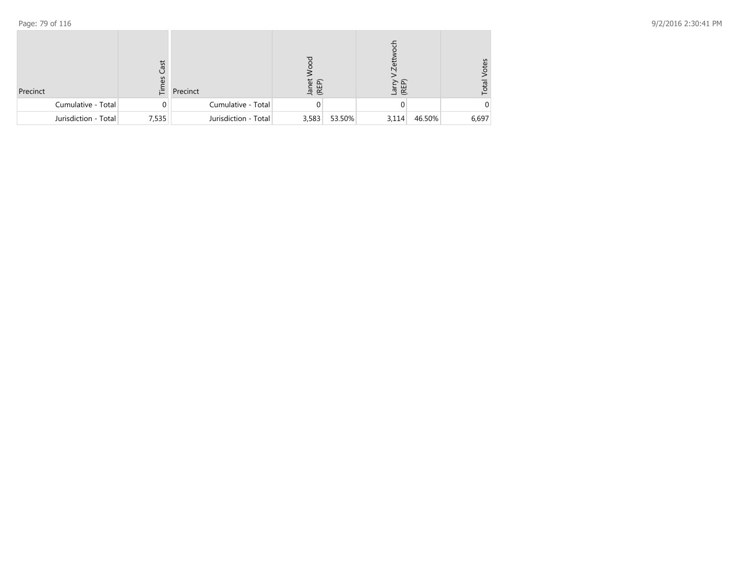| Precinct | Times Cast |
|---|---|
| Cumulative - Total | 0 |
| Jurisdiction - Total | 7,535 |

| Precinct | Janet Wood (REP) | | Larry V.Zettwoch (REP) | | Total Votes |
|---|---|---|---|---|---|
| Cumulative - Total | 0 | | 0 | | 0 |
| Jurisdiction - Total | 3,583 | 53.50% | 3,114 | 46.50% | 6,697 |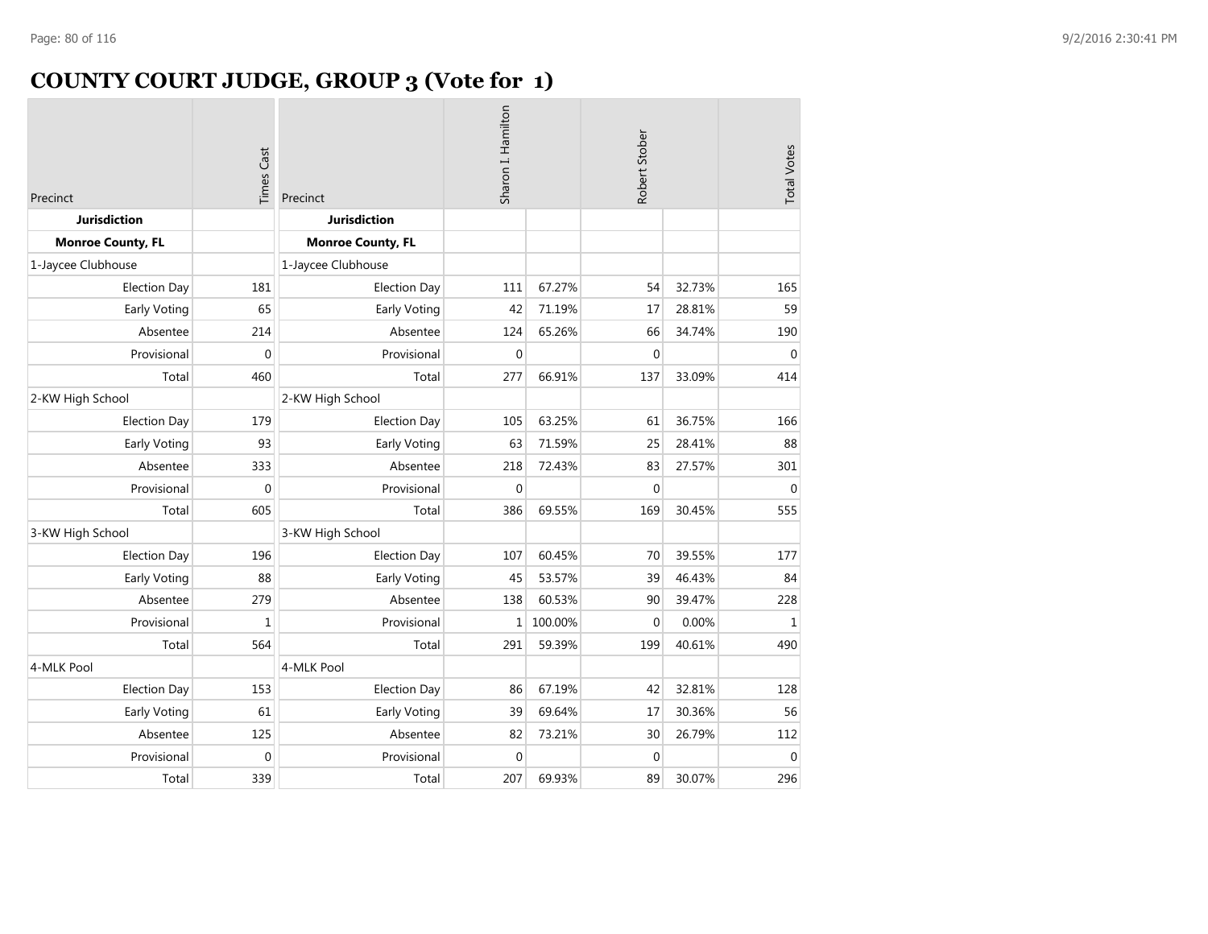# COUNTY COURT JUDGE, GROUP 3 (Vote for 1)

| Precinct | Times Cast | Precinct | Sharon I. Hamilton | | Robert Stober | | Total Votes |
|---|---|---|---|---|---|---|---|
| **Jurisdiction** | | **Jurisdiction** | | | | | |
| **Monroe County, FL** | | **Monroe County, FL** | | | | | |
| 1-Jaycee Clubhouse | | 1-Jaycee Clubhouse | | | | | |
| Election Day | 181 | Election Day | 111 | 67.27% | 54 | 32.73% | 165 |
| Early Voting | 65 | Early Voting | 42 | 71.19% | 17 | 28.81% | 59 |
| Absentee | 214 | Absentee | 124 | 65.26% | 66 | 34.74% | 190 |
| Provisional | 0 | Provisional | 0 | | 0 | | 0 |
| Total | 460 | Total | 277 | 66.91% | 137 | 33.09% | 414 |
| 2-KW High School | | 2-KW High School | | | | | |
| Election Day | 179 | Election Day | 105 | 63.25% | 61 | 36.75% | 166 |
| Early Voting | 93 | Early Voting | 63 | 71.59% | 25 | 28.41% | 88 |
| Absentee | 333 | Absentee | 218 | 72.43% | 83 | 27.57% | 301 |
| Provisional | 0 | Provisional | 0 | | 0 | | 0 |
| Total | 605 | Total | 386 | 69.55% | 169 | 30.45% | 555 |
| 3-KW High School | | 3-KW High School | | | | | |
| Election Day | 196 | Election Day | 107 | 60.45% | 70 | 39.55% | 177 |
| Early Voting | 88 | Early Voting | 45 | 53.57% | 39 | 46.43% | 84 |
| Absentee | 279 | Absentee | 138 | 60.53% | 90 | 39.47% | 228 |
| Provisional | 1 | Provisional | 1 | 100.00% | 0 | 0.00% | 1 |
| Total | 564 | Total | 291 | 59.39% | 199 | 40.61% | 490 |
| 4-MLK Pool | | 4-MLK Pool | | | | | |
| Election Day | 153 | Election Day | 86 | 67.19% | 42 | 32.81% | 128 |
| Early Voting | 61 | Early Voting | 39 | 69.64% | 17 | 30.36% | 56 |
| Absentee | 125 | Absentee | 82 | 73.21% | 30 | 26.79% | 112 |
| Provisional | 0 | Provisional | 0 | | 0 | | 0 |
| Total | 339 | Total | 207 | 69.93% | 89 | 30.07% | 296 |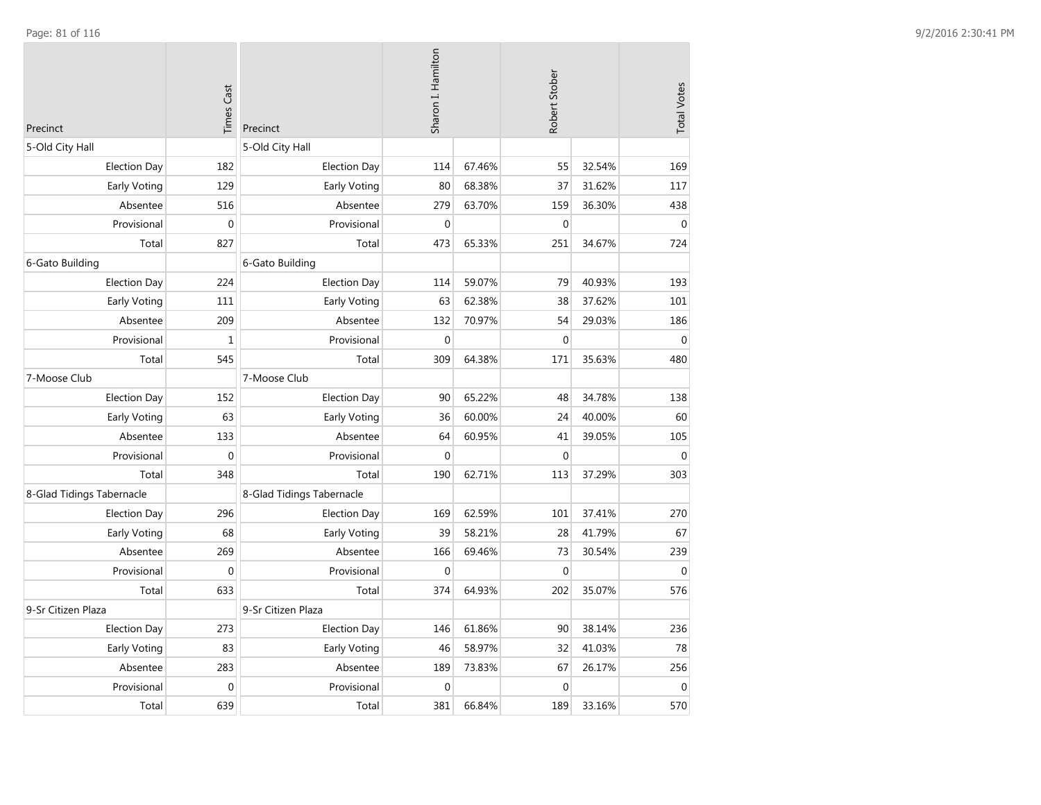| Precinct | Times Cast |
|---|---|
| 5-Old City Hall | |
| Election Day | 182 |
| Early Voting | 129 |
| Absentee | 516 |
| Provisional | 0 |
| Total | 827 |
| 6-Gato Building | |
| Election Day | 224 |
| Early Voting | 111 |
| Absentee | 209 |
| Provisional | 1 |
| Total | 545 |
| 7-Moose Club | |
| Election Day | 152 |
| Early Voting | 63 |
| Absentee | 133 |
| Provisional | 0 |
| Total | 348 |
| 8-Glad Tidings Tabernacle | |
| Election Day | 296 |
| Early Voting | 68 |
| Absentee | 269 |
| Provisional | 0 |
| Total | 633 |
| 9-Sr Citizen Plaza | |
| Election Day | 273 |
| Early Voting | 83 |
| Absentee | 283 |
| Provisional | 0 |
| Total | 639 |

| Precinct | Sharon I. Hamilton | | Robert Stober | | Total Votes |
|---|---|---|---|---|---|
| 5-Old City Hall | | | | | |
| Election Day | 114 | 67.46% | 55 | 32.54% | 169 |
| Early Voting | 80 | 68.38% | 37 | 31.62% | 117 |
| Absentee | 279 | 63.70% | 159 | 36.30% | 438 |
| Provisional | 0 | | 0 | | 0 |
| Total | 473 | 65.33% | 251 | 34.67% | 724 |
| 6-Gato Building | | | | | |
| Election Day | 114 | 59.07% | 79 | 40.93% | 193 |
| Early Voting | 63 | 62.38% | 38 | 37.62% | 101 |
| Absentee | 132 | 70.97% | 54 | 29.03% | 186 |
| Provisional | 0 | | 0 | | 0 |
| Total | 309 | 64.38% | 171 | 35.63% | 480 |
| 7-Moose Club | | | | | |
| Election Day | 90 | 65.22% | 48 | 34.78% | 138 |
| Early Voting | 36 | 60.00% | 24 | 40.00% | 60 |
| Absentee | 64 | 60.95% | 41 | 39.05% | 105 |
| Provisional | 0 | | 0 | | 0 |
| Total | 190 | 62.71% | 113 | 37.29% | 303 |
| 8-Glad Tidings Tabernacle | | | | | |
| Election Day | 169 | 62.59% | 101 | 37.41% | 270 |
| Early Voting | 39 | 58.21% | 28 | 41.79% | 67 |
| Absentee | 166 | 69.46% | 73 | 30.54% | 239 |
| Provisional | 0 | | 0 | | 0 |
| Total | 374 | 64.93% | 202 | 35.07% | 576 |
| 9-Sr Citizen Plaza | | | | | |
| Election Day | 146 | 61.86% | 90 | 38.14% | 236 |
| Early Voting | 46 | 58.97% | 32 | 41.03% | 78 |
| Absentee | 189 | 73.83% | 67 | 26.17% | 256 |
| Provisional | 0 | | 0 | | 0 |
| Total | 381 | 66.84% | 189 | 33.16% | 570 |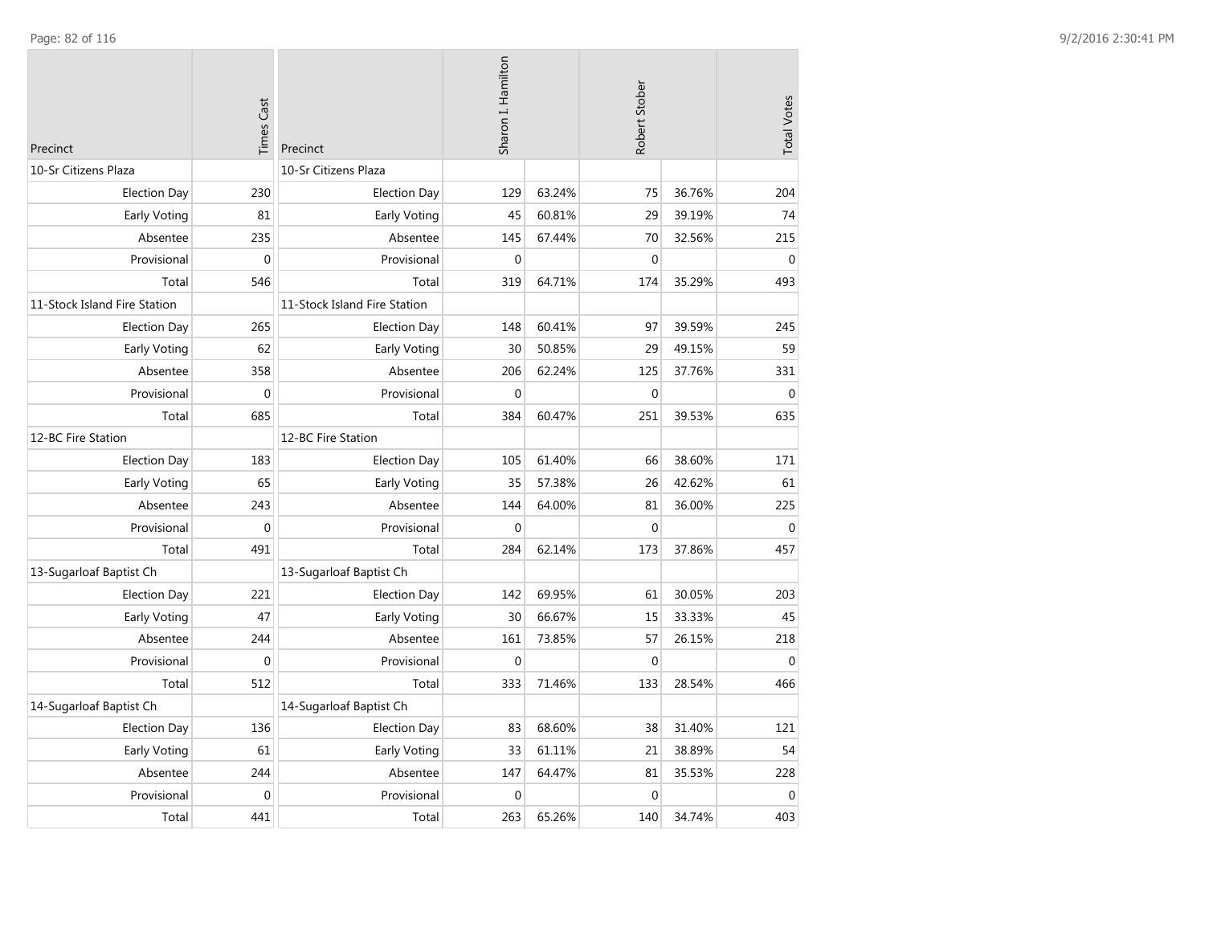| Precinct | Times Cast |
|---|---|
| 10-Sr Citizens Plaza | |
| Election Day | 230 |
| Early Voting | 81 |
| Absentee | 235 |
| Provisional | 0 |
| Total | 546 |
| 11-Stock Island Fire Station | |
| Election Day | 265 |
| Early Voting | 62 |
| Absentee | 358 |
| Provisional | 0 |
| Total | 685 |
| 12-BC Fire Station | |
| Election Day | 183 |
| Early Voting | 65 |
| Absentee | 243 |
| Provisional | 0 |
| Total | 491 |
| 13-Sugarloaf Baptist Ch | |
| Election Day | 221 |
| Early Voting | 47 |
| Absentee | 244 |
| Provisional | 0 |
| Total | 512 |
| 14-Sugarloaf Baptist Ch | |
| Election Day | 136 |
| Early Voting | 61 |
| Absentee | 244 |
| Provisional | 0 |
| Total | 441 |

| Precinct | Sharon I. Hamilton | | Robert Stober | | Total Votes |
|---|---|---|---|---|---|
| 10-Sr Citizens Plaza | | | | | |
| Election Day | 129 | 63.24% | 75 | 36.76% | 204 |
| Early Voting | 45 | 60.81% | 29 | 39.19% | 74 |
| Absentee | 145 | 67.44% | 70 | 32.56% | 215 |
| Provisional | 0 | | 0 | | 0 |
| Total | 319 | 64.71% | 174 | 35.29% | 493 |
| 11-Stock Island Fire Station | | | | | |
| Election Day | 148 | 60.41% | 97 | 39.59% | 245 |
| Early Voting | 30 | 50.85% | 29 | 49.15% | 59 |
| Absentee | 206 | 62.24% | 125 | 37.76% | 331 |
| Provisional | 0 | | 0 | | 0 |
| Total | 384 | 60.47% | 251 | 39.53% | 635 |
| 12-BC Fire Station | | | | | |
| Election Day | 105 | 61.40% | 66 | 38.60% | 171 |
| Early Voting | 35 | 57.38% | 26 | 42.62% | 61 |
| Absentee | 144 | 64.00% | 81 | 36.00% | 225 |
| Provisional | 0 | | 0 | | 0 |
| Total | 284 | 62.14% | 173 | 37.86% | 457 |
| 13-Sugarloaf Baptist Ch | | | | | |
| Election Day | 142 | 69.95% | 61 | 30.05% | 203 |
| Early Voting | 30 | 66.67% | 15 | 33.33% | 45 |
| Absentee | 161 | 73.85% | 57 | 26.15% | 218 |
| Provisional | 0 | | 0 | | 0 |
| Total | 333 | 71.46% | 133 | 28.54% | 466 |
| 14-Sugarloaf Baptist Ch | | | | | |
| Election Day | 83 | 68.60% | 38 | 31.40% | 121 |
| Early Voting | 33 | 61.11% | 21 | 38.89% | 54 |
| Absentee | 147 | 64.47% | 81 | 35.53% | 228 |
| Provisional | 0 | | 0 | | 0 |
| Total | 263 | 65.26% | 140 | 34.74% | 403 |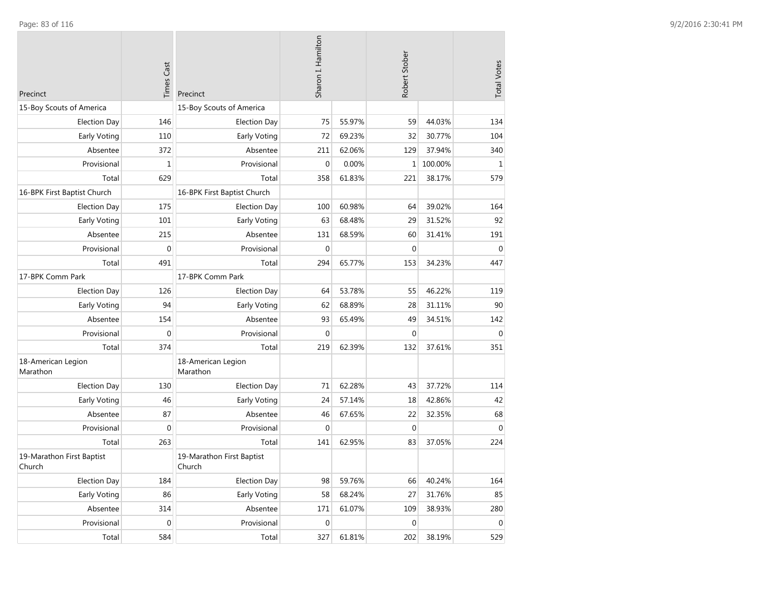| Precinct | Times Cast |
|---|---|
| 15-Boy Scouts of America | |
| Election Day | 146 |
| Early Voting | 110 |
| Absentee | 372 |
| Provisional | 1 |
| Total | 629 |
| 16-BPK First Baptist Church | |
| Election Day | 175 |
| Early Voting | 101 |
| Absentee | 215 |
| Provisional | 0 |
| Total | 491 |
| 17-BPK Comm Park | |
| Election Day | 126 |
| Early Voting | 94 |
| Absentee | 154 |
| Provisional | 0 |
| Total | 374 |
| 18-American Legion Marathon | |
| Election Day | 130 |
| Early Voting | 46 |
| Absentee | 87 |
| Provisional | 0 |
| Total | 263 |
| 19-Marathon First Baptist Church | |
| Election Day | 184 |
| Early Voting | 86 |
| Absentee | 314 |
| Provisional | 0 |
| Total | 584 |

| Precinct | Sharon I. Hamilton | | Robert Stober | | Total Votes |
|---|---|---|---|---|---|
| 15-Boy Scouts of America | | | | | |
| Election Day | 75 | 55.97% | 59 | 44.03% | 134 |
| Early Voting | 72 | 69.23% | 32 | 30.77% | 104 |
| Absentee | 211 | 62.06% | 129 | 37.94% | 340 |
| Provisional | 0 | 0.00% | 1 | 100.00% | 1 |
| Total | 358 | 61.83% | 221 | 38.17% | 579 |
| 16-BPK First Baptist Church | | | | | |
| Election Day | 100 | 60.98% | 64 | 39.02% | 164 |
| Early Voting | 63 | 68.48% | 29 | 31.52% | 92 |
| Absentee | 131 | 68.59% | 60 | 31.41% | 191 |
| Provisional | 0 | | 0 | | 0 |
| Total | 294 | 65.77% | 153 | 34.23% | 447 |
| 17-BPK Comm Park | | | | | |
| Election Day | 64 | 53.78% | 55 | 46.22% | 119 |
| Early Voting | 62 | 68.89% | 28 | 31.11% | 90 |
| Absentee | 93 | 65.49% | 49 | 34.51% | 142 |
| Provisional | 0 | | 0 | | 0 |
| Total | 219 | 62.39% | 132 | 37.61% | 351 |
| 18-American Legion Marathon | | | | | |
| Election Day | 71 | 62.28% | 43 | 37.72% | 114 |
| Early Voting | 24 | 57.14% | 18 | 42.86% | 42 |
| Absentee | 46 | 67.65% | 22 | 32.35% | 68 |
| Provisional | 0 | | 0 | | 0 |
| Total | 141 | 62.95% | 83 | 37.05% | 224 |
| 19-Marathon First Baptist Church | | | | | |
| Election Day | 98 | 59.76% | 66 | 40.24% | 164 |
| Early Voting | 58 | 68.24% | 27 | 31.76% | 85 |
| Absentee | 171 | 61.07% | 109 | 38.93% | 280 |
| Provisional | 0 | | 0 | | 0 |
| Total | 327 | 61.81% | 202 | 38.19% | 529 |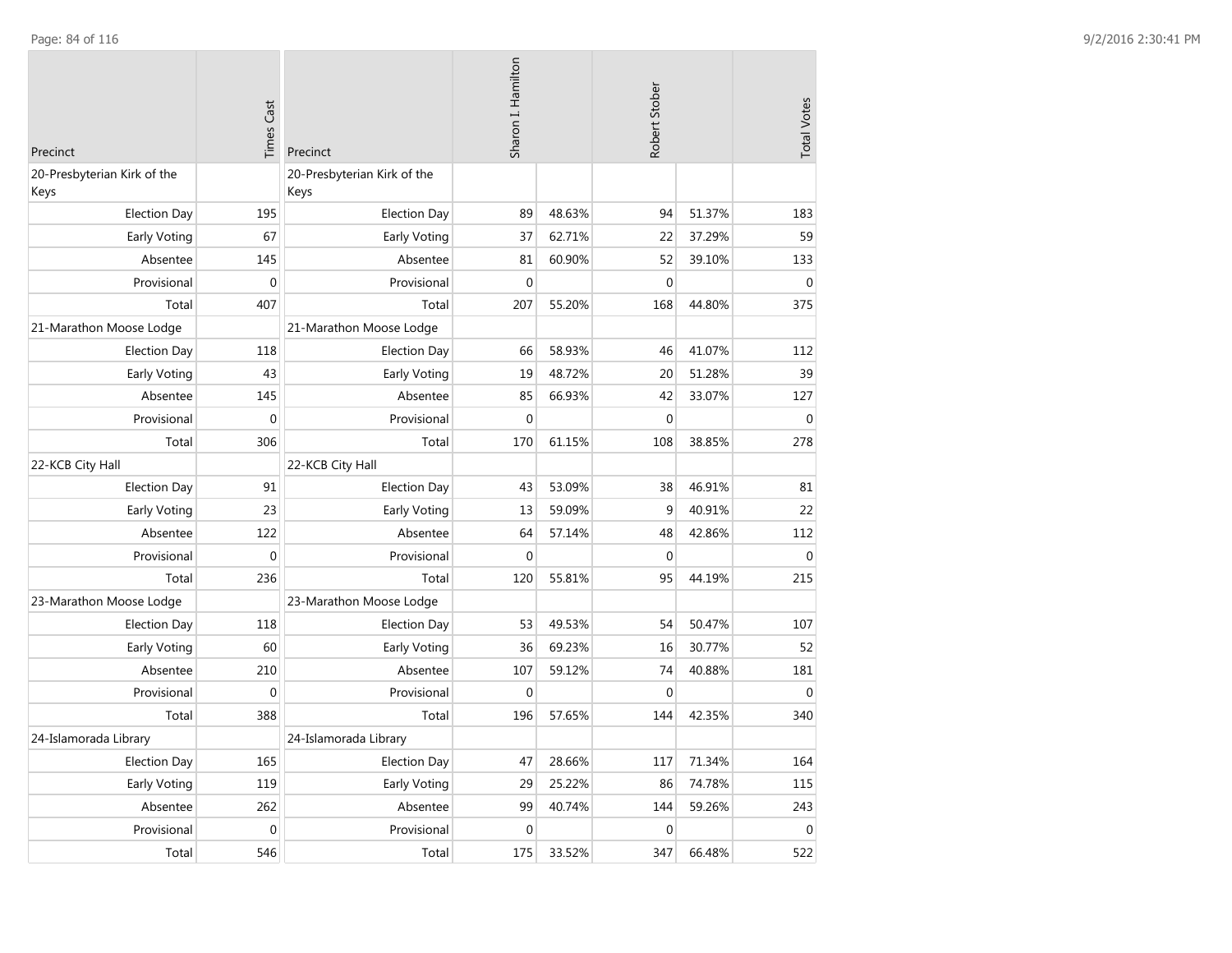| Precinct | Times Cast |
| --- | --- |
| 20-Presbyterian Kirk of the Keys | |
| Election Day | 195 |
| Early Voting | 67 |
| Absentee | 145 |
| Provisional | 0 |
| Total | 407 |
| 21-Marathon Moose Lodge | |
| Election Day | 118 |
| Early Voting | 43 |
| Absentee | 145 |
| Provisional | 0 |
| Total | 306 |
| 22-KCB City Hall | |
| Election Day | 91 |
| Early Voting | 23 |
| Absentee | 122 |
| Provisional | 0 |
| Total | 236 |
| 23-Marathon Moose Lodge | |
| Election Day | 118 |
| Early Voting | 60 |
| Absentee | 210 |
| Provisional | 0 |
| Total | 388 |
| 24-Islamorada Library | |
| Election Day | 165 |
| Early Voting | 119 |
| Absentee | 262 |
| Provisional | 0 |
| Total | 546 |

| Precinct | Sharon I. Hamilton | | Robert Stober | | Total Votes |
| --- | --- | --- | --- | --- | --- |
| 20-Presbyterian Kirk of the Keys | | | | | |
| Election Day | 89 | 48.63% | 94 | 51.37% | 183 |
| Early Voting | 37 | 62.71% | 22 | 37.29% | 59 |
| Absentee | 81 | 60.90% | 52 | 39.10% | 133 |
| Provisional | 0 | | 0 | | 0 |
| Total | 207 | 55.20% | 168 | 44.80% | 375 |
| 21-Marathon Moose Lodge | | | | | |
| Election Day | 66 | 58.93% | 46 | 41.07% | 112 |
| Early Voting | 19 | 48.72% | 20 | 51.28% | 39 |
| Absentee | 85 | 66.93% | 42 | 33.07% | 127 |
| Provisional | 0 | | 0 | | 0 |
| Total | 170 | 61.15% | 108 | 38.85% | 278 |
| 22-KCB City Hall | | | | | |
| Election Day | 43 | 53.09% | 38 | 46.91% | 81 |
| Early Voting | 13 | 59.09% | 9 | 40.91% | 22 |
| Absentee | 64 | 57.14% | 48 | 42.86% | 112 |
| Provisional | 0 | | 0 | | 0 |
| Total | 120 | 55.81% | 95 | 44.19% | 215 |
| 23-Marathon Moose Lodge | | | | | |
| Election Day | 53 | 49.53% | 54 | 50.47% | 107 |
| Early Voting | 36 | 69.23% | 16 | 30.77% | 52 |
| Absentee | 107 | 59.12% | 74 | 40.88% | 181 |
| Provisional | 0 | | 0 | | 0 |
| Total | 196 | 57.65% | 144 | 42.35% | 340 |
| 24-Islamorada Library | | | | | |
| Election Day | 47 | 28.66% | 117 | 71.34% | 164 |
| Early Voting | 29 | 25.22% | 86 | 74.78% | 115 |
| Absentee | 99 | 40.74% | 144 | 59.26% | 243 |
| Provisional | 0 | | 0 | | 0 |
| Total | 175 | 33.52% | 347 | 66.48% | 522 |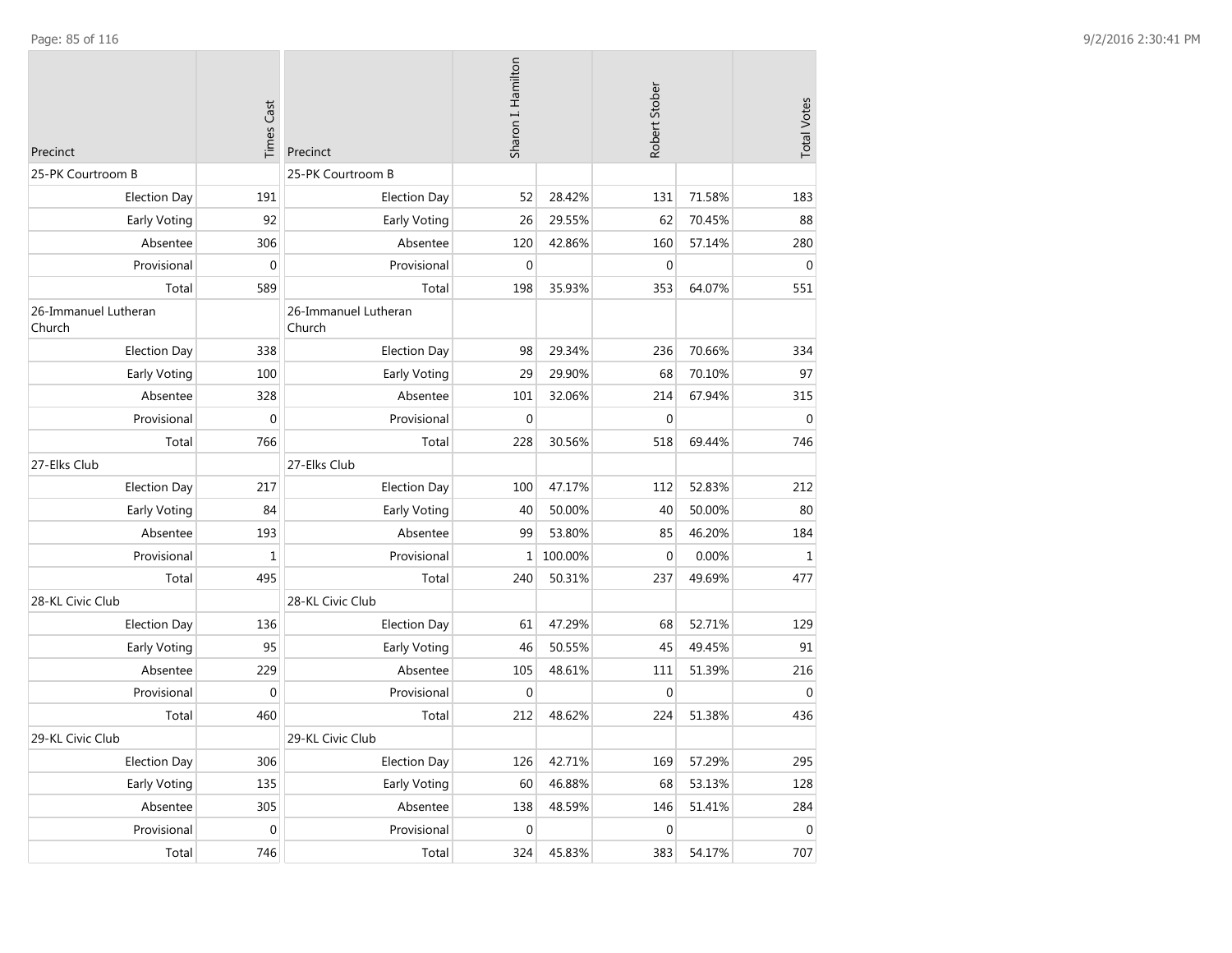| Precinct | Times Cast | Precinct | Sharon I. Hamilton | | Robert Stober | | Total Votes |
|---|---|---|---|---|---|---|---|
| 25-PK Courtroom B | | 25-PK Courtroom B | | | | | |
| Election Day | 191 | Election Day | 52 | 28.42% | 131 | 71.58% | 183 |
| Early Voting | 92 | Early Voting | 26 | 29.55% | 62 | 70.45% | 88 |
| Absentee | 306 | Absentee | 120 | 42.86% | 160 | 57.14% | 280 |
| Provisional | 0 | Provisional | 0 | | 0 | | 0 |
| Total | 589 | Total | 198 | 35.93% | 353 | 64.07% | 551 |
| 26-Immanuel Lutheran Church | | 26-Immanuel Lutheran Church | | | | | |
| Election Day | 338 | Election Day | 98 | 29.34% | 236 | 70.66% | 334 |
| Early Voting | 100 | Early Voting | 29 | 29.90% | 68 | 70.10% | 97 |
| Absentee | 328 | Absentee | 101 | 32.06% | 214 | 67.94% | 315 |
| Provisional | 0 | Provisional | 0 | | 0 | | 0 |
| Total | 766 | Total | 228 | 30.56% | 518 | 69.44% | 746 |
| 27-Elks Club | | 27-Elks Club | | | | | |
| Election Day | 217 | Election Day | 100 | 47.17% | 112 | 52.83% | 212 |
| Early Voting | 84 | Early Voting | 40 | 50.00% | 40 | 50.00% | 80 |
| Absentee | 193 | Absentee | 99 | 53.80% | 85 | 46.20% | 184 |
| Provisional | 1 | Provisional | 1 | 100.00% | 0 | 0.00% | 1 |
| Total | 495 | Total | 240 | 50.31% | 237 | 49.69% | 477 |
| 28-KL Civic Club | | 28-KL Civic Club | | | | | |
| Election Day | 136 | Election Day | 61 | 47.29% | 68 | 52.71% | 129 |
| Early Voting | 95 | Early Voting | 46 | 50.55% | 45 | 49.45% | 91 |
| Absentee | 229 | Absentee | 105 | 48.61% | 111 | 51.39% | 216 |
| Provisional | 0 | Provisional | 0 | | 0 | | 0 |
| Total | 460 | Total | 212 | 48.62% | 224 | 51.38% | 436 |
| 29-KL Civic Club | | 29-KL Civic Club | | | | | |
| Election Day | 306 | Election Day | 126 | 42.71% | 169 | 57.29% | 295 |
| Early Voting | 135 | Early Voting | 60 | 46.88% | 68 | 53.13% | 128 |
| Absentee | 305 | Absentee | 138 | 48.59% | 146 | 51.41% | 284 |
| Provisional | 0 | Provisional | 0 | | 0 | | 0 |
| Total | 746 | Total | 324 | 45.83% | 383 | 54.17% | 707 |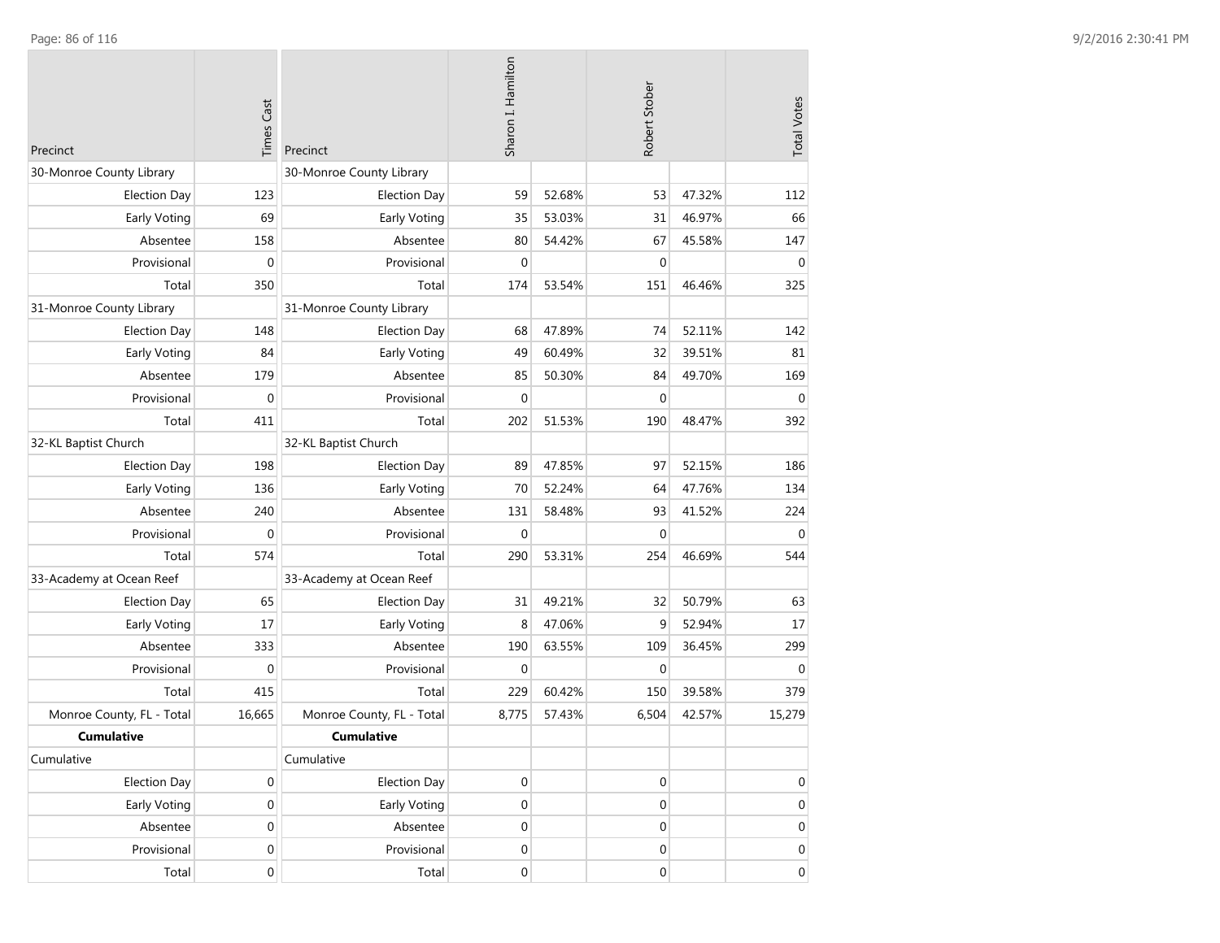| Precinct | Times Cast | Precinct | Sharon I. Hamilton | | Robert Stober | | Total Votes |
|---|---|---|---|---|---|---|---|
| 30-Monroe County Library | | 30-Monroe County Library | | | | | |
| Election Day | 123 | Election Day | 59 | 52.68% | 53 | 47.32% | 112 |
| Early Voting | 69 | Early Voting | 35 | 53.03% | 31 | 46.97% | 66 |
| Absentee | 158 | Absentee | 80 | 54.42% | 67 | 45.58% | 147 |
| Provisional | 0 | Provisional | 0 | | 0 | | 0 |
| Total | 350 | Total | 174 | 53.54% | 151 | 46.46% | 325 |
| 31-Monroe County Library | | 31-Monroe County Library | | | | | |
| Election Day | 148 | Election Day | 68 | 47.89% | 74 | 52.11% | 142 |
| Early Voting | 84 | Early Voting | 49 | 60.49% | 32 | 39.51% | 81 |
| Absentee | 179 | Absentee | 85 | 50.30% | 84 | 49.70% | 169 |
| Provisional | 0 | Provisional | 0 | | 0 | | 0 |
| Total | 411 | Total | 202 | 51.53% | 190 | 48.47% | 392 |
| 32-KL Baptist Church | | 32-KL Baptist Church | | | | | |
| Election Day | 198 | Election Day | 89 | 47.85% | 97 | 52.15% | 186 |
| Early Voting | 136 | Early Voting | 70 | 52.24% | 64 | 47.76% | 134 |
| Absentee | 240 | Absentee | 131 | 58.48% | 93 | 41.52% | 224 |
| Provisional | 0 | Provisional | 0 | | 0 | | 0 |
| Total | 574 | Total | 290 | 53.31% | 254 | 46.69% | 544 |
| 33-Academy at Ocean Reef | | 33-Academy at Ocean Reef | | | | | |
| Election Day | 65 | Election Day | 31 | 49.21% | 32 | 50.79% | 63 |
| Early Voting | 17 | Early Voting | 8 | 47.06% | 9 | 52.94% | 17 |
| Absentee | 333 | Absentee | 190 | 63.55% | 109 | 36.45% | 299 |
| Provisional | 0 | Provisional | 0 | | 0 | | 0 |
| Total | 415 | Total | 229 | 60.42% | 150 | 39.58% | 379 |
| Monroe County, FL - Total | 16,665 | Monroe County, FL - Total | 8,775 | 57.43% | 6,504 | 42.57% | 15,279 |
| **Cumulative** | | **Cumulative** | | | | | |
| Cumulative | | Cumulative | | | | | |
| Election Day | 0 | Election Day | 0 | | 0 | | 0 |
| Early Voting | 0 | Early Voting | 0 | | 0 | | 0 |
| Absentee | 0 | Absentee | 0 | | 0 | | 0 |
| Provisional | 0 | Provisional | 0 | | 0 | | 0 |
| Total | 0 | Total | 0 | | 0 | | 0 |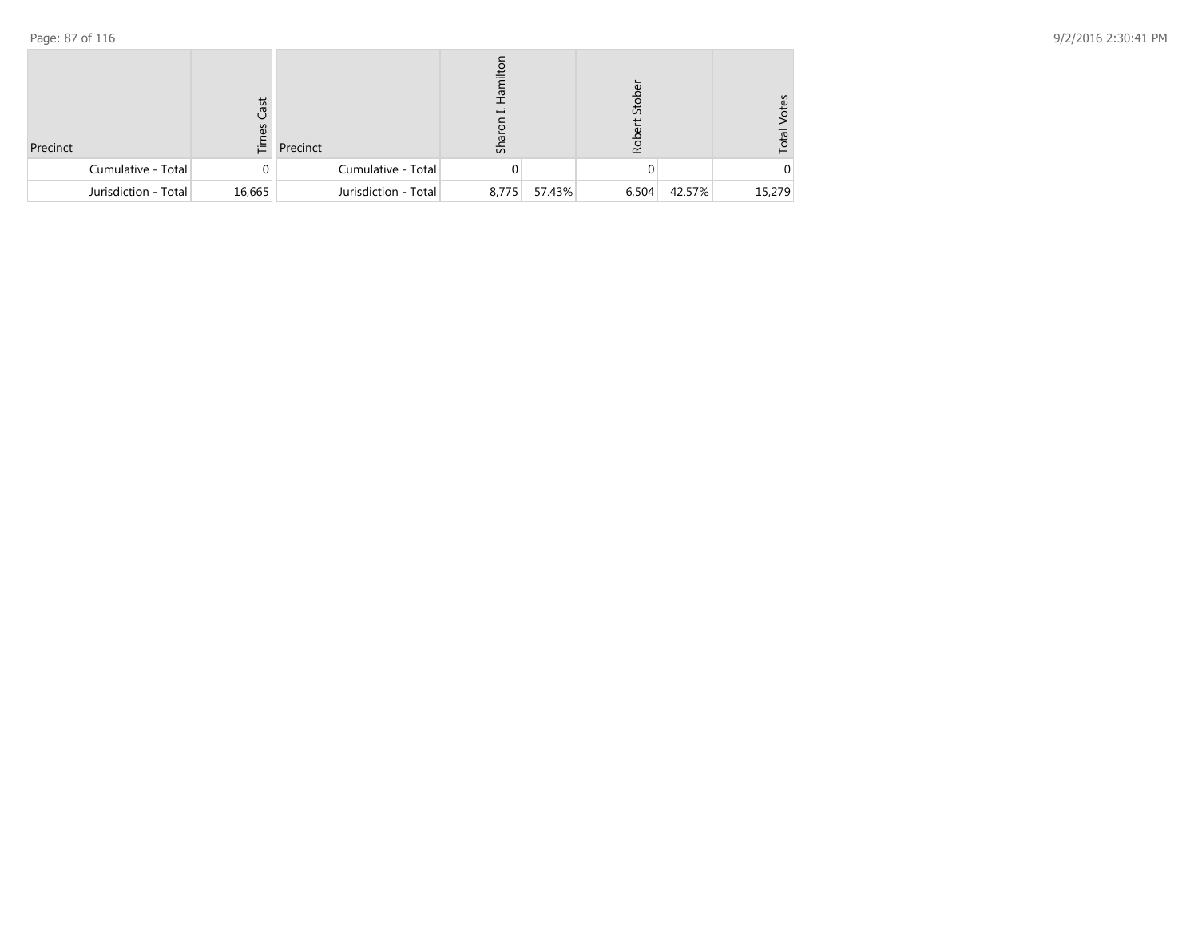| Precinct | Times Cast |
|---|---|
| Cumulative - Total | 0 |
| Jurisdiction - Total | 16,665 |

| Precinct | Sharon I. Hamilton | | Robert Stober | | Total Votes |
|---|---|---|---|---|---|
| Cumulative - Total | 0 | | 0 | | 0 |
| Jurisdiction - Total | 8,775 | 57.43% | 6,504 | 42.57% | 15,279 |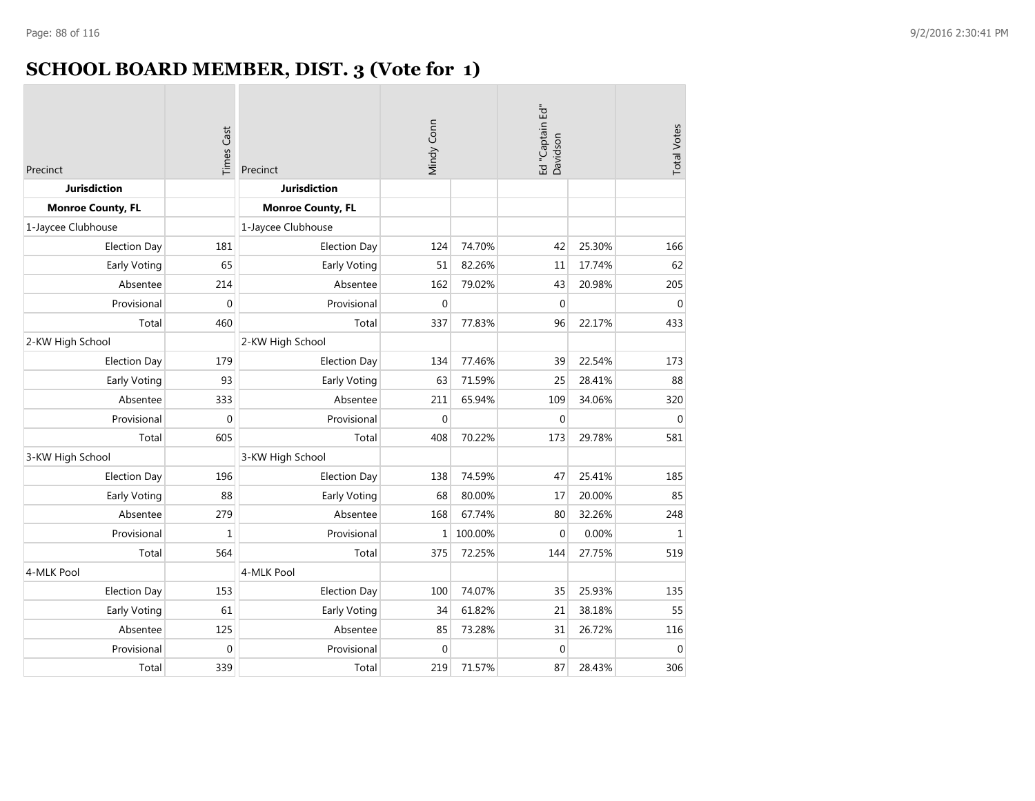# SCHOOL BOARD MEMBER, DIST. 3 (Vote for 1)

| Precinct | Times Cast | Precinct | Mindy Conn | | Ed "Captain Ed" Davidson | | Total Votes |
|---|---|---|---|---|---|---|---|
| **Jurisdiction** | | **Jurisdiction** | | | | | |
| **Monroe County, FL** | | **Monroe County, FL** | | | | | |
| 1-Jaycee Clubhouse | | 1-Jaycee Clubhouse | | | | | |
| Election Day | 181 | Election Day | 124 | 74.70% | 42 | 25.30% | 166 |
| Early Voting | 65 | Early Voting | 51 | 82.26% | 11 | 17.74% | 62 |
| Absentee | 214 | Absentee | 162 | 79.02% | 43 | 20.98% | 205 |
| Provisional | 0 | Provisional | 0 | | 0 | | 0 |
| Total | 460 | Total | 337 | 77.83% | 96 | 22.17% | 433 |
| 2-KW High School | | 2-KW High School | | | | | |
| Election Day | 179 | Election Day | 134 | 77.46% | 39 | 22.54% | 173 |
| Early Voting | 93 | Early Voting | 63 | 71.59% | 25 | 28.41% | 88 |
| Absentee | 333 | Absentee | 211 | 65.94% | 109 | 34.06% | 320 |
| Provisional | 0 | Provisional | 0 | | 0 | | 0 |
| Total | 605 | Total | 408 | 70.22% | 173 | 29.78% | 581 |
| 3-KW High School | | 3-KW High School | | | | | |
| Election Day | 196 | Election Day | 138 | 74.59% | 47 | 25.41% | 185 |
| Early Voting | 88 | Early Voting | 68 | 80.00% | 17 | 20.00% | 85 |
| Absentee | 279 | Absentee | 168 | 67.74% | 80 | 32.26% | 248 |
| Provisional | 1 | Provisional | 1 | 100.00% | 0 | 0.00% | 1 |
| Total | 564 | Total | 375 | 72.25% | 144 | 27.75% | 519 |
| 4-MLK Pool | | 4-MLK Pool | | | | | |
| Election Day | 153 | Election Day | 100 | 74.07% | 35 | 25.93% | 135 |
| Early Voting | 61 | Early Voting | 34 | 61.82% | 21 | 38.18% | 55 |
| Absentee | 125 | Absentee | 85 | 73.28% | 31 | 26.72% | 116 |
| Provisional | 0 | Provisional | 0 | | 0 | | 0 |
| Total | 339 | Total | 219 | 71.57% | 87 | 28.43% | 306 |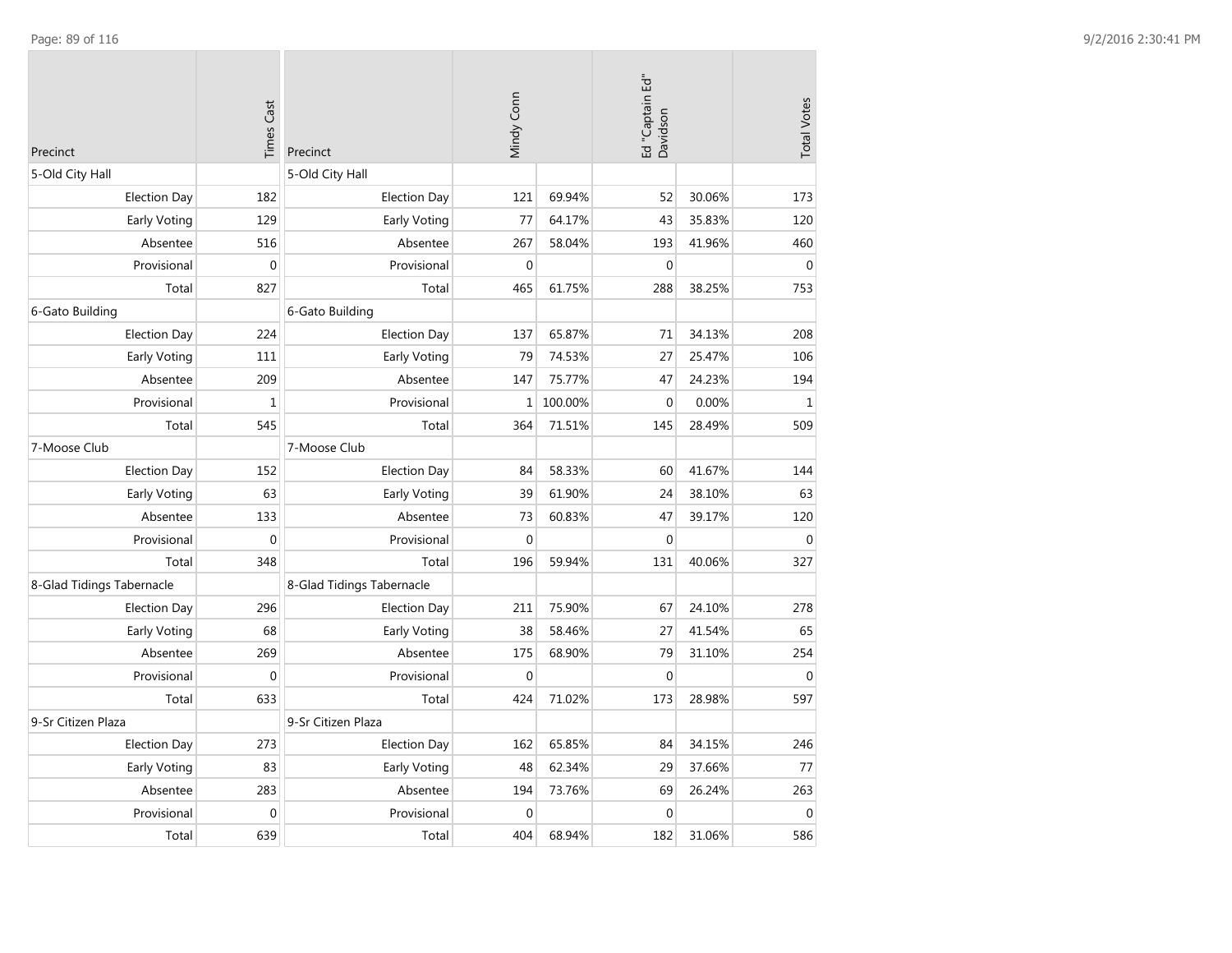| Precinct | Times Cast |
|---|---|
| 5-Old City Hall | |
| Election Day | 182 |
| Early Voting | 129 |
| Absentee | 516 |
| Provisional | 0 |
| Total | 827 |
| 6-Gato Building | |
| Election Day | 224 |
| Early Voting | 111 |
| Absentee | 209 |
| Provisional | 1 |
| Total | 545 |
| 7-Moose Club | |
| Election Day | 152 |
| Early Voting | 63 |
| Absentee | 133 |
| Provisional | 0 |
| Total | 348 |
| 8-Glad Tidings Tabernacle | |
| Election Day | 296 |
| Early Voting | 68 |
| Absentee | 269 |
| Provisional | 0 |
| Total | 633 |
| 9-Sr Citizen Plaza | |
| Election Day | 273 |
| Early Voting | 83 |
| Absentee | 283 |
| Provisional | 0 |
| Total | 639 |

| Precinct | Mindy Conn | | Ed "Captain Ed" Davidson | | Total Votes |
|---|---|---|---|---|---|
| 5-Old City Hall | | | | | |
| Election Day | 121 | 69.94% | 52 | 30.06% | 173 |
| Early Voting | 77 | 64.17% | 43 | 35.83% | 120 |
| Absentee | 267 | 58.04% | 193 | 41.96% | 460 |
| Provisional | 0 | | 0 | | 0 |
| Total | 465 | 61.75% | 288 | 38.25% | 753 |
| 6-Gato Building | | | | | |
| Election Day | 137 | 65.87% | 71 | 34.13% | 208 |
| Early Voting | 79 | 74.53% | 27 | 25.47% | 106 |
| Absentee | 147 | 75.77% | 47 | 24.23% | 194 |
| Provisional | 1 | 100.00% | 0 | 0.00% | 1 |
| Total | 364 | 71.51% | 145 | 28.49% | 509 |
| 7-Moose Club | | | | | |
| Election Day | 84 | 58.33% | 60 | 41.67% | 144 |
| Early Voting | 39 | 61.90% | 24 | 38.10% | 63 |
| Absentee | 73 | 60.83% | 47 | 39.17% | 120 |
| Provisional | 0 | | 0 | | 0 |
| Total | 196 | 59.94% | 131 | 40.06% | 327 |
| 8-Glad Tidings Tabernacle | | | | | |
| Election Day | 211 | 75.90% | 67 | 24.10% | 278 |
| Early Voting | 38 | 58.46% | 27 | 41.54% | 65 |
| Absentee | 175 | 68.90% | 79 | 31.10% | 254 |
| Provisional | 0 | | 0 | | 0 |
| Total | 424 | 71.02% | 173 | 28.98% | 597 |
| 9-Sr Citizen Plaza | | | | | |
| Election Day | 162 | 65.85% | 84 | 34.15% | 246 |
| Early Voting | 48 | 62.34% | 29 | 37.66% | 77 |
| Absentee | 194 | 73.76% | 69 | 26.24% | 263 |
| Provisional | 0 | | 0 | | 0 |
| Total | 404 | 68.94% | 182 | 31.06% | 586 |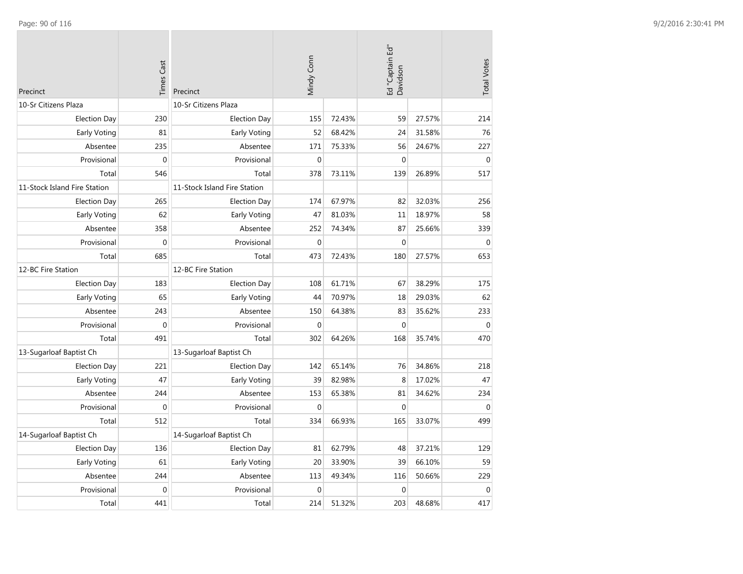| Precinct | Times Cast |
|---|---|
| 10-Sr Citizens Plaza | |
| Election Day | 230 |
| Early Voting | 81 |
| Absentee | 235 |
| Provisional | 0 |
| Total | 546 |
| 11-Stock Island Fire Station | |
| Election Day | 265 |
| Early Voting | 62 |
| Absentee | 358 |
| Provisional | 0 |
| Total | 685 |
| 12-BC Fire Station | |
| Election Day | 183 |
| Early Voting | 65 |
| Absentee | 243 |
| Provisional | 0 |
| Total | 491 |
| 13-Sugarloaf Baptist Ch | |
| Election Day | 221 |
| Early Voting | 47 |
| Absentee | 244 |
| Provisional | 0 |
| Total | 512 |
| 14-Sugarloaf Baptist Ch | |
| Election Day | 136 |
| Early Voting | 61 |
| Absentee | 244 |
| Provisional | 0 |
| Total | 441 |

| Precinct | Mindy Conn | | Ed "Captain Ed" Davidson | | Total Votes |
|---|---|---|---|---|---|
| 10-Sr Citizens Plaza | | | | | |
| Election Day | 155 | 72.43% | 59 | 27.57% | 214 |
| Early Voting | 52 | 68.42% | 24 | 31.58% | 76 |
| Absentee | 171 | 75.33% | 56 | 24.67% | 227 |
| Provisional | 0 | | 0 | | 0 |
| Total | 378 | 73.11% | 139 | 26.89% | 517 |
| 11-Stock Island Fire Station | | | | | |
| Election Day | 174 | 67.97% | 82 | 32.03% | 256 |
| Early Voting | 47 | 81.03% | 11 | 18.97% | 58 |
| Absentee | 252 | 74.34% | 87 | 25.66% | 339 |
| Provisional | 0 | | 0 | | 0 |
| Total | 473 | 72.43% | 180 | 27.57% | 653 |
| 12-BC Fire Station | | | | | |
| Election Day | 108 | 61.71% | 67 | 38.29% | 175 |
| Early Voting | 44 | 70.97% | 18 | 29.03% | 62 |
| Absentee | 150 | 64.38% | 83 | 35.62% | 233 |
| Provisional | 0 | | 0 | | 0 |
| Total | 302 | 64.26% | 168 | 35.74% | 470 |
| 13-Sugarloaf Baptist Ch | | | | | |
| Election Day | 142 | 65.14% | 76 | 34.86% | 218 |
| Early Voting | 39 | 82.98% | 8 | 17.02% | 47 |
| Absentee | 153 | 65.38% | 81 | 34.62% | 234 |
| Provisional | 0 | | 0 | | 0 |
| Total | 334 | 66.93% | 165 | 33.07% | 499 |
| 14-Sugarloaf Baptist Ch | | | | | |
| Election Day | 81 | 62.79% | 48 | 37.21% | 129 |
| Early Voting | 20 | 33.90% | 39 | 66.10% | 59 |
| Absentee | 113 | 49.34% | 116 | 50.66% | 229 |
| Provisional | 0 | | 0 | | 0 |
| Total | 214 | 51.32% | 203 | 48.68% | 417 |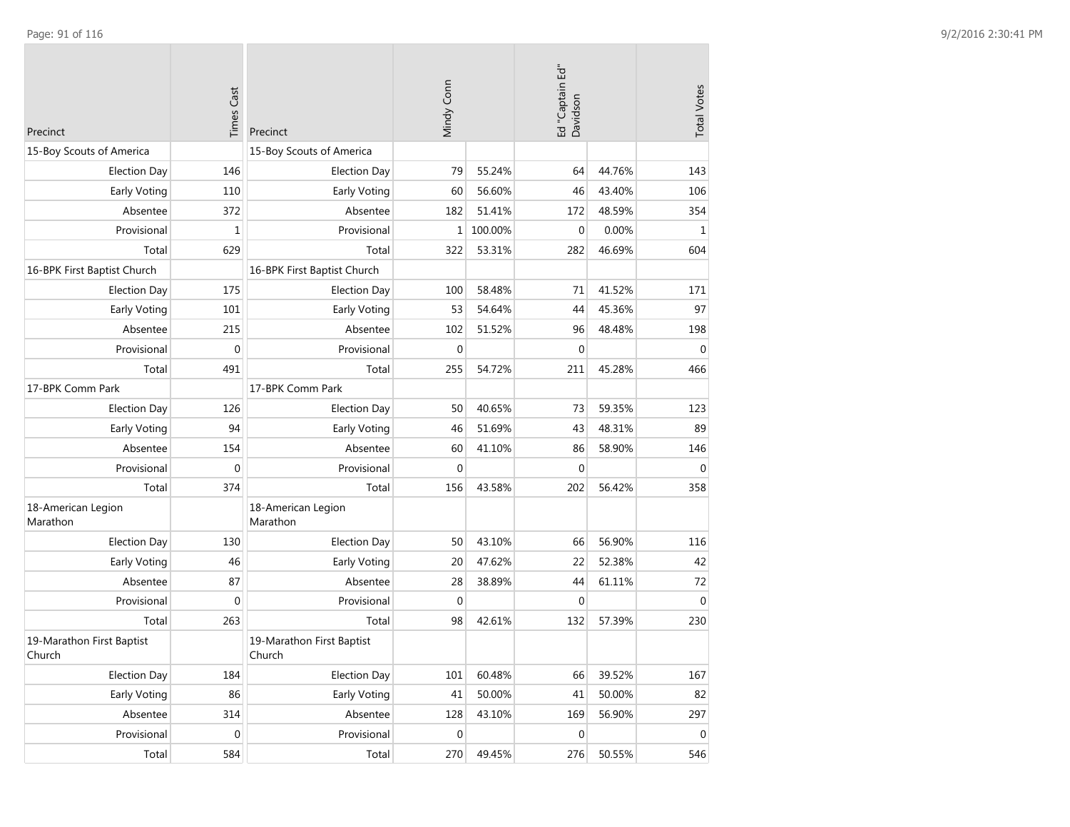| Precinct | Times Cast | Precinct | Mindy Conn | | Ed "Captain Ed" Davidson | | Total Votes |
|---|---|---|---|---|---|---|---|
| 15-Boy Scouts of America | | 15-Boy Scouts of America | | | | | |
| Election Day | 146 | Election Day | 79 | 55.24% | 64 | 44.76% | 143 |
| Early Voting | 110 | Early Voting | 60 | 56.60% | 46 | 43.40% | 106 |
| Absentee | 372 | Absentee | 182 | 51.41% | 172 | 48.59% | 354 |
| Provisional | 1 | Provisional | 1 | 100.00% | 0 | 0.00% | 1 |
| Total | 629 | Total | 322 | 53.31% | 282 | 46.69% | 604 |
| 16-BPK First Baptist Church | | 16-BPK First Baptist Church | | | | | |
| Election Day | 175 | Election Day | 100 | 58.48% | 71 | 41.52% | 171 |
| Early Voting | 101 | Early Voting | 53 | 54.64% | 44 | 45.36% | 97 |
| Absentee | 215 | Absentee | 102 | 51.52% | 96 | 48.48% | 198 |
| Provisional | 0 | Provisional | 0 | | 0 | | 0 |
| Total | 491 | Total | 255 | 54.72% | 211 | 45.28% | 466 |
| 17-BPK Comm Park | | 17-BPK Comm Park | | | | | |
| Election Day | 126 | Election Day | 50 | 40.65% | 73 | 59.35% | 123 |
| Early Voting | 94 | Early Voting | 46 | 51.69% | 43 | 48.31% | 89 |
| Absentee | 154 | Absentee | 60 | 41.10% | 86 | 58.90% | 146 |
| Provisional | 0 | Provisional | 0 | | 0 | | 0 |
| Total | 374 | Total | 156 | 43.58% | 202 | 56.42% | 358 |
| 18-American Legion Marathon | | 18-American Legion Marathon | | | | | |
| Election Day | 130 | Election Day | 50 | 43.10% | 66 | 56.90% | 116 |
| Early Voting | 46 | Early Voting | 20 | 47.62% | 22 | 52.38% | 42 |
| Absentee | 87 | Absentee | 28 | 38.89% | 44 | 61.11% | 72 |
| Provisional | 0 | Provisional | 0 | | 0 | | 0 |
| Total | 263 | Total | 98 | 42.61% | 132 | 57.39% | 230 |
| 19-Marathon First Baptist Church | | 19-Marathon First Baptist Church | | | | | |
| Election Day | 184 | Election Day | 101 | 60.48% | 66 | 39.52% | 167 |
| Early Voting | 86 | Early Voting | 41 | 50.00% | 41 | 50.00% | 82 |
| Absentee | 314 | Absentee | 128 | 43.10% | 169 | 56.90% | 297 |
| Provisional | 0 | Provisional | 0 | | 0 | | 0 |
| Total | 584 | Total | 270 | 49.45% | 276 | 50.55% | 546 |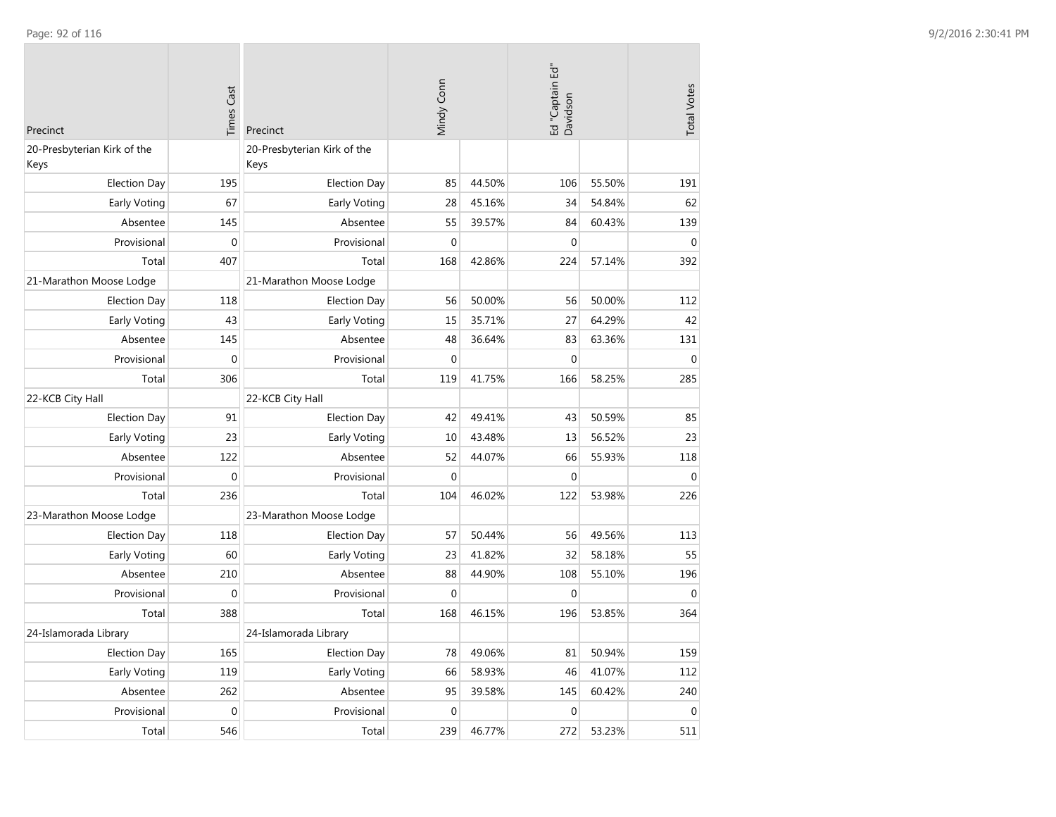| Precinct | Times Cast |
|---|---|
| 20-Presbyterian Kirk of the Keys | |
| Election Day | 195 |
| Early Voting | 67 |
| Absentee | 145 |
| Provisional | 0 |
| Total | 407 |
| 21-Marathon Moose Lodge | |
| Election Day | 118 |
| Early Voting | 43 |
| Absentee | 145 |
| Provisional | 0 |
| Total | 306 |
| 22-KCB City Hall | |
| Election Day | 91 |
| Early Voting | 23 |
| Absentee | 122 |
| Provisional | 0 |
| Total | 236 |
| 23-Marathon Moose Lodge | |
| Election Day | 118 |
| Early Voting | 60 |
| Absentee | 210 |
| Provisional | 0 |
| Total | 388 |
| 24-Islamorada Library | |
| Election Day | 165 |
| Early Voting | 119 |
| Absentee | 262 |
| Provisional | 0 |
| Total | 546 |

| Precinct | Mindy Conn | | Ed "Captain Ed" Davidson | | Total Votes |
|---|---|---|---|---|---|
| 20-Presbyterian Kirk of the Keys | | | | | |
| Election Day | 85 | 44.50% | 106 | 55.50% | 191 |
| Early Voting | 28 | 45.16% | 34 | 54.84% | 62 |
| Absentee | 55 | 39.57% | 84 | 60.43% | 139 |
| Provisional | 0 | | 0 | | 0 |
| Total | 168 | 42.86% | 224 | 57.14% | 392 |
| 21-Marathon Moose Lodge | | | | | |
| Election Day | 56 | 50.00% | 56 | 50.00% | 112 |
| Early Voting | 15 | 35.71% | 27 | 64.29% | 42 |
| Absentee | 48 | 36.64% | 83 | 63.36% | 131 |
| Provisional | 0 | | 0 | | 0 |
| Total | 119 | 41.75% | 166 | 58.25% | 285 |
| 22-KCB City Hall | | | | | |
| Election Day | 42 | 49.41% | 43 | 50.59% | 85 |
| Early Voting | 10 | 43.48% | 13 | 56.52% | 23 |
| Absentee | 52 | 44.07% | 66 | 55.93% | 118 |
| Provisional | 0 | | 0 | | 0 |
| Total | 104 | 46.02% | 122 | 53.98% | 226 |
| 23-Marathon Moose Lodge | | | | | |
| Election Day | 57 | 50.44% | 56 | 49.56% | 113 |
| Early Voting | 23 | 41.82% | 32 | 58.18% | 55 |
| Absentee | 88 | 44.90% | 108 | 55.10% | 196 |
| Provisional | 0 | | 0 | | 0 |
| Total | 168 | 46.15% | 196 | 53.85% | 364 |
| 24-Islamorada Library | | | | | |
| Election Day | 78 | 49.06% | 81 | 50.94% | 159 |
| Early Voting | 66 | 58.93% | 46 | 41.07% | 112 |
| Absentee | 95 | 39.58% | 145 | 60.42% | 240 |
| Provisional | 0 | | 0 | | 0 |
| Total | 239 | 46.77% | 272 | 53.23% | 511 |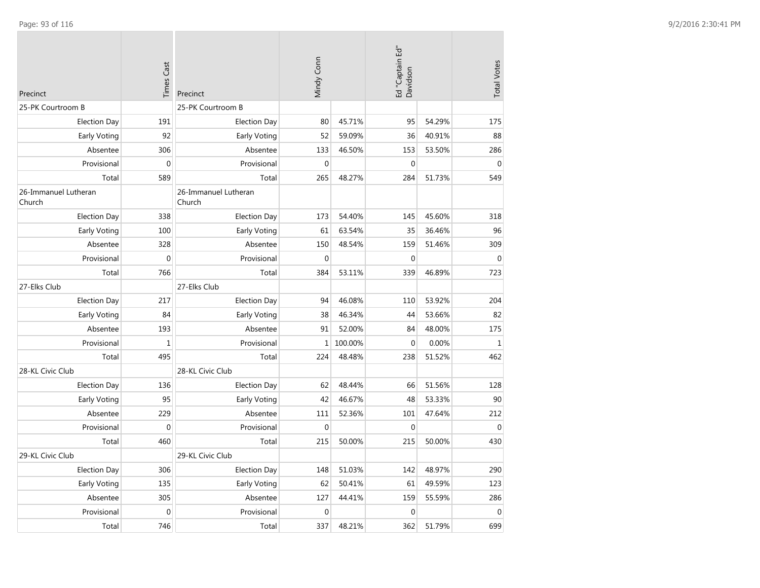| Precinct | Times Cast | Precinct | Mindy Conn | | Ed "Captain Ed" Davidson | | Total Votes |
|---|---|---|---|---|---|---|---|
| 25-PK Courtroom B | | 25-PK Courtroom B | | | | | |
| Election Day | 191 | Election Day | 80 | 45.71% | 95 | 54.29% | 175 |
| Early Voting | 92 | Early Voting | 52 | 59.09% | 36 | 40.91% | 88 |
| Absentee | 306 | Absentee | 133 | 46.50% | 153 | 53.50% | 286 |
| Provisional | 0 | Provisional | 0 | | 0 | | 0 |
| Total | 589 | Total | 265 | 48.27% | 284 | 51.73% | 549 |
| 26-Immanuel Lutheran Church | | 26-Immanuel Lutheran Church | | | | | |
| Election Day | 338 | Election Day | 173 | 54.40% | 145 | 45.60% | 318 |
| Early Voting | 100 | Early Voting | 61 | 63.54% | 35 | 36.46% | 96 |
| Absentee | 328 | Absentee | 150 | 48.54% | 159 | 51.46% | 309 |
| Provisional | 0 | Provisional | 0 | | 0 | | 0 |
| Total | 766 | Total | 384 | 53.11% | 339 | 46.89% | 723 |
| 27-Elks Club | | 27-Elks Club | | | | | |
| Election Day | 217 | Election Day | 94 | 46.08% | 110 | 53.92% | 204 |
| Early Voting | 84 | Early Voting | 38 | 46.34% | 44 | 53.66% | 82 |
| Absentee | 193 | Absentee | 91 | 52.00% | 84 | 48.00% | 175 |
| Provisional | 1 | Provisional | 1 | 100.00% | 0 | 0.00% | 1 |
| Total | 495 | Total | 224 | 48.48% | 238 | 51.52% | 462 |
| 28-KL Civic Club | | 28-KL Civic Club | | | | | |
| Election Day | 136 | Election Day | 62 | 48.44% | 66 | 51.56% | 128 |
| Early Voting | 95 | Early Voting | 42 | 46.67% | 48 | 53.33% | 90 |
| Absentee | 229 | Absentee | 111 | 52.36% | 101 | 47.64% | 212 |
| Provisional | 0 | Provisional | 0 | | 0 | | 0 |
| Total | 460 | Total | 215 | 50.00% | 215 | 50.00% | 430 |
| 29-KL Civic Club | | 29-KL Civic Club | | | | | |
| Election Day | 306 | Election Day | 148 | 51.03% | 142 | 48.97% | 290 |
| Early Voting | 135 | Early Voting | 62 | 50.41% | 61 | 49.59% | 123 |
| Absentee | 305 | Absentee | 127 | 44.41% | 159 | 55.59% | 286 |
| Provisional | 0 | Provisional | 0 | | 0 | | 0 |
| Total | 746 | Total | 337 | 48.21% | 362 | 51.79% | 699 |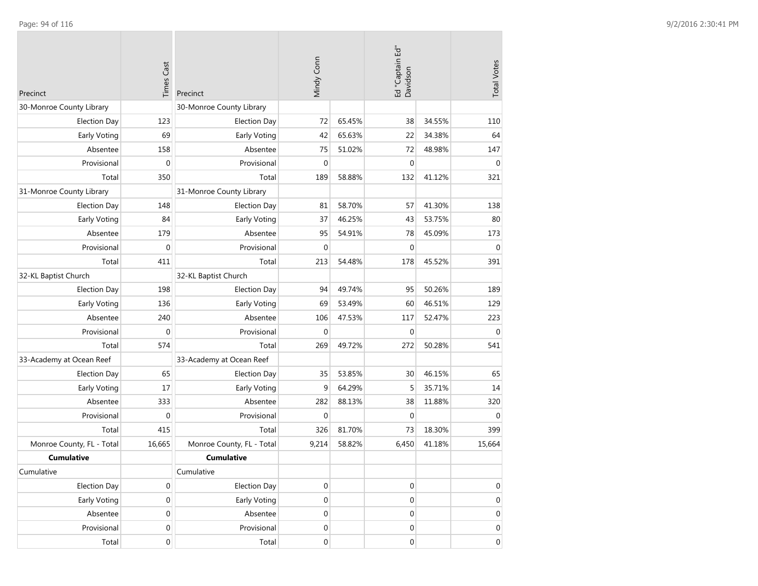| Precinct | Times Cast | Precinct | Mindy Conn | | Ed "Captain Ed" Davidson | | Total Votes |
|---|---|---|---|---|---|---|---|
| 30-Monroe County Library | | 30-Monroe County Library | | | | | |
| Election Day | 123 | Election Day | 72 | 65.45% | 38 | 34.55% | 110 |
| Early Voting | 69 | Early Voting | 42 | 65.63% | 22 | 34.38% | 64 |
| Absentee | 158 | Absentee | 75 | 51.02% | 72 | 48.98% | 147 |
| Provisional | 0 | Provisional | 0 | | 0 | | 0 |
| Total | 350 | Total | 189 | 58.88% | 132 | 41.12% | 321 |
| 31-Monroe County Library | | 31-Monroe County Library | | | | | |
| Election Day | 148 | Election Day | 81 | 58.70% | 57 | 41.30% | 138 |
| Early Voting | 84 | Early Voting | 37 | 46.25% | 43 | 53.75% | 80 |
| Absentee | 179 | Absentee | 95 | 54.91% | 78 | 45.09% | 173 |
| Provisional | 0 | Provisional | 0 | | 0 | | 0 |
| Total | 411 | Total | 213 | 54.48% | 178 | 45.52% | 391 |
| 32-KL Baptist Church | | 32-KL Baptist Church | | | | | |
| Election Day | 198 | Election Day | 94 | 49.74% | 95 | 50.26% | 189 |
| Early Voting | 136 | Early Voting | 69 | 53.49% | 60 | 46.51% | 129 |
| Absentee | 240 | Absentee | 106 | 47.53% | 117 | 52.47% | 223 |
| Provisional | 0 | Provisional | 0 | | 0 | | 0 |
| Total | 574 | Total | 269 | 49.72% | 272 | 50.28% | 541 |
| 33-Academy at Ocean Reef | | 33-Academy at Ocean Reef | | | | | |
| Election Day | 65 | Election Day | 35 | 53.85% | 30 | 46.15% | 65 |
| Early Voting | 17 | Early Voting | 9 | 64.29% | 5 | 35.71% | 14 |
| Absentee | 333 | Absentee | 282 | 88.13% | 38 | 11.88% | 320 |
| Provisional | 0 | Provisional | 0 | | 0 | | 0 |
| Total | 415 | Total | 326 | 81.70% | 73 | 18.30% | 399 |
| Monroe County, FL - Total | 16,665 | Monroe County, FL - Total | 9,214 | 58.82% | 6,450 | 41.18% | 15,664 |
| **Cumulative** | | **Cumulative** | | | | | |
| Cumulative | | Cumulative | | | | | |
| Election Day | 0 | Election Day | 0 | | 0 | | 0 |
| Early Voting | 0 | Early Voting | 0 | | 0 | | 0 |
| Absentee | 0 | Absentee | 0 | | 0 | | 0 |
| Provisional | 0 | Provisional | 0 | | 0 | | 0 |
| Total | 0 | Total | 0 | | 0 | | 0 |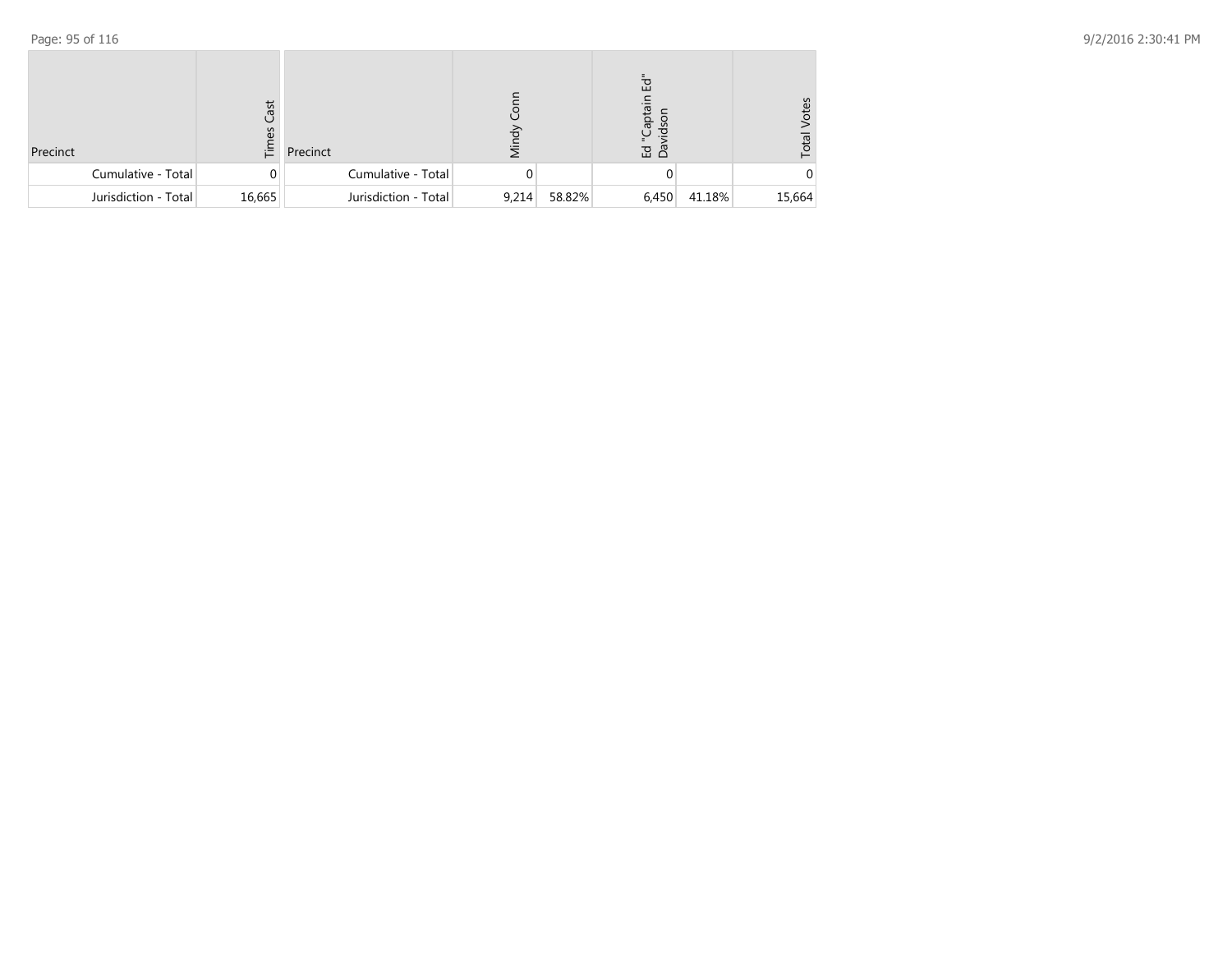| Precinct | Times Cast | Precinct | Mindy Conn | | Ed "Captain Ed" Davidson | | Total Votes |
|---|---|---|---|---|---|---|---|
| Cumulative - Total | 0 | Cumulative - Total | 0 | | 0 | | 0 |
| Jurisdiction - Total | 16,665 | Jurisdiction - Total | 9,214 | 58.82% | 6,450 | 41.18% | 15,664 |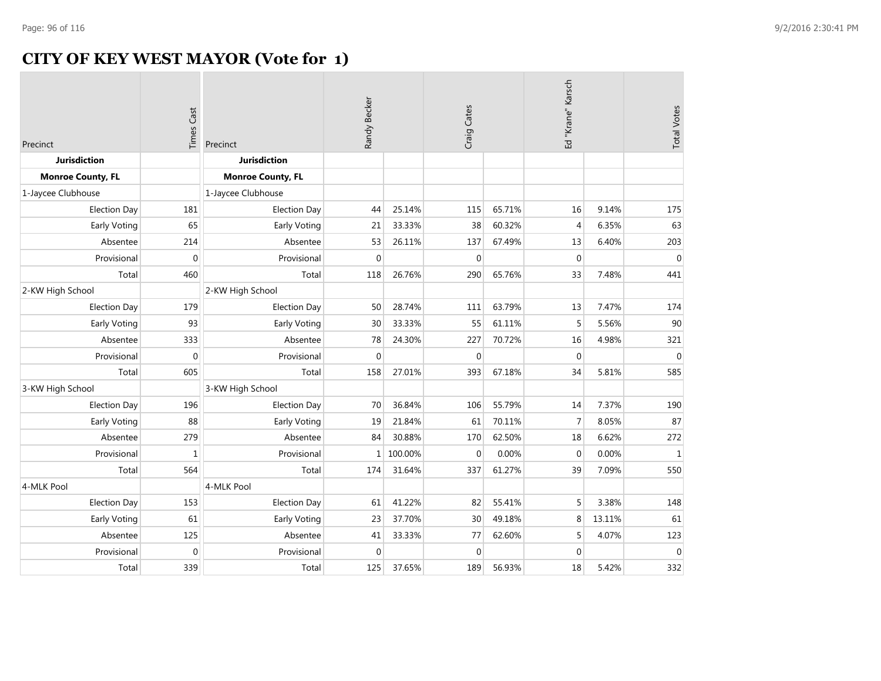# CITY OF KEY WEST MAYOR (Vote for 1)

| Precinct | Times Cast | Precinct | Randy Becker | | Craig Cates | | Ed "Krane" Karsch | | Total Votes |
|---|---|---|---|---|---|---|---|---|---|
| **Jurisdiction** | | **Jurisdiction** | | | | | | | |
| **Monroe County, FL** | | **Monroe County, FL** | | | | | | | |
| 1-Jaycee Clubhouse | | 1-Jaycee Clubhouse | | | | | | | |
| Election Day | 181 | Election Day | 44 | 25.14% | 115 | 65.71% | 16 | 9.14% | 175 |
| Early Voting | 65 | Early Voting | 21 | 33.33% | 38 | 60.32% | 4 | 6.35% | 63 |
| Absentee | 214 | Absentee | 53 | 26.11% | 137 | 67.49% | 13 | 6.40% | 203 |
| Provisional | 0 | Provisional | 0 | | 0 | | 0 | | 0 |
| Total | 460 | Total | 118 | 26.76% | 290 | 65.76% | 33 | 7.48% | 441 |
| 2-KW High School | | 2-KW High School | | | | | | | |
| Election Day | 179 | Election Day | 50 | 28.74% | 111 | 63.79% | 13 | 7.47% | 174 |
| Early Voting | 93 | Early Voting | 30 | 33.33% | 55 | 61.11% | 5 | 5.56% | 90 |
| Absentee | 333 | Absentee | 78 | 24.30% | 227 | 70.72% | 16 | 4.98% | 321 |
| Provisional | 0 | Provisional | 0 | | 0 | | 0 | | 0 |
| Total | 605 | Total | 158 | 27.01% | 393 | 67.18% | 34 | 5.81% | 585 |
| 3-KW High School | | 3-KW High School | | | | | | | |
| Election Day | 196 | Election Day | 70 | 36.84% | 106 | 55.79% | 14 | 7.37% | 190 |
| Early Voting | 88 | Early Voting | 19 | 21.84% | 61 | 70.11% | 7 | 8.05% | 87 |
| Absentee | 279 | Absentee | 84 | 30.88% | 170 | 62.50% | 18 | 6.62% | 272 |
| Provisional | 1 | Provisional | 1 | 100.00% | 0 | 0.00% | 0 | 0.00% | 1 |
| Total | 564 | Total | 174 | 31.64% | 337 | 61.27% | 39 | 7.09% | 550 |
| 4-MLK Pool | | 4-MLK Pool | | | | | | | |
| Election Day | 153 | Election Day | 61 | 41.22% | 82 | 55.41% | 5 | 3.38% | 148 |
| Early Voting | 61 | Early Voting | 23 | 37.70% | 30 | 49.18% | 8 | 13.11% | 61 |
| Absentee | 125 | Absentee | 41 | 33.33% | 77 | 62.60% | 5 | 4.07% | 123 |
| Provisional | 0 | Provisional | 0 | | 0 | | 0 | | 0 |
| Total | 339 | Total | 125 | 37.65% | 189 | 56.93% | 18 | 5.42% | 332 |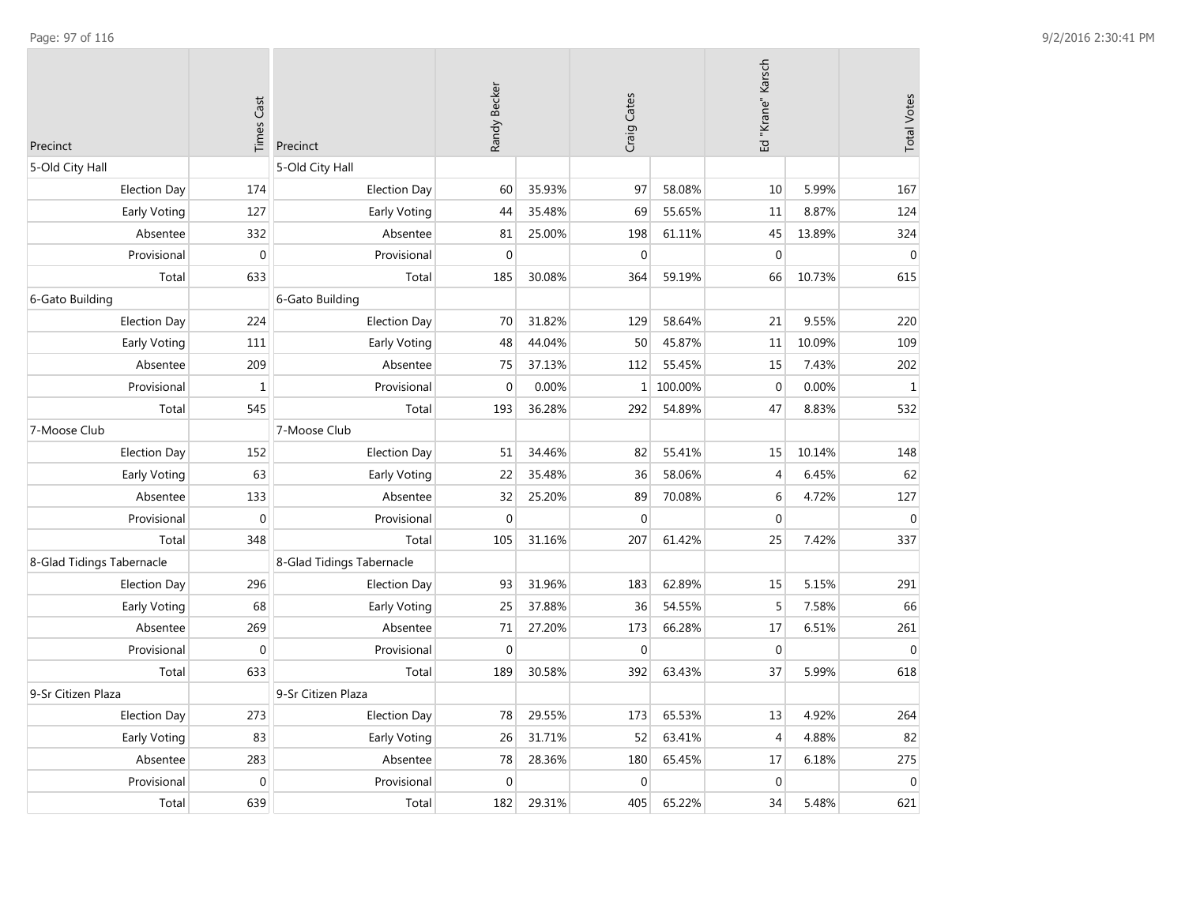| Precinct | Times Cast | Precinct | Randy Becker | | Craig Cates | | Ed "Krane" Karsch | | Total Votes |
|---|---|---|---|---|---|---|---|---|---|
| 5-Old City Hall | | 5-Old City Hall | | | | | | | |
| Election Day | 174 | Election Day | 60 | 35.93% | 97 | 58.08% | 10 | 5.99% | 167 |
| Early Voting | 127 | Early Voting | 44 | 35.48% | 69 | 55.65% | 11 | 8.87% | 124 |
| Absentee | 332 | Absentee | 81 | 25.00% | 198 | 61.11% | 45 | 13.89% | 324 |
| Provisional | 0 | Provisional | 0 | | 0 | | 0 | | 0 |
| Total | 633 | Total | 185 | 30.08% | 364 | 59.19% | 66 | 10.73% | 615 |
| 6-Gato Building | | 6-Gato Building | | | | | | | |
| Election Day | 224 | Election Day | 70 | 31.82% | 129 | 58.64% | 21 | 9.55% | 220 |
| Early Voting | 111 | Early Voting | 48 | 44.04% | 50 | 45.87% | 11 | 10.09% | 109 |
| Absentee | 209 | Absentee | 75 | 37.13% | 112 | 55.45% | 15 | 7.43% | 202 |
| Provisional | 1 | Provisional | 0 | 0.00% | 1 | 100.00% | 0 | 0.00% | 1 |
| Total | 545 | Total | 193 | 36.28% | 292 | 54.89% | 47 | 8.83% | 532 |
| 7-Moose Club | | 7-Moose Club | | | | | | | |
| Election Day | 152 | Election Day | 51 | 34.46% | 82 | 55.41% | 15 | 10.14% | 148 |
| Early Voting | 63 | Early Voting | 22 | 35.48% | 36 | 58.06% | 4 | 6.45% | 62 |
| Absentee | 133 | Absentee | 32 | 25.20% | 89 | 70.08% | 6 | 4.72% | 127 |
| Provisional | 0 | Provisional | 0 | | 0 | | 0 | | 0 |
| Total | 348 | Total | 105 | 31.16% | 207 | 61.42% | 25 | 7.42% | 337 |
| 8-Glad Tidings Tabernacle | | 8-Glad Tidings Tabernacle | | | | | | | |
| Election Day | 296 | Election Day | 93 | 31.96% | 183 | 62.89% | 15 | 5.15% | 291 |
| Early Voting | 68 | Early Voting | 25 | 37.88% | 36 | 54.55% | 5 | 7.58% | 66 |
| Absentee | 269 | Absentee | 71 | 27.20% | 173 | 66.28% | 17 | 6.51% | 261 |
| Provisional | 0 | Provisional | 0 | | 0 | | 0 | | 0 |
| Total | 633 | Total | 189 | 30.58% | 392 | 63.43% | 37 | 5.99% | 618 |
| 9-Sr Citizen Plaza | | 9-Sr Citizen Plaza | | | | | | | |
| Election Day | 273 | Election Day | 78 | 29.55% | 173 | 65.53% | 13 | 4.92% | 264 |
| Early Voting | 83 | Early Voting | 26 | 31.71% | 52 | 63.41% | 4 | 4.88% | 82 |
| Absentee | 283 | Absentee | 78 | 28.36% | 180 | 65.45% | 17 | 6.18% | 275 |
| Provisional | 0 | Provisional | 0 | | 0 | | 0 | | 0 |
| Total | 639 | Total | 182 | 29.31% | 405 | 65.22% | 34 | 5.48% | 621 |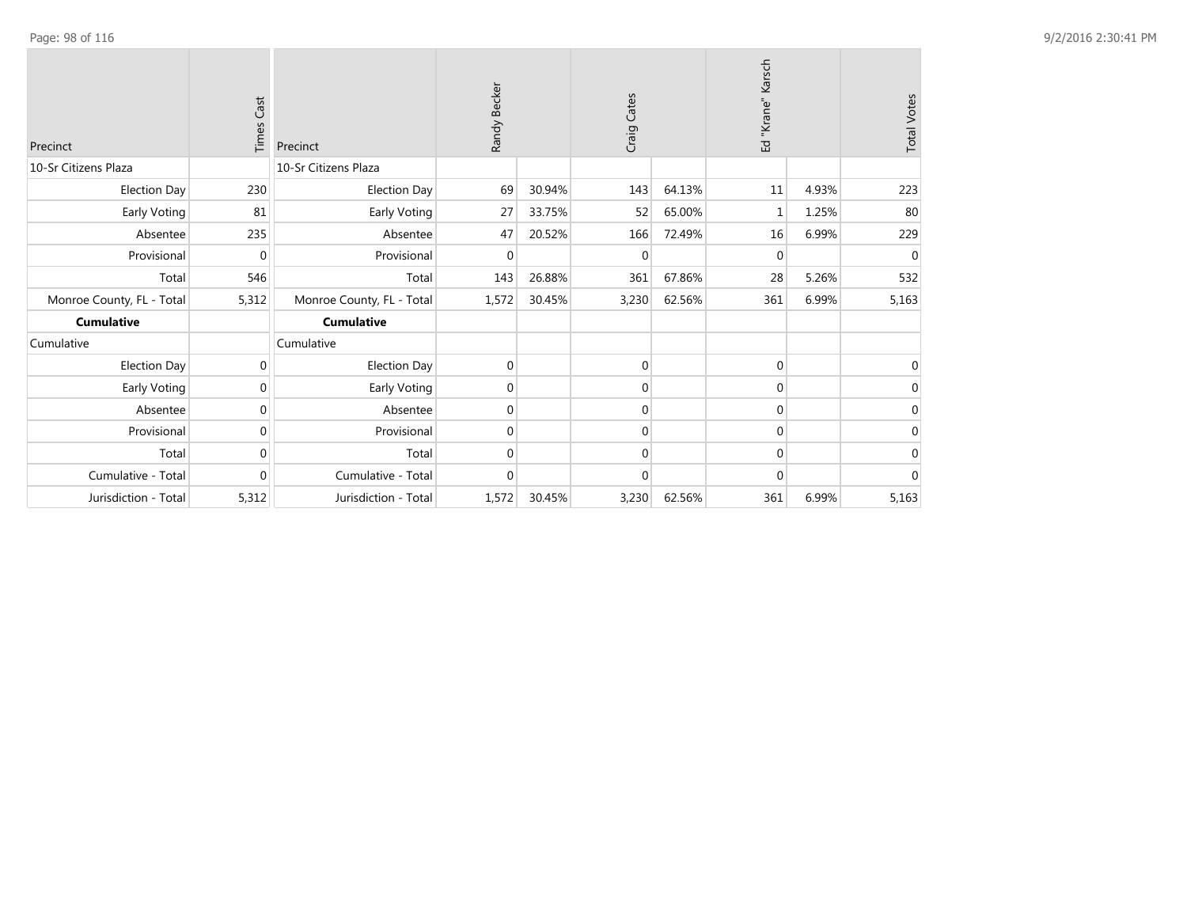| Precinct | Times Cast |
|---|---|
| 10-Sr Citizens Plaza | |
| Election Day | 230 |
| Early Voting | 81 |
| Absentee | 235 |
| Provisional | 0 |
| Total | 546 |
| Monroe County, FL - Total | 5,312 |
| **Cumulative** | |
| Cumulative | |
| Election Day | 0 |
| Early Voting | 0 |
| Absentee | 0 |
| Provisional | 0 |
| Total | 0 |
| Cumulative - Total | 0 |
| Jurisdiction - Total | 5,312 |

| Precinct | Randy Becker | | Craig Cates | | Ed "Krane" Karsch | | Total Votes |
|---|---|---|---|---|---|---|---|
| 10-Sr Citizens Plaza | | | | | | | |
| Election Day | 69 | 30.94% | 143 | 64.13% | 11 | 4.93% | 223 |
| Early Voting | 27 | 33.75% | 52 | 65.00% | 1 | 1.25% | 80 |
| Absentee | 47 | 20.52% | 166 | 72.49% | 16 | 6.99% | 229 |
| Provisional | 0 | | 0 | | 0 | | 0 |
| Total | 143 | 26.88% | 361 | 67.86% | 28 | 5.26% | 532 |
| Monroe County, FL - Total | 1,572 | 30.45% | 3,230 | 62.56% | 361 | 6.99% | 5,163 |
| **Cumulative** | | | | | | | |
| Cumulative | | | | | | | |
| Election Day | 0 | | 0 | | 0 | | 0 |
| Early Voting | 0 | | 0 | | 0 | | 0 |
| Absentee | 0 | | 0 | | 0 | | 0 |
| Provisional | 0 | | 0 | | 0 | | 0 |
| Total | 0 | | 0 | | 0 | | 0 |
| Cumulative - Total | 0 | | 0 | | 0 | | 0 |
| Jurisdiction - Total | 1,572 | 30.45% | 3,230 | 62.56% | 361 | 6.99% | 5,163 |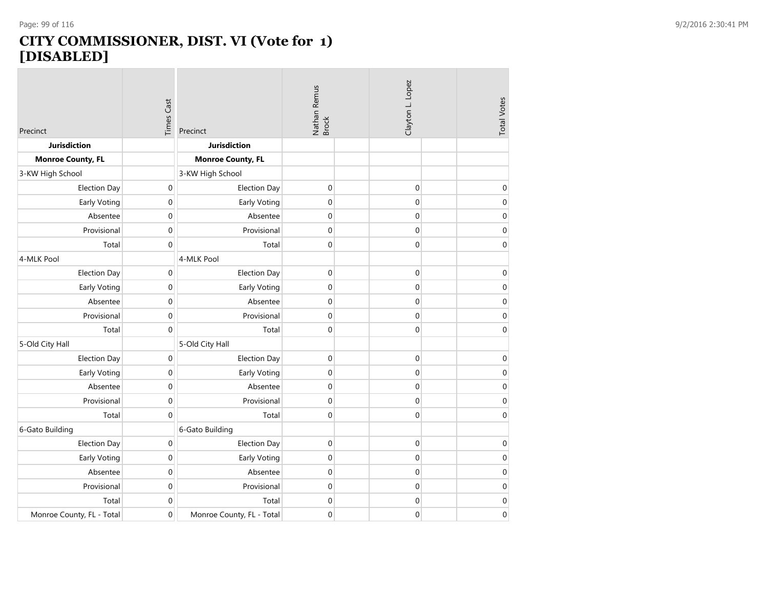# CITY COMMISSIONER, DIST. VI (Vote for 1) [DISABLED]

| Precinct | Times Cast | Precinct | Nathan Remus Brock | | Clayton L. Lopez | | Total Votes |
|---|---|---|---|---|---|---|---|
| **Jurisdiction** | | **Jurisdiction** | | | | | |
| **Monroe County, FL** | | **Monroe County, FL** | | | | | |
| 3-KW High School | | 3-KW High School | | | | | |
| Election Day | 0 | Election Day | 0 | | 0 | | 0 |
| Early Voting | 0 | Early Voting | 0 | | 0 | | 0 |
| Absentee | 0 | Absentee | 0 | | 0 | | 0 |
| Provisional | 0 | Provisional | 0 | | 0 | | 0 |
| Total | 0 | Total | 0 | | 0 | | 0 |
| 4-MLK Pool | | 4-MLK Pool | | | | | |
| Election Day | 0 | Election Day | 0 | | 0 | | 0 |
| Early Voting | 0 | Early Voting | 0 | | 0 | | 0 |
| Absentee | 0 | Absentee | 0 | | 0 | | 0 |
| Provisional | 0 | Provisional | 0 | | 0 | | 0 |
| Total | 0 | Total | 0 | | 0 | | 0 |
| 5-Old City Hall | | 5-Old City Hall | | | | | |
| Election Day | 0 | Election Day | 0 | | 0 | | 0 |
| Early Voting | 0 | Early Voting | 0 | | 0 | | 0 |
| Absentee | 0 | Absentee | 0 | | 0 | | 0 |
| Provisional | 0 | Provisional | 0 | | 0 | | 0 |
| Total | 0 | Total | 0 | | 0 | | 0 |
| 6-Gato Building | | 6-Gato Building | | | | | |
| Election Day | 0 | Election Day | 0 | | 0 | | 0 |
| Early Voting | 0 | Early Voting | 0 | | 0 | | 0 |
| Absentee | 0 | Absentee | 0 | | 0 | | 0 |
| Provisional | 0 | Provisional | 0 | | 0 | | 0 |
| Total | 0 | Total | 0 | | 0 | | 0 |
| Monroe County, FL - Total | 0 | Monroe County, FL - Total | 0 | | 0 | | 0 |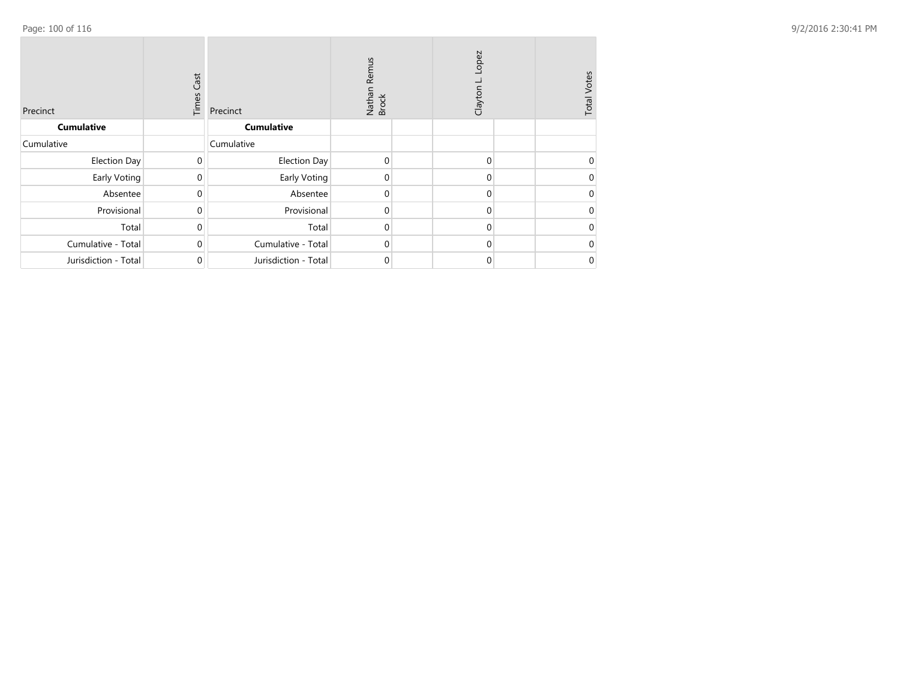| Precinct | Times Cast |
| --- | --- |
| **Cumulative** | |
| Cumulative | |
| Election Day | 0 |
| Early Voting | 0 |
| Absentee | 0 |
| Provisional | 0 |
| Total | 0 |
| Cumulative - Total | 0 |
| Jurisdiction - Total | 0 |

| Precinct | Nathan Remus Brock | | Clayton L. Lopez | | Total Votes |
| --- | --- | --- | --- | --- | --- |
| **Cumulative** | | | | | |
| Cumulative | | | | | |
| Election Day | 0 | | 0 | | 0 |
| Early Voting | 0 | | 0 | | 0 |
| Absentee | 0 | | 0 | | 0 |
| Provisional | 0 | | 0 | | 0 |
| Total | 0 | | 0 | | 0 |
| Cumulative - Total | 0 | | 0 | | 0 |
| Jurisdiction - Total | 0 | | 0 | | 0 |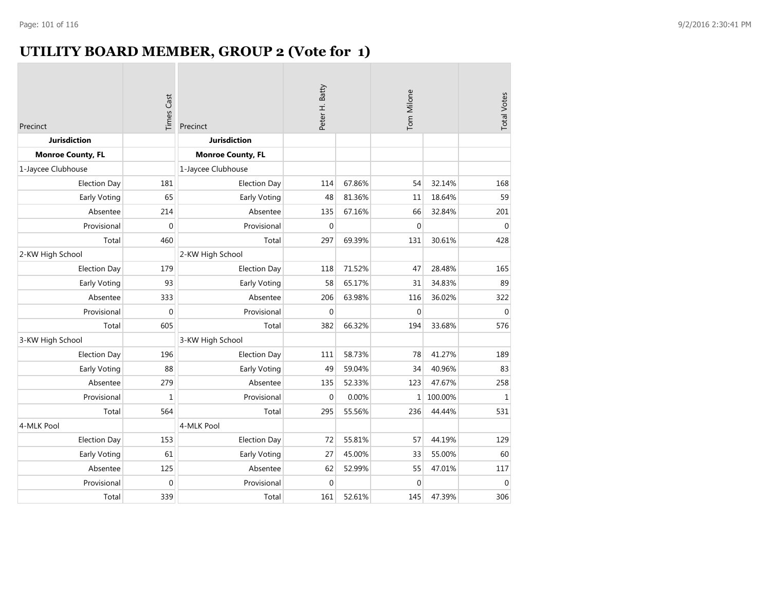# UTILITY BOARD MEMBER, GROUP 2 (Vote for 1)

| Precinct | Times Cast | Precinct | Peter H. Batty | | Tom Milone | | Total Votes |
|---|---|---|---|---|---|---|---|
| **Jurisdiction** | | **Jurisdiction** | | | | | |
| **Monroe County, FL** | | **Monroe County, FL** | | | | | |
| 1-Jaycee Clubhouse | | 1-Jaycee Clubhouse | | | | | |
| Election Day | 181 | Election Day | 114 | 67.86% | 54 | 32.14% | 168 |
| Early Voting | 65 | Early Voting | 48 | 81.36% | 11 | 18.64% | 59 |
| Absentee | 214 | Absentee | 135 | 67.16% | 66 | 32.84% | 201 |
| Provisional | 0 | Provisional | 0 | | 0 | | 0 |
| Total | 460 | Total | 297 | 69.39% | 131 | 30.61% | 428 |
| 2-KW High School | | 2-KW High School | | | | | |
| Election Day | 179 | Election Day | 118 | 71.52% | 47 | 28.48% | 165 |
| Early Voting | 93 | Early Voting | 58 | 65.17% | 31 | 34.83% | 89 |
| Absentee | 333 | Absentee | 206 | 63.98% | 116 | 36.02% | 322 |
| Provisional | 0 | Provisional | 0 | | 0 | | 0 |
| Total | 605 | Total | 382 | 66.32% | 194 | 33.68% | 576 |
| 3-KW High School | | 3-KW High School | | | | | |
| Election Day | 196 | Election Day | 111 | 58.73% | 78 | 41.27% | 189 |
| Early Voting | 88 | Early Voting | 49 | 59.04% | 34 | 40.96% | 83 |
| Absentee | 279 | Absentee | 135 | 52.33% | 123 | 47.67% | 258 |
| Provisional | 1 | Provisional | 0 | 0.00% | 1 | 100.00% | 1 |
| Total | 564 | Total | 295 | 55.56% | 236 | 44.44% | 531 |
| 4-MLK Pool | | 4-MLK Pool | | | | | |
| Election Day | 153 | Election Day | 72 | 55.81% | 57 | 44.19% | 129 |
| Early Voting | 61 | Early Voting | 27 | 45.00% | 33 | 55.00% | 60 |
| Absentee | 125 | Absentee | 62 | 52.99% | 55 | 47.01% | 117 |
| Provisional | 0 | Provisional | 0 | | 0 | | 0 |
| Total | 339 | Total | 161 | 52.61% | 145 | 47.39% | 306 |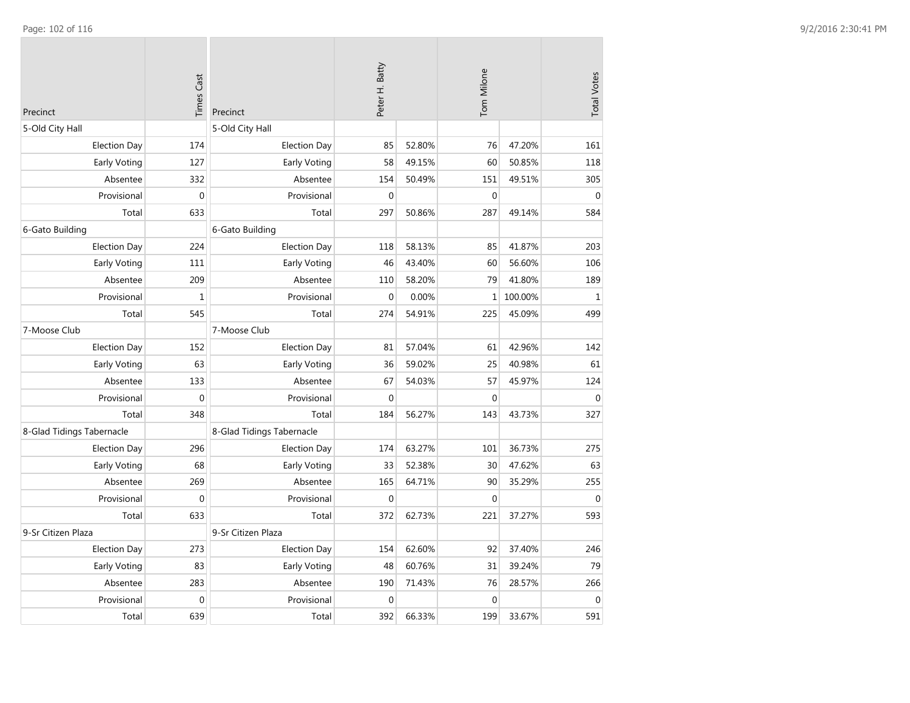| Precinct | Times Cast |
|---|---|
| 5-Old City Hall | |
| Election Day | 174 |
| Early Voting | 127 |
| Absentee | 332 |
| Provisional | 0 |
| Total | 633 |
| 6-Gato Building | |
| Election Day | 224 |
| Early Voting | 111 |
| Absentee | 209 |
| Provisional | 1 |
| Total | 545 |
| 7-Moose Club | |
| Election Day | 152 |
| Early Voting | 63 |
| Absentee | 133 |
| Provisional | 0 |
| Total | 348 |
| 8-Glad Tidings Tabernacle | |
| Election Day | 296 |
| Early Voting | 68 |
| Absentee | 269 |
| Provisional | 0 |
| Total | 633 |
| 9-Sr Citizen Plaza | |
| Election Day | 273 |
| Early Voting | 83 |
| Absentee | 283 |
| Provisional | 0 |
| Total | 639 |

| Precinct | Peter H. Batty | | Tom Milone | | Total Votes |
|---|---|---|---|---|---|
| 5-Old City Hall | | | | | |
| Election Day | 85 | 52.80% | 76 | 47.20% | 161 |
| Early Voting | 58 | 49.15% | 60 | 50.85% | 118 |
| Absentee | 154 | 50.49% | 151 | 49.51% | 305 |
| Provisional | 0 | | 0 | | 0 |
| Total | 297 | 50.86% | 287 | 49.14% | 584 |
| 6-Gato Building | | | | | |
| Election Day | 118 | 58.13% | 85 | 41.87% | 203 |
| Early Voting | 46 | 43.40% | 60 | 56.60% | 106 |
| Absentee | 110 | 58.20% | 79 | 41.80% | 189 |
| Provisional | 0 | 0.00% | 1 | 100.00% | 1 |
| Total | 274 | 54.91% | 225 | 45.09% | 499 |
| 7-Moose Club | | | | | |
| Election Day | 81 | 57.04% | 61 | 42.96% | 142 |
| Early Voting | 36 | 59.02% | 25 | 40.98% | 61 |
| Absentee | 67 | 54.03% | 57 | 45.97% | 124 |
| Provisional | 0 | | 0 | | 0 |
| Total | 184 | 56.27% | 143 | 43.73% | 327 |
| 8-Glad Tidings Tabernacle | | | | | |
| Election Day | 174 | 63.27% | 101 | 36.73% | 275 |
| Early Voting | 33 | 52.38% | 30 | 47.62% | 63 |
| Absentee | 165 | 64.71% | 90 | 35.29% | 255 |
| Provisional | 0 | | 0 | | 0 |
| Total | 372 | 62.73% | 221 | 37.27% | 593 |
| 9-Sr Citizen Plaza | | | | | |
| Election Day | 154 | 62.60% | 92 | 37.40% | 246 |
| Early Voting | 48 | 60.76% | 31 | 39.24% | 79 |
| Absentee | 190 | 71.43% | 76 | 28.57% | 266 |
| Provisional | 0 | | 0 | | 0 |
| Total | 392 | 66.33% | 199 | 33.67% | 591 |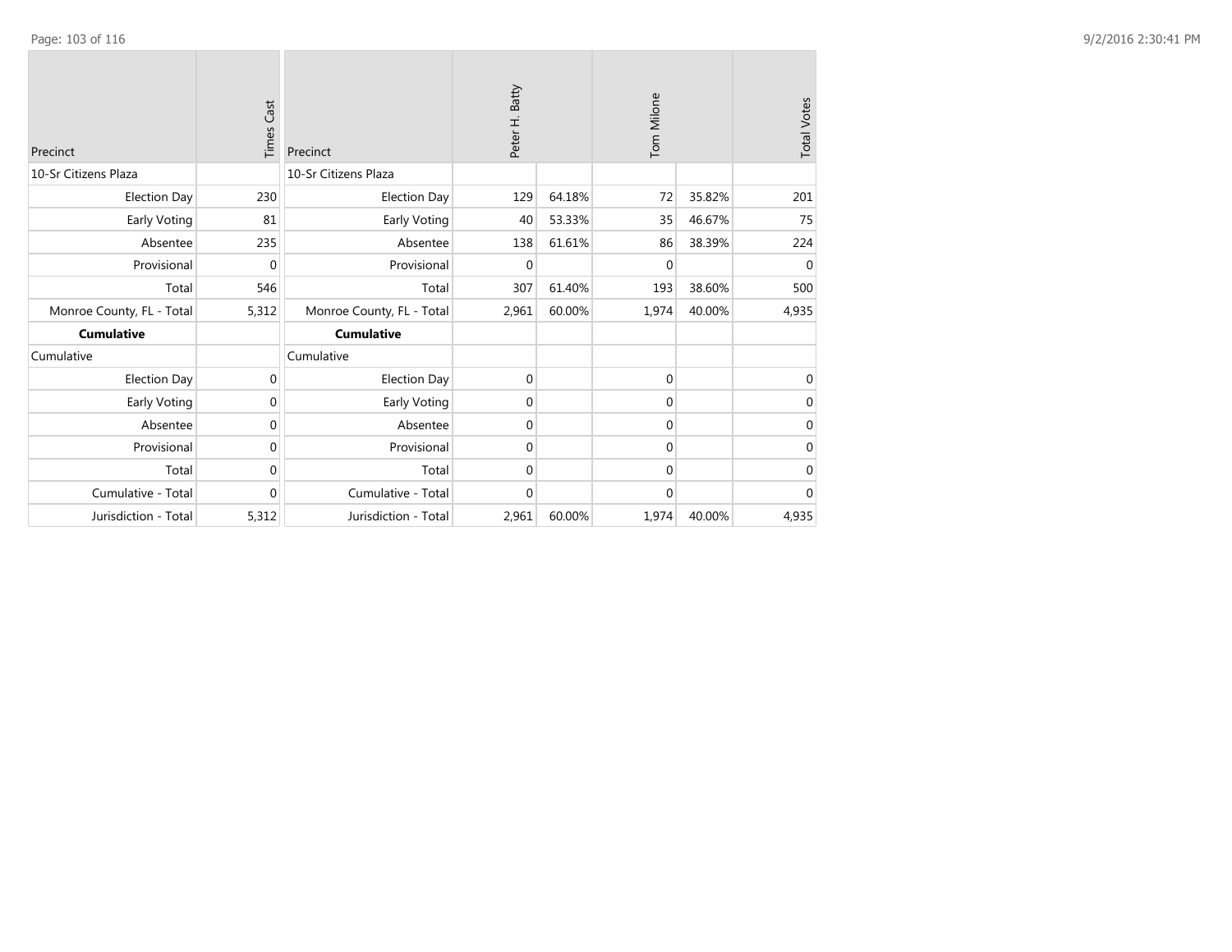| Precinct | Times Cast |
|---|---|
| 10-Sr Citizens Plaza | |
| Election Day | 230 |
| Early Voting | 81 |
| Absentee | 235 |
| Provisional | 0 |
| Total | 546 |
| Monroe County, FL - Total | 5,312 |
| **Cumulative** | |
| Cumulative | |
| Election Day | 0 |
| Early Voting | 0 |
| Absentee | 0 |
| Provisional | 0 |
| Total | 0 |
| Cumulative - Total | 0 |
| Jurisdiction - Total | 5,312 |

| Precinct | Peter H. Batty | | Tom Milone | | Total Votes |
|---|---|---|---|---|---|
| 10-Sr Citizens Plaza | | | | | |
| Election Day | 129 | 64.18% | 72 | 35.82% | 201 |
| Early Voting | 40 | 53.33% | 35 | 46.67% | 75 |
| Absentee | 138 | 61.61% | 86 | 38.39% | 224 |
| Provisional | 0 | | 0 | | 0 |
| Total | 307 | 61.40% | 193 | 38.60% | 500 |
| Monroe County, FL - Total | 2,961 | 60.00% | 1,974 | 40.00% | 4,935 |
| **Cumulative** | | | | | |
| Cumulative | | | | | |
| Election Day | 0 | | 0 | | 0 |
| Early Voting | 0 | | 0 | | 0 |
| Absentee | 0 | | 0 | | 0 |
| Provisional | 0 | | 0 | | 0 |
| Total | 0 | | 0 | | 0 |
| Cumulative - Total | 0 | | 0 | | 0 |
| Jurisdiction - Total | 2,961 | 60.00% | 1,974 | 40.00% | 4,935 |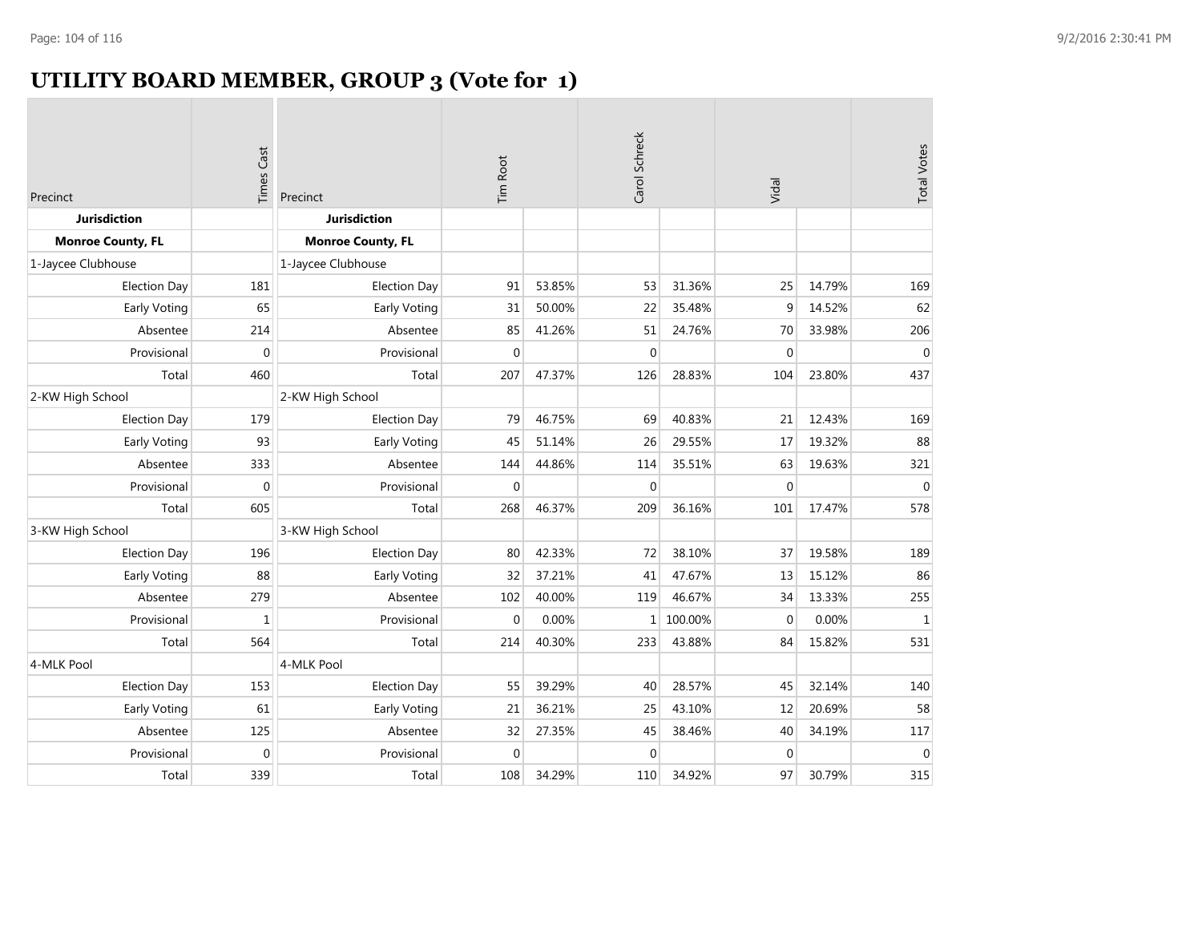# UTILITY BOARD MEMBER, GROUP 3 (Vote for 1)

| Precinct | Times Cast | Precinct | Tim Root | | Carol Schreck | | Vidal | | Total Votes |
|---|---|---|---|---|---|---|---|---|---|
| **Jurisdiction** | | **Jurisdiction** | | | | | | | |
| **Monroe County, FL** | | **Monroe County, FL** | | | | | | | |
| 1-Jaycee Clubhouse | | 1-Jaycee Clubhouse | | | | | | | |
| Election Day | 181 | Election Day | 91 | 53.85% | 53 | 31.36% | 25 | 14.79% | 169 |
| Early Voting | 65 | Early Voting | 31 | 50.00% | 22 | 35.48% | 9 | 14.52% | 62 |
| Absentee | 214 | Absentee | 85 | 41.26% | 51 | 24.76% | 70 | 33.98% | 206 |
| Provisional | 0 | Provisional | 0 | | 0 | | 0 | | 0 |
| Total | 460 | Total | 207 | 47.37% | 126 | 28.83% | 104 | 23.80% | 437 |
| 2-KW High School | | 2-KW High School | | | | | | | |
| Election Day | 179 | Election Day | 79 | 46.75% | 69 | 40.83% | 21 | 12.43% | 169 |
| Early Voting | 93 | Early Voting | 45 | 51.14% | 26 | 29.55% | 17 | 19.32% | 88 |
| Absentee | 333 | Absentee | 144 | 44.86% | 114 | 35.51% | 63 | 19.63% | 321 |
| Provisional | 0 | Provisional | 0 | | 0 | | 0 | | 0 |
| Total | 605 | Total | 268 | 46.37% | 209 | 36.16% | 101 | 17.47% | 578 |
| 3-KW High School | | 3-KW High School | | | | | | | |
| Election Day | 196 | Election Day | 80 | 42.33% | 72 | 38.10% | 37 | 19.58% | 189 |
| Early Voting | 88 | Early Voting | 32 | 37.21% | 41 | 47.67% | 13 | 15.12% | 86 |
| Absentee | 279 | Absentee | 102 | 40.00% | 119 | 46.67% | 34 | 13.33% | 255 |
| Provisional | 1 | Provisional | 0 | 0.00% | 1 | 100.00% | 0 | 0.00% | 1 |
| Total | 564 | Total | 214 | 40.30% | 233 | 43.88% | 84 | 15.82% | 531 |
| 4-MLK Pool | | 4-MLK Pool | | | | | | | |
| Election Day | 153 | Election Day | 55 | 39.29% | 40 | 28.57% | 45 | 32.14% | 140 |
| Early Voting | 61 | Early Voting | 21 | 36.21% | 25 | 43.10% | 12 | 20.69% | 58 |
| Absentee | 125 | Absentee | 32 | 27.35% | 45 | 38.46% | 40 | 34.19% | 117 |
| Provisional | 0 | Provisional | 0 | | 0 | | 0 | | 0 |
| Total | 339 | Total | 108 | 34.29% | 110 | 34.92% | 97 | 30.79% | 315 |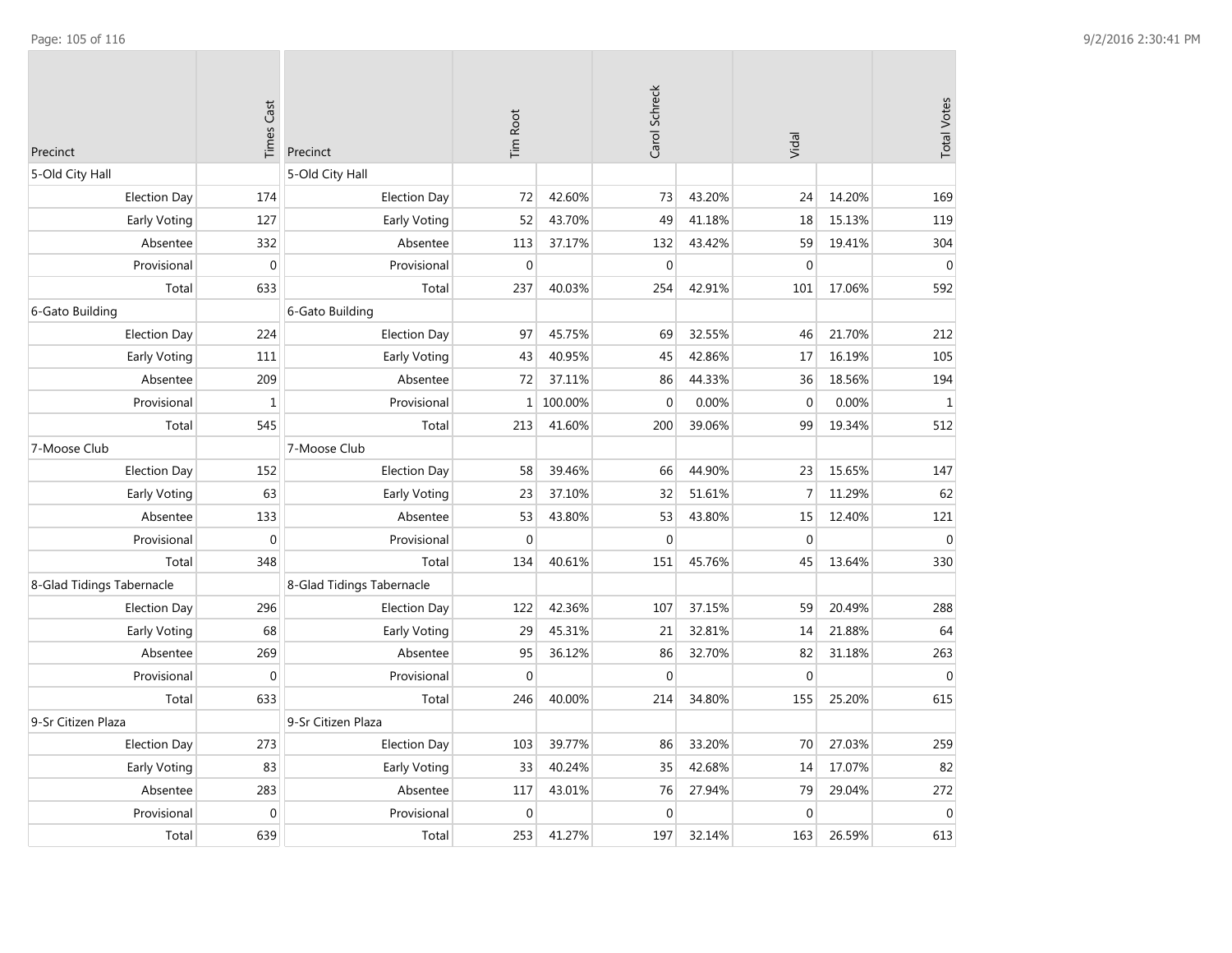| Precinct | Times Cast | Precinct | Tim Root | | Carol Schreck | | Vidal | | Total Votes |
|---|---|---|---|---|---|---|---|---|---|
| 5-Old City Hall | | 5-Old City Hall | | | | | | | |
| Election Day | 174 | Election Day | 72 | 42.60% | 73 | 43.20% | 24 | 14.20% | 169 |
| Early Voting | 127 | Early Voting | 52 | 43.70% | 49 | 41.18% | 18 | 15.13% | 119 |
| Absentee | 332 | Absentee | 113 | 37.17% | 132 | 43.42% | 59 | 19.41% | 304 |
| Provisional | 0 | Provisional | 0 | | 0 | | 0 | | 0 |
| Total | 633 | Total | 237 | 40.03% | 254 | 42.91% | 101 | 17.06% | 592 |
| 6-Gato Building | | 6-Gato Building | | | | | | | |
| Election Day | 224 | Election Day | 97 | 45.75% | 69 | 32.55% | 46 | 21.70% | 212 |
| Early Voting | 111 | Early Voting | 43 | 40.95% | 45 | 42.86% | 17 | 16.19% | 105 |
| Absentee | 209 | Absentee | 72 | 37.11% | 86 | 44.33% | 36 | 18.56% | 194 |
| Provisional | 1 | Provisional | 1 | 100.00% | 0 | 0.00% | 0 | 0.00% | 1 |
| Total | 545 | Total | 213 | 41.60% | 200 | 39.06% | 99 | 19.34% | 512 |
| 7-Moose Club | | 7-Moose Club | | | | | | | |
| Election Day | 152 | Election Day | 58 | 39.46% | 66 | 44.90% | 23 | 15.65% | 147 |
| Early Voting | 63 | Early Voting | 23 | 37.10% | 32 | 51.61% | 7 | 11.29% | 62 |
| Absentee | 133 | Absentee | 53 | 43.80% | 53 | 43.80% | 15 | 12.40% | 121 |
| Provisional | 0 | Provisional | 0 | | 0 | | 0 | | 0 |
| Total | 348 | Total | 134 | 40.61% | 151 | 45.76% | 45 | 13.64% | 330 |
| 8-Glad Tidings Tabernacle | | 8-Glad Tidings Tabernacle | | | | | | | |
| Election Day | 296 | Election Day | 122 | 42.36% | 107 | 37.15% | 59 | 20.49% | 288 |
| Early Voting | 68 | Early Voting | 29 | 45.31% | 21 | 32.81% | 14 | 21.88% | 64 |
| Absentee | 269 | Absentee | 95 | 36.12% | 86 | 32.70% | 82 | 31.18% | 263 |
| Provisional | 0 | Provisional | 0 | | 0 | | 0 | | 0 |
| Total | 633 | Total | 246 | 40.00% | 214 | 34.80% | 155 | 25.20% | 615 |
| 9-Sr Citizen Plaza | | 9-Sr Citizen Plaza | | | | | | | |
| Election Day | 273 | Election Day | 103 | 39.77% | 86 | 33.20% | 70 | 27.03% | 259 |
| Early Voting | 83 | Early Voting | 33 | 40.24% | 35 | 42.68% | 14 | 17.07% | 82 |
| Absentee | 283 | Absentee | 117 | 43.01% | 76 | 27.94% | 79 | 29.04% | 272 |
| Provisional | 0 | Provisional | 0 | | 0 | | 0 | | 0 |
| Total | 639 | Total | 253 | 41.27% | 197 | 32.14% | 163 | 26.59% | 613 |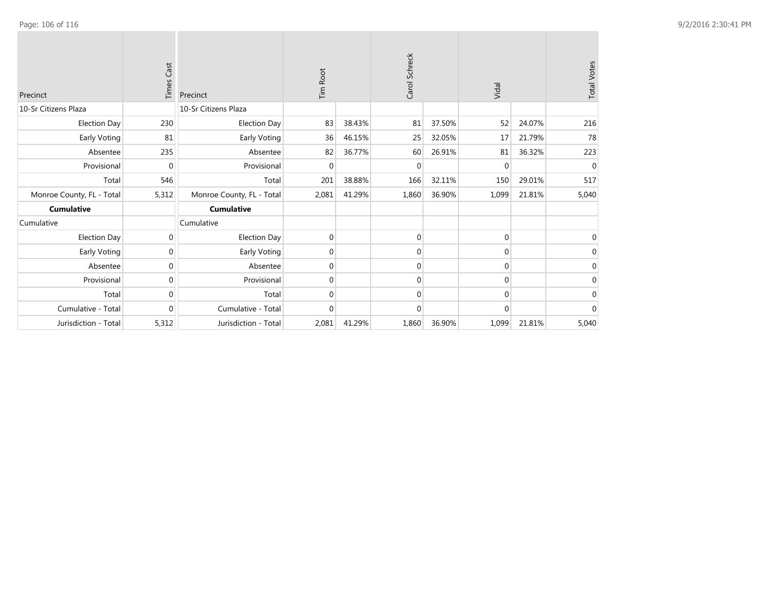| Precinct | Times Cast |
| --- | --- |
| 10-Sr Citizens Plaza | |
| Election Day | 230 |
| Early Voting | 81 |
| Absentee | 235 |
| Provisional | 0 |
| Total | 546 |
| Monroe County, FL - Total | 5,312 |
| **Cumulative** | |
| Cumulative | |
| Election Day | 0 |
| Early Voting | 0 |
| Absentee | 0 |
| Provisional | 0 |
| Total | 0 |
| Cumulative - Total | 0 |
| Jurisdiction - Total | 5,312 |

| Precinct | Tim Root | | Carol Schreck | | Vidal | | Total Votes |
| --- | --- | --- | --- | --- | --- | --- | --- |
| 10-Sr Citizens Plaza | | | | | | | |
| Election Day | 83 | 38.43% | 81 | 37.50% | 52 | 24.07% | 216 |
| Early Voting | 36 | 46.15% | 25 | 32.05% | 17 | 21.79% | 78 |
| Absentee | 82 | 36.77% | 60 | 26.91% | 81 | 36.32% | 223 |
| Provisional | 0 | | 0 | | 0 | | 0 |
| Total | 201 | 38.88% | 166 | 32.11% | 150 | 29.01% | 517 |
| Monroe County, FL - Total | 2,081 | 41.29% | 1,860 | 36.90% | 1,099 | 21.81% | 5,040 |
| **Cumulative** | | | | | | | |
| Cumulative | | | | | | | |
| Election Day | 0 | | 0 | | 0 | | 0 |
| Early Voting | 0 | | 0 | | 0 | | 0 |
| Absentee | 0 | | 0 | | 0 | | 0 |
| Provisional | 0 | | 0 | | 0 | | 0 |
| Total | 0 | | 0 | | 0 | | 0 |
| Cumulative - Total | 0 | | 0 | | 0 | | 0 |
| Jurisdiction - Total | 2,081 | 41.29% | 1,860 | 36.90% | 1,099 | 21.81% | 5,040 |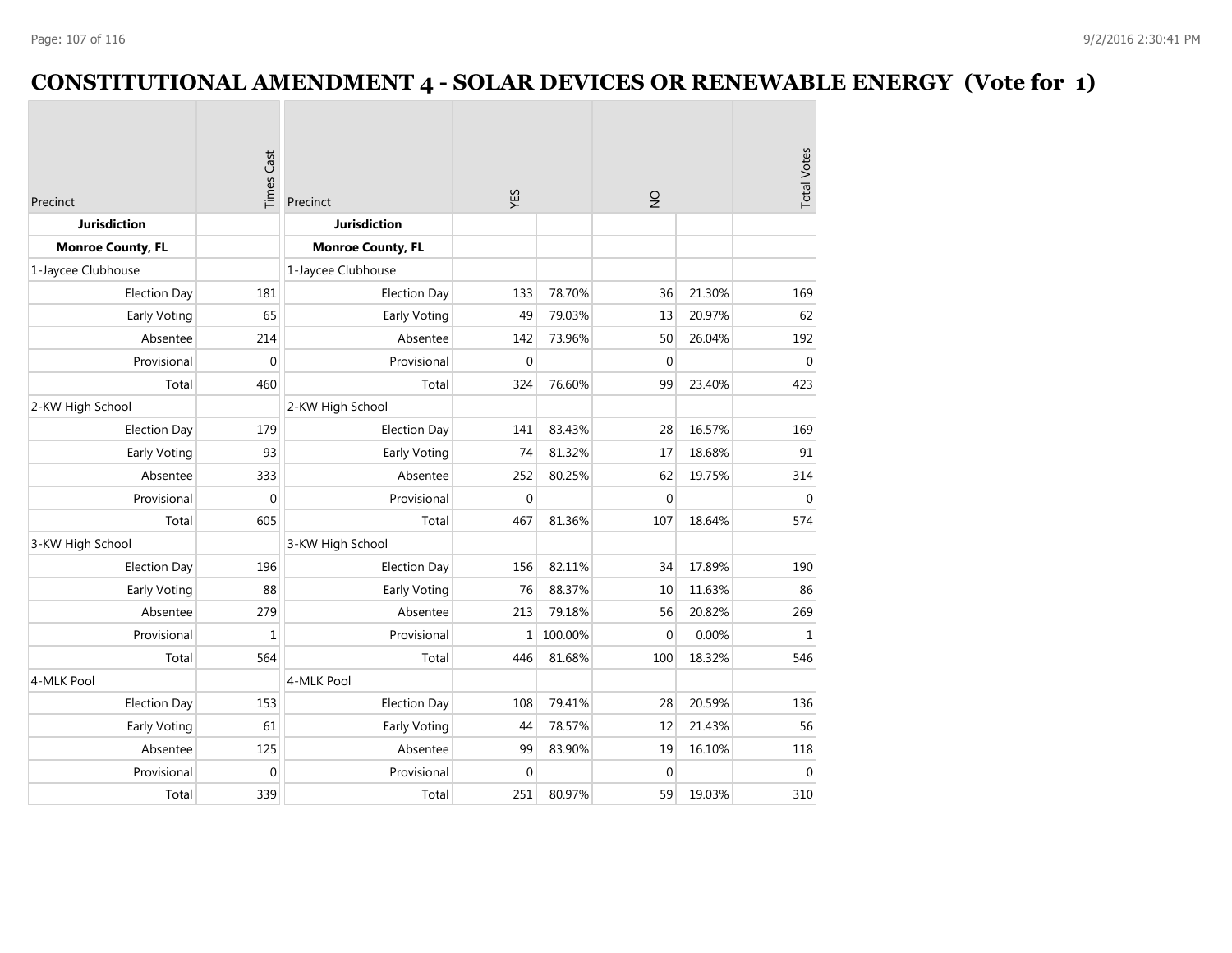# CONSTITUTIONAL AMENDMENT 4 - SOLAR DEVICES OR RENEWABLE ENERGY (Vote for 1)

| Precinct | Times Cast | Precinct | YES | | NO | | Total Votes |
|---|---|---|---|---|---|---|---|
| **Jurisdiction** | | **Jurisdiction** | | | | | |
| **Monroe County, FL** | | **Monroe County, FL** | | | | | |
| 1-Jaycee Clubhouse | | 1-Jaycee Clubhouse | | | | | |
| Election Day | 181 | Election Day | 133 | 78.70% | 36 | 21.30% | 169 |
| Early Voting | 65 | Early Voting | 49 | 79.03% | 13 | 20.97% | 62 |
| Absentee | 214 | Absentee | 142 | 73.96% | 50 | 26.04% | 192 |
| Provisional | 0 | Provisional | 0 | | 0 | | 0 |
| Total | 460 | Total | 324 | 76.60% | 99 | 23.40% | 423 |
| 2-KW High School | | 2-KW High School | | | | | |
| Election Day | 179 | Election Day | 141 | 83.43% | 28 | 16.57% | 169 |
| Early Voting | 93 | Early Voting | 74 | 81.32% | 17 | 18.68% | 91 |
| Absentee | 333 | Absentee | 252 | 80.25% | 62 | 19.75% | 314 |
| Provisional | 0 | Provisional | 0 | | 0 | | 0 |
| Total | 605 | Total | 467 | 81.36% | 107 | 18.64% | 574 |
| 3-KW High School | | 3-KW High School | | | | | |
| Election Day | 196 | Election Day | 156 | 82.11% | 34 | 17.89% | 190 |
| Early Voting | 88 | Early Voting | 76 | 88.37% | 10 | 11.63% | 86 |
| Absentee | 279 | Absentee | 213 | 79.18% | 56 | 20.82% | 269 |
| Provisional | 1 | Provisional | 1 | 100.00% | 0 | 0.00% | 1 |
| Total | 564 | Total | 446 | 81.68% | 100 | 18.32% | 546 |
| 4-MLK Pool | | 4-MLK Pool | | | | | |
| Election Day | 153 | Election Day | 108 | 79.41% | 28 | 20.59% | 136 |
| Early Voting | 61 | Early Voting | 44 | 78.57% | 12 | 21.43% | 56 |
| Absentee | 125 | Absentee | 99 | 83.90% | 19 | 16.10% | 118 |
| Provisional | 0 | Provisional | 0 | | 0 | | 0 |
| Total | 339 | Total | 251 | 80.97% | 59 | 19.03% | 310 |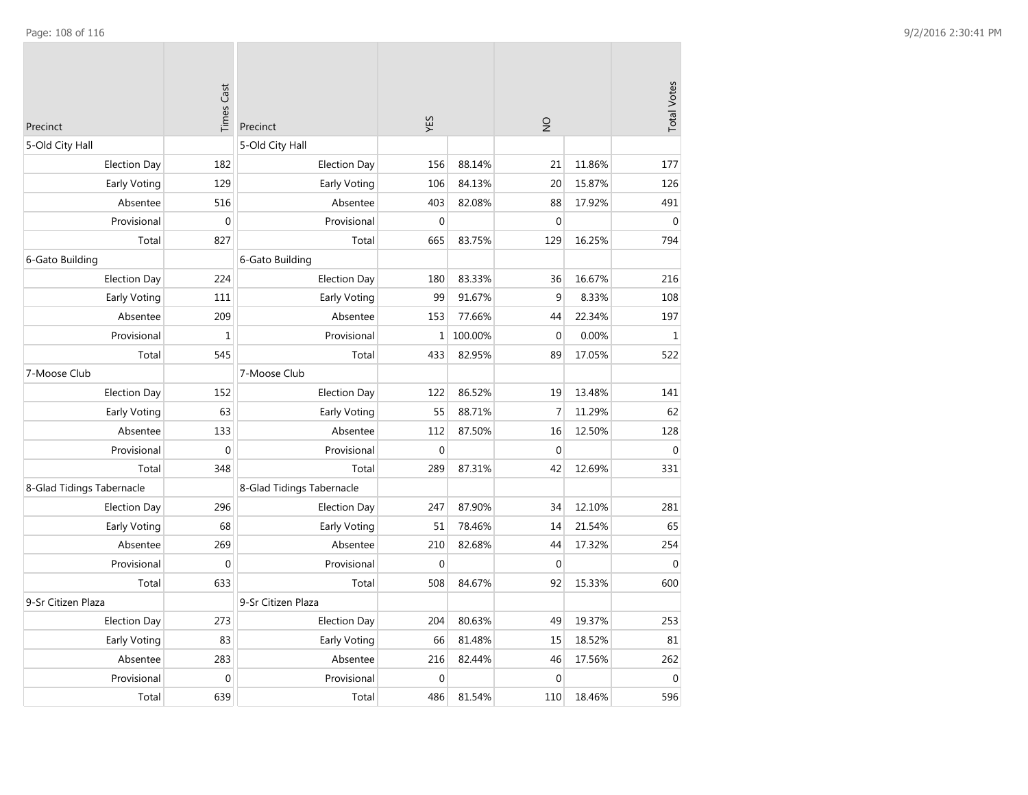| Precinct | Times Cast |
|---|---|
| 5-Old City Hall | |
| Election Day | 182 |
| Early Voting | 129 |
| Absentee | 516 |
| Provisional | 0 |
| Total | 827 |
| 6-Gato Building | |
| Election Day | 224 |
| Early Voting | 111 |
| Absentee | 209 |
| Provisional | 1 |
| Total | 545 |
| 7-Moose Club | |
| Election Day | 152 |
| Early Voting | 63 |
| Absentee | 133 |
| Provisional | 0 |
| Total | 348 |
| 8-Glad Tidings Tabernacle | |
| Election Day | 296 |
| Early Voting | 68 |
| Absentee | 269 |
| Provisional | 0 |
| Total | 633 |
| 9-Sr Citizen Plaza | |
| Election Day | 273 |
| Early Voting | 83 |
| Absentee | 283 |
| Provisional | 0 |
| Total | 639 |

| Precinct | YES | | NO | | Total Votes |
|---|---|---|---|---|---|
| 5-Old City Hall | | | | | |
| Election Day | 156 | 88.14% | 21 | 11.86% | 177 |
| Early Voting | 106 | 84.13% | 20 | 15.87% | 126 |
| Absentee | 403 | 82.08% | 88 | 17.92% | 491 |
| Provisional | 0 | | 0 | | 0 |
| Total | 665 | 83.75% | 129 | 16.25% | 794 |
| 6-Gato Building | | | | | |
| Election Day | 180 | 83.33% | 36 | 16.67% | 216 |
| Early Voting | 99 | 91.67% | 9 | 8.33% | 108 |
| Absentee | 153 | 77.66% | 44 | 22.34% | 197 |
| Provisional | 1 | 100.00% | 0 | 0.00% | 1 |
| Total | 433 | 82.95% | 89 | 17.05% | 522 |
| 7-Moose Club | | | | | |
| Election Day | 122 | 86.52% | 19 | 13.48% | 141 |
| Early Voting | 55 | 88.71% | 7 | 11.29% | 62 |
| Absentee | 112 | 87.50% | 16 | 12.50% | 128 |
| Provisional | 0 | | 0 | | 0 |
| Total | 289 | 87.31% | 42 | 12.69% | 331 |
| 8-Glad Tidings Tabernacle | | | | | |
| Election Day | 247 | 87.90% | 34 | 12.10% | 281 |
| Early Voting | 51 | 78.46% | 14 | 21.54% | 65 |
| Absentee | 210 | 82.68% | 44 | 17.32% | 254 |
| Provisional | 0 | | 0 | | 0 |
| Total | 508 | 84.67% | 92 | 15.33% | 600 |
| 9-Sr Citizen Plaza | | | | | |
| Election Day | 204 | 80.63% | 49 | 19.37% | 253 |
| Early Voting | 66 | 81.48% | 15 | 18.52% | 81 |
| Absentee | 216 | 82.44% | 46 | 17.56% | 262 |
| Provisional | 0 | | 0 | | 0 |
| Total | 486 | 81.54% | 110 | 18.46% | 596 |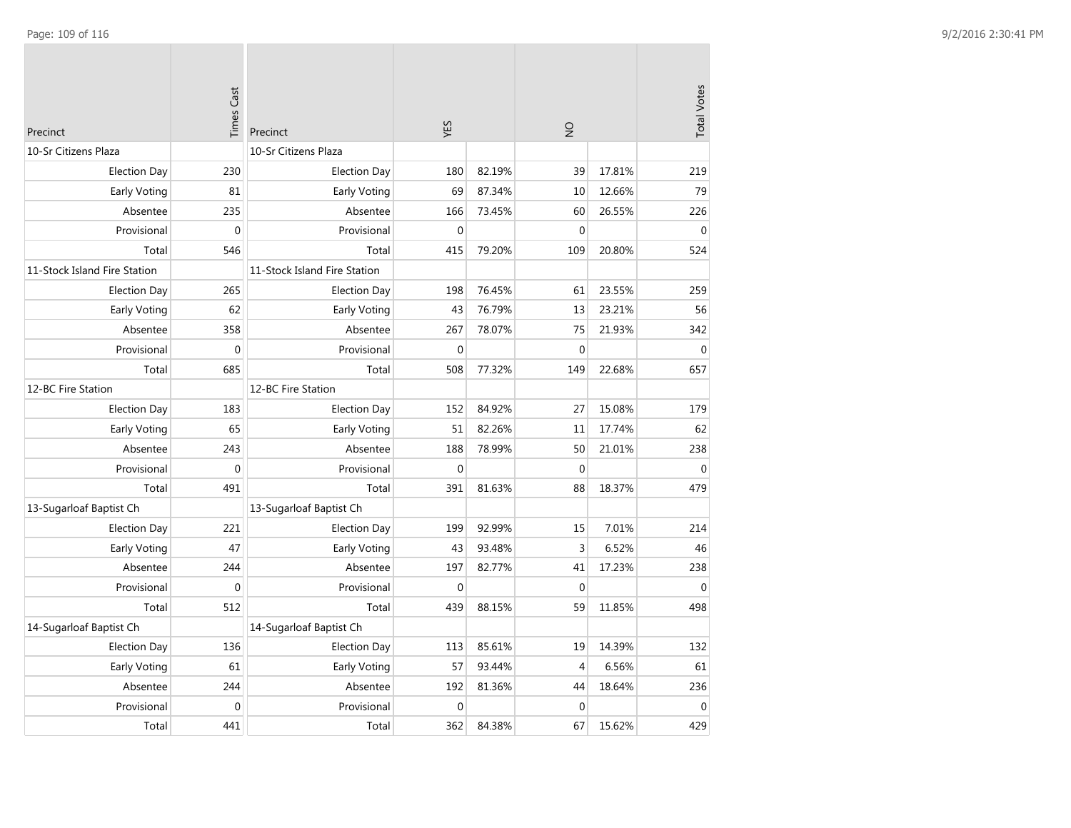| Precinct | Times Cast |
|---|---|
| 10-Sr Citizens Plaza | |
| Election Day | 230 |
| Early Voting | 81 |
| Absentee | 235 |
| Provisional | 0 |
| Total | 546 |
| 11-Stock Island Fire Station | |
| Election Day | 265 |
| Early Voting | 62 |
| Absentee | 358 |
| Provisional | 0 |
| Total | 685 |
| 12-BC Fire Station | |
| Election Day | 183 |
| Early Voting | 65 |
| Absentee | 243 |
| Provisional | 0 |
| Total | 491 |
| 13-Sugarloaf Baptist Ch | |
| Election Day | 221 |
| Early Voting | 47 |
| Absentee | 244 |
| Provisional | 0 |
| Total | 512 |
| 14-Sugarloaf Baptist Ch | |
| Election Day | 136 |
| Early Voting | 61 |
| Absentee | 244 |
| Provisional | 0 |
| Total | 441 |

| Precinct | YES | | NO | | Total Votes |
|---|---|---|---|---|---|
| 10-Sr Citizens Plaza | | | | | |
| Election Day | 180 | 82.19% | 39 | 17.81% | 219 |
| Early Voting | 69 | 87.34% | 10 | 12.66% | 79 |
| Absentee | 166 | 73.45% | 60 | 26.55% | 226 |
| Provisional | 0 | | 0 | | 0 |
| Total | 415 | 79.20% | 109 | 20.80% | 524 |
| 11-Stock Island Fire Station | | | | | |
| Election Day | 198 | 76.45% | 61 | 23.55% | 259 |
| Early Voting | 43 | 76.79% | 13 | 23.21% | 56 |
| Absentee | 267 | 78.07% | 75 | 21.93% | 342 |
| Provisional | 0 | | 0 | | 0 |
| Total | 508 | 77.32% | 149 | 22.68% | 657 |
| 12-BC Fire Station | | | | | |
| Election Day | 152 | 84.92% | 27 | 15.08% | 179 |
| Early Voting | 51 | 82.26% | 11 | 17.74% | 62 |
| Absentee | 188 | 78.99% | 50 | 21.01% | 238 |
| Provisional | 0 | | 0 | | 0 |
| Total | 391 | 81.63% | 88 | 18.37% | 479 |
| 13-Sugarloaf Baptist Ch | | | | | |
| Election Day | 199 | 92.99% | 15 | 7.01% | 214 |
| Early Voting | 43 | 93.48% | 3 | 6.52% | 46 |
| Absentee | 197 | 82.77% | 41 | 17.23% | 238 |
| Provisional | 0 | | 0 | | 0 |
| Total | 439 | 88.15% | 59 | 11.85% | 498 |
| 14-Sugarloaf Baptist Ch | | | | | |
| Election Day | 113 | 85.61% | 19 | 14.39% | 132 |
| Early Voting | 57 | 93.44% | 4 | 6.56% | 61 |
| Absentee | 192 | 81.36% | 44 | 18.64% | 236 |
| Provisional | 0 | | 0 | | 0 |
| Total | 362 | 84.38% | 67 | 15.62% | 429 |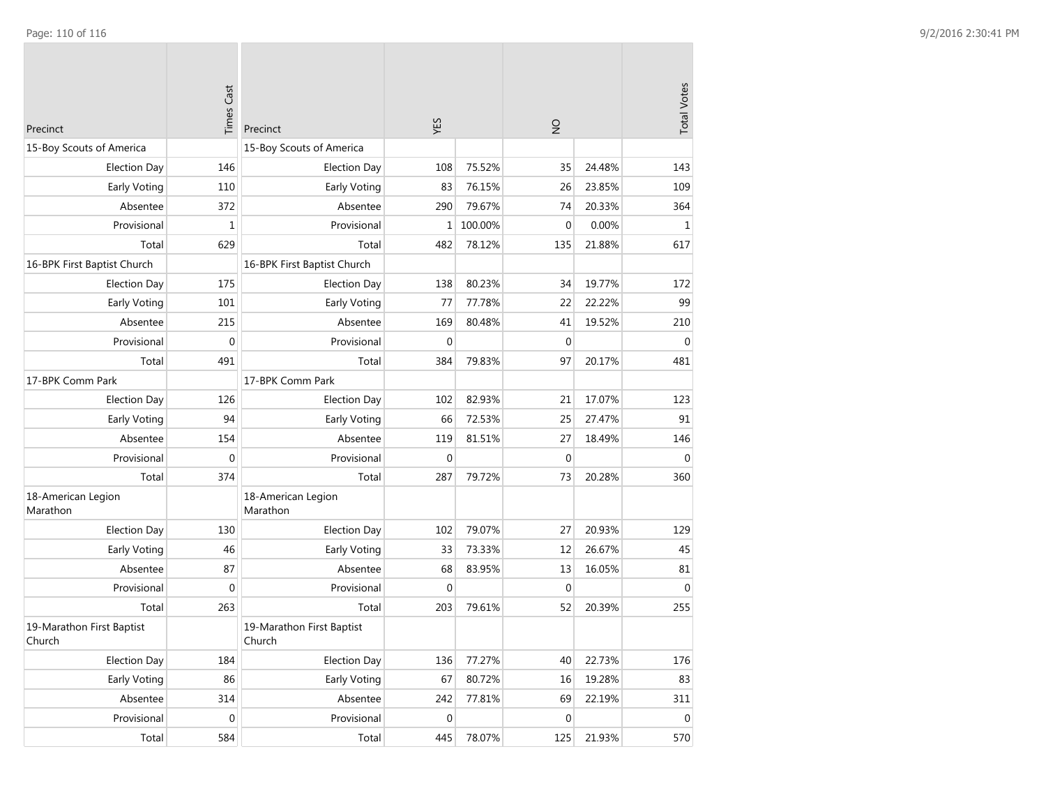| Precinct | Times Cast |
|---|---|
| 15-Boy Scouts of America | |
| Election Day | 146 |
| Early Voting | 110 |
| Absentee | 372 |
| Provisional | 1 |
| Total | 629 |
| 16-BPK First Baptist Church | |
| Election Day | 175 |
| Early Voting | 101 |
| Absentee | 215 |
| Provisional | 0 |
| Total | 491 |
| 17-BPK Comm Park | |
| Election Day | 126 |
| Early Voting | 94 |
| Absentee | 154 |
| Provisional | 0 |
| Total | 374 |
| 18-American Legion Marathon | |
| Election Day | 130 |
| Early Voting | 46 |
| Absentee | 87 |
| Provisional | 0 |
| Total | 263 |
| 19-Marathon First Baptist Church | |
| Election Day | 184 |
| Early Voting | 86 |
| Absentee | 314 |
| Provisional | 0 |
| Total | 584 |

| Precinct | YES | | NO | | Total Votes |
|---|---|---|---|---|---|
| 15-Boy Scouts of America | | | | | |
| Election Day | 108 | 75.52% | 35 | 24.48% | 143 |
| Early Voting | 83 | 76.15% | 26 | 23.85% | 109 |
| Absentee | 290 | 79.67% | 74 | 20.33% | 364 |
| Provisional | 1 | 100.00% | 0 | 0.00% | 1 |
| Total | 482 | 78.12% | 135 | 21.88% | 617 |
| 16-BPK First Baptist Church | | | | | |
| Election Day | 138 | 80.23% | 34 | 19.77% | 172 |
| Early Voting | 77 | 77.78% | 22 | 22.22% | 99 |
| Absentee | 169 | 80.48% | 41 | 19.52% | 210 |
| Provisional | 0 | | 0 | | 0 |
| Total | 384 | 79.83% | 97 | 20.17% | 481 |
| 17-BPK Comm Park | | | | | |
| Election Day | 102 | 82.93% | 21 | 17.07% | 123 |
| Early Voting | 66 | 72.53% | 25 | 27.47% | 91 |
| Absentee | 119 | 81.51% | 27 | 18.49% | 146 |
| Provisional | 0 | | 0 | | 0 |
| Total | 287 | 79.72% | 73 | 20.28% | 360 |
| 18-American Legion Marathon | | | | | |
| Election Day | 102 | 79.07% | 27 | 20.93% | 129 |
| Early Voting | 33 | 73.33% | 12 | 26.67% | 45 |
| Absentee | 68 | 83.95% | 13 | 16.05% | 81 |
| Provisional | 0 | | 0 | | 0 |
| Total | 203 | 79.61% | 52 | 20.39% | 255 |
| 19-Marathon First Baptist Church | | | | | |
| Election Day | 136 | 77.27% | 40 | 22.73% | 176 |
| Early Voting | 67 | 80.72% | 16 | 19.28% | 83 |
| Absentee | 242 | 77.81% | 69 | 22.19% | 311 |
| Provisional | 0 | | 0 | | 0 |
| Total | 445 | 78.07% | 125 | 21.93% | 570 |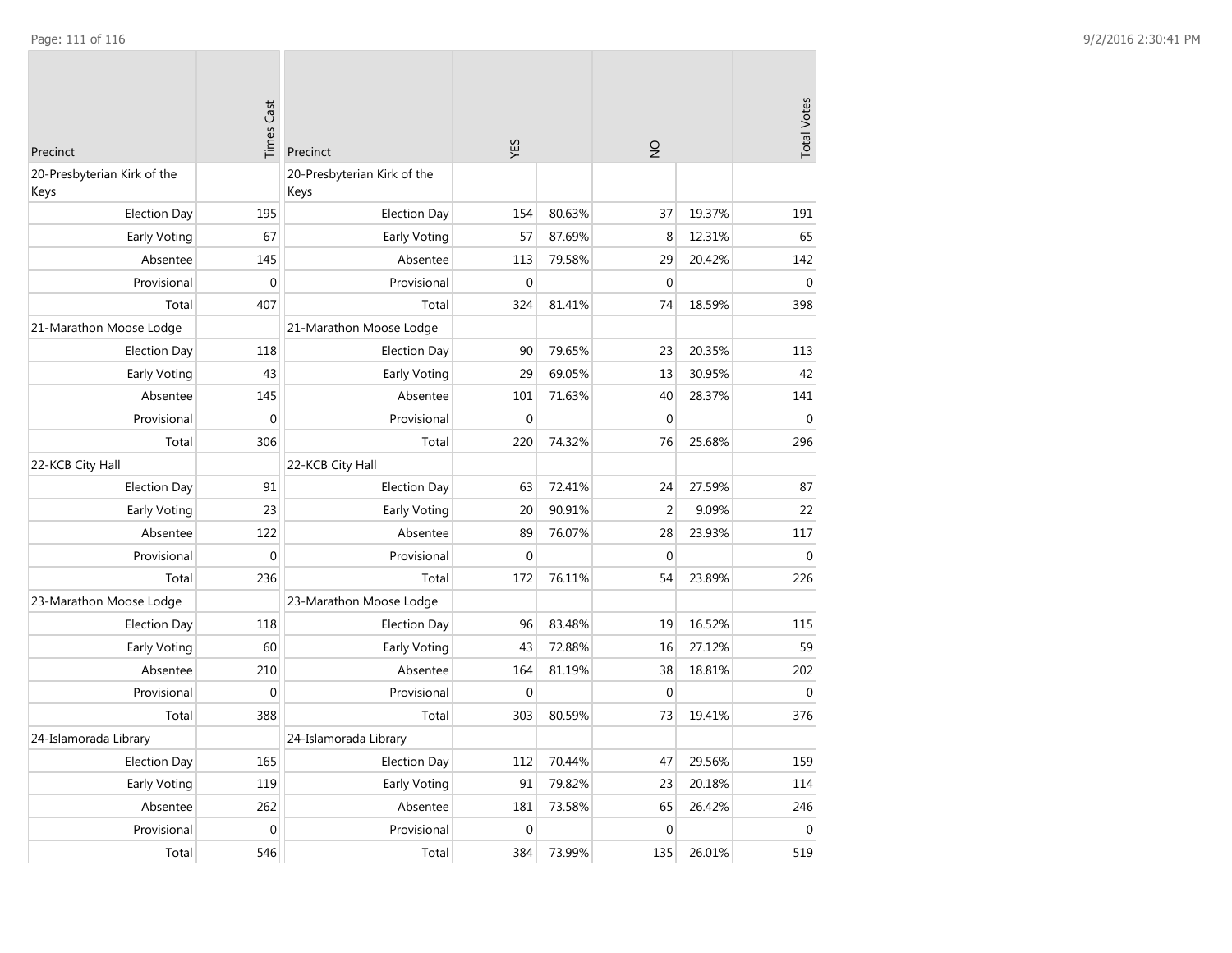| Precinct | Times Cast |
|---|---|
| 20-Presbyterian Kirk of the Keys | |
| Election Day | 195 |
| Early Voting | 67 |
| Absentee | 145 |
| Provisional | 0 |
| Total | 407 |
| 21-Marathon Moose Lodge | |
| Election Day | 118 |
| Early Voting | 43 |
| Absentee | 145 |
| Provisional | 0 |
| Total | 306 |
| 22-KCB City Hall | |
| Election Day | 91 |
| Early Voting | 23 |
| Absentee | 122 |
| Provisional | 0 |
| Total | 236 |
| 23-Marathon Moose Lodge | |
| Election Day | 118 |
| Early Voting | 60 |
| Absentee | 210 |
| Provisional | 0 |
| Total | 388 |
| 24-Islamorada Library | |
| Election Day | 165 |
| Early Voting | 119 |
| Absentee | 262 |
| Provisional | 0 |
| Total | 546 |

| Precinct | YES | | NO | | Total Votes |
|---|---|---|---|---|---|
| 20-Presbyterian Kirk of the Keys | | | | | |
| Election Day | 154 | 80.63% | 37 | 19.37% | 191 |
| Early Voting | 57 | 87.69% | 8 | 12.31% | 65 |
| Absentee | 113 | 79.58% | 29 | 20.42% | 142 |
| Provisional | 0 | | 0 | | 0 |
| Total | 324 | 81.41% | 74 | 18.59% | 398 |
| 21-Marathon Moose Lodge | | | | | |
| Election Day | 90 | 79.65% | 23 | 20.35% | 113 |
| Early Voting | 29 | 69.05% | 13 | 30.95% | 42 |
| Absentee | 101 | 71.63% | 40 | 28.37% | 141 |
| Provisional | 0 | | 0 | | 0 |
| Total | 220 | 74.32% | 76 | 25.68% | 296 |
| 22-KCB City Hall | | | | | |
| Election Day | 63 | 72.41% | 24 | 27.59% | 87 |
| Early Voting | 20 | 90.91% | 2 | 9.09% | 22 |
| Absentee | 89 | 76.07% | 28 | 23.93% | 117 |
| Provisional | 0 | | 0 | | 0 |
| Total | 172 | 76.11% | 54 | 23.89% | 226 |
| 23-Marathon Moose Lodge | | | | | |
| Election Day | 96 | 83.48% | 19 | 16.52% | 115 |
| Early Voting | 43 | 72.88% | 16 | 27.12% | 59 |
| Absentee | 164 | 81.19% | 38 | 18.81% | 202 |
| Provisional | 0 | | 0 | | 0 |
| Total | 303 | 80.59% | 73 | 19.41% | 376 |
| 24-Islamorada Library | | | | | |
| Election Day | 112 | 70.44% | 47 | 29.56% | 159 |
| Early Voting | 91 | 79.82% | 23 | 20.18% | 114 |
| Absentee | 181 | 73.58% | 65 | 26.42% | 246 |
| Provisional | 0 | | 0 | | 0 |
| Total | 384 | 73.99% | 135 | 26.01% | 519 |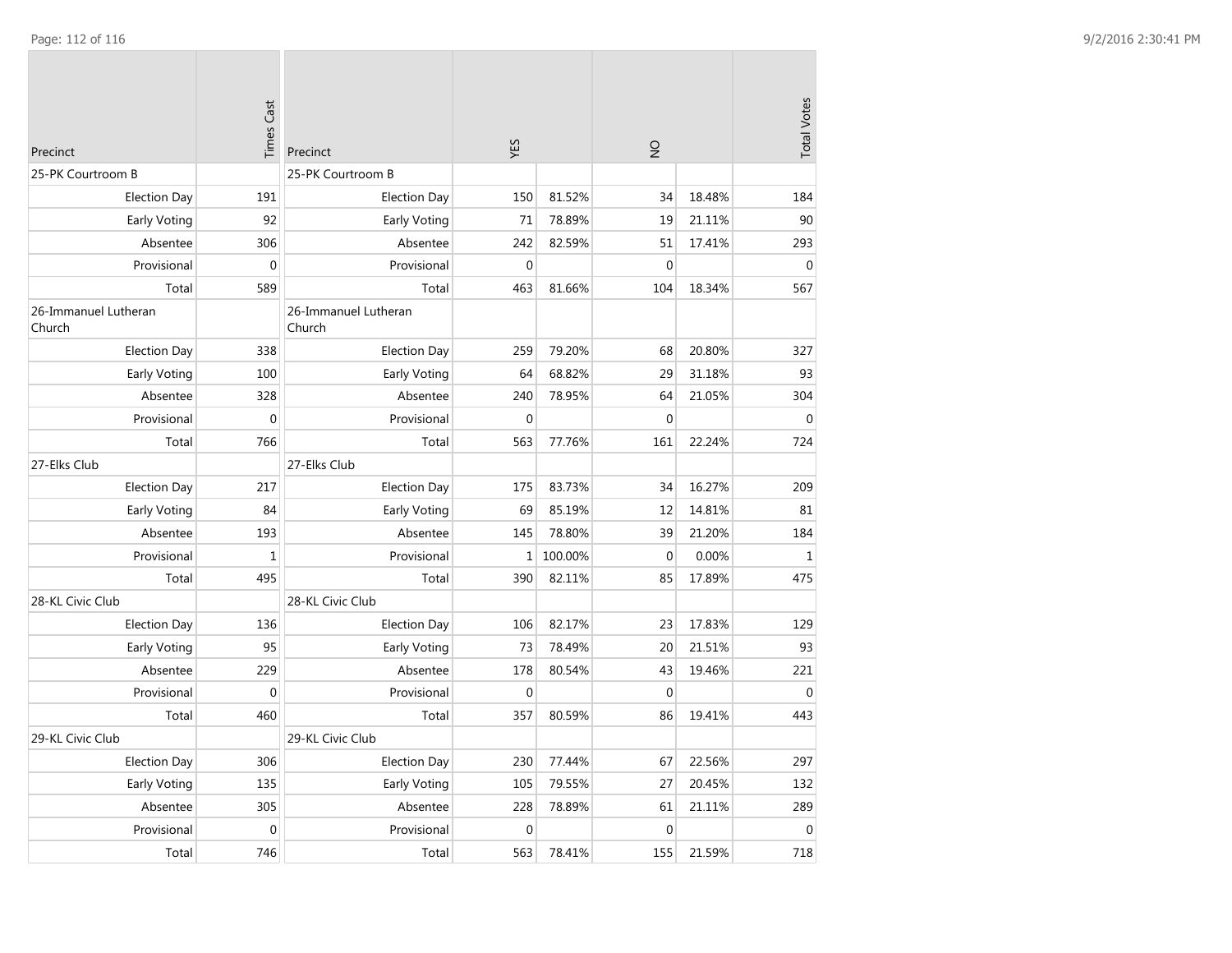| Precinct | Times Cast |
|---|---|
| 25-PK Courtroom B | |
| Election Day | 191 |
| Early Voting | 92 |
| Absentee | 306 |
| Provisional | 0 |
| Total | 589 |
| 26-Immanuel Lutheran Church | |
| Election Day | 338 |
| Early Voting | 100 |
| Absentee | 328 |
| Provisional | 0 |
| Total | 766 |
| 27-Elks Club | |
| Election Day | 217 |
| Early Voting | 84 |
| Absentee | 193 |
| Provisional | 1 |
| Total | 495 |
| 28-KL Civic Club | |
| Election Day | 136 |
| Early Voting | 95 |
| Absentee | 229 |
| Provisional | 0 |
| Total | 460 |
| 29-KL Civic Club | |
| Election Day | 306 |
| Early Voting | 135 |
| Absentee | 305 |
| Provisional | 0 |
| Total | 746 |

| Precinct | YES | | NO | | Total Votes |
|---|---|---|---|---|---|
| 25-PK Courtroom B | | | | | |
| Election Day | 150 | 81.52% | 34 | 18.48% | 184 |
| Early Voting | 71 | 78.89% | 19 | 21.11% | 90 |
| Absentee | 242 | 82.59% | 51 | 17.41% | 293 |
| Provisional | 0 | | 0 | | 0 |
| Total | 463 | 81.66% | 104 | 18.34% | 567 |
| 26-Immanuel Lutheran Church | | | | | |
| Election Day | 259 | 79.20% | 68 | 20.80% | 327 |
| Early Voting | 64 | 68.82% | 29 | 31.18% | 93 |
| Absentee | 240 | 78.95% | 64 | 21.05% | 304 |
| Provisional | 0 | | 0 | | 0 |
| Total | 563 | 77.76% | 161 | 22.24% | 724 |
| 27-Elks Club | | | | | |
| Election Day | 175 | 83.73% | 34 | 16.27% | 209 |
| Early Voting | 69 | 85.19% | 12 | 14.81% | 81 |
| Absentee | 145 | 78.80% | 39 | 21.20% | 184 |
| Provisional | 1 | 100.00% | 0 | 0.00% | 1 |
| Total | 390 | 82.11% | 85 | 17.89% | 475 |
| 28-KL Civic Club | | | | | |
| Election Day | 106 | 82.17% | 23 | 17.83% | 129 |
| Early Voting | 73 | 78.49% | 20 | 21.51% | 93 |
| Absentee | 178 | 80.54% | 43 | 19.46% | 221 |
| Provisional | 0 | | 0 | | 0 |
| Total | 357 | 80.59% | 86 | 19.41% | 443 |
| 29-KL Civic Club | | | | | |
| Election Day | 230 | 77.44% | 67 | 22.56% | 297 |
| Early Voting | 105 | 79.55% | 27 | 20.45% | 132 |
| Absentee | 228 | 78.89% | 61 | 21.11% | 289 |
| Provisional | 0 | | 0 | | 0 |
| Total | 563 | 78.41% | 155 | 21.59% | 718 |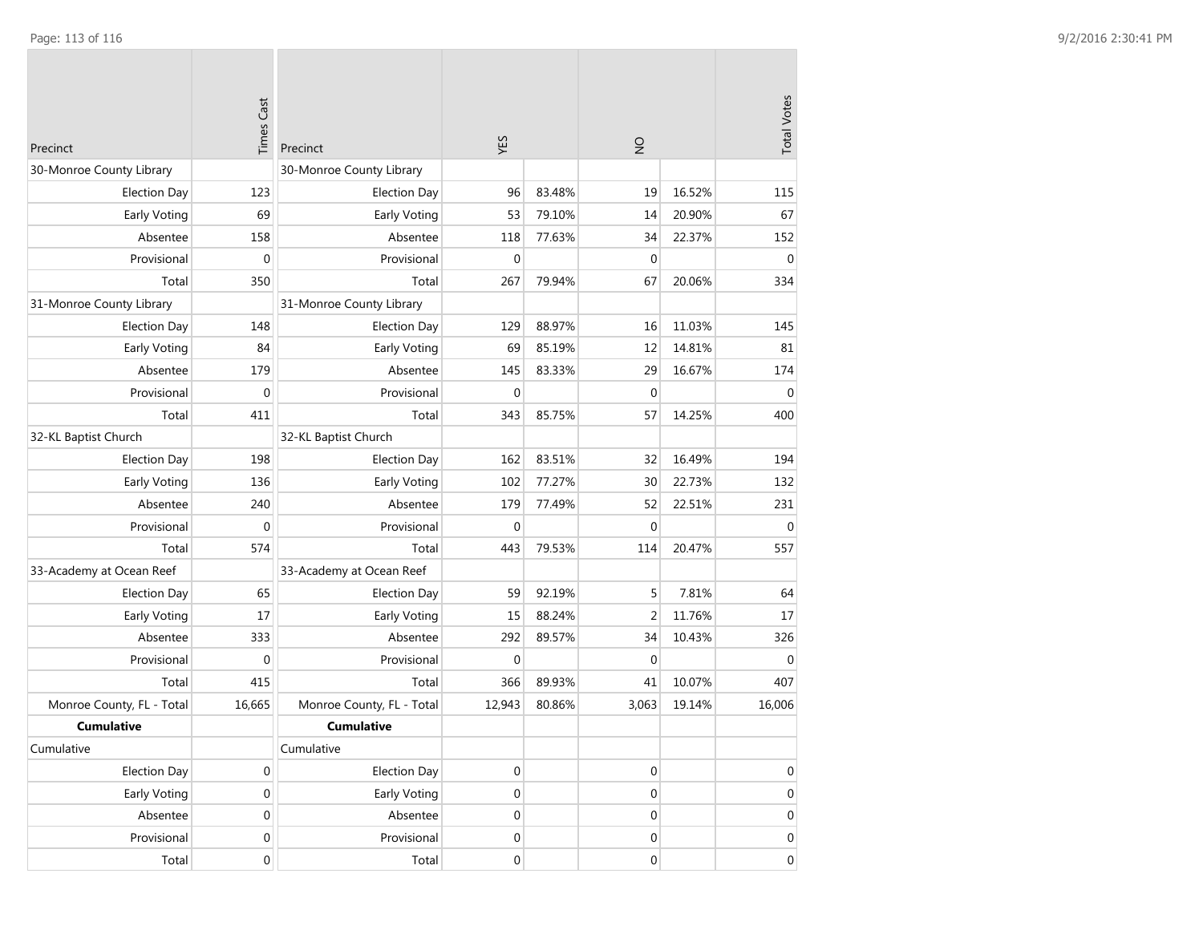| Precinct | Times Cast |
| --- | --- |
| 30-Monroe County Library | |
| Election Day | 123 |
| Early Voting | 69 |
| Absentee | 158 |
| Provisional | 0 |
| Total | 350 |
| 31-Monroe County Library | |
| Election Day | 148 |
| Early Voting | 84 |
| Absentee | 179 |
| Provisional | 0 |
| Total | 411 |
| 32-KL Baptist Church | |
| Election Day | 198 |
| Early Voting | 136 |
| Absentee | 240 |
| Provisional | 0 |
| Total | 574 |
| 33-Academy at Ocean Reef | |
| Election Day | 65 |
| Early Voting | 17 |
| Absentee | 333 |
| Provisional | 0 |
| Total | 415 |
| Monroe County, FL - Total | 16,665 |
| **Cumulative** | |
| Cumulative | |
| Election Day | 0 |
| Early Voting | 0 |
| Absentee | 0 |
| Provisional | 0 |
| Total | 0 |

| Precinct | YES | | NO | | Total Votes |
| --- | --- | --- | --- | --- | --- |
| 30-Monroe County Library | | | | | |
| Election Day | 96 | 83.48% | 19 | 16.52% | 115 |
| Early Voting | 53 | 79.10% | 14 | 20.90% | 67 |
| Absentee | 118 | 77.63% | 34 | 22.37% | 152 |
| Provisional | 0 | | 0 | | 0 |
| Total | 267 | 79.94% | 67 | 20.06% | 334 |
| 31-Monroe County Library | | | | | |
| Election Day | 129 | 88.97% | 16 | 11.03% | 145 |
| Early Voting | 69 | 85.19% | 12 | 14.81% | 81 |
| Absentee | 145 | 83.33% | 29 | 16.67% | 174 |
| Provisional | 0 | | 0 | | 0 |
| Total | 343 | 85.75% | 57 | 14.25% | 400 |
| 32-KL Baptist Church | | | | | |
| Election Day | 162 | 83.51% | 32 | 16.49% | 194 |
| Early Voting | 102 | 77.27% | 30 | 22.73% | 132 |
| Absentee | 179 | 77.49% | 52 | 22.51% | 231 |
| Provisional | 0 | | 0 | | 0 |
| Total | 443 | 79.53% | 114 | 20.47% | 557 |
| 33-Academy at Ocean Reef | | | | | |
| Election Day | 59 | 92.19% | 5 | 7.81% | 64 |
| Early Voting | 15 | 88.24% | 2 | 11.76% | 17 |
| Absentee | 292 | 89.57% | 34 | 10.43% | 326 |
| Provisional | 0 | | 0 | | 0 |
| Total | 366 | 89.93% | 41 | 10.07% | 407 |
| Monroe County, FL - Total | 12,943 | 80.86% | 3,063 | 19.14% | 16,006 |
| **Cumulative** | | | | | |
| Cumulative | | | | | |
| Election Day | 0 | | 0 | | 0 |
| Early Voting | 0 | | 0 | | 0 |
| Absentee | 0 | | 0 | | 0 |
| Provisional | 0 | | 0 | | 0 |
| Total | 0 | | 0 | | 0 |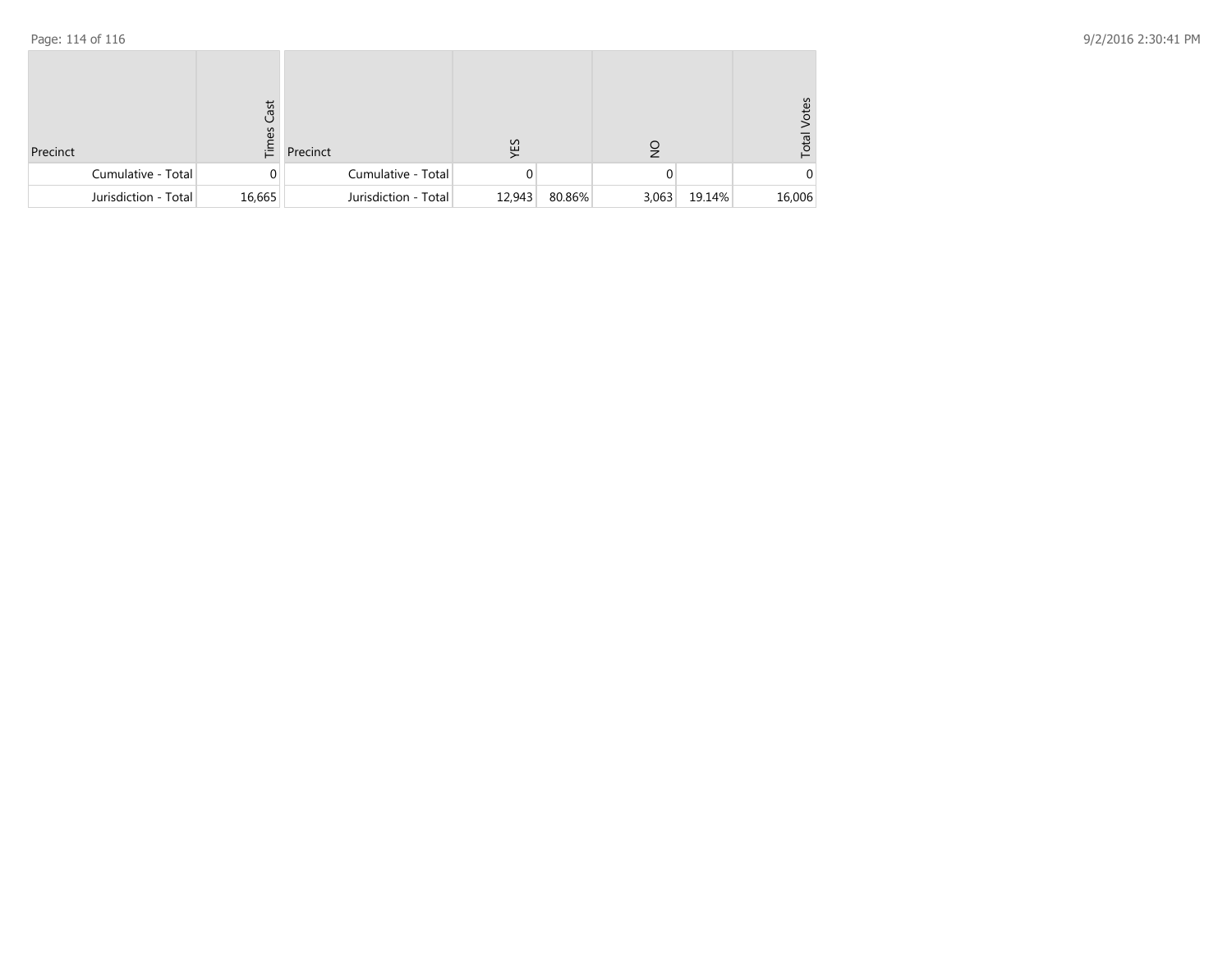| Precinct | Times Cast |
|---|---|
| Cumulative - Total | 0 |
| Jurisdiction - Total | 16,665 |

| Precinct | YES | | NO | | Total Votes |
|---|---|---|---|---|---|
| Cumulative - Total | 0 | | 0 | | 0 |
| Jurisdiction - Total | 12,943 | 80.86% | 3,063 | 19.14% | 16,006 |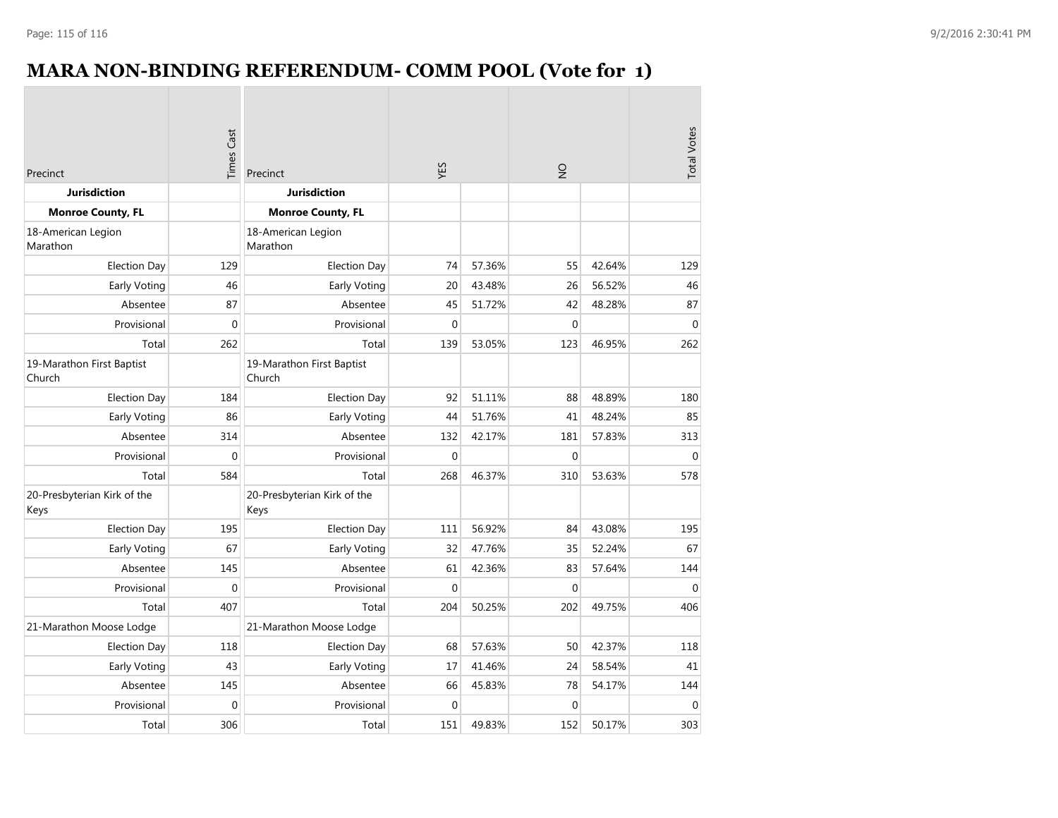# MARA NON-BINDING REFERENDUM- COMM POOL (Vote for 1)

| Precinct | Times Cast | Precinct | YES | | NO | | Total Votes |
|---|---|---|---|---|---|---|---|
| **Jurisdiction** | | **Jurisdiction** | | | | | |
| **Monroe County, FL** | | **Monroe County, FL** | | | | | |
| 18-American Legion Marathon | | 18-American Legion Marathon | | | | | |
| Election Day | 129 | Election Day | 74 | 57.36% | 55 | 42.64% | 129 |
| Early Voting | 46 | Early Voting | 20 | 43.48% | 26 | 56.52% | 46 |
| Absentee | 87 | Absentee | 45 | 51.72% | 42 | 48.28% | 87 |
| Provisional | 0 | Provisional | 0 | | 0 | | 0 |
| Total | 262 | Total | 139 | 53.05% | 123 | 46.95% | 262 |
| 19-Marathon First Baptist Church | | 19-Marathon First Baptist Church | | | | | |
| Election Day | 184 | Election Day | 92 | 51.11% | 88 | 48.89% | 180 |
| Early Voting | 86 | Early Voting | 44 | 51.76% | 41 | 48.24% | 85 |
| Absentee | 314 | Absentee | 132 | 42.17% | 181 | 57.83% | 313 |
| Provisional | 0 | Provisional | 0 | | 0 | | 0 |
| Total | 584 | Total | 268 | 46.37% | 310 | 53.63% | 578 |
| 20-Presbyterian Kirk of the Keys | | 20-Presbyterian Kirk of the Keys | | | | | |
| Election Day | 195 | Election Day | 111 | 56.92% | 84 | 43.08% | 195 |
| Early Voting | 67 | Early Voting | 32 | 47.76% | 35 | 52.24% | 67 |
| Absentee | 145 | Absentee | 61 | 42.36% | 83 | 57.64% | 144 |
| Provisional | 0 | Provisional | 0 | | 0 | | 0 |
| Total | 407 | Total | 204 | 50.25% | 202 | 49.75% | 406 |
| 21-Marathon Moose Lodge | | 21-Marathon Moose Lodge | | | | | |
| Election Day | 118 | Election Day | 68 | 57.63% | 50 | 42.37% | 118 |
| Early Voting | 43 | Early Voting | 17 | 41.46% | 24 | 58.54% | 41 |
| Absentee | 145 | Absentee | 66 | 45.83% | 78 | 54.17% | 144 |
| Provisional | 0 | Provisional | 0 | | 0 | | 0 |
| Total | 306 | Total | 151 | 49.83% | 152 | 50.17% | 303 |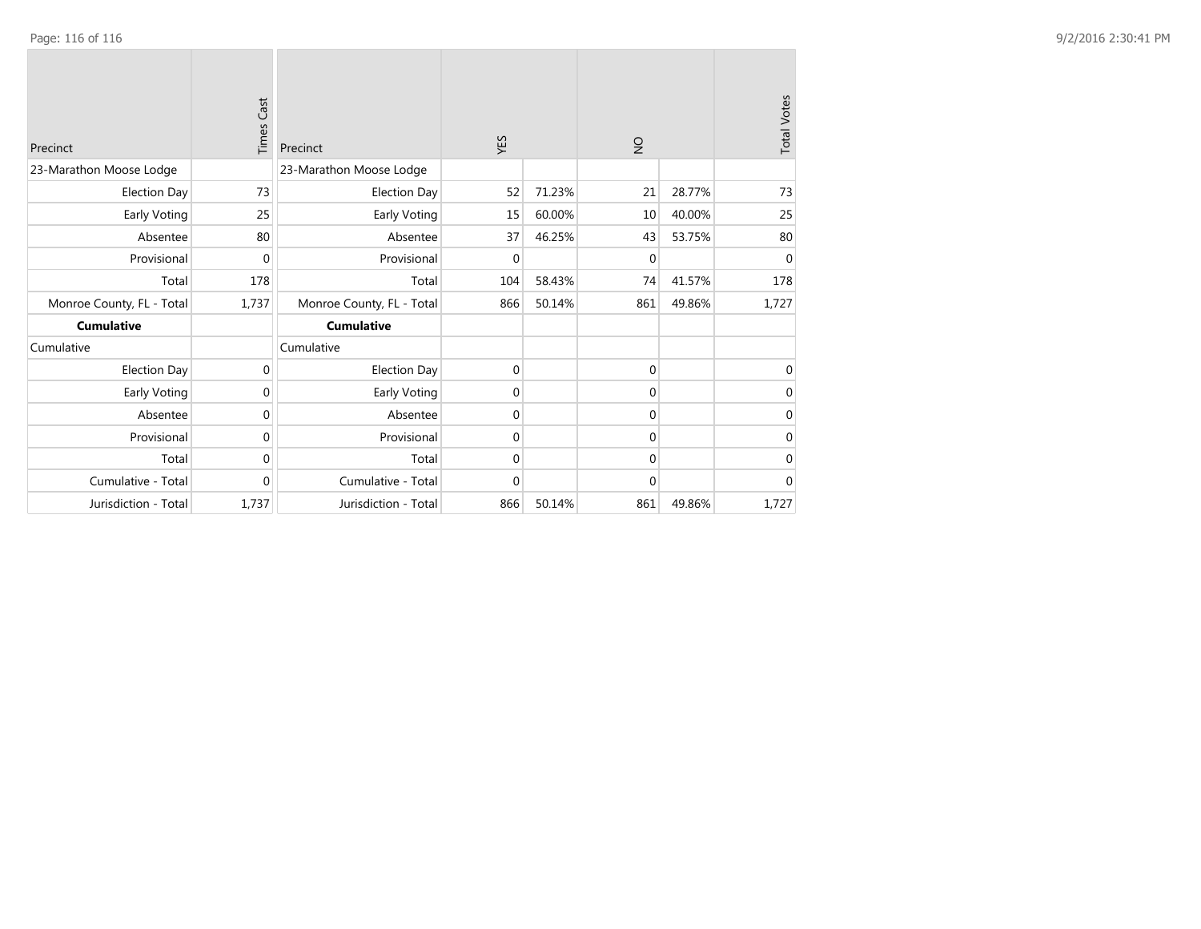| Precinct | Times Cast |
|---|---|
| 23-Marathon Moose Lodge | |
| Election Day | 73 |
| Early Voting | 25 |
| Absentee | 80 |
| Provisional | 0 |
| Total | 178 |
| Monroe County, FL - Total | 1,737 |
| **Cumulative** | |
| Cumulative | |
| Election Day | 0 |
| Early Voting | 0 |
| Absentee | 0 |
| Provisional | 0 |
| Total | 0 |
| Cumulative - Total | 0 |
| Jurisdiction - Total | 1,737 |

| Precinct | YES | | NO | | Total Votes |
|---|---|---|---|---|---|
| 23-Marathon Moose Lodge | | | | | |
| Election Day | 52 | 71.23% | 21 | 28.77% | 73 |
| Early Voting | 15 | 60.00% | 10 | 40.00% | 25 |
| Absentee | 37 | 46.25% | 43 | 53.75% | 80 |
| Provisional | 0 | | 0 | | 0 |
| Total | 104 | 58.43% | 74 | 41.57% | 178 |
| Monroe County, FL - Total | 866 | 50.14% | 861 | 49.86% | 1,727 |
| **Cumulative** | | | | | |
| Cumulative | | | | | |
| Election Day | 0 | | 0 | | 0 |
| Early Voting | 0 | | 0 | | 0 |
| Absentee | 0 | | 0 | | 0 |
| Provisional | 0 | | 0 | | 0 |
| Total | 0 | | 0 | | 0 |
| Cumulative - Total | 0 | | 0 | | 0 |
| Jurisdiction - Total | 866 | 50.14% | 861 | 49.86% | 1,727 |